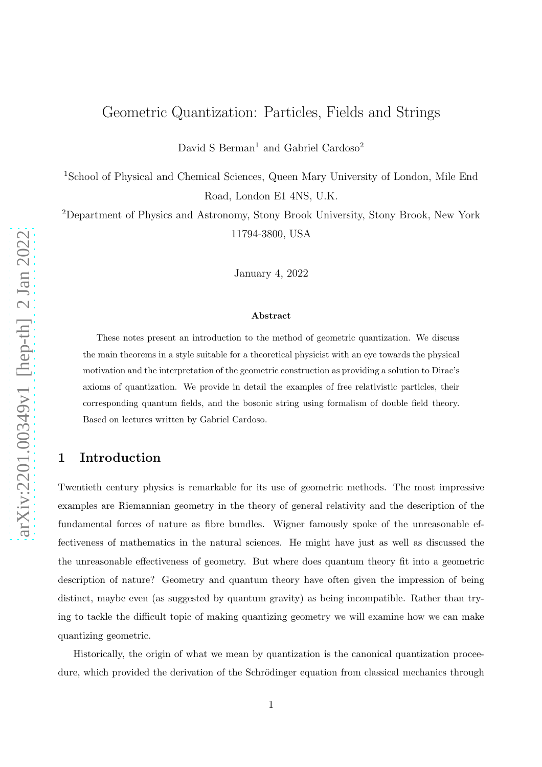# Geometric Quantization: Particles, Fields and Strings

David S Berman[1] and Gabriel Cardoso[2]

[1]School of Physical and Chemical Sciences, Queen Mary University of London, Mile End Road, London E1 4NS, U.K.

[2]Department of Physics and Astronomy, Stony Brook University, Stony Brook, New York 11794-3800, USA

January 4, 2022

### Abstract

These notes present an introduction to the method of geometric quantization. We discuss the main theorems in a style suitable for a theoretical physicist with an eye towards the physical motivation and the interpretation of the geometric construction as providing a solution to Dirac's axioms of quantization. We provide in detail the examples of free relativistic particles, their corresponding quantum fields, and the bosonic string using formalism of double field theory. Based on lectures written by Gabriel Cardoso.

## 1 Introduction

Twentieth century physics is remarkable for its use of geometric methods. The most impressive examples are Riemannian geometry in the theory of general relativity and the description of the fundamental forces of nature as fibre bundles. Wigner famously spoke of the unreasonable effectiveness of mathematics in the natural sciences. He might have just as well as discussed the the unreasonable effectiveness of geometry. But where does quantum theory fit into a geometric description of nature? Geometry and quantum theory have often given the impression of being distinct, maybe even (as suggested by quantum gravity) as being incompatible. Rather than trying to tackle the difficult topic of making quantizing geometry we will examine how we can make quantizing geometric.

Historically, the origin of what we mean by quantization is the canonical quantization proceedure, which provided the derivation of the Schrödinger equation from classical mechanics through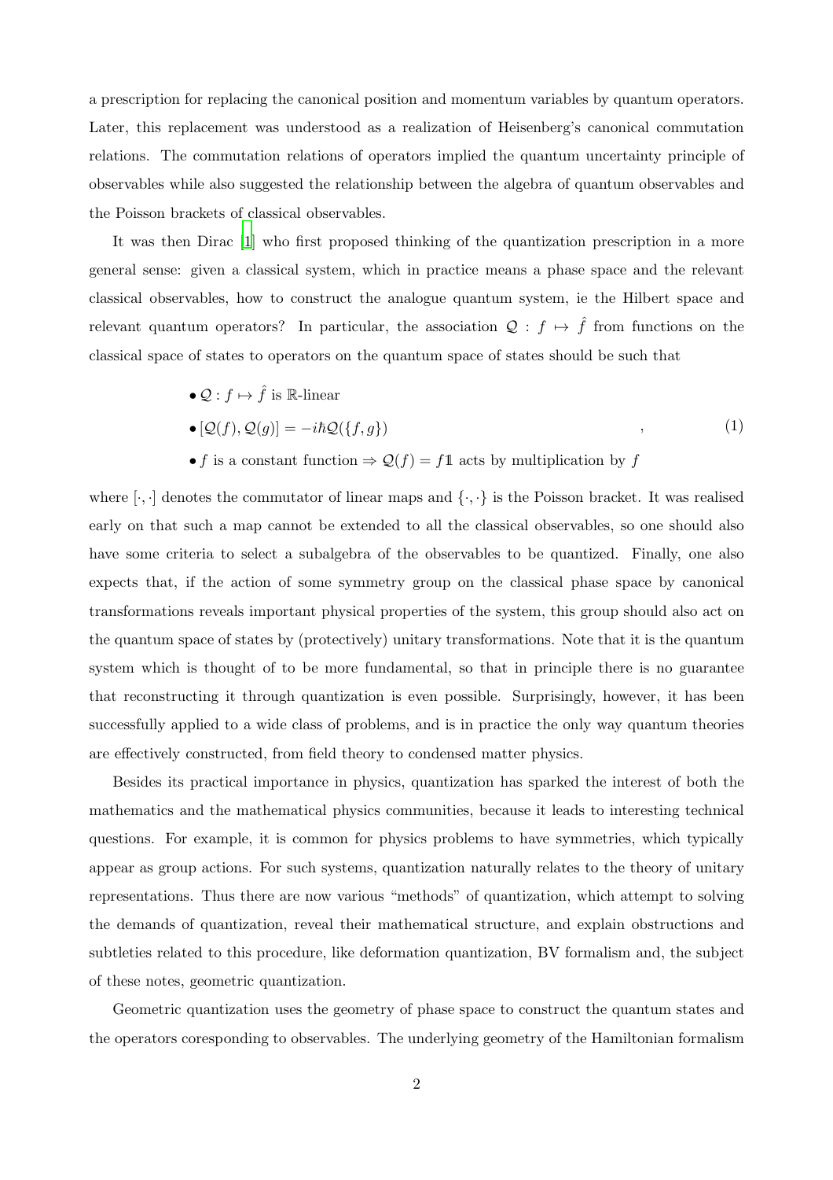a prescription for replacing the canonical position and momentum variables by quantum operators. Later, this replacement was understood as a realization of Heisenberg's canonical commutation relations. The commutation relations of operators implied the quantum uncertainty principle of observables while also suggested the relationship between the algebra of quantum observables and the Poisson brackets of classical observables.

It was then Dirac [1] who first proposed thinking of the quantization prescription in a more general sense: given a classical system, which in practice means a phase space and the relevant classical observables, how to construct the analogue quantum system, ie the Hilbert space and relevant quantum operators? In particular, the association $\mathcal{Q} : f \mapsto \hat{f}$ from functions on the classical space of states to operators on the quantum space of states should be such that

$$
\begin{aligned}
&\bullet\, \mathcal{Q} : f \mapsto \hat{f} \text{ is } \mathbb{R}\text{-linear} \\
&\bullet\, [\mathcal{Q}(f), \mathcal{Q}(g)] = -i\hbar \mathcal{Q}(\{f, g\}) \qquad\qquad , \\
&\bullet\, f \text{ is a constant function} \Rightarrow \mathcal{Q}(f) = f\mathbb{1} \text{ acts by multiplication by } f
\end{aligned}
\tag{1}
$$

where $[\cdot, \cdot]$ denotes the commutator of linear maps and $\{\cdot, \cdot\}$ is the Poisson bracket. It was realised early on that such a map cannot be extended to all the classical observables, so one should also have some criteria to select a subalgebra of the observables to be quantized. Finally, one also expects that, if the action of some symmetry group on the classical phase space by canonical transformations reveals important physical properties of the system, this group should also act on the quantum space of states by (protectively) unitary transformations. Note that it is the quantum system which is thought of to be more fundamental, so that in principle there is no guarantee that reconstructing it through quantization is even possible. Surprisingly, however, it has been successfully applied to a wide class of problems, and is in practice the only way quantum theories are effectively constructed, from field theory to condensed matter physics.

Besides its practical importance in physics, quantization has sparked the interest of both the mathematics and the mathematical physics communities, because it leads to interesting technical questions. For example, it is common for physics problems to have symmetries, which typically appear as group actions. For such systems, quantization naturally relates to the theory of unitary representations. Thus there are now various "methods" of quantization, which attempt to solving the demands of quantization, reveal their mathematical structure, and explain obstructions and subtleties related to this procedure, like deformation quantization, BV formalism and, the subject of these notes, geometric quantization.

Geometric quantization uses the geometry of phase space to construct the quantum states and the operators coresponding to observables. The underlying geometry of the Hamiltonian formalism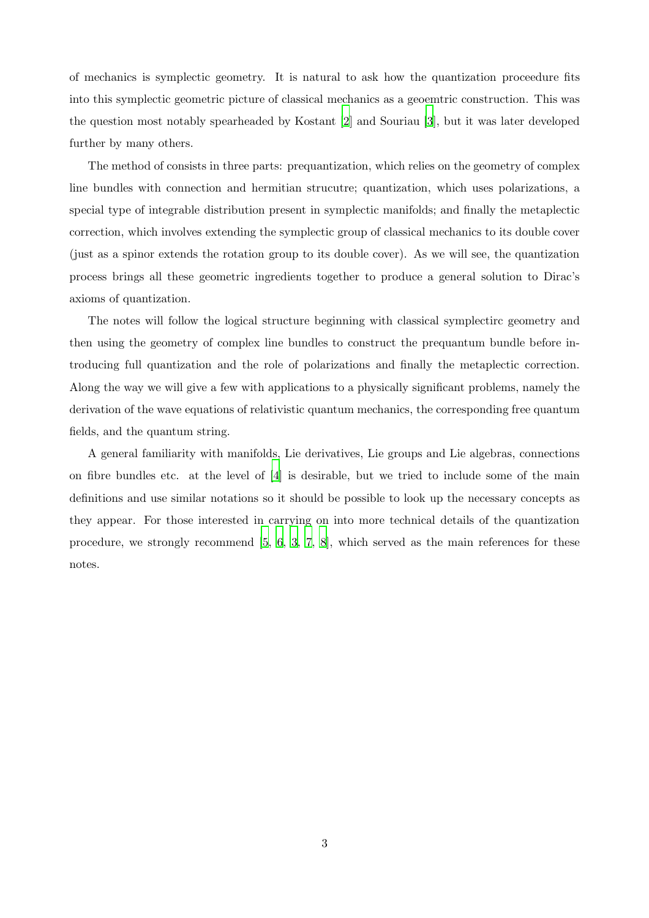of mechanics is symplectic geometry. It is natural to ask how the quantization proceedure fits into this symplectic geometric picture of classical mechanics as a geoemtric construction. This was the question most notably spearheaded by Kostant [2] and Souriau [3], but it was later developed further by many others.

The method of consists in three parts: prequantization, which relies on the geometry of complex line bundles with connection and hermitian strucutre; quantization, which uses polarizations, a special type of integrable distribution present in symplectic manifolds; and finally the metaplectic correction, which involves extending the symplectic group of classical mechanics to its double cover (just as a spinor extends the rotation group to its double cover). As we will see, the quantization process brings all these geometric ingredients together to produce a general solution to Dirac's axioms of quantization.

The notes will follow the logical structure beginning with classical symplectirc geometry and then using the geometry of complex line bundles to construct the prequantum bundle before introducing full quantization and the role of polarizations and finally the metaplectic correction. Along the way we will give a few with applications to a physically significant problems, namely the derivation of the wave equations of relativistic quantum mechanics, the corresponding free quantum fields, and the quantum string.

A general familiarity with manifolds, Lie derivatives, Lie groups and Lie algebras, connections on fibre bundles etc. at the level of [4] is desirable, but we tried to include some of the main definitions and use similar notations so it should be possible to look up the necessary concepts as they appear. For those interested in carrying on into more technical details of the quantization procedure, we strongly recommend [5, 6, 3, 7, 8], which served as the main references for these notes.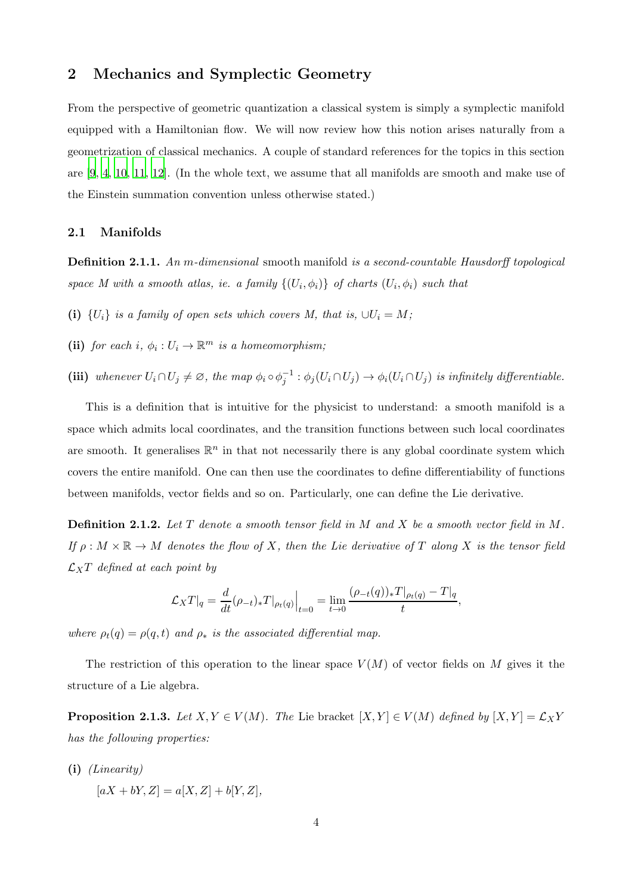## 2 Mechanics and Symplectic Geometry

From the perspective of geometric quantization a classical system is simply a symplectic manifold equipped with a Hamiltonian flow. We will now review how this notion arises naturally from a geometrization of classical mechanics. A couple of standard references for the topics in this section are [9, 4, 10, 11, 12]. (In the whole text, we assume that all manifolds are smooth and make use of the Einstein summation convention unless otherwise stated.)

### 2.1 Manifolds

**Definition 2.1.1.** *An m-dimensional* smooth manifold *is a second-countable Hausdorff topological space $M$ with a smooth atlas, ie. a family $\{(U_i, \phi_i)\}$ of charts $(U_i, \phi_i)$ such that*

**(i)** *$\{U_i\}$ is a family of open sets which covers $M$, that is, $\cup U_i = M$;*

**(ii)** *for each $i$, $\phi_i : U_i \to \mathbb{R}^m$ is a homeomorphism;*

**(iii)** *whenever $U_i \cap U_j \neq \varnothing$, the map $\phi_i \circ \phi_j^{-1} : \phi_j(U_i \cap U_j) \to \phi_i(U_i \cap U_j)$ is infinitely differentiable.*

This is a definition that is intuitive for the physicist to understand: a smooth manifold is a space which admits local coordinates, and the transition functions between such local coordinates are smooth. It generalises $\mathbb{R}^n$ in that not necessarily there is any global coordinate system which covers the entire manifold. One can then use the coordinates to define differentiability of functions between manifolds, vector fields and so on. Particularly, one can define the Lie derivative.

**Definition 2.1.2.** *Let $T$ denote a smooth tensor field in $M$ and $X$ be a smooth vector field in $M$. If $\rho : M \times \mathbb{R} \to M$ denotes the flow of $X$, then the Lie derivative of $T$ along $X$ is the tensor field $\mathcal{L}_X T$ defined at each point by*

$$\mathcal{L}_X T|_q = \frac{d}{dt}(\rho_{-t})_* T|_{\rho_t(q)}\Big|_{t=0} = \lim_{t\to 0} \frac{(\rho_{-t}(q))_* T|_{\rho_t(q)} - T|_q}{t},$$

*where $\rho_t(q) = \rho(q, t)$ and $\rho_*$ is the associated differential map.*

The restriction of this operation to the linear space $V(M)$ of vector fields on $M$ gives it the structure of a Lie algebra.

**Proposition 2.1.3.** *Let $X, Y \in V(M)$. The* Lie bracket *$[X, Y] \in V(M)$ defined by $[X, Y] = \mathcal{L}_X Y$ has the following properties:*

**(i)** *(Linearity)*

$[aX + bY, Z] = a[X, Z] + b[Y, Z],$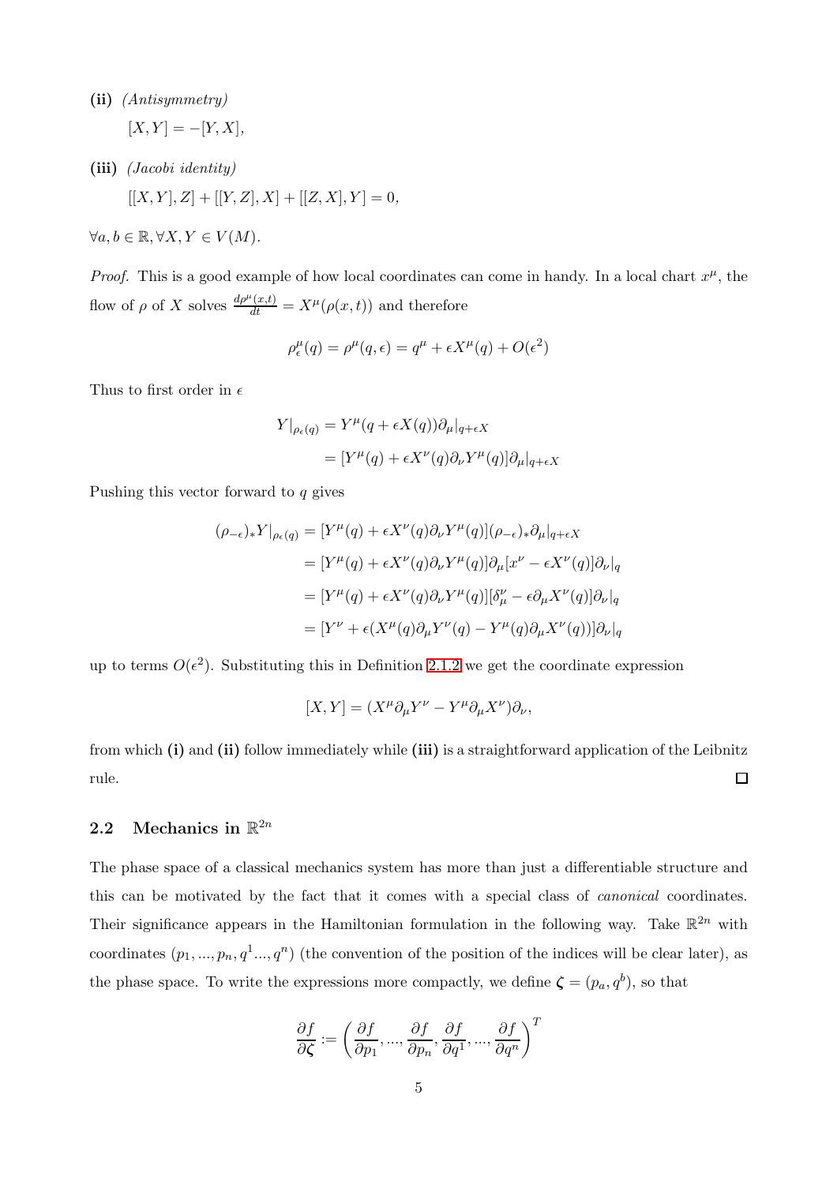**(ii)** *(Antisymmetry)*

$[X, Y] = -[Y, X]$,

**(iii)** *(Jacobi identity)*

$[[X, Y], Z] + [[Y, Z], X] + [[Z, X], Y] = 0$,

$\forall a, b \in \mathbb{R}, \forall X, Y \in V(M)$.

*Proof.* This is a good example of how local coordinates can come in handy. In a local chart $x^\mu$, the flow of $\rho$ of $X$ solves $\frac{d\rho^\mu(x,t)}{dt} = X^\mu(\rho(x,t))$ and therefore

$$\rho^\mu_\epsilon(q) = \rho^\mu(q, \epsilon) = q^\mu + \epsilon X^\mu(q) + O(\epsilon^2)$$

Thus to first order in $\epsilon$

$$\begin{aligned}
Y|_{\rho_\epsilon(q)} &= Y^\mu(q + \epsilon X(q))\partial_\mu|_{q+\epsilon X} \\
&= [Y^\mu(q) + \epsilon X^\nu(q)\partial_\nu Y^\mu(q)]\partial_\mu|_{q+\epsilon X}
\end{aligned}$$

Pushing this vector forward to $q$ gives

$$\begin{aligned}
(\rho_{-\epsilon})_* Y|_{\rho_\epsilon(q)} &= [Y^\mu(q) + \epsilon X^\nu(q)\partial_\nu Y^\mu(q)](\rho_{-\epsilon})_* \partial_\mu|_{q+\epsilon X} \\
&= [Y^\mu(q) + \epsilon X^\nu(q)\partial_\nu Y^\mu(q)]\partial_\mu[x^\nu - \epsilon X^\nu(q)]\partial_\nu|_q \\
&= [Y^\mu(q) + \epsilon X^\nu(q)\partial_\nu Y^\mu(q)][\delta^\nu_\mu - \epsilon \partial_\mu X^\nu(q)]\partial_\nu|_q \\
&= [Y^\nu + \epsilon(X^\mu(q)\partial_\mu Y^\nu(q) - Y^\mu(q)\partial_\mu X^\nu(q))]\partial_\nu|_q
\end{aligned}$$

up to terms $O(\epsilon^2)$. Substituting this in Definition 2.1.2 we get the coordinate expression

$$[X, Y] = (X^\mu \partial_\mu Y^\nu - Y^\mu \partial_\mu X^\nu)\partial_\nu,$$

from which **(i)** and **(ii)** follow immediately while **(iii)** is a straightforward application of the Leibnitz rule. □

## 2.2 Mechanics in $\mathbb{R}^{2n}$

The phase space of a classical mechanics system has more than just a differentiable structure and this can be motivated by the fact that it comes with a special class of *canonical* coordinates. Their significance appears in the Hamiltonian formulation in the following way. Take $\mathbb{R}^{2n}$ with coordinates $(p_1, ..., p_n, q^1 ..., q^n)$ (the convention of the position of the indices will be clear later), as the phase space. To write the expressions more compactly, we define $\boldsymbol{\zeta} = (p_a, q^b)$, so that

$$\frac{\partial f}{\partial \boldsymbol{\zeta}} := \left( \frac{\partial f}{\partial p_1}, ..., \frac{\partial f}{\partial p_n}, \frac{\partial f}{\partial q^1}, ..., \frac{\partial f}{\partial q^n} \right)^T$$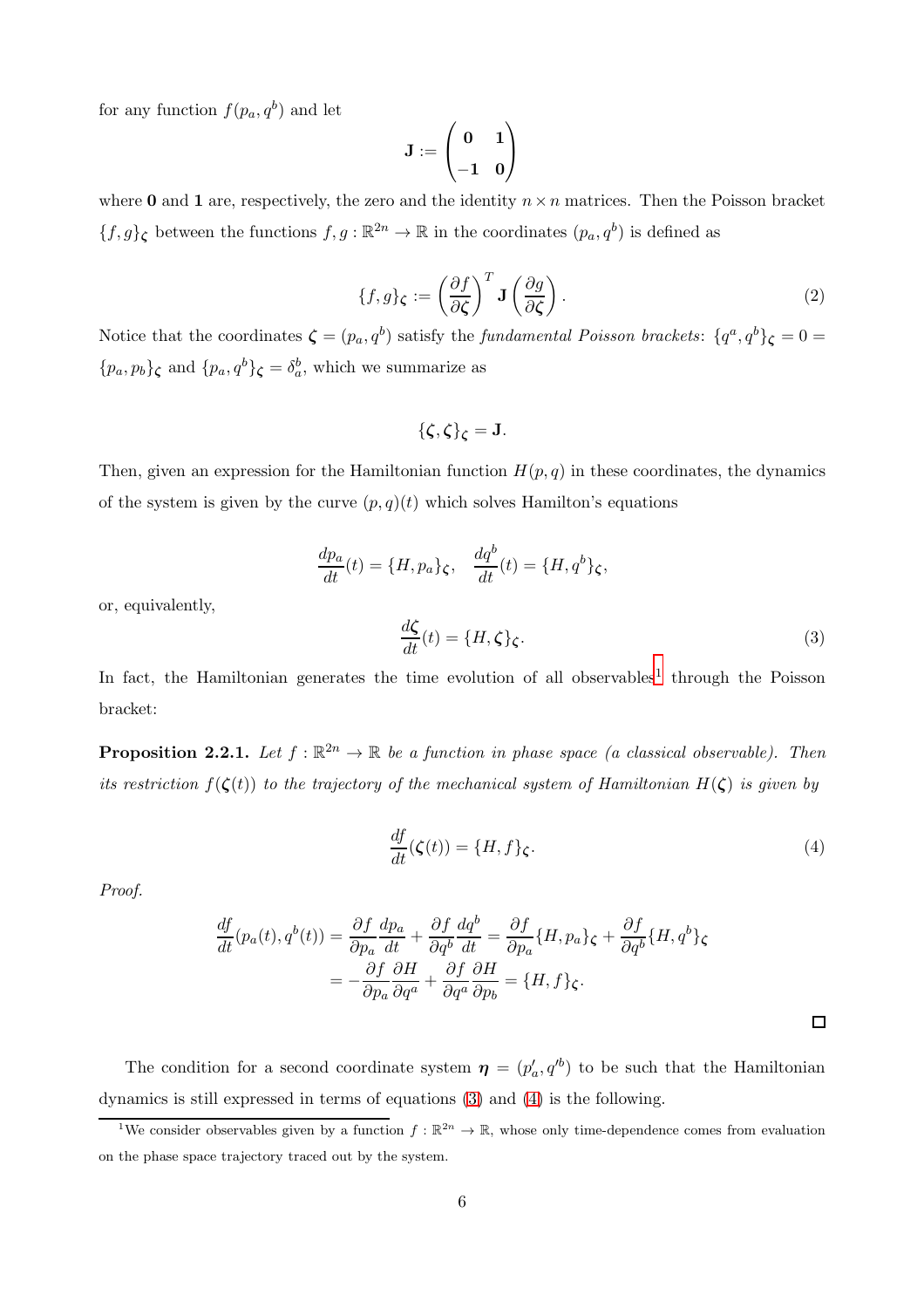for any function $f(p_a, q^b)$ and let

$$\mathbf{J} := \begin{pmatrix} \mathbf{0} & \mathbf{1} \\ -\mathbf{1} & \mathbf{0} \end{pmatrix}$$

where $\mathbf{0}$ and $\mathbf{1}$ are, respectively, the zero and the identity $n \times n$ matrices. Then the Poisson bracket $\{f, g\}_{\boldsymbol{\zeta}}$ between the functions $f, g : \mathbb{R}^{2n} \to \mathbb{R}$ in the coordinates $(p_a, q^b)$ is defined as

$$\{f, g\}_{\boldsymbol{\zeta}} := \left(\frac{\partial f}{\partial \boldsymbol{\zeta}}\right)^T \mathbf{J} \left(\frac{\partial g}{\partial \boldsymbol{\zeta}}\right). \tag{2}$$

Notice that the coordinates $\boldsymbol{\zeta} = (p_a, q^b)$ satisfy the *fundamental Poisson brackets*: $\{q^a, q^b\}_{\boldsymbol{\zeta}} = 0 = \{p_a, p_b\}_{\boldsymbol{\zeta}}$ and $\{p_a, q^b\}_{\boldsymbol{\zeta}} = \delta_a^b$, which we summarize as

$$\{\boldsymbol{\zeta}, \boldsymbol{\zeta}\}_{\boldsymbol{\zeta}} = \mathbf{J}.$$

Then, given an expression for the Hamiltonian function $H(p, q)$ in these coordinates, the dynamics of the system is given by the curve $(p, q)(t)$ which solves Hamilton's equations

$$\frac{dp_a}{dt}(t) = \{H, p_a\}_{\boldsymbol{\zeta}}, \quad \frac{dq^b}{dt}(t) = \{H, q^b\}_{\boldsymbol{\zeta}},$$

or, equivalently,

$$\frac{d\boldsymbol{\zeta}}{dt}(t) = \{H, \boldsymbol{\zeta}\}_{\boldsymbol{\zeta}}. \tag{3}$$

In fact, the Hamiltonian generates the time evolution of all observables[1] through the Poisson bracket:

**Proposition 2.2.1.** *Let $f : \mathbb{R}^{2n} \to \mathbb{R}$ be a function in phase space (a classical observable). Then its restriction $f(\boldsymbol{\zeta}(t))$ to the trajectory of the mechanical system of Hamiltonian $H(\boldsymbol{\zeta})$ is given by*

$$\frac{df}{dt}(\boldsymbol{\zeta}(t)) = \{H, f\}_{\boldsymbol{\zeta}}. \tag{4}$$

*Proof.*

$$\begin{aligned}
\frac{df}{dt}(p_a(t), q^b(t)) &= \frac{\partial f}{\partial p_a}\frac{dp_a}{dt} + \frac{\partial f}{\partial q^b}\frac{dq^b}{dt} = \frac{\partial f}{\partial p_a}\{H, p_a\}_{\boldsymbol{\zeta}} + \frac{\partial f}{\partial q^b}\{H, q^b\}_{\boldsymbol{\zeta}} \\
&= -\frac{\partial f}{\partial p_a}\frac{\partial H}{\partial q^a} + \frac{\partial f}{\partial q^a}\frac{\partial H}{\partial p_b} = \{H, f\}_{\boldsymbol{\zeta}}.
\end{aligned}$$

□

The condition for a second coordinate system $\boldsymbol{\eta} = (p'_a, q'^b)$ to be such that the Hamiltonian dynamics is still expressed in terms of equations (3) and (4) is the following.

[1] We consider observables given by a function $f : \mathbb{R}^{2n} \to \mathbb{R}$, whose only time-dependence comes from evaluation on the phase space trajectory traced out by the system.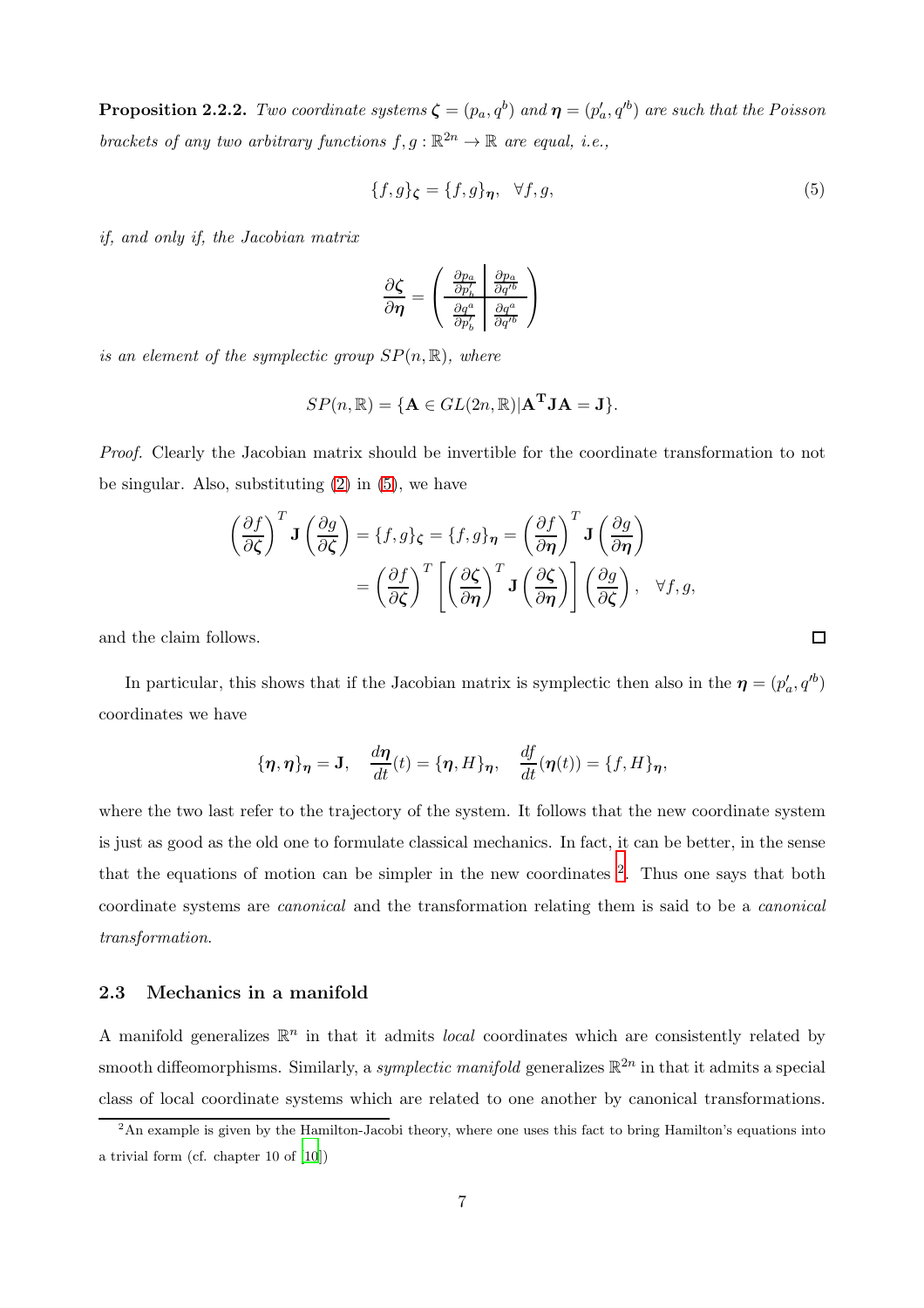**Proposition 2.2.2.** *Two coordinate systems $\boldsymbol{\zeta} = (p_a, q^b)$ and $\boldsymbol{\eta} = (p'_a, q'^b)$ are such that the Poisson brackets of any two arbitrary functions $f, g : \mathbb{R}^{2n} \to \mathbb{R}$ are equal, i.e.,*

$$\{f, g\}_{\boldsymbol{\zeta}} = \{f, g\}_{\boldsymbol{\eta}}, \quad \forall f, g, \tag{5}$$

*if, and only if, the Jacobian matrix*

$$\frac{\partial \boldsymbol{\zeta}}{\partial \boldsymbol{\eta}} = \left( \begin{array}{c|c} \frac{\partial p_a}{\partial p'_b} & \frac{\partial p_a}{\partial q'^b} \\ \hline \frac{\partial q^a}{\partial p'_b} & \frac{\partial q^a}{\partial q'^b} \end{array} \right)$$

*is an element of the symplectic group $SP(n, \mathbb{R})$, where*

$$SP(n, \mathbb{R}) = \{\mathbf{A} \in GL(2n, \mathbb{R}) | \mathbf{A}^{\mathbf{T}} \mathbf{J} \mathbf{A} = \mathbf{J}\}.$$

*Proof.* Clearly the Jacobian matrix should be invertible for the coordinate transformation to not be singular. Also, substituting (2) in (5), we have

$$\begin{aligned}
\left(\frac{\partial f}{\partial \boldsymbol{\zeta}}\right)^T \mathbf{J} \left(\frac{\partial g}{\partial \boldsymbol{\zeta}}\right) = \{f, g\}_{\boldsymbol{\zeta}} = \{f, g\}_{\boldsymbol{\eta}} &= \left(\frac{\partial f}{\partial \boldsymbol{\eta}}\right)^T \mathbf{J} \left(\frac{\partial g}{\partial \boldsymbol{\eta}}\right) \\
&= \left(\frac{\partial f}{\partial \boldsymbol{\zeta}}\right)^T \left[ \left(\frac{\partial \boldsymbol{\zeta}}{\partial \boldsymbol{\eta}}\right)^T \mathbf{J} \left(\frac{\partial \boldsymbol{\zeta}}{\partial \boldsymbol{\eta}}\right) \right] \left(\frac{\partial g}{\partial \boldsymbol{\zeta}}\right), \quad \forall f, g,
\end{aligned}$$

and the claim follows. □

In particular, this shows that if the Jacobian matrix is symplectic then also in the $\boldsymbol{\eta} = (p'_a, q'^b)$ coordinates we have

$$\{\boldsymbol{\eta}, \boldsymbol{\eta}\}_{\boldsymbol{\eta}} = \mathbf{J}, \quad \frac{d\boldsymbol{\eta}}{dt}(t) = \{\boldsymbol{\eta}, H\}_{\boldsymbol{\eta}}, \quad \frac{df}{dt}(\boldsymbol{\eta}(t)) = \{f, H\}_{\boldsymbol{\eta}},$$

where the two last refer to the trajectory of the system. It follows that the new coordinate system is just as good as the old one to formulate classical mechanics. In fact, it can be better, in the sense that the equations of motion can be simpler in the new coordinates [2]. Thus one says that both coordinate systems are *canonical* and the transformation relating them is said to be a *canonical transformation*.

### 2.3 Mechanics in a manifold

A manifold generalizes $\mathbb{R}^n$ in that it admits *local* coordinates which are consistently related by smooth diffeomorphisms. Similarly, a *symplectic manifold* generalizes $\mathbb{R}^{2n}$ in that it admits a special class of local coordinate systems which are related to one another by canonical transformations.

[2] An example is given by the Hamilton-Jacobi theory, where one uses this fact to bring Hamilton's equations into a trivial form (cf. chapter 10 of [10])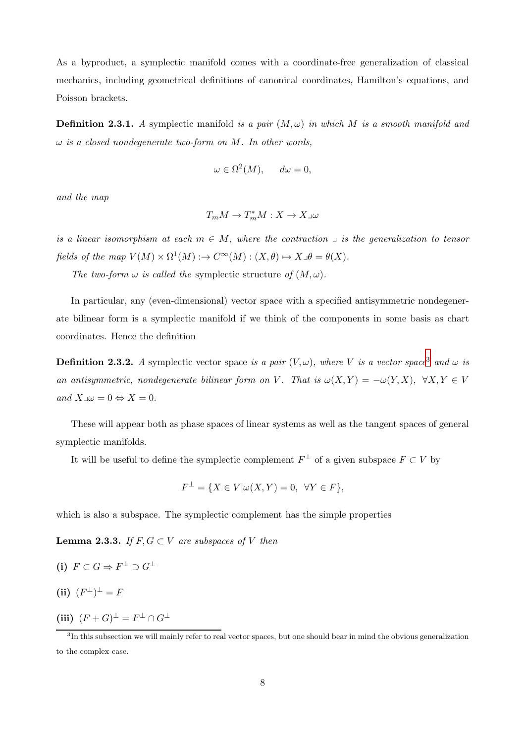As a byproduct, a symplectic manifold comes with a coordinate-free generalization of classical mechanics, including geometrical definitions of canonical coordinates, Hamilton's equations, and Poisson brackets.

**Definition 2.3.1.** *A* symplectic manifold *is a pair $(M, \omega)$ in which $M$ is a smooth manifold and $\omega$ is a closed nondegenerate two-form on $M$. In other words,*

$$\omega \in \Omega^2(M), \qquad d\omega = 0,$$

*and the map*

$$T_m M \to T_m^* M : X \to X \lrcorner \omega$$

*is a linear isomorphism at each $m \in M$, where the contraction $\lrcorner$ is the generalization to tensor fields of the map $V(M) \times \Omega^1(M) :\to C^\infty(M) : (X, \theta) \mapsto X \lrcorner \theta = \theta(X)$.*

*The two-form $\omega$ is called the* symplectic structure *of $(M, \omega)$.*

In particular, any (even-dimensional) vector space with a specified antisymmetric nondegenerate bilinear form is a symplectic manifold if we think of the components in some basis as chart coordinates. Hence the definition

**Definition 2.3.2.** *A* symplectic vector space *is a pair $(V, \omega)$, where $V$ is a vector space*[3] *and $\omega$ is an antisymmetric, nondegenerate bilinear form on $V$. That is $\omega(X, Y) = -\omega(Y, X)$, $\forall X, Y \in V$ and $X \lrcorner \omega = 0 \Leftrightarrow X = 0$.*

These will appear both as phase spaces of linear systems as well as the tangent spaces of general symplectic manifolds.

It will be useful to define the symplectic complement $F^\perp$ of a given subspace $F \subset V$ by

$$F^\perp = \{X \in V | \omega(X, Y) = 0, \ \forall Y \in F\},$$

which is also a subspace. The symplectic complement has the simple properties

**Lemma 2.3.3.** *If $F, G \subset V$ are subspaces of $V$ then*

**(i)** $F \subset G \Rightarrow F^\perp \supset G^\perp$

**(ii)** $(F^\perp)^\perp = F$

**(iii)** $(F + G)^\perp = F^\perp \cap G^\perp$

[3] In this subsection we will mainly refer to real vector spaces, but one should bear in mind the obvious generalization to the complex case.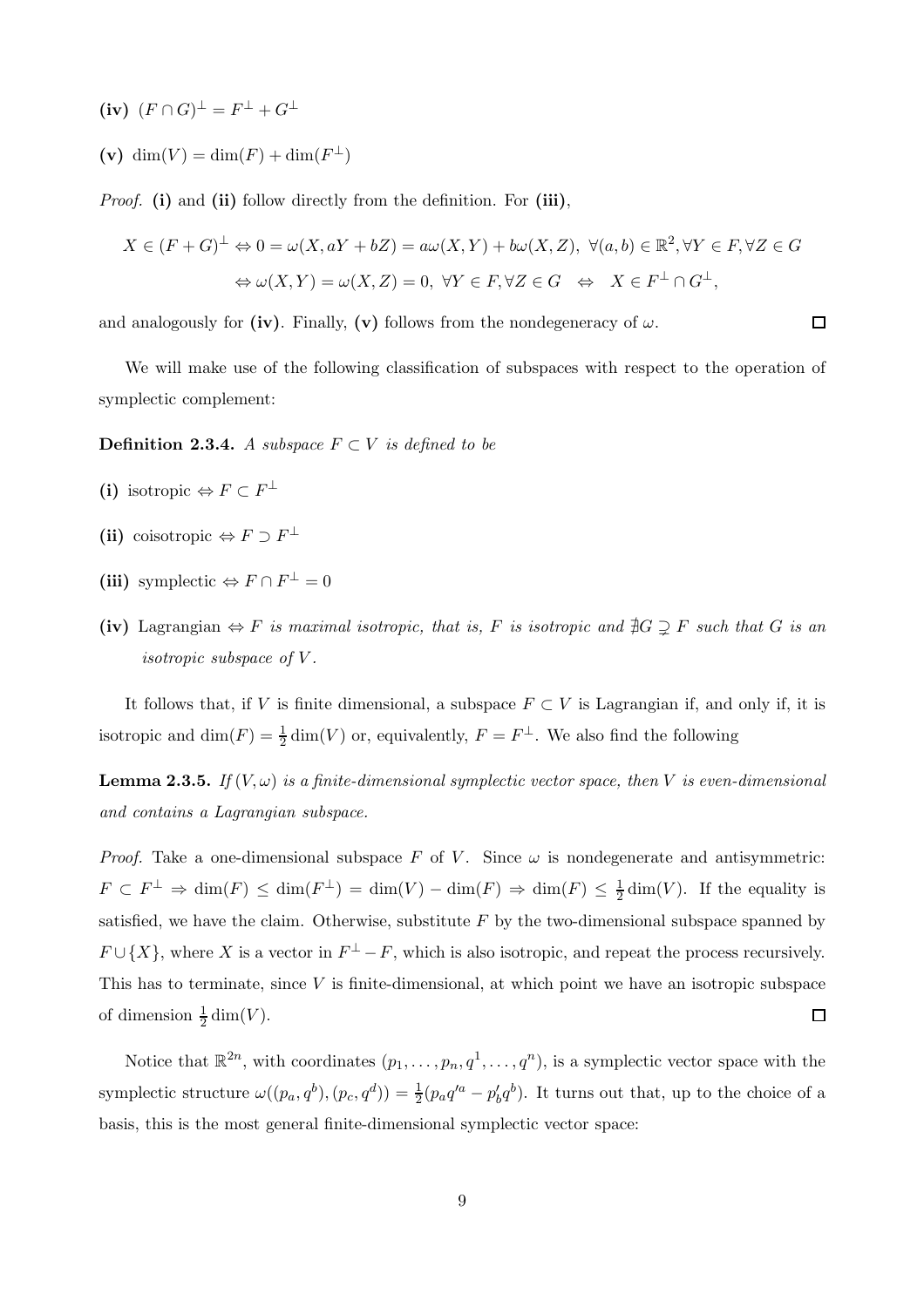**(iv)** $(F \cap G)^\perp = F^\perp + G^\perp$

**(v)** $\dim(V) = \dim(F) + \dim(F^\perp)$

*Proof.* **(i)** and **(ii)** follow directly from the definition. For **(iii)**,

$$X \in (F+G)^\perp \Leftrightarrow 0 = \omega(X, aY + bZ) = a\omega(X,Y) + b\omega(X,Z),\ \forall (a,b) \in \mathbb{R}^2, \forall Y \in F, \forall Z \in G$$
$$\Leftrightarrow \omega(X,Y) = \omega(X,Z) = 0,\ \forall Y \in F, \forall Z \in G \quad \Leftrightarrow \quad X \in F^\perp \cap G^\perp,$$

and analogously for **(iv)**. Finally, **(v)** follows from the nondegeneracy of $\omega$. ◻

We will make use of the following classification of subspaces with respect to the operation of symplectic complement:

**Definition 2.3.4.** *A subspace $F \subset V$ is defined to be*

**(i)** isotropic $\Leftrightarrow F \subset F^\perp$

**(ii)** coisotropic $\Leftrightarrow F \supset F^\perp$

**(iii)** symplectic $\Leftrightarrow F \cap F^\perp = 0$

**(iv)** Lagrangian $\Leftrightarrow F$ *is maximal isotropic, that is, $F$ is isotropic and $\nexists G \supsetneq F$ such that $G$ is an isotropic subspace of $V$.*

It follows that, if $V$ is finite dimensional, a subspace $F \subset V$ is Lagrangian if, and only if, it is isotropic and $\dim(F) = \frac{1}{2}\dim(V)$ or, equivalently, $F = F^\perp$. We also find the following

**Lemma 2.3.5.** *If $(V, \omega)$ is a finite-dimensional symplectic vector space, then $V$ is even-dimensional and contains a Lagrangian subspace.*

*Proof.* Take a one-dimensional subspace $F$ of $V$. Since $\omega$ is nondegenerate and antisymmetric: $F \subset F^\perp \Rightarrow \dim(F) \leq \dim(F^\perp) = \dim(V) - \dim(F) \Rightarrow \dim(F) \leq \frac{1}{2}\dim(V)$. If the equality is satisfied, we have the claim. Otherwise, substitute $F$ by the two-dimensional subspace spanned by $F \cup \{X\}$, where $X$ is a vector in $F^\perp - F$, which is also isotropic, and repeat the process recursively. This has to terminate, since $V$ is finite-dimensional, at which point we have an isotropic subspace of dimension $\frac{1}{2}\dim(V)$. ◻

Notice that $\mathbb{R}^{2n}$, with coordinates $(p_1, \ldots, p_n, q^1, \ldots, q^n)$, is a symplectic vector space with the symplectic structure $\omega((p_a, q^b), (p_c, q^d)) = \frac{1}{2}(p_a q'^a - p'_b q^b)$. It turns out that, up to the choice of a basis, this is the most general finite-dimensional symplectic vector space: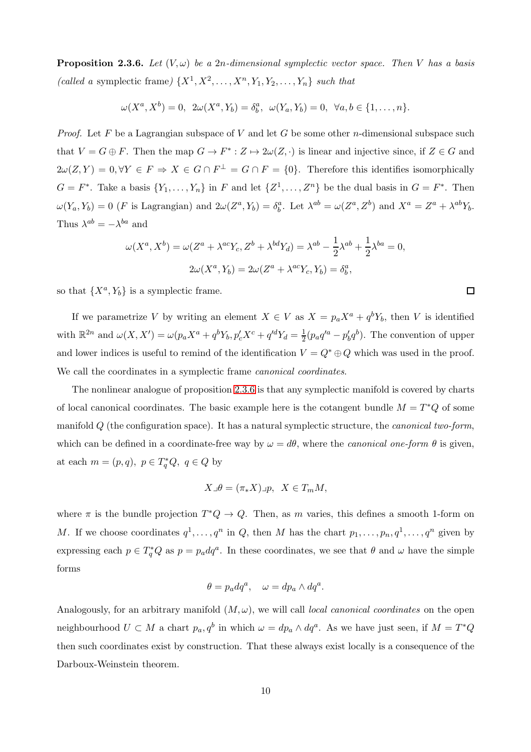**Proposition 2.3.6.** *Let $(V, \omega)$ be a $2n$-dimensional symplectic vector space. Then $V$ has a basis (called a* symplectic frame*) $\{X^1, X^2, \ldots, X^n, Y_1, Y_2, \ldots, Y_n\}$ such that*

$$\omega(X^a, X^b) = 0, \;\; 2\omega(X^a, Y_b) = \delta^a_b, \;\; \omega(Y_a, Y_b) = 0, \;\; \forall a, b \in \{1, \ldots, n\}.$$

*Proof.* Let $F$ be a Lagrangian subspace of $V$ and let $G$ be some other $n$-dimensional subspace such that $V = G \oplus F$. Then the map $G \to F^* : Z \mapsto 2\omega(Z, \cdot)$ is linear and injective since, if $Z \in G$ and $2\omega(Z, Y) = 0, \forall Y \in F \Rightarrow X \in G \cap F^\perp = G \cap F = \{0\}$. Therefore this identifies isomorphically $G = F^*$. Take a basis $\{Y_1, \ldots, Y_n\}$ in $F$ and let $\{Z^1, \ldots, Z^n\}$ be the dual basis in $G = F^*$. Then $\omega(Y_a, Y_b) = 0$ ($F$ is Lagrangian) and $2\omega(Z^a, Y_b) = \delta^a_b$. Let $\lambda^{ab} = \omega(Z^a, Z^b)$ and $X^a = Z^a + \lambda^{ab} Y_b$. Thus $\lambda^{ab} = -\lambda^{ba}$ and

$$\omega(X^a, X^b) = \omega(Z^a + \lambda^{ac} Y_c, Z^b + \lambda^{bd} Y_d) = \lambda^{ab} - \frac{1}{2}\lambda^{ab} + \frac{1}{2}\lambda^{ba} = 0,$$

$$2\omega(X^a, Y_b) = 2\omega(Z^a + \lambda^{ac} Y_c, Y_b) = \delta^a_b,$$

so that $\{X^a, Y_b\}$ is a symplectic frame. $\square$

If we parametrize $V$ by writing an element $X \in V$ as $X = p_a X^a + q^b Y_b$, then $V$ is identified with $\mathbb{R}^{2n}$ and $\omega(X, X') = \omega(p_a X^a + q^b Y_b, p'_c X^c + q'^d Y_d) = \frac{1}{2}(p_a q'^a - p'_b q^b)$. The convention of upper and lower indices is useful to remind of the identification $V = Q^* \oplus Q$ which was used in the proof. We call the coordinates in a symplectic frame *canonical coordinates*.

The nonlinear analogue of proposition 2.3.6 is that any symplectic manifold is covered by charts of local canonical coordinates. The basic example here is the cotangent bundle $M = T^*Q$ of some manifold $Q$ (the configuration space). It has a natural symplectic structure, the *canonical two-form*, which can be defined in a coordinate-free way by $\omega = d\theta$, where the *canonical one-form* $\theta$ is given, at each $m = (p, q), \; p \in T^*_q Q, \; q \in Q$ by

$$X \lrcorner \theta = (\pi_* X) \lrcorner p, \;\; X \in T_m M,$$

where $\pi$ is the bundle projection $T^*Q \to Q$. Then, as $m$ varies, this defines a smooth 1-form on $M$. If we choose coordinates $q^1, \ldots, q^n$ in $Q$, then $M$ has the chart $p_1, \ldots, p_n, q^1, \ldots, q^n$ given by expressing each $p \in T^*_q Q$ as $p = p_a dq^a$. In these coordinates, we see that $\theta$ and $\omega$ have the simple forms

$$\theta = p_a dq^a, \quad \omega = dp_a \wedge dq^a.$$

Analogously, for an arbitrary manifold $(M, \omega)$, we will call *local canonical coordinates* on the open neighbourhood $U \subset M$ a chart $p_a, q^b$ in which $\omega = dp_a \wedge dq^a$. As we have just seen, if $M = T^*Q$ then such coordinates exist by construction. That these always exist locally is a consequence of the Darboux-Weinstein theorem.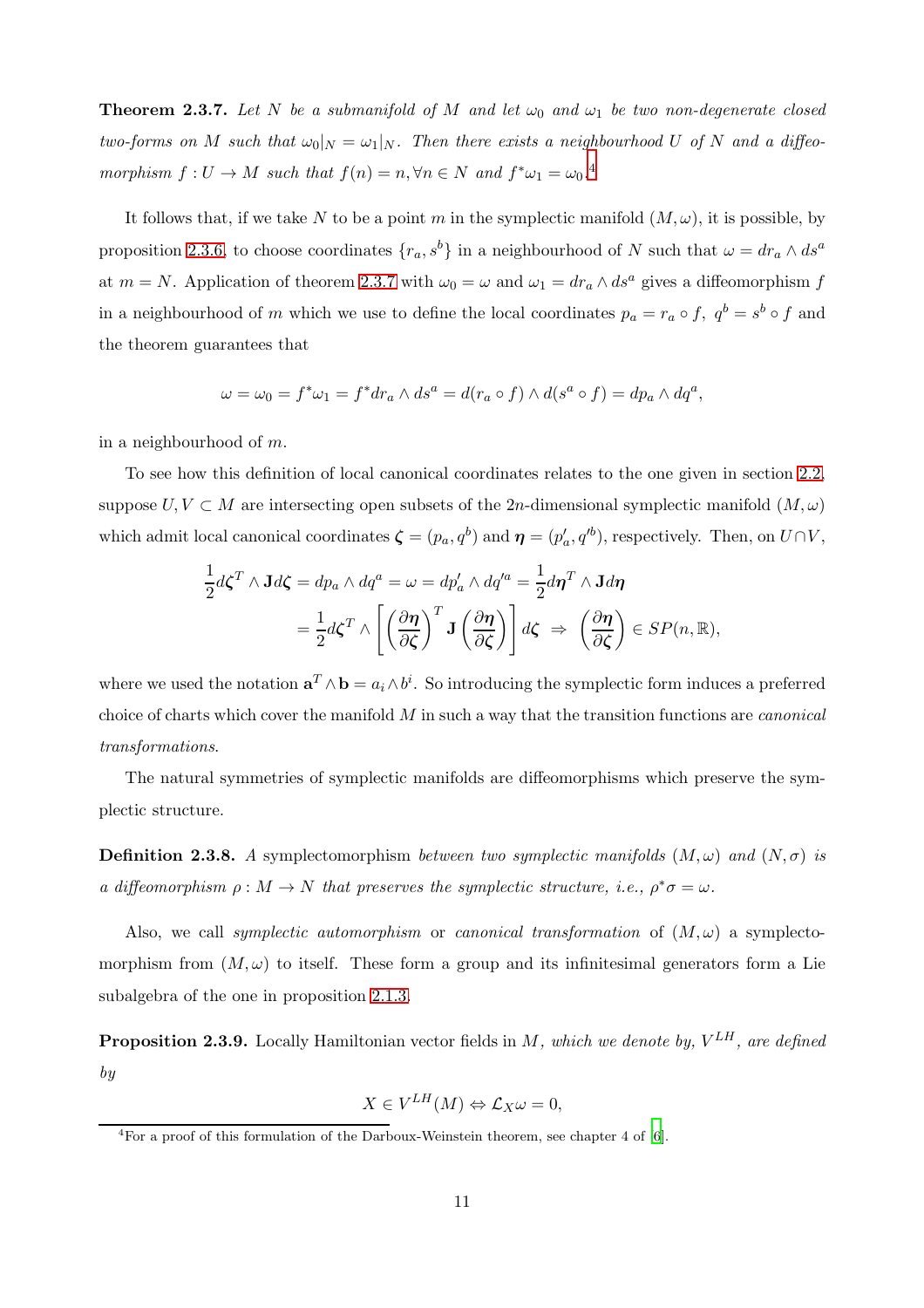**Theorem 2.3.7.** *Let $N$ be a submanifold of $M$ and let $\omega_0$ and $\omega_1$ be two non-degenerate closed two-forms on $M$ such that $\omega_0|_N = \omega_1|_N$. Then there exists a neighbourhood $U$ of $N$ and a diffeomorphism $f : U \to M$ such that $f(n) = n, \forall n \in N$ and $f^*\omega_1 = \omega_0$.*[4]

It follows that, if we take $N$ to be a point $m$ in the symplectic manifold $(M, \omega)$, it is possible, by proposition 2.3.6, to choose coordinates $\{r_a, s^b\}$ in a neighbourhood of $N$ such that $\omega = dr_a \wedge ds^a$ at $m = N$. Application of theorem 2.3.7 with $\omega_0 = \omega$ and $\omega_1 = dr_a \wedge ds^a$ gives a diffeomorphism $f$ in a neighbourhood of $m$ which we use to define the local coordinates $p_a = r_a \circ f$, $q^b = s^b \circ f$ and the theorem guarantees that

$$\omega = \omega_0 = f^*\omega_1 = f^*dr_a \wedge ds^a = d(r_a \circ f) \wedge d(s^a \circ f) = dp_a \wedge dq^a,$$

in a neighbourhood of $m$.

To see how this definition of local canonical coordinates relates to the one given in section 2.2, suppose $U, V \subset M$ are intersecting open subsets of the $2n$-dimensional symplectic manifold $(M, \omega)$ which admit local canonical coordinates $\boldsymbol{\zeta} = (p_a, q^b)$ and $\boldsymbol{\eta} = (p'_a, q'^b)$, respectively. Then, on $U \cap V$,

$$\begin{aligned}
\frac{1}{2} d\boldsymbol{\zeta}^T \wedge \mathbf{J} d\boldsymbol{\zeta} &= dp_a \wedge dq^a = \omega = dp'_a \wedge dq'^a = \frac{1}{2} d\boldsymbol{\eta}^T \wedge \mathbf{J} d\boldsymbol{\eta} \\
&= \frac{1}{2} d\boldsymbol{\zeta}^T \wedge \left[ \left( \frac{\partial \boldsymbol{\eta}}{\partial \boldsymbol{\zeta}} \right)^T \mathbf{J} \left( \frac{\partial \boldsymbol{\eta}}{\partial \boldsymbol{\zeta}} \right) \right] d\boldsymbol{\zeta} \;\Rightarrow\; \left( \frac{\partial \boldsymbol{\eta}}{\partial \boldsymbol{\zeta}} \right) \in SP(n, \mathbb{R}),
\end{aligned}$$

where we used the notation $\mathbf{a}^T \wedge \mathbf{b} = a_i \wedge b^i$. So introducing the symplectic form induces a preferred choice of charts which cover the manifold $M$ in such a way that the transition functions are *canonical transformations*.

The natural symmetries of symplectic manifolds are diffeomorphisms which preserve the symplectic structure.

**Definition 2.3.8.** *A* symplectomorphism *between two symplectic manifolds $(M, \omega)$ and $(N, \sigma)$ is a diffeomorphism $\rho : M \to N$ that preserves the symplectic structure, i.e., $\rho^*\sigma = \omega$.*

Also, we call *symplectic automorphism* or *canonical transformation* of $(M, \omega)$ a symplectomorphism from $(M, \omega)$ to itself. These form a group and its infinitesimal generators form a Lie subalgebra of the one in proposition 2.1.3.

**Proposition 2.3.9.** Locally Hamiltonian vector fields in $M$*, which we denote by, $V^{LH}$, are defined by*

$$X \in V^{LH}(M) \Leftrightarrow \mathcal{L}_X \omega = 0,$$

[4] For a proof of this formulation of the Darboux-Weinstein theorem, see chapter 4 of [6].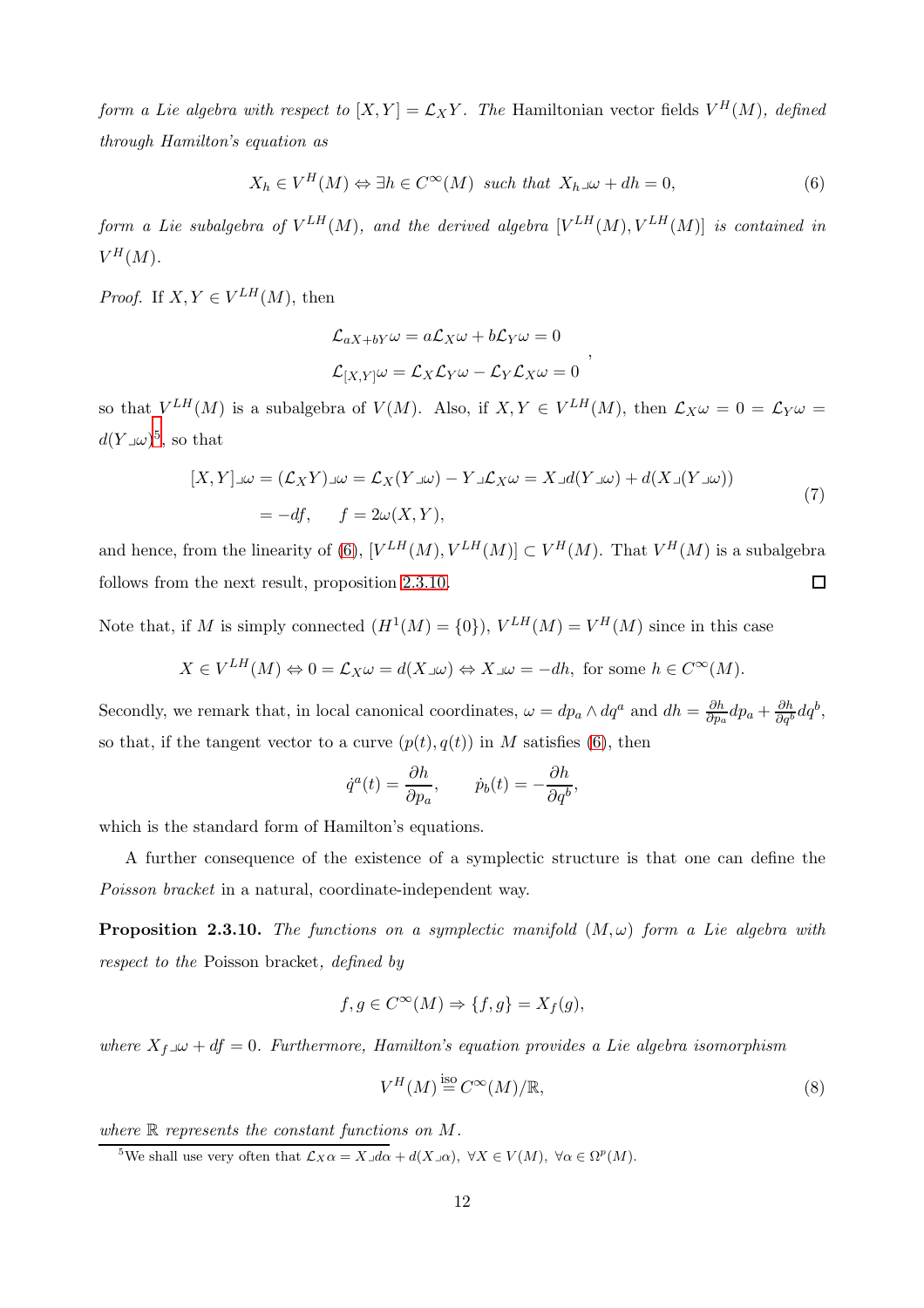*form a Lie algebra with respect to* $[X,Y] = \mathcal{L}_X Y$*. The* Hamiltonian vector fields $V^H(M)$*, defined through Hamilton's equation as*

$$X_h \in V^H(M) \Leftrightarrow \exists h \in C^\infty(M) \ \textit{such that} \ X_h \lrcorner \omega + dh = 0, \tag{6}$$

*form a Lie subalgebra of* $V^{LH}(M)$*, and the derived algebra* $[V^{LH}(M), V^{LH}(M)]$ *is contained in* $V^H(M)$*.*

*Proof.* If $X, Y \in V^{LH}(M)$, then

$$\begin{aligned} \mathcal{L}_{aX+bY}\omega &= a\mathcal{L}_X\omega + b\mathcal{L}_Y\omega = 0 \\ \mathcal{L}_{[X,Y]}\omega &= \mathcal{L}_X\mathcal{L}_Y\omega - \mathcal{L}_Y\mathcal{L}_X\omega = 0 \end{aligned},$$

so that $V^{LH}(M)$ is a subalgebra of $V(M)$. Also, if $X, Y \in V^{LH}(M)$, then $\mathcal{L}_X\omega = 0 = \mathcal{L}_Y\omega = d(Y \lrcorner \omega)$[5], so that

$$\begin{aligned} [X,Y]\lrcorner\omega &= (\mathcal{L}_X Y)\lrcorner\omega = \mathcal{L}_X(Y\lrcorner\omega) - Y\lrcorner\mathcal{L}_X\omega = X\lrcorner d(Y\lrcorner\omega) + d(X\lrcorner(Y\lrcorner\omega)) \\ &= -df, \qquad f = 2\omega(X,Y), \end{aligned} \tag{7}$$

and hence, from the linearity of (6), $[V^{LH}(M), V^{LH}(M)] \subset V^H(M)$. That $V^H(M)$ is a subalgebra follows from the next result, proposition 2.3.10. □

Note that, if $M$ is simply connected ($H^1(M) = \{0\}$), $V^{LH}(M) = V^H(M)$ since in this case

$$X \in V^{LH}(M) \Leftrightarrow 0 = \mathcal{L}_X\omega = d(X\lrcorner\omega) \Leftrightarrow X\lrcorner\omega = -dh, \text{ for some } h \in C^\infty(M).$$

Secondly, we remark that, in local canonical coordinates, $\omega = dp_a \wedge dq^a$ and $dh = \frac{\partial h}{\partial p_a}dp_a + \frac{\partial h}{\partial q^b}dq^b$, so that, if the tangent vector to a curve $(p(t), q(t))$ in $M$ satisfies (6), then

$$\dot{q}^a(t) = \frac{\partial h}{\partial p_a}, \qquad \dot{p}_b(t) = -\frac{\partial h}{\partial q^b},$$

which is the standard form of Hamilton's equations.

A further consequence of the existence of a symplectic structure is that one can define the *Poisson bracket* in a natural, coordinate-independent way.

**Proposition 2.3.10.** *The functions on a symplectic manifold* $(M, \omega)$ *form a Lie algebra with respect to the* Poisson bracket*, defined by*

$$f, g \in C^\infty(M) \Rightarrow \{f, g\} = X_f(g),$$

*where* $X_f \lrcorner \omega + df = 0$*. Furthermore, Hamilton's equation provides a Lie algebra isomorphism*

$$V^H(M) \overset{\text{iso}}{=} C^\infty(M)/\mathbb{R}, \tag{8}$$

*where* $\mathbb{R}$ *represents the constant functions on* $M$*.*

[5] We shall use very often that $\mathcal{L}_X\alpha = X\lrcorner d\alpha + d(X\lrcorner\alpha), \ \forall X \in V(M), \ \forall \alpha \in \Omega^p(M)$.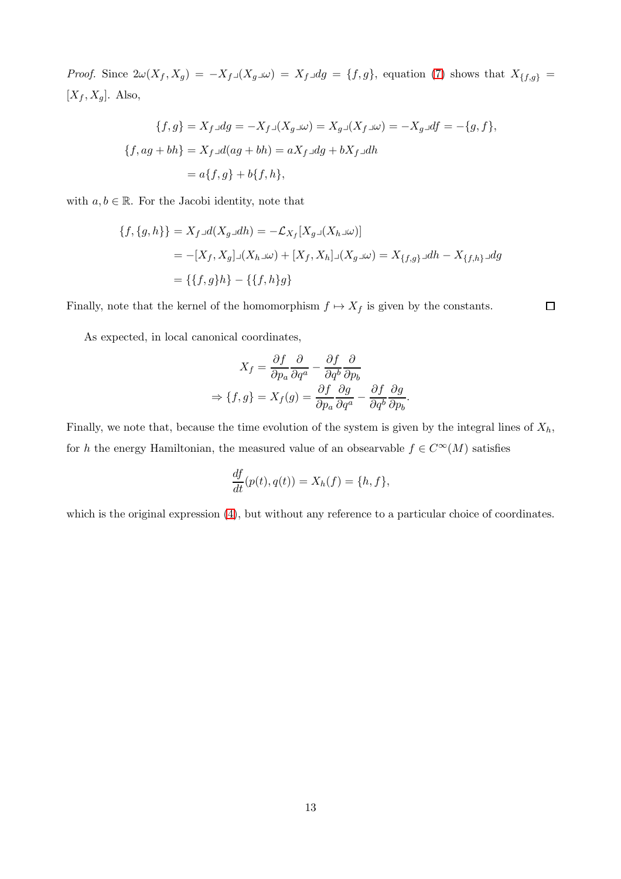*Proof.* Since $2\omega(X_f, X_g) = -X_f \lrcorner (X_g \lrcorner \omega) = X_f \lrcorner dg = \{f, g\}$, equation (7) shows that $X_{\{f,g\}} = [X_f, X_g]$. Also,

$$
\begin{aligned}
\{f, g\} &= X_f \lrcorner dg = -X_f \lrcorner (X_g \lrcorner \omega) = X_g \lrcorner (X_f \lrcorner \omega) = -X_g \lrcorner df = -\{g, f\}, \\
\{f, ag + bh\} &= X_f \lrcorner d(ag + bh) = aX_f \lrcorner dg + bX_f \lrcorner dh \\
&= a\{f, g\} + b\{f, h\},
\end{aligned}
$$

with $a, b \in \mathbb{R}$. For the Jacobi identity, note that

$$
\begin{aligned}
\{f, \{g, h\}\} &= X_f \lrcorner d(X_g \lrcorner dh) = -\mathcal{L}_{X_f}[X_g \lrcorner (X_h \lrcorner \omega)] \\
&= -[X_f, X_g] \lrcorner (X_h \lrcorner \omega) + [X_f, X_h] \lrcorner (X_g \lrcorner \omega) = X_{\{f,g\}} \lrcorner dh - X_{\{f,h\}} \lrcorner dg \\
&= \{\{f, g\}h\} - \{\{f, h\}g\}
\end{aligned}
$$

Finally, note that the kernel of the homomorphism $f \mapsto X_f$ is given by the constants. □

As expected, in local canonical coordinates,

$$
\begin{aligned}
X_f &= \frac{\partial f}{\partial p_a}\frac{\partial}{\partial q^a} - \frac{\partial f}{\partial q^b}\frac{\partial}{\partial p_b} \\
\Rightarrow \{f, g\} = X_f(g) &= \frac{\partial f}{\partial p_a}\frac{\partial g}{\partial q^a} - \frac{\partial f}{\partial q^b}\frac{\partial g}{\partial p_b}.
\end{aligned}
$$

Finally, we note that, because the time evolution of the system is given by the integral lines of $X_h$, for $h$ the energy Hamiltonian, the measured value of an obsearvable $f \in C^\infty(M)$ satisfies

$$
\frac{df}{dt}(p(t), q(t)) = X_h(f) = \{h, f\},
$$

which is the original expression (4), but without any reference to a particular choice of coordinates.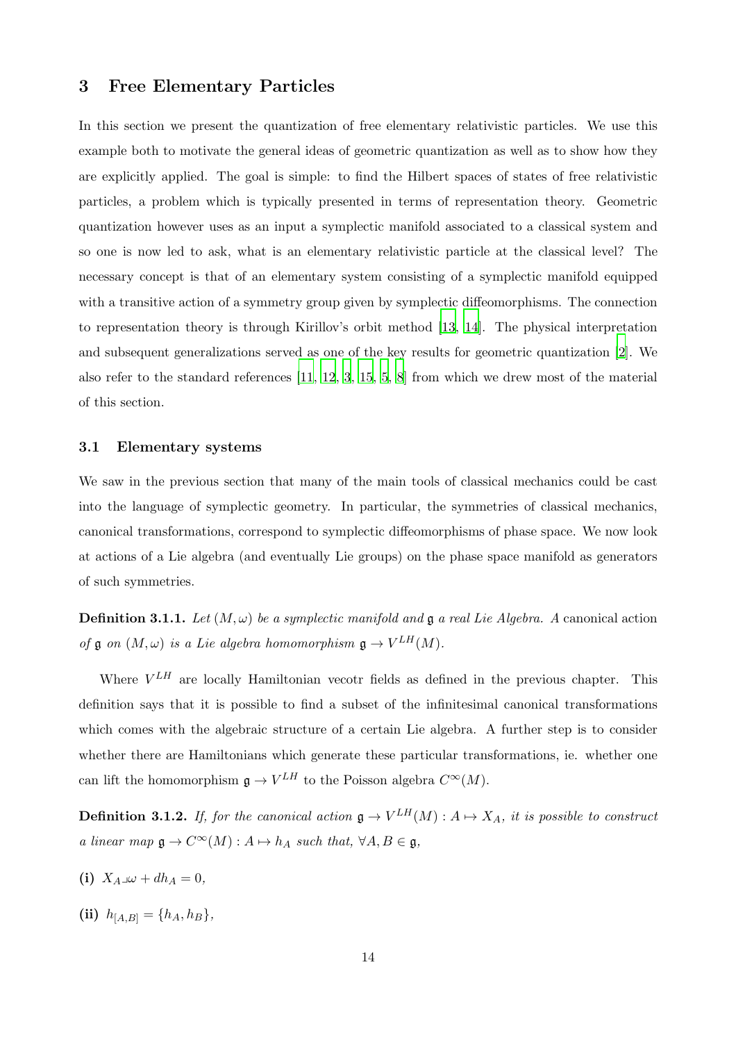# 3 Free Elementary Particles

In this section we present the quantization of free elementary relativistic particles. We use this example both to motivate the general ideas of geometric quantization as well as to show how they are explicitly applied. The goal is simple: to find the Hilbert spaces of states of free relativistic particles, a problem which is typically presented in terms of representation theory. Geometric quantization however uses as an input a symplectic manifold associated to a classical system and so one is now led to ask, what is an elementary relativistic particle at the classical level? The necessary concept is that of an elementary system consisting of a symplectic manifold equipped with a transitive action of a symmetry group given by symplectic diffeomorphisms. The connection to representation theory is through Kirillov's orbit method [13, 14]. The physical interpretation and subsequent generalizations served as one of the key results for geometric quantization [2]. We also refer to the standard references [11, 12, 3, 15, 5, 8] from which we drew most of the material of this section.

## 3.1 Elementary systems

We saw in the previous section that many of the main tools of classical mechanics could be cast into the language of symplectic geometry. In particular, the symmetries of classical mechanics, canonical transformations, correspond to symplectic diffeomorphisms of phase space. We now look at actions of a Lie algebra (and eventually Lie groups) on the phase space manifold as generators of such symmetries.

**Definition 3.1.1.** *Let $(M, \omega)$ be a symplectic manifold and $\mathfrak{g}$ a real Lie Algebra. A* canonical action *of $\mathfrak{g}$ on $(M, \omega)$ is a Lie algebra homomorphism $\mathfrak{g} \to V^{LH}(M)$.*

Where $V^{LH}$ are locally Hamiltonian vecotr fields as defined in the previous chapter. This definition says that it is possible to find a subset of the infinitesimal canonical transformations which comes with the algebraic structure of a certain Lie algebra. A further step is to consider whether there are Hamiltonians which generate these particular transformations, ie. whether one can lift the homomorphism $\mathfrak{g} \to V^{LH}$ to the Poisson algebra $C^{\infty}(M)$.

**Definition 3.1.2.** *If, for the canonical action $\mathfrak{g} \to V^{LH}(M) : A \mapsto X_A$, it is possible to construct a linear map $\mathfrak{g} \to C^{\infty}(M) : A \mapsto h_A$ such that, $\forall A, B \in \mathfrak{g}$,*

**(i)** $X_A \lrcorner \omega + dh_A = 0$,

**(ii)** $h_{[A,B]} = \{h_A, h_B\}$,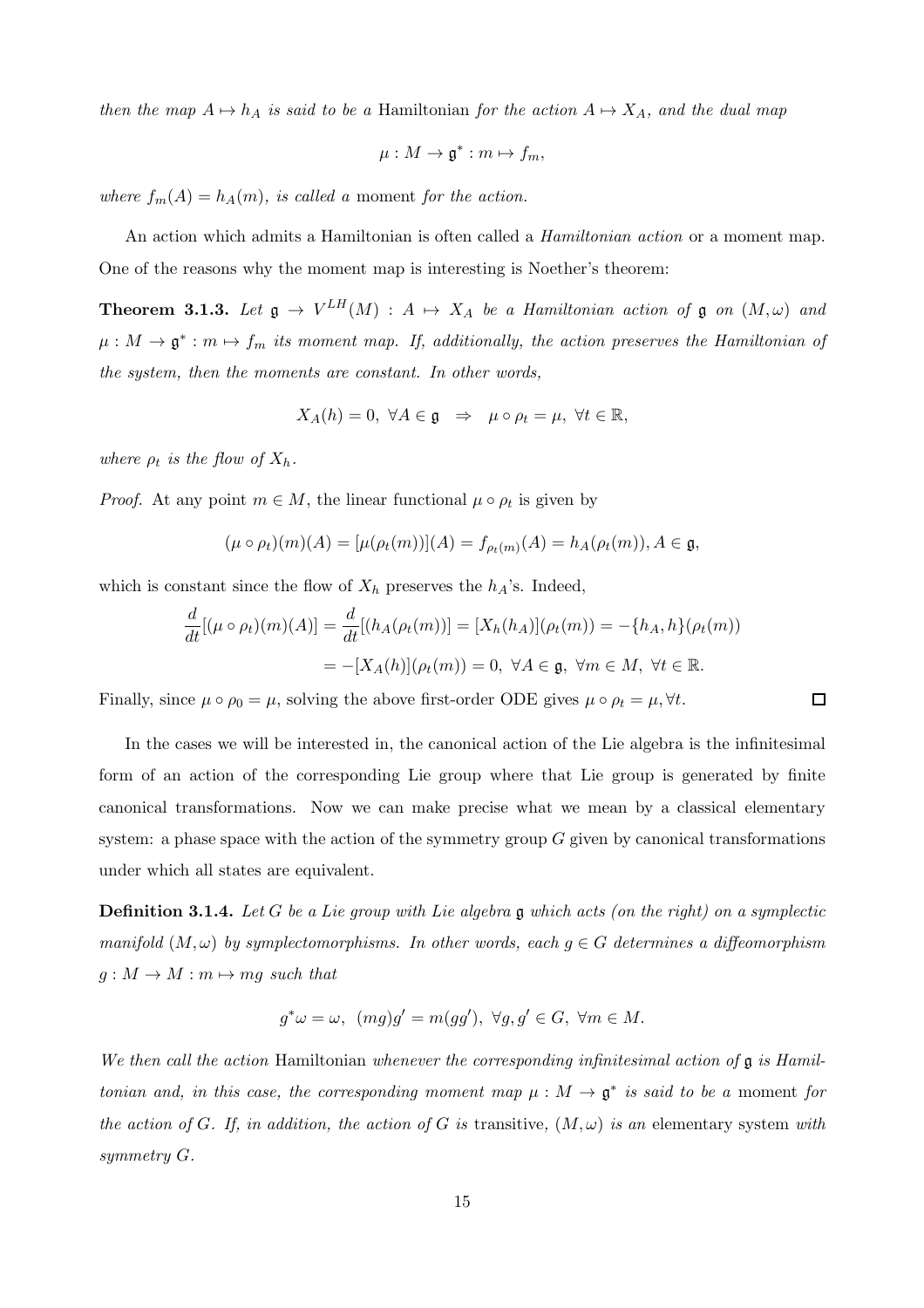*then the map $A \mapsto h_A$ is said to be a* Hamiltonian *for the action $A \mapsto X_A$, and the dual map*

$$\mu : M \to \mathfrak{g}^* : m \mapsto f_m,$$

*where $f_m(A) = h_A(m)$, is called a* moment *for the action.*

An action which admits a Hamiltonian is often called a *Hamiltonian action* or a moment map. One of the reasons why the moment map is interesting is Noether's theorem:

**Theorem 3.1.3.** *Let $\mathfrak{g} \to V^{LH}(M) : A \mapsto X_A$ be a Hamiltonian action of $\mathfrak{g}$ on $(M, \omega)$ and $\mu : M \to \mathfrak{g}^* : m \mapsto f_m$ its moment map. If, additionally, the action preserves the Hamiltonian of the system, then the moments are constant. In other words,*

$$X_A(h) = 0, \ \forall A \in \mathfrak{g} \quad \Rightarrow \quad \mu \circ \rho_t = \mu, \ \forall t \in \mathbb{R},$$

*where $\rho_t$ is the flow of $X_h$.*

*Proof.* At any point $m \in M$, the linear functional $\mu \circ \rho_t$ is given by

$$(\mu \circ \rho_t)(m)(A) = [\mu(\rho_t(m))](A) = f_{\rho_t(m)}(A) = h_A(\rho_t(m)), A \in \mathfrak{g},$$

which is constant since the flow of $X_h$ preserves the $h_A$'s. Indeed,

$$\begin{aligned}
\frac{d}{dt}[(\mu \circ \rho_t)(m)(A)] = \frac{d}{dt}[(h_A(\rho_t(m))] &= [X_h(h_A)](\rho_t(m)) = -\{h_A, h\}(\rho_t(m)) \\
&= -[X_A(h)](\rho_t(m)) = 0, \ \forall A \in \mathfrak{g}, \ \forall m \in M, \ \forall t \in \mathbb{R}.
\end{aligned}$$

Finally, since $\mu \circ \rho_0 = \mu$, solving the above first-order ODE gives $\mu \circ \rho_t = \mu, \forall t$. ∎

In the cases we will be interested in, the canonical action of the Lie algebra is the infinitesimal form of an action of the corresponding Lie group where that Lie group is generated by finite canonical transformations. Now we can make precise what we mean by a classical elementary system: a phase space with the action of the symmetry group $G$ given by canonical transformations under which all states are equivalent.

**Definition 3.1.4.** *Let $G$ be a Lie group with Lie algebra $\mathfrak{g}$ which acts (on the right) on a symplectic manifold $(M, \omega)$ by symplectomorphisms. In other words, each $g \in G$ determines a diffeomorphism $g : M \to M : m \mapsto mg$ such that*

$$g^* \omega = \omega, \ \ (mg)g' = m(gg'), \ \forall g, g' \in G, \ \forall m \in M.$$

*We then call the action* Hamiltonian *whenever the corresponding infinitesimal action of $\mathfrak{g}$ is Hamiltonian and, in this case, the corresponding moment map $\mu : M \to \mathfrak{g}^*$ is said to be a* moment *for the action of $G$. If, in addition, the action of $G$ is* transitive*, $(M, \omega)$ is an* elementary system *with symmetry $G$.*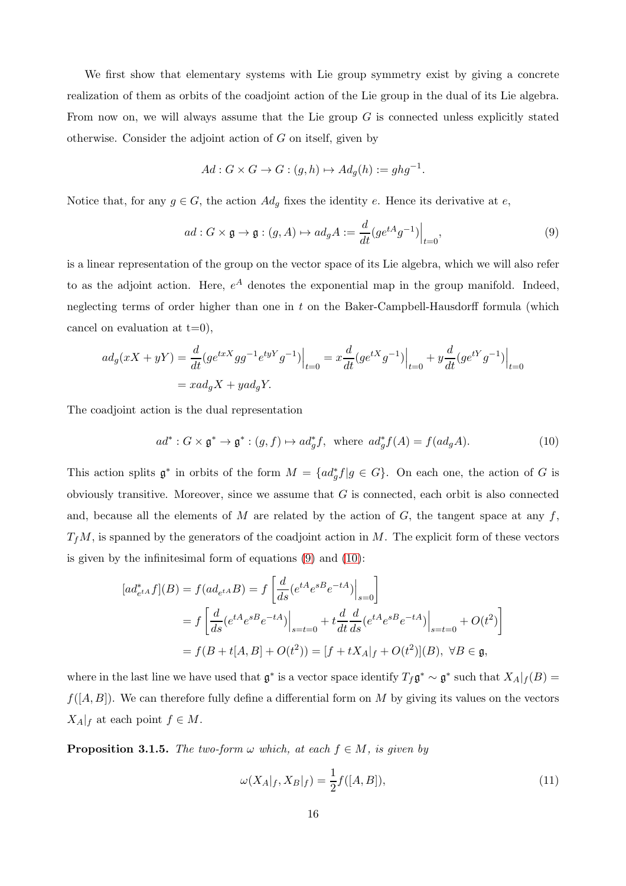We first show that elementary systems with Lie group symmetry exist by giving a concrete realization of them as orbits of the coadjoint action of the Lie group in the dual of its Lie algebra. From now on, we will always assume that the Lie group $G$ is connected unless explicitly stated otherwise. Consider the adjoint action of $G$ on itself, given by

$$Ad : G \times G \to G : (g, h) \mapsto Ad_g(h) := ghg^{-1}.$$

Notice that, for any $g \in G$, the action $Ad_g$ fixes the identity $e$. Hence its derivative at $e$,

$$ad : G \times \mathfrak{g} \to \mathfrak{g} : (g, A) \mapsto ad_g A := \frac{d}{dt}(ge^{tA}g^{-1})\Big|_{t=0}, \tag{9}$$

is a linear representation of the group on the vector space of its Lie algebra, which we will also refer to as the adjoint action. Here, $e^A$ denotes the exponential map in the group manifold. Indeed, neglecting terms of order higher than one in $t$ on the Baker-Campbell-Hausdorff formula (which cancel on evaluation at t=0),

$$\begin{aligned} ad_g(xX + yY) &= \frac{d}{dt}(ge^{txX}gg^{-1}e^{tyY}g^{-1})\Big|_{t=0} = x\frac{d}{dt}(ge^{tX}g^{-1})\Big|_{t=0} + y\frac{d}{dt}(ge^{tY}g^{-1})\Big|_{t=0} \\ &= xad_gX + yad_gY. \end{aligned}$$

The coadjoint action is the dual representation

$$ad^* : G \times \mathfrak{g}^* \to \mathfrak{g}^* : (g, f) \mapsto ad^*_g f, \text{ where } ad^*_g f(A) = f(ad_g A). \tag{10}$$

This action splits $\mathfrak{g}^*$ in orbits of the form $M = \{ad^*_g f | g \in G\}$. On each one, the action of $G$ is obviously transitive. Moreover, since we assume that $G$ is connected, each orbit is also connected and, because all the elements of $M$ are related by the action of $G$, the tangent space at any $f$, $T_f M$, is spanned by the generators of the coadjoint action in $M$. The explicit form of these vectors is given by the infinitesimal form of equations (9) and (10):

$$\begin{aligned} [ad^*_{e^{tA}} f](B) = f(ad_{e^{tA}} B) &= f\left[\frac{d}{ds}(e^{tA}e^{sB}e^{-tA})\Big|_{s=0}\right] \\ &= f\left[\frac{d}{ds}(e^{tA}e^{sB}e^{-tA})\Big|_{s=t=0} + t\frac{d}{dt}\frac{d}{ds}(e^{tA}e^{sB}e^{-tA})\Big|_{s=t=0} + O(t^2)\right] \\ &= f(B + t[A, B] + O(t^2)) = [f + tX_A|_f + O(t^2)](B), \ \forall B \in \mathfrak{g}, \end{aligned}$$

where in the last line we have used that $\mathfrak{g}^*$ is a vector space identify $T_f\mathfrak{g}^* \sim \mathfrak{g}^*$ such that $X_A|_f(B) = f([A, B])$. We can therefore fully define a differential form on $M$ by giving its values on the vectors $X_A|_f$ at each point $f \in M$.

**Proposition 3.1.5.** *The two-form $\omega$ which, at each $f \in M$, is given by*

$$\omega(X_A|_f, X_B|_f) = \frac{1}{2}f([A, B]), \tag{11}$$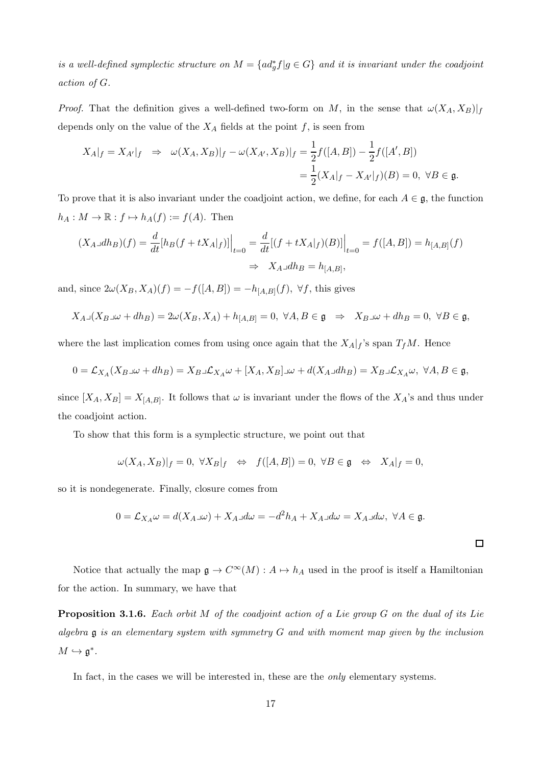*is a well-defined symplectic structure on $M = \{ad_g^* f | g \in G\}$ and it is invariant under the coadjoint action of $G$.*

*Proof.* That the definition gives a well-defined two-form on $M$, in the sense that $\omega(X_A, X_B)|_f$ depends only on the value of the $X_A$ fields at the point $f$, is seen from

$$X_A|_f = X_{A'}|_f \quad \Rightarrow \quad \omega(X_A, X_B)|_f - \omega(X_{A'}, X_B)|_f = \frac{1}{2}f([A,B]) - \frac{1}{2}f([A',B])$$
$$= \frac{1}{2}(X_A|_f - X_{A'}|_f)(B) = 0, \ \forall B \in \mathfrak{g}.$$

To prove that it is also invariant under the coadjoint action, we define, for each $A \in \mathfrak{g}$, the function $h_A : M \to \mathbb{R} : f \mapsto h_A(f) := f(A)$. Then

$$(X_A \lrcorner dh_B)(f) = \frac{d}{dt}[h_B(f + tX_A|_f)]\Big|_{t=0} = \frac{d}{dt}[(f + tX_A|_f)(B)]\Big|_{t=0} = f([A,B]) = h_{[A,B]}(f)$$
$$\Rightarrow \quad X_A \lrcorner dh_B = h_{[A,B]},$$

and, since $2\omega(X_B, X_A)(f) = -f([A,B]) = -h_{[A,B]}(f), \ \forall f$, this gives

$$X_A \lrcorner (X_B \lrcorner \omega + dh_B) = 2\omega(X_B, X_A) + h_{[A,B]} = 0, \ \forall A, B \in \mathfrak{g} \quad \Rightarrow \quad X_B \lrcorner \omega + dh_B = 0, \ \forall B \in \mathfrak{g},$$

where the last implication comes from using once again that the $X_A|_f$'s span $T_f M$. Hence

$$0 = \mathcal{L}_{X_A}(X_B \lrcorner \omega + dh_B) = X_B \lrcorner \mathcal{L}_{X_A}\omega + [X_A, X_B] \lrcorner \omega + d(X_A \lrcorner dh_B) = X_B \lrcorner \mathcal{L}_{X_A}\omega, \ \forall A, B \in \mathfrak{g},$$

since $[X_A, X_B] = X_{[A,B]}$. It follows that $\omega$ is invariant under the flows of the $X_A$'s and thus under the coadjoint action.

To show that this form is a symplectic structure, we point out that

$$\omega(X_A, X_B)|_f = 0, \ \forall X_B|_f \quad \Leftrightarrow \quad f([A,B]) = 0, \ \forall B \in \mathfrak{g} \quad \Leftrightarrow \quad X_A|_f = 0,$$

so it is nondegenerate. Finally, closure comes from

$$0 = \mathcal{L}_{X_A}\omega = d(X_A \lrcorner \omega) + X_A \lrcorner d\omega = -d^2 h_A + X_A \lrcorner d\omega = X_A \lrcorner d\omega, \ \forall A \in \mathfrak{g}.$$

□

Notice that actually the map $\mathfrak{g} \to C^\infty(M) : A \mapsto h_A$ used in the proof is itself a Hamiltonian for the action. In summary, we have that

**Proposition 3.1.6.** *Each orbit $M$ of the coadjoint action of a Lie group $G$ on the dual of its Lie algebra $\mathfrak{g}$ is an elementary system with symmetry $G$ and with moment map given by the inclusion $M \hookrightarrow \mathfrak{g}^*$.*

In fact, in the cases we will be interested in, these are the *only* elementary systems.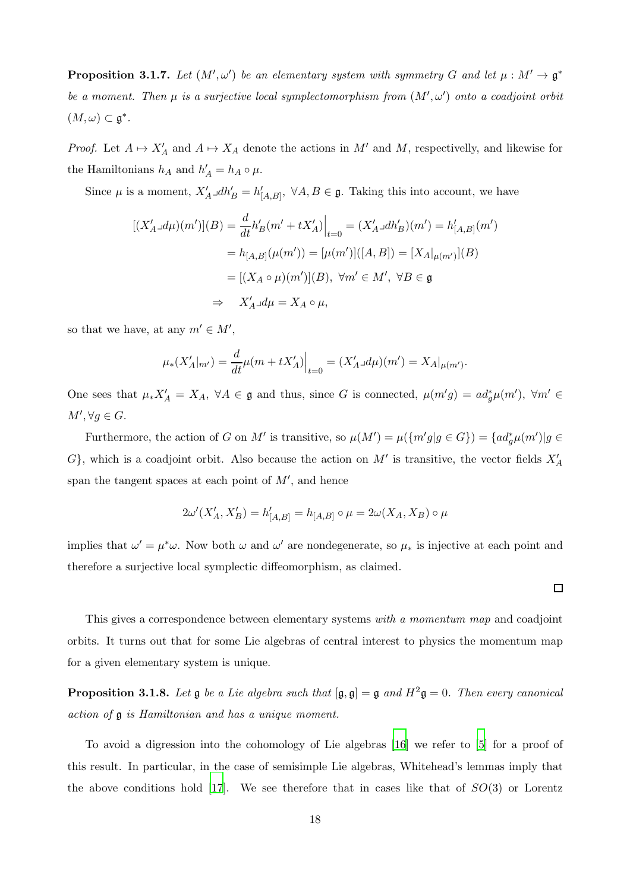**Proposition 3.1.7.** *Let $(M', \omega')$ be an elementary system with symmetry $G$ and let $\mu : M' \to \mathfrak{g}^*$ be a moment. Then $\mu$ is a surjective local symplectomorphism from $(M', \omega')$ onto a coadjoint orbit $(M, \omega) \subset \mathfrak{g}^*$.*

*Proof.* Let $A \mapsto X'_A$ and $A \mapsto X_A$ denote the actions in $M'$ and $M$, respectivelly, and likewise for the Hamiltonians $h_A$ and $h'_A = h_A \circ \mu$.

Since $\mu$ is a moment, $X'_A \lrcorner dh'_B = h'_{[A,B]}$, $\forall A, B \in \mathfrak{g}$. Taking this into account, we have

$$
\begin{aligned}
[(X'_A \lrcorner d\mu)(m')](B) &= \frac{d}{dt} h'_B(m' + tX'_A)\Big|_{t=0} = (X'_A \lrcorner dh'_B)(m') = h'_{[A,B]}(m') \\
&= h_{[A,B]}(\mu(m')) = [\mu(m')]([A, B]) = [X_A|_{\mu(m')}](B) \\
&= [(X_A \circ \mu)(m')](B), \ \forall m' \in M', \ \forall B \in \mathfrak{g} \\
\Rightarrow \quad & X'_A \lrcorner d\mu = X_A \circ \mu,
\end{aligned}
$$

so that we have, at any $m' \in M'$,

$$
\mu_*(X'_A|_{m'}) = \frac{d}{dt} \mu(m + tX'_A)\Big|_{t=0} = (X'_A \lrcorner d\mu)(m') = X_A|_{\mu(m')}.
$$

One sees that $\mu_* X'_A = X_A$, $\forall A \in \mathfrak{g}$ and thus, since $G$ is connected, $\mu(m'g) = ad^*_g \mu(m')$, $\forall m' \in M', \forall g \in G$.

Furthermore, the action of $G$ on $M'$ is transitive, so $\mu(M') = \mu(\{m'g | g \in G\}) = \{ad^*_g \mu(m') | g \in G\}$, which is a coadjoint orbit. Also because the action on $M'$ is transitive, the vector fields $X'_A$ span the tangent spaces at each point of $M'$, and hence

$$
2\omega'(X'_A, X'_B) = h'_{[A,B]} = h_{[A,B]} \circ \mu = 2\omega(X_A, X_B) \circ \mu
$$

implies that $\omega' = \mu^* \omega$. Now both $\omega$ and $\omega'$ are nondegenerate, so $\mu_*$ is injective at each point and therefore a surjective local symplectic diffeomorphism, as claimed.

$\square$

This gives a correspondence between elementary systems *with a momentum map* and coadjoint orbits. It turns out that for some Lie algebras of central interest to physics the momentum map for a given elementary system is unique.

**Proposition 3.1.8.** *Let $\mathfrak{g}$ be a Lie algebra such that $[\mathfrak{g}, \mathfrak{g}] = \mathfrak{g}$ and $H^2\mathfrak{g} = 0$. Then every canonical action of $\mathfrak{g}$ is Hamiltonian and has a unique moment.*

To avoid a digression into the cohomology of Lie algebras [16] we refer to [5] for a proof of this result. In particular, in the case of semisimple Lie algebras, Whitehead's lemmas imply that the above conditions hold [17]. We see therefore that in cases like that of $SO(3)$ or Lorentz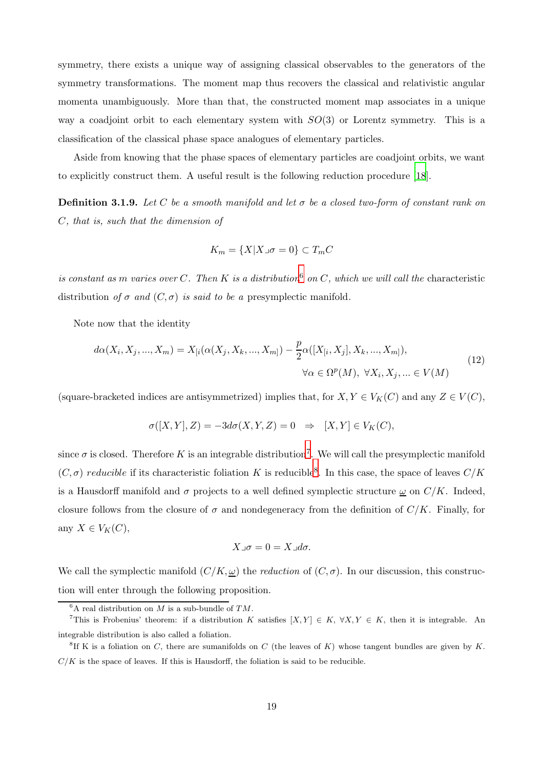symmetry, there exists a unique way of assigning classical observables to the generators of the symmetry transformations. The moment map thus recovers the classical and relativistic angular momenta unambiguously. More than that, the constructed moment map associates in a unique way a coadjoint orbit to each elementary system with $SO(3)$ or Lorentz symmetry. This is a classification of the classical phase space analogues of elementary particles.

Aside from knowing that the phase spaces of elementary particles are coadjoint orbits, we want to explicitly construct them. A useful result is the following reduction procedure [18].

**Definition 3.1.9.** *Let $C$ be a smooth manifold and let $\sigma$ be a closed two-form of constant rank on $C$, that is, such that the dimension of*

$$K_m = \{X | X \lrcorner \sigma = 0\} \subset T_m C$$

*is constant as $m$ varies over $C$. Then $K$ is a distribution*[6] *on $C$, which we will call the* characteristic distribution *of $\sigma$ and $(C, \sigma)$ is said to be a* presymplectic manifold.

Note now that the identity

$$d\alpha(X_i, X_j, ..., X_m) = X_{[i}(\alpha(X_j, X_k, ..., X_{m]}) - \frac{p}{2}\alpha([X_{[i}, X_j], X_k, ..., X_{m]}), \qquad \forall \alpha \in \Omega^p(M),\ \forall X_i, X_j, ... \in V(M) \tag{12}$$

(square-bracketed indices are antisymmetrized) implies that, for $X, Y \in V_K(C)$ and any $Z \in V(C)$,

$$\sigma([X, Y], Z) = -3d\sigma(X, Y, Z) = 0 \quad \Rightarrow \quad [X, Y] \in V_K(C),$$

since $\sigma$ is closed. Therefore $K$ is an integrable distribution[7]. We will call the presymplectic manifold $(C, \sigma)$ *reducible* if its characteristic foliation $K$ is reducible[8]. In this case, the space of leaves $C/K$ is a Hausdorff manifold and $\sigma$ projects to a well defined symplectic structure $\underline{\omega}$ on $C/K$. Indeed, closure follows from the closure of $\sigma$ and nondegeneracy from the definition of $C/K$. Finally, for any $X \in V_K(C)$,

$$X \lrcorner \sigma = 0 = X \lrcorner d\sigma.$$

We call the symplectic manifold $(C/K, \underline{\omega})$ the *reduction* of $(C, \sigma)$. In our discussion, this construction will enter through the following proposition.

---

[6] A real distribution on $M$ is a sub-bundle of $TM$.

[7] This is Frobenius' theorem: if a distribution $K$ satisfies $[X, Y] \in K$, $\forall X, Y \in K$, then it is integrable. An integrable distribution is also called a foliation.

[8] If K is a foliation on $C$, there are sumanifolds on $C$ (the leaves of $K$) whose tangent bundles are given by $K$. $C/K$ is the space of leaves. If this is Hausdorff, the foliation is said to be reducible.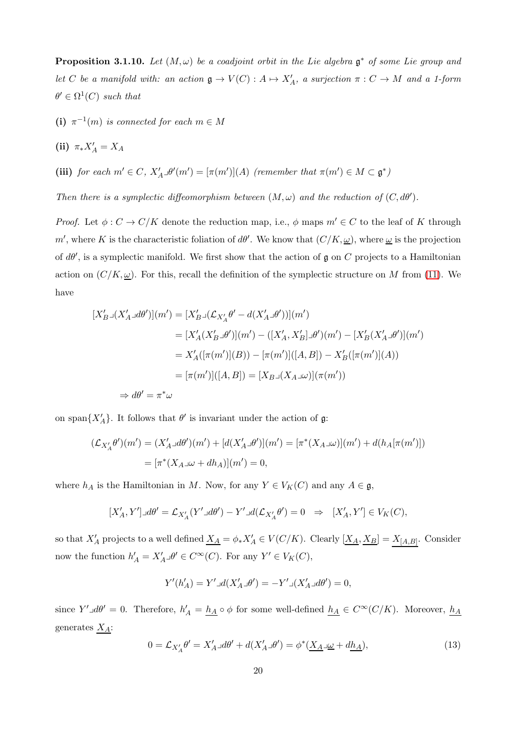**Proposition 3.1.10.** *Let $(M, \omega)$ be a coadjoint orbit in the Lie algebra $\mathfrak{g}^*$ of some Lie group and let $C$ be a manifold with: an action $\mathfrak{g} \to V(C) : A \mapsto X'_A$, a surjection $\pi : C \to M$ and a 1-form $\theta' \in \Omega^1(C)$ such that*

**(i)** *$\pi^{-1}(m)$ is connected for each $m \in M$*

**(ii)** *$\pi_* X'_A = X_A$*

**(iii)** *for each $m' \in C$, $X'_A \lrcorner \theta'(m') = [\pi(m')](A)$ (remember that $\pi(m') \in M \subset \mathfrak{g}^*$)*

*Then there is a symplectic diffeomorphism between $(M, \omega)$ and the reduction of $(C, d\theta')$.*

*Proof.* Let $\phi : C \to C/K$ denote the reduction map, i.e., $\phi$ maps $m' \in C$ to the leaf of $K$ through $m'$, where $K$ is the characteristic foliation of $d\theta'$. We know that $(C/K, \underline{\omega})$, where $\underline{\omega}$ is the projection of $d\theta'$, is a symplectic manifold. We first show that the action of $\mathfrak{g}$ on $C$ projects to a Hamiltonian action on $(C/K, \underline{\omega})$. For this, recall the definition of the symplectic structure on $M$ from (11). We have

$$
\begin{aligned}
[X'_B \lrcorner (X'_A \lrcorner d\theta')](m') &= [X'_B \lrcorner (\mathcal{L}_{X'_A} \theta' - d(X'_A \lrcorner \theta'))](m') \\
&= [X'_A (X'_B \lrcorner \theta')](m') - ([X'_A, X'_B] \lrcorner \theta')(m') - [X'_B (X'_A \lrcorner \theta')](m') \\
&= X'_A([\pi(m')](B)) - [\pi(m')]([A, B]) - X'_B([\pi(m')](A)) \\
&= [\pi(m')]([A, B]) = [X_B \lrcorner (X_A \lrcorner \omega)](\pi(m')) \\
\Rightarrow d\theta' = \pi^* \omega &
\end{aligned}
$$

on $\text{span}\{X'_A\}$. It follows that $\theta'$ is invariant under the action of $\mathfrak{g}$:

$$
\begin{aligned}
(\mathcal{L}_{X'_A} \theta')(m') &= (X'_A \lrcorner d\theta')(m') + [d(X'_A \lrcorner \theta')](m') = [\pi^*(X_A \lrcorner \omega)](m') + d(h_A[\pi(m')]) \\
&= [\pi^*(X_A \lrcorner \omega + dh_A)](m') = 0,
\end{aligned}
$$

where $h_A$ is the Hamiltonian in $M$. Now, for any $Y \in V_K(C)$ and any $A \in \mathfrak{g}$,

$$
[X'_A, Y'] \lrcorner d\theta' = \mathcal{L}_{X'_A}(Y' \lrcorner d\theta') - Y' \lrcorner d(\mathcal{L}_{X'_A} \theta') = 0 \quad \Rightarrow \quad [X'_A, Y'] \in V_K(C),
$$

so that $X'_A$ projects to a well defined $\underline{X_A} = \phi_* X'_A \in V(C/K)$. Clearly $[\underline{X_A}, \underline{X_B}] = \underline{X_{[A,B]}}$. Consider now the function $h'_A = X'_A \lrcorner \theta' \in C^\infty(C)$. For any $Y' \in V_K(C)$,

$$
Y'(h'_A) = Y' \lrcorner d(X'_A \lrcorner \theta') = -Y' \lrcorner (X'_A \lrcorner d\theta') = 0,
$$

since $Y' \lrcorner d\theta' = 0$. Therefore, $h'_A = \underline{h_A} \circ \phi$ for some well-defined $\underline{h_A} \in C^\infty(C/K)$. Moreover, $\underline{h_A}$ generates $\underline{X_A}$:

$$
0 = \mathcal{L}_{X'_A} \theta' = X'_A \lrcorner d\theta' + d(X'_A \lrcorner \theta') = \phi^*(\underline{X_A} \lrcorner \underline{\omega} + d\underline{h_A}), \tag{13}
$$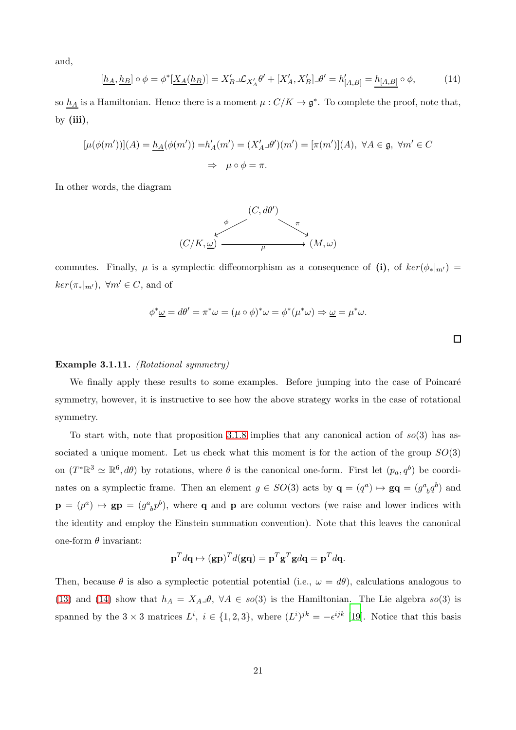and,

$$[\underline{h_A}, \underline{h_B}] \circ \phi = \phi^*[\underline{X_A}(\underline{h_B})] = X'_B \lrcorner \mathcal{L}_{X'_A}\theta' + [X'_A, X'_B]\lrcorner\theta' = h'_{[A,B]} = \underline{h_{[A,B]}} \circ \phi, \tag{14}$$

so $\underline{h_A}$ is a Hamiltonian. Hence there is a moment $\mu : C/K \to \mathfrak{g}^*$. To complete the proof, note that, by **(iii)**,

$$[\mu(\phi(m'))](A) = \underline{h_A}(\phi(m')) = h'_A(m') = (X'_A \lrcorner \theta')(m') = [\pi(m')](A),\ \forall A \in \mathfrak{g},\ \forall m' \in C$$

$$\Rightarrow \quad \mu \circ \phi = \pi.$$

In other words, the diagram

$$\begin{array}{ccc} & (C, d\theta') & \\ \phi \swarrow & & \searrow \pi \\ (C/K, \underline{\omega}) & \xrightarrow{\quad \mu \quad} & (M, \omega) \end{array}$$

commutes. Finally, $\mu$ is a symplectic diffeomorphism as a consequence of **(i)**, of $ker(\phi_*|_{m'}) = ker(\pi_*|_{m'})$, $\forall m' \in C$, and of

$$\phi^*\underline{\omega} = d\theta' = \pi^*\omega = (\mu \circ \phi)^*\omega = \phi^*(\mu^*\omega) \Rightarrow \underline{\omega} = \mu^*\omega.$$

□

**Example 3.1.11.** *(Rotational symmetry)*

We finally apply these results to some examples. Before jumping into the case of Poincaré symmetry, however, it is instructive to see how the above strategy works in the case of rotational symmetry.

To start with, note that proposition 3.1.8 implies that any canonical action of $so(3)$ has associated a unique moment. Let us check what this moment is for the action of the group $SO(3)$ on $(T^*\mathbb{R}^3 \simeq \mathbb{R}^6, d\theta)$ by rotations, where $\theta$ is the canonical one-form. First let $(p_a, q^b)$ be coordinates on a symplectic frame. Then an element $g \in SO(3)$ acts by $\mathbf{q} = (q^a) \mapsto \mathbf{gq} = (g^a{}_b q^b)$ and $\mathbf{p} = (p^a) \mapsto \mathbf{gp} = (g^a{}_b p^b)$, where $\mathbf{q}$ and $\mathbf{p}$ are column vectors (we raise and lower indices with the identity and employ the Einstein summation convention). Note that this leaves the canonical one-form $\theta$ invariant:

$$\mathbf{p}^T d\mathbf{q} \mapsto (\mathbf{gp})^T d(\mathbf{gq}) = \mathbf{p}^T \mathbf{g}^T \mathbf{g} d\mathbf{q} = \mathbf{p}^T d\mathbf{q}.$$

Then, because $\theta$ is also a symplectic potential potential (i.e., $\omega = d\theta$), calculations analogous to (13) and (14) show that $h_A = X_A \lrcorner \theta$, $\forall A \in so(3)$ is the Hamiltonian. The Lie algebra $so(3)$ is spanned by the $3 \times 3$ matrices $L^i$, $i \in \{1, 2, 3\}$, where $(L^i)^{jk} = -\epsilon^{ijk}$ [19]. Notice that this basis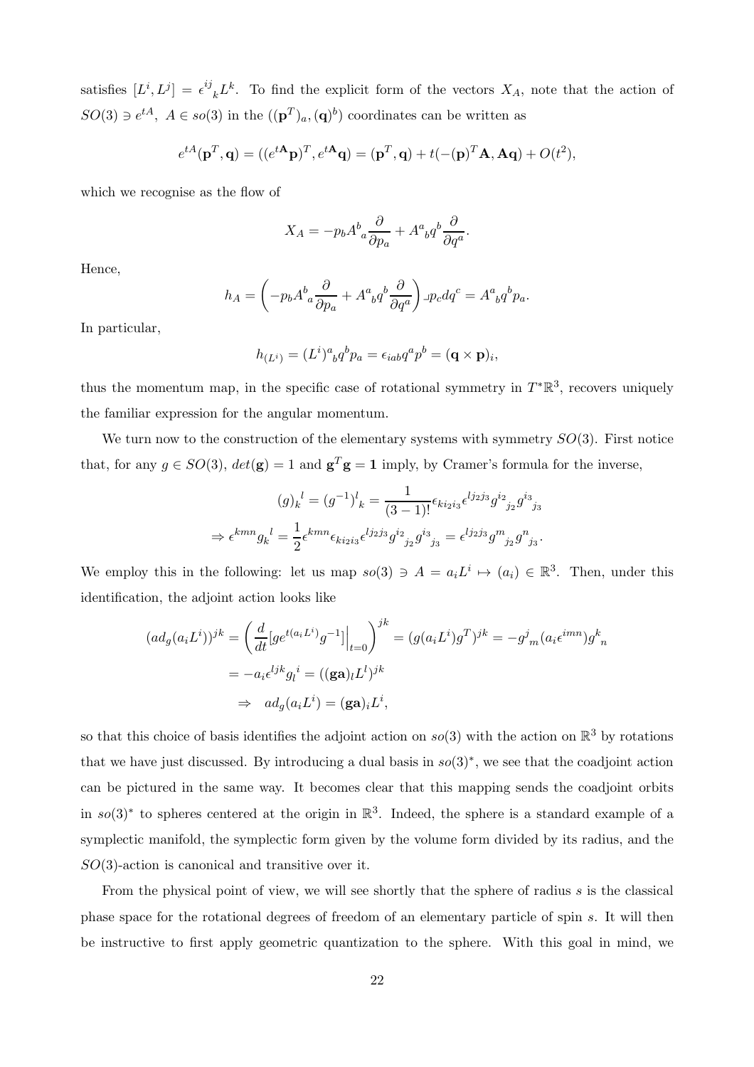satisfies $[L^i, L^j] = \epsilon^{ij}{}_k L^k$. To find the explicit form of the vectors $X_A$, note that the action of $SO(3) \ni e^{tA},\ A \in so(3)$ in the $((\mathbf{p}^T)_a, (\mathbf{q})^b)$ coordinates can be written as

$$e^{tA}(\mathbf{p}^T, \mathbf{q}) = ((e^{t\mathbf{A}}\mathbf{p})^T, e^{t\mathbf{A}}\mathbf{q}) = (\mathbf{p}^T, \mathbf{q}) + t(-(\mathbf{p})^T\mathbf{A}, \mathbf{A}\mathbf{q}) + O(t^2),$$

which we recognise as the flow of

$$X_A = -p_b A^b{}_a \frac{\partial}{\partial p_a} + A^a{}_b q^b \frac{\partial}{\partial q^a}.$$

Hence,

$$h_A = \left(-p_b A^b{}_a \frac{\partial}{\partial p_a} + A^a{}_b q^b \frac{\partial}{\partial q^a}\right) \lrcorner p_c dq^c = A^a{}_b q^b p_a.$$

In particular,

$$h_{(L^i)} = (L^i)^a{}_b q^b p_a = \epsilon_{iab} q^a p^b = (\mathbf{q} \times \mathbf{p})_i,$$

thus the momentum map, in the specific case of rotational symmetry in $T^*\mathbb{R}^3$, recovers uniquely the familiar expression for the angular momentum.

We turn now to the construction of the elementary systems with symmetry $SO(3)$. First notice that, for any $g \in SO(3)$, $det(\mathbf{g}) = 1$ and $\mathbf{g}^T\mathbf{g} = \mathbf{1}$ imply, by Cramer's formula for the inverse,

$$(g)_k{}^l = (g^{-1})^l{}_k = \frac{1}{(3-1)!}\epsilon_{ki_2i_3}\epsilon^{lj_2j_3} g^{i_2}{}_{j_2} g^{i_3}{}_{j_3}$$
$$\Rightarrow \epsilon^{kmn} g_k{}^l = \frac{1}{2}\epsilon^{kmn}\epsilon_{ki_2i_3}\epsilon^{lj_2j_3} g^{i_2}{}_{j_2} g^{i_3}{}_{j_3} = \epsilon^{lj_2j_3} g^m{}_{j_2} g^n{}_{j_3}.$$

We employ this in the following: let us map $so(3) \ni A = a_i L^i \mapsto (a_i) \in \mathbb{R}^3$. Then, under this identification, the adjoint action looks like

$$(ad_g(a_i L^i))^{jk} = \left(\frac{d}{dt}[g e^{t(a_i L^i)} g^{-1}]\Big|_{t=0}\right)^{jk} = (g(a_i L^i)g^T)^{jk} = -g^j{}_m (a_i \epsilon^{imn}) g^k{}_n$$
$$= -a_i \epsilon^{ljk} g_l{}^i = ((\mathbf{g}\mathbf{a})_l L^l)^{jk}$$
$$\Rightarrow \quad ad_g(a_i L^i) = (\mathbf{g}\mathbf{a})_i L^i,$$

so that this choice of basis identifies the adjoint action on $so(3)$ with the action on $\mathbb{R}^3$ by rotations that we have just discussed. By introducing a dual basis in $so(3)^*$, we see that the coadjoint action can be pictured in the same way. It becomes clear that this mapping sends the coadjoint orbits in $so(3)^*$ to spheres centered at the origin in $\mathbb{R}^3$. Indeed, the sphere is a standard example of a symplectic manifold, the symplectic form given by the volume form divided by its radius, and the $SO(3)$-action is canonical and transitive over it.

From the physical point of view, we will see shortly that the sphere of radius $s$ is the classical phase space for the rotational degrees of freedom of an elementary particle of spin $s$. It will then be instructive to first apply geometric quantization to the sphere. With this goal in mind, we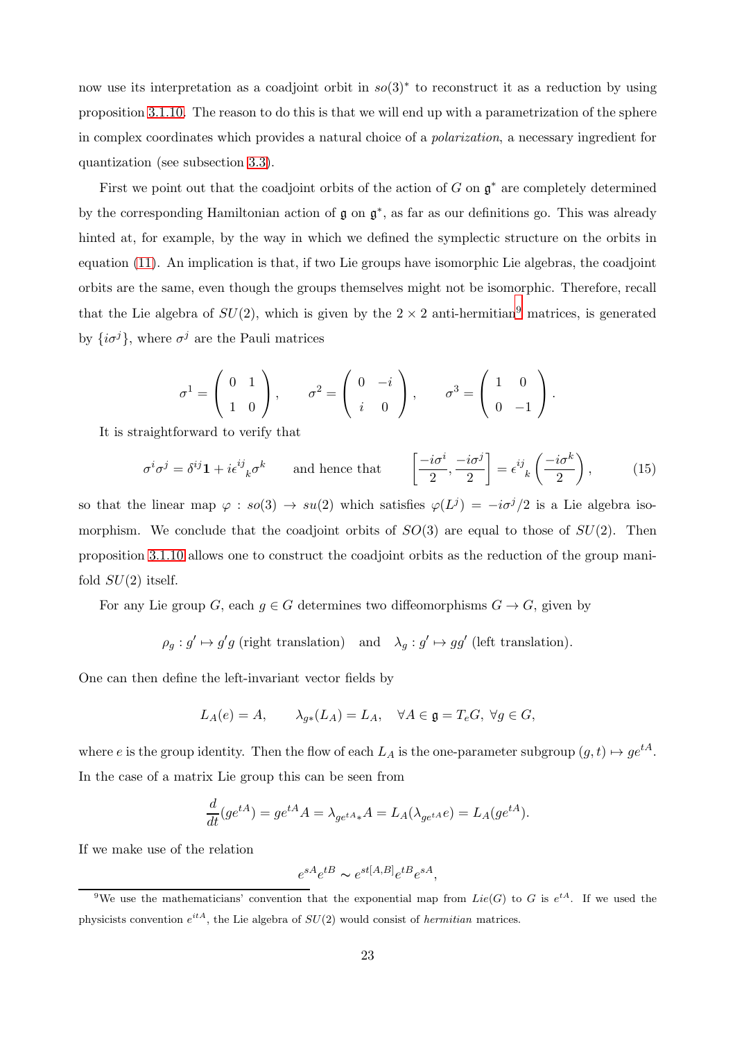now use its interpretation as a coadjoint orbit in $so(3)^*$ to reconstruct it as a reduction by using proposition 3.1.10. The reason to do this is that we will end up with a parametrization of the sphere in complex coordinates which provides a natural choice of a *polarization*, a necessary ingredient for quantization (see subsection 3.3).

First we point out that the coadjoint orbits of the action of $G$ on $\mathfrak{g}^*$ are completely determined by the corresponding Hamiltonian action of $\mathfrak{g}$ on $\mathfrak{g}^*$, as far as our definitions go. This was already hinted at, for example, by the way in which we defined the symplectic structure on the orbits in equation (11). An implication is that, if two Lie groups have isomorphic Lie algebras, the coadjoint orbits are the same, even though the groups themselves might not be isomorphic. Therefore, recall that the Lie algebra of $SU(2)$, which is given by the $2 \times 2$ anti-hermitian[9] matrices, is generated by $\{i\sigma^j\}$, where $\sigma^j$ are the Pauli matrices

$$\sigma^1 = \begin{pmatrix} 0 & 1 \\ 1 & 0 \end{pmatrix}, \qquad \sigma^2 = \begin{pmatrix} 0 & -i \\ i & 0 \end{pmatrix}, \qquad \sigma^3 = \begin{pmatrix} 1 & 0 \\ 0 & -1 \end{pmatrix}.$$

It is straightforward to verify that

$$\sigma^i \sigma^j = \delta^{ij} \mathbf{1} + i\epsilon^{ij}{}_k \sigma^k \qquad \text{and hence that} \qquad \left[ \frac{-i\sigma^i}{2}, \frac{-i\sigma^j}{2} \right] = \epsilon^{ij}{}_k \left( \frac{-i\sigma^k}{2} \right), \tag{15}$$

so that the linear map $\varphi : so(3) \to su(2)$ which satisfies $\varphi(L^j) = -i\sigma^j/2$ is a Lie algebra isomorphism. We conclude that the coadjoint orbits of $SO(3)$ are equal to those of $SU(2)$. Then proposition 3.1.10 allows one to construct the coadjoint orbits as the reduction of the group manifold $SU(2)$ itself.

For any Lie group $G$, each $g \in G$ determines two diffeomorphisms $G \to G$, given by

$$\rho_g : g' \mapsto g'g \text{ (right translation)} \quad \text{and} \quad \lambda_g : g' \mapsto gg' \text{ (left translation)}.$$

One can then define the left-invariant vector fields by

$$L_A(e) = A, \qquad \lambda_{g*}(L_A) = L_A, \quad \forall A \in \mathfrak{g} = T_e G, \ \forall g \in G,$$

where $e$ is the group identity. Then the flow of each $L_A$ is the one-parameter subgroup $(g, t) \mapsto ge^{tA}$. In the case of a matrix Lie group this can be seen from

$$\frac{d}{dt}(ge^{tA}) = ge^{tA}A = \lambda_{ge^{tA}*}A = L_A(\lambda_{ge^{tA}}e) = L_A(ge^{tA}).$$

If we make use of the relation

$$e^{sA}e^{tB} \sim e^{st[A,B]}e^{tB}e^{sA},$$

[9] We use the mathematicians' convention that the exponential map from $Lie(G)$ to $G$ is $e^{tA}$. If we used the physicists convention $e^{itA}$, the Lie algebra of $SU(2)$ would consist of *hermitian* matrices.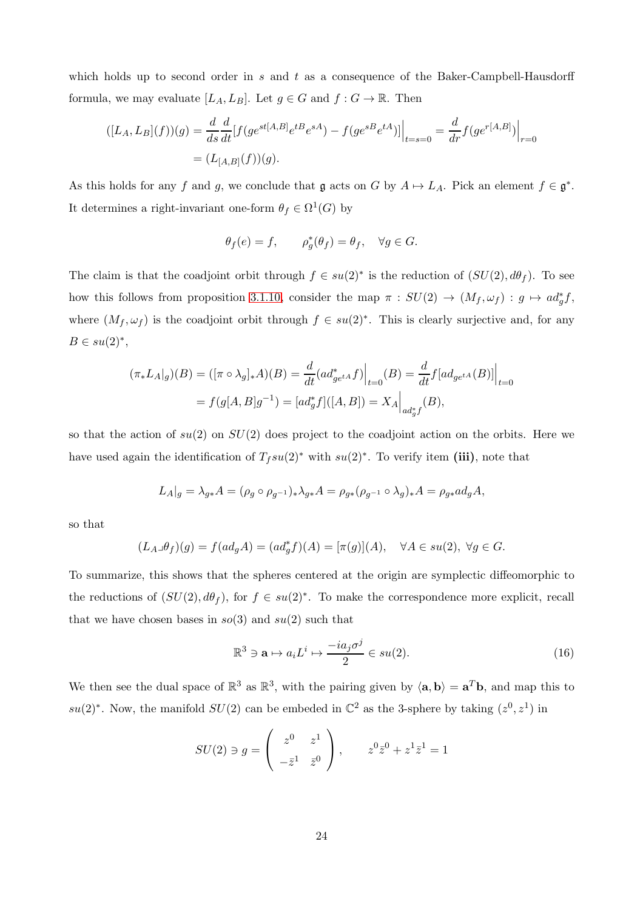which holds up to second order in $s$ and $t$ as a consequence of the Baker-Campbell-Hausdorff formula, we may evaluate $[L_A, L_B]$. Let $g \in G$ and $f : G \to \mathbb{R}$. Then

$$
\begin{aligned}
([L_A, L_B](f))(g) &= \frac{d}{ds}\frac{d}{dt}[f(ge^{st[A,B]}e^{tB}e^{sA}) - f(ge^{sB}e^{tA})]\Big|_{t=s=0} = \frac{d}{dr}f(ge^{r[A,B]})\Big|_{r=0} \\
&= (L_{[A,B]}(f))(g).
\end{aligned}
$$

As this holds for any $f$ and $g$, we conclude that $\mathfrak{g}$ acts on $G$ by $A \mapsto L_A$. Pick an element $f \in \mathfrak{g}^*$. It determines a right-invariant one-form $\theta_f \in \Omega^1(G)$ by

$$
\theta_f(e) = f, \qquad \rho_g^*(\theta_f) = \theta_f, \quad \forall g \in G.
$$

The claim is that the coadjoint orbit through $f \in su(2)^*$ is the reduction of $(SU(2), d\theta_f)$. To see how this follows from proposition 3.1.10, consider the map $\pi : SU(2) \to (M_f, \omega_f) : g \mapsto ad_g^* f$, where $(M_f, \omega_f)$ is the coadjoint orbit through $f \in su(2)^*$. This is clearly surjective and, for any $B \in su(2)^*$,

$$
\begin{aligned}
(\pi_* L_A|_g)(B) &= ([\pi \circ \lambda_g]_* A)(B) = \frac{d}{dt}(ad^*_{ge^{tA}} f)\Big|_{t=0}(B) = \frac{d}{dt} f[ad_{ge^{tA}}(B)]\Big|_{t=0} \\
&= f(g[A,B]g^{-1}) = [ad_g^* f]([A,B]) = X_A\Big|_{ad_g^* f}(B),
\end{aligned}
$$

so that the action of $su(2)$ on $SU(2)$ does project to the coadjoint action on the orbits. Here we have used again the identification of $T_f su(2)^*$ with $su(2)^*$. To verify item **(iii)**, note that

$$
L_A|_g = \lambda_{g*} A = (\rho_g \circ \rho_{g^{-1}})_* \lambda_{g*} A = \rho_{g*}(\rho_{g^{-1}} \circ \lambda_g)_* A = \rho_{g*} ad_g A,
$$

so that

$$
(L_A \lrcorner \theta_f)(g) = f(ad_g A) = (ad_g^* f)(A) = [\pi(g)](A), \quad \forall A \in su(2),\ \forall g \in G.
$$

To summarize, this shows that the spheres centered at the origin are symplectic diffeomorphic to the reductions of $(SU(2), d\theta_f)$, for $f \in su(2)^*$. To make the correspondence more explicit, recall that we have chosen bases in $so(3)$ and $su(2)$ such that

$$
\mathbb{R}^3 \ni \mathbf{a} \mapsto a_i L^i \mapsto \frac{-i a_j \sigma^j}{2} \in su(2). \tag{16}
$$

We then see the dual space of $\mathbb{R}^3$ as $\mathbb{R}^3$, with the pairing given by $\langle \mathbf{a}, \mathbf{b} \rangle = \mathbf{a}^T \mathbf{b}$, and map this to $su(2)^*$. Now, the manifold $SU(2)$ can be embeded in $\mathbb{C}^2$ as the 3-sphere by taking $(z^0, z^1)$ in

$$
SU(2) \ni g = \begin{pmatrix} z^0 & z^1 \\ -\bar{z}^1 & \bar{z}^0 \end{pmatrix}, \qquad z^0 \bar{z}^0 + z^1 \bar{z}^1 = 1
$$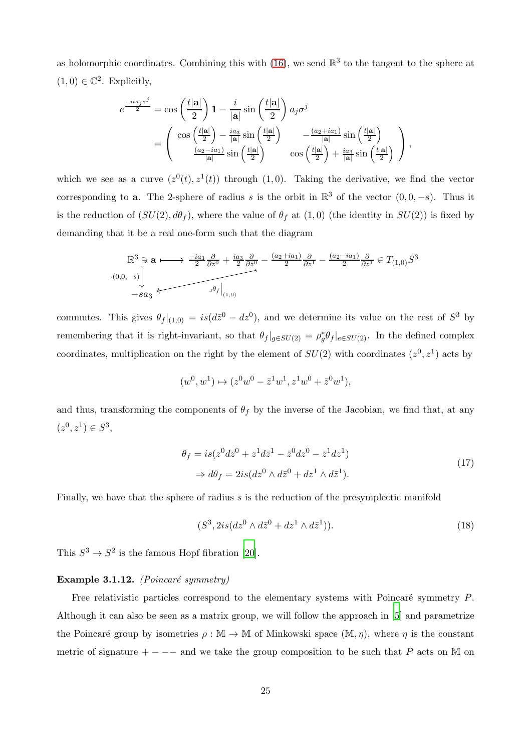as holomorphic coordinates. Combining this with (16), we send $\mathbb{R}^3$ to the tangent to the sphere at $(1,0) \in \mathbb{C}^2$. Explicitly,

$$
\begin{aligned}
e^{\frac{-ita_j\sigma^j}{2}} &= \cos\left(\frac{t|\mathbf{a}|}{2}\right)\mathbf{1} - \frac{i}{|\mathbf{a}|}\sin\left(\frac{t|\mathbf{a}|}{2}\right)a_j\sigma^j \\
&= \begin{pmatrix} \cos\left(\frac{t|\mathbf{a}|}{2}\right) - \frac{ia_3}{|\mathbf{a}|}\sin\left(\frac{t|\mathbf{a}|}{2}\right) & -\frac{(a_2+ia_1)}{|\mathbf{a}|}\sin\left(\frac{t|\mathbf{a}|}{2}\right) \\ \frac{(a_2-ia_1)}{|\mathbf{a}|}\sin\left(\frac{t|\mathbf{a}|}{2}\right) & \cos\left(\frac{t|\mathbf{a}|}{2}\right) + \frac{ia_3}{|\mathbf{a}|}\sin\left(\frac{t|\mathbf{a}|}{2}\right) \end{pmatrix},
\end{aligned}
$$

which we see as a curve $(z^0(t), z^1(t))$ through $(1,0)$. Taking the derivative, we find the vector corresponding to $\mathbf{a}$. The 2-sphere of radius $s$ is the orbit in $\mathbb{R}^3$ of the vector $(0,0,-s)$. Thus it is the reduction of $(SU(2), d\theta_f)$, where the value of $\theta_f$ at $(1,0)$ (the identity in $SU(2)$) is fixed by demanding that it be a real one-form such that the diagram

$$
\begin{array}{ccc}
\mathbb{R}^3 \ni \mathbf{a} & \longmapsto & \frac{-ia_3}{2}\frac{\partial}{\partial z^0} + \frac{ia_3}{2}\frac{\partial}{\partial \bar{z}^0} - \frac{(a_2+ia_1)}{2}\frac{\partial}{\partial z^1} - \frac{(a_2-ia_1)}{2}\frac{\partial}{\partial \bar{z}^1} \in T_{(1,0)}S^3 \\
\Big\downarrow{\scriptstyle \cdot(0,0,-s)} & \swarrow{\scriptstyle \lrcorner\theta_f|_{(1,0)}} & \\
-sa_3 & &
\end{array}
$$

commutes. This gives $\theta_f|_{(1,0)} = is(d\bar{z}^0 - dz^0)$, and we determine its value on the rest of $S^3$ by remembering that it is right-invariant, so that $\theta_f|_{g\in SU(2)} = \rho_g^*\theta_f|_{e\in SU(2)}$. In the defined complex coordinates, multiplication on the right by the element of $SU(2)$ with coordinates $(z^0, z^1)$ acts by

$$
(w^0, w^1) \mapsto (z^0w^0 - \bar{z}^1w^1, z^1w^0 + \bar{z}^0w^1),
$$

and thus, transforming the components of $\theta_f$ by the inverse of the Jacobian, we find that, at any $(z^0, z^1) \in S^3$,

$$
\begin{aligned}
\theta_f &= is(z^0d\bar{z}^0 + z^1d\bar{z}^1 - \bar{z}^0dz^0 - \bar{z}^1dz^1) \\
&\Rightarrow d\theta_f = 2is(dz^0 \wedge d\bar{z}^0 + dz^1 \wedge d\bar{z}^1).
\end{aligned}
\tag{17}
$$

Finally, we have that the sphere of radius $s$ is the reduction of the presymplectic manifold

$$
(S^3, 2is(dz^0 \wedge d\bar{z}^0 + dz^1 \wedge d\bar{z}^1)). \tag{18}
$$

This $S^3 \to S^2$ is the famous Hopf fibration [20].

**Example 3.1.12.** *(Poincaré symmetry)*

Free relativistic particles correspond to the elementary systems with Poincaré symmetry $P$. Although it can also be seen as a matrix group, we will follow the approach in [5] and parametrize the Poincaré group by isometries $\rho : \mathbb{M} \to \mathbb{M}$ of Minkowski space $(\mathbb{M}, \eta)$, where $\eta$ is the constant metric of signature $+---$ and we take the group composition to be such that $P$ acts on $\mathbb{M}$ on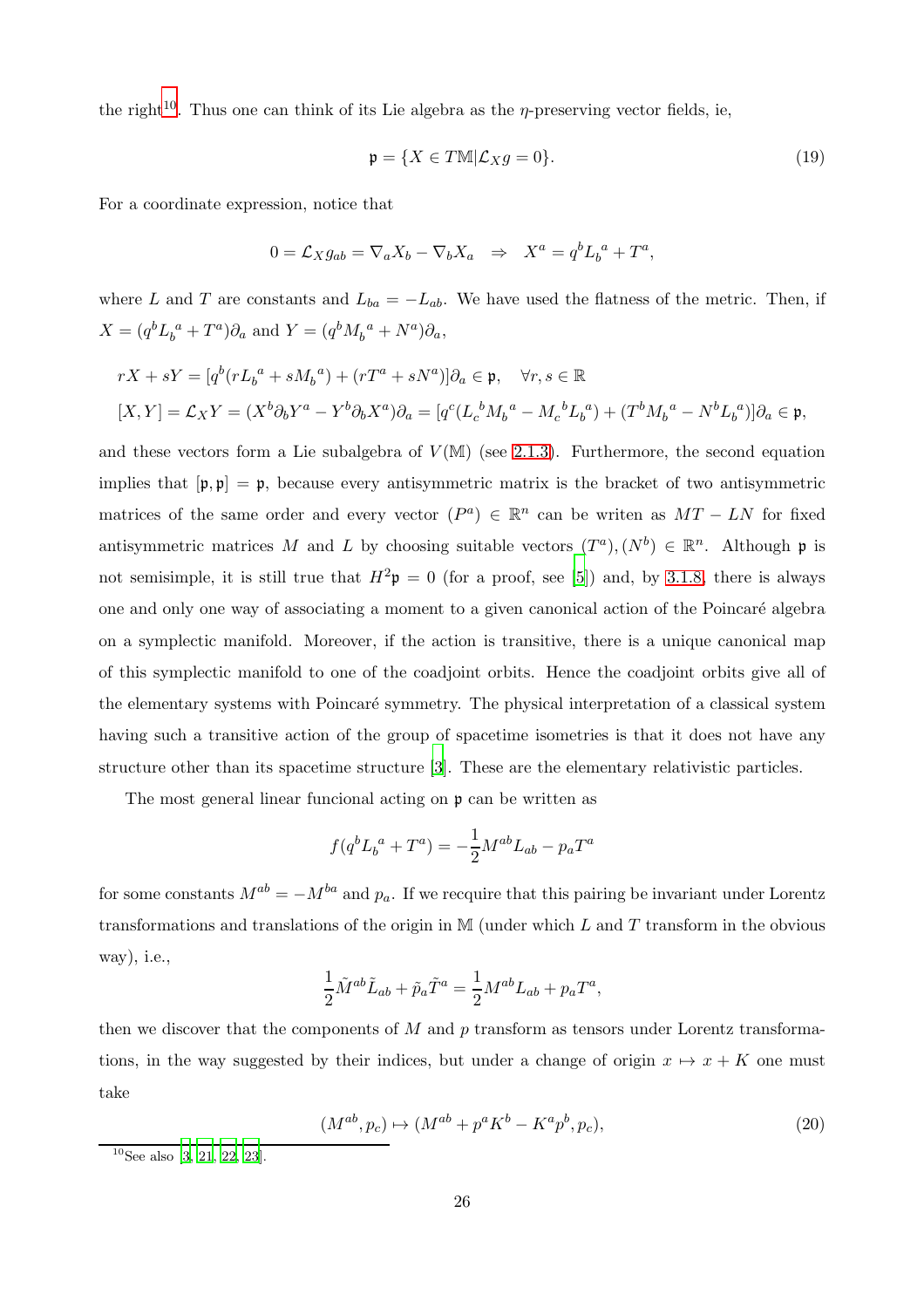the right[10]. Thus one can think of its Lie algebra as the $\eta$-preserving vector fields, ie,

$$\mathfrak{p} = \{X \in T\mathbb{M} | \mathcal{L}_X g = 0\}. \tag{19}$$

For a coordinate expression, notice that

$$0 = \mathcal{L}_X g_{ab} = \nabla_a X_b - \nabla_b X_a \quad \Rightarrow \quad X^a = q^b {L_b}^a + T^a,$$

where $L$ and $T$ are constants and $L_{ba} = -L_{ab}$. We have used the flatness of the metric. Then, if $X = (q^b {L_b}^a + T^a)\partial_a$ and $Y = (q^b {M_b}^a + N^a)\partial_a$,

$$rX + sY = [q^b(r{L_b}^a + s{M_b}^a) + (rT^a + sN^a)]\partial_a \in \mathfrak{p}, \quad \forall r, s \in \mathbb{R}$$

$$[X, Y] = \mathcal{L}_X Y = (X^b \partial_b Y^a - Y^b \partial_b X^a)\partial_a = [q^c({L_c}^b {M_b}^a - {M_c}^b {L_b}^a) + (T^b {M_b}^a - N^b {L_b}^a)]\partial_a \in \mathfrak{p},$$

and these vectors form a Lie subalgebra of $V(\mathbb{M})$ (see 2.1.3). Furthermore, the second equation implies that $[\mathfrak{p}, \mathfrak{p}] = \mathfrak{p}$, because every antisymmetric matrix is the bracket of two antisymmetric matrices of the same order and every vector $(P^a) \in \mathbb{R}^n$ can be writen as $MT - LN$ for fixed antisymmetric matrices $M$ and $L$ by choosing suitable vectors $(T^a), (N^b) \in \mathbb{R}^n$. Although $\mathfrak{p}$ is not semisimple, it is still true that $H^2\mathfrak{p} = 0$ (for a proof, see [5]) and, by 3.1.8, there is always one and only one way of associating a moment to a given canonical action of the Poincaré algebra on a symplectic manifold. Moreover, if the action is transitive, there is a unique canonical map of this symplectic manifold to one of the coadjoint orbits. Hence the coadjoint orbits give all of the elementary systems with Poincaré symmetry. The physical interpretation of a classical system having such a transitive action of the group of spacetime isometries is that it does not have any structure other than its spacetime structure [3]. These are the elementary relativistic particles.

The most general linear funcional acting on $\mathfrak{p}$ can be written as

$$f(q^b {L_b}^a + T^a) = -\frac{1}{2} M^{ab} L_{ab} - p_a T^a$$

for some constants $M^{ab} = -M^{ba}$ and $p_a$. If we recquire that this pairing be invariant under Lorentz transformations and translations of the origin in $\mathbb{M}$ (under which $L$ and $T$ transform in the obvious way), i.e.,

$$\frac{1}{2}\tilde{M}^{ab}\tilde{L}_{ab} + \tilde{p}_a \tilde{T}^a = \frac{1}{2} M^{ab} L_{ab} + p_a T^a,$$

then we discover that the components of $M$ and $p$ transform as tensors under Lorentz transformations, in the way suggested by their indices, but under a change of origin $x \mapsto x + K$ one must take

$$(M^{ab}, p_c) \mapsto (M^{ab} + p^a K^b - K^a p^b, p_c), \tag{20}$$

[10] See also [3, 21, 22, 23].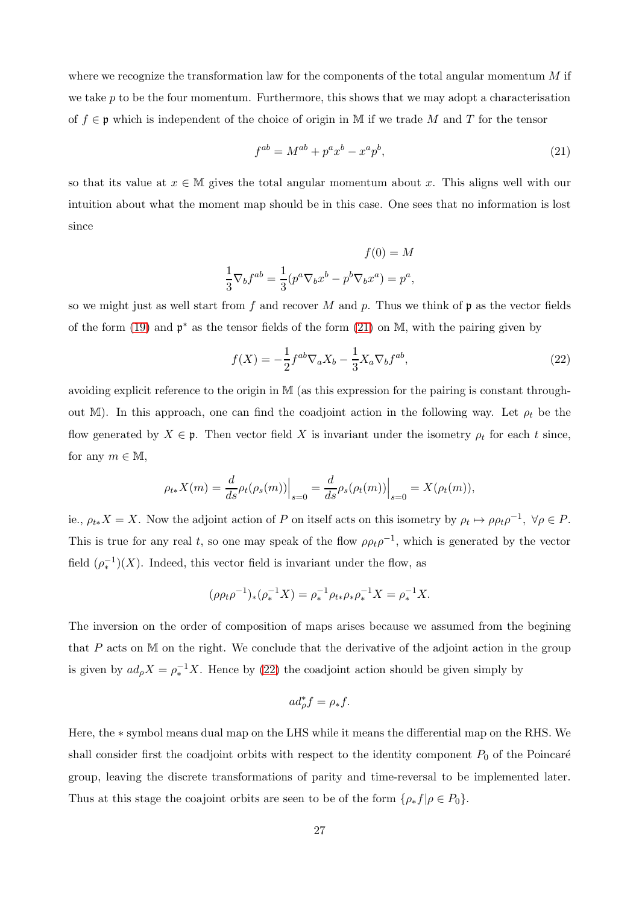where we recognize the transformation law for the components of the total angular momentum $M$ if we take $p$ to be the four momentum. Furthermore, this shows that we may adopt a characterisation of $f \in \mathfrak{p}$ which is independent of the choice of origin in $\mathbb{M}$ if we trade $M$ and $T$ for the tensor

$$f^{ab} = M^{ab} + p^a x^b - x^a p^b, \tag{21}$$

so that its value at $x \in \mathbb{M}$ gives the total angular momentum about $x$. This aligns well with our intuition about what the moment map should be in this case. One sees that no information is lost since

$$f(0) = M$$

$$\frac{1}{3}\nabla_b f^{ab} = \frac{1}{3}(p^a \nabla_b x^b - p^b \nabla_b x^a) = p^a,$$

so we might just as well start from $f$ and recover $M$ and $p$. Thus we think of $\mathfrak{p}$ as the vector fields of the form (19) and $\mathfrak{p}^*$ as the tensor fields of the form (21) on $\mathbb{M}$, with the pairing given by

$$f(X) = -\frac{1}{2} f^{ab} \nabla_a X_b - \frac{1}{3} X_a \nabla_b f^{ab}, \tag{22}$$

avoiding explicit reference to the origin in $\mathbb{M}$ (as this expression for the pairing is constant throughout $\mathbb{M}$). In this approach, one can find the coadjoint action in the following way. Let $\rho_t$ be the flow generated by $X \in \mathfrak{p}$. Then vector field $X$ is invariant under the isometry $\rho_t$ for each $t$ since, for any $m \in \mathbb{M}$,

$$\rho_{t*} X(m) = \frac{d}{ds}\rho_t(\rho_s(m))\Big|_{s=0} = \frac{d}{ds}\rho_s(\rho_t(m))\Big|_{s=0} = X(\rho_t(m)),$$

ie., $\rho_{t*} X = X$. Now the adjoint action of $P$ on itself acts on this isometry by $\rho_t \mapsto \rho \rho_t \rho^{-1}$, $\forall \rho \in P$. This is true for any real $t$, so one may speak of the flow $\rho \rho_t \rho^{-1}$, which is generated by the vector field $(\rho_*^{-1})(X)$. Indeed, this vector field is invariant under the flow, as

$$(\rho \rho_t \rho^{-1})_* (\rho_*^{-1} X) = \rho_*^{-1} \rho_{t*} \rho_* \rho_*^{-1} X = \rho_*^{-1} X.$$

The inversion on the order of composition of maps arises because we assumed from the begining that $P$ acts on $\mathbb{M}$ on the right. We conclude that the derivative of the adjoint action in the group is given by $ad_\rho X = \rho_*^{-1} X$. Hence by (22) the coadjoint action should be given simply by

$$ad^*_\rho f = \rho_* f.$$

Here, the $*$ symbol means dual map on the LHS while it means the differential map on the RHS. We shall consider first the coadjoint orbits with respect to the identity component $P_0$ of the Poincaré group, leaving the discrete transformations of parity and time-reversal to be implemented later. Thus at this stage the coajoint orbits are seen to be of the form $\{\rho_* f | \rho \in P_0\}$.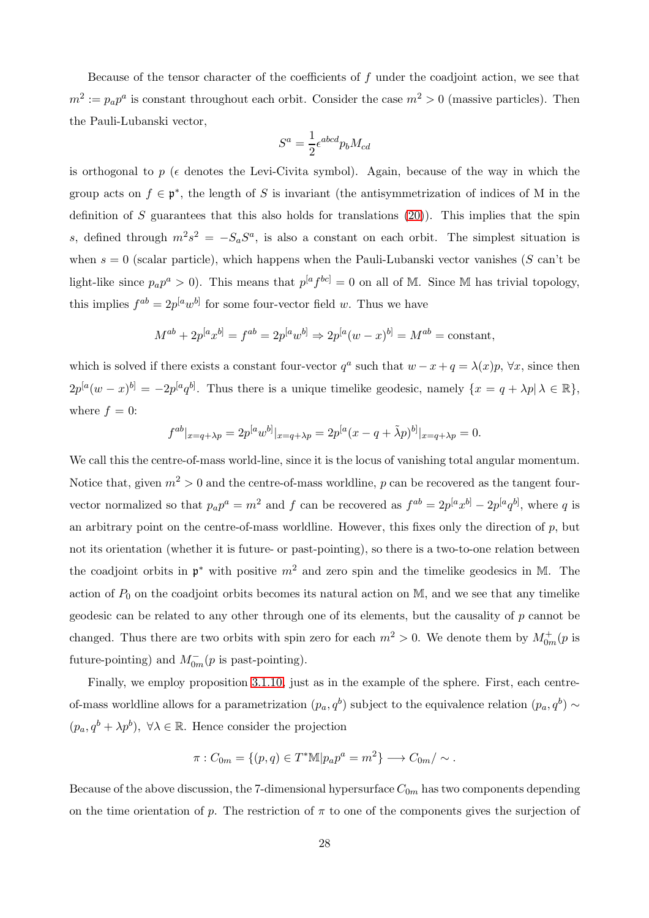Because of the tensor character of the coefficients of $f$ under the coadjoint action, we see that $m^2 := p_a p^a$ is constant throughout each orbit. Consider the case $m^2 > 0$ (massive particles). Then the Pauli-Lubanski vector,

$$S^a = \frac{1}{2}\epsilon^{abcd} p_b M_{cd}$$

is orthogonal to $p$ ($\epsilon$ denotes the Levi-Civita symbol). Again, because of the way in which the group acts on $f \in \mathfrak{p}^*$, the length of $S$ is invariant (the antisymmetrization of indices of M in the definition of $S$ guarantees that this also holds for translations (20)). This implies that the spin $s$, defined through $m^2 s^2 = -S_a S^a$, is also a constant on each orbit. The simplest situation is when $s = 0$ (scalar particle), which happens when the Pauli-Lubanski vector vanishes ($S$ can't be light-like since $p_a p^a > 0$). This means that $p^{[a} f^{bc]} = 0$ on all of $\mathbb{M}$. Since $\mathbb{M}$ has trivial topology, this implies $f^{ab} = 2p^{[a}w^{b]}$ for some four-vector field $w$. Thus we have

$$M^{ab} + 2p^{[a}x^{b]} = f^{ab} = 2p^{[a}w^{b]} \Rightarrow 2p^{[a}(w - x)^{b]} = M^{ab} = \text{constant},$$

which is solved if there exists a constant four-vector $q^a$ such that $w - x + q = \lambda(x)p$, $\forall x$, since then $2p^{[a}(w - x)^{b]} = -2p^{[a}q^{b]}$. Thus there is a unique timelike geodesic, namely $\{x = q + \lambda p | \, \lambda \in \mathbb{R}\}$, where $f = 0$:

$$f^{ab}|_{x=q+\lambda p} = 2p^{[a}w^{b]}|_{x=q+\lambda p} = 2p^{[a}(x - q + \tilde{\lambda}p)^{b]}|_{x=q+\lambda p} = 0.$$

We call this the centre-of-mass world-line, since it is the locus of vanishing total angular momentum. Notice that, given $m^2 > 0$ and the centre-of-mass worldline, $p$ can be recovered as the tangent four-vector normalized so that $p_a p^a = m^2$ and $f$ can be recovered as $f^{ab} = 2p^{[a}x^{b]} - 2p^{[a}q^{b]}$, where $q$ is an arbitrary point on the centre-of-mass worldline. However, this fixes only the direction of $p$, but not its orientation (whether it is future- or past-pointing), so there is a two-to-one relation between the coadjoint orbits in $\mathfrak{p}^*$ with positive $m^2$ and zero spin and the timelike geodesics in $\mathbb{M}$. The action of $P_0$ on the coadjoint orbits becomes its natural action on $\mathbb{M}$, and we see that any timelike geodesic can be related to any other through one of its elements, but the causality of $p$ cannot be changed. Thus there are two orbits with spin zero for each $m^2 > 0$. We denote them by $M^+_{0m}$($p$ is future-pointing) and $M^-_{0m}$($p$ is past-pointing).

Finally, we employ proposition 3.1.10, just as in the example of the sphere. First, each centre-of-mass worldline allows for a parametrization $(p_a, q^b)$ subject to the equivalence relation $(p_a, q^b) \sim (p_a, q^b + \lambda p^b)$, $\forall \lambda \in \mathbb{R}$. Hence consider the projection

$$\pi : C_{0m} = \{(p, q) \in T^*\mathbb{M} | p_a p^a = m^2\} \longrightarrow C_{0m}/\sim.$$

Because of the above discussion, the 7-dimensional hypersurface $C_{0m}$ has two components depending on the time orientation of $p$. The restriction of $\pi$ to one of the components gives the surjection of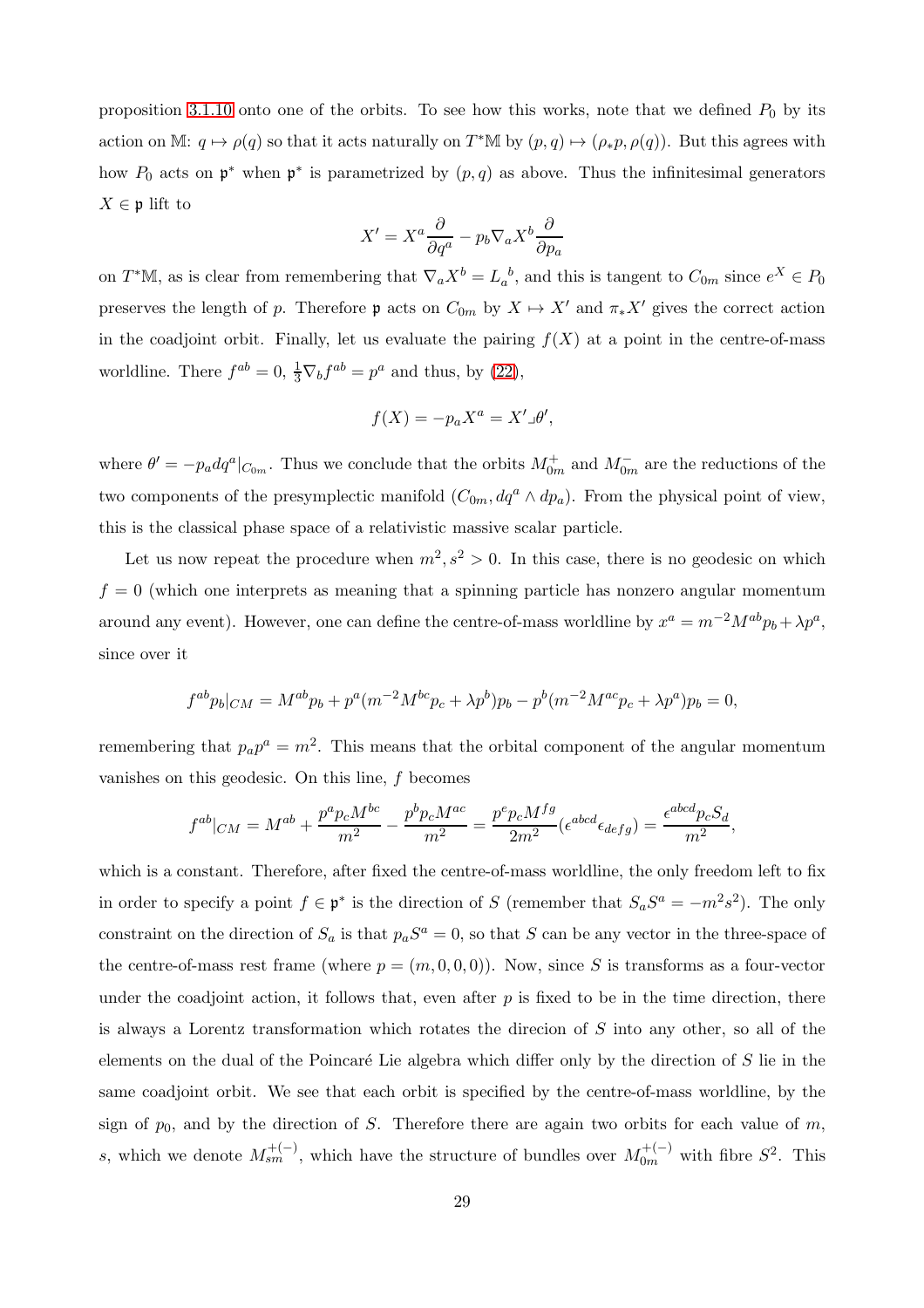proposition 3.1.10 onto one of the orbits. To see how this works, note that we defined $P_0$ by its action on $\mathbb{M}$: $q \mapsto \rho(q)$ so that it acts naturally on $T^*\mathbb{M}$ by $(p,q) \mapsto (\rho_* p, \rho(q))$. But this agrees with how $P_0$ acts on $\mathfrak{p}^*$ when $\mathfrak{p}^*$ is parametrized by $(p,q)$ as above. Thus the infinitesimal generators $X \in \mathfrak{p}$ lift to

$$X' = X^a \frac{\partial}{\partial q^a} - p_b \nabla_a X^b \frac{\partial}{\partial p_a}$$

on $T^*\mathbb{M}$, as is clear from remembering that $\nabla_a X^b = L_a{}^b$, and this is tangent to $C_{0m}$ since $e^X \in P_0$ preserves the length of $p$. Therefore $\mathfrak{p}$ acts on $C_{0m}$ by $X \mapsto X'$ and $\pi_* X'$ gives the correct action in the coadjoint orbit. Finally, let us evaluate the pairing $f(X)$ at a point in the centre-of-mass worldline. There $f^{ab} = 0$, $\frac{1}{3}\nabla_b f^{ab} = p^a$ and thus, by (22),

$$f(X) = -p_a X^a = X' \lrcorner \theta',$$

where $\theta' = -p_a dq^a|_{C_{0m}}$. Thus we conclude that the orbits $M_{0m}^+$ and $M_{0m}^-$ are the reductions of the two components of the presymplectic manifold $(C_{0m}, dq^a \wedge dp_a)$. From the physical point of view, this is the classical phase space of a relativistic massive scalar particle.

Let us now repeat the procedure when $m^2, s^2 > 0$. In this case, there is no geodesic on which $f = 0$ (which one interprets as meaning that a spinning particle has nonzero angular momentum around any event). However, one can define the centre-of-mass worldline by $x^a = m^{-2} M^{ab} p_b + \lambda p^a$, since over it

$$f^{ab} p_b|_{CM} = M^{ab} p_b + p^a (m^{-2} M^{bc} p_c + \lambda p^b) p_b - p^b (m^{-2} M^{ac} p_c + \lambda p^a) p_b = 0,$$

remembering that $p_a p^a = m^2$. This means that the orbital component of the angular momentum vanishes on this geodesic. On this line, $f$ becomes

$$f^{ab}|_{CM} = M^{ab} + \frac{p^a p_c M^{bc}}{m^2} - \frac{p^b p_c M^{ac}}{m^2} = \frac{p^e p_c M^{fg}}{2m^2} (\epsilon^{abcd} \epsilon_{defg}) = \frac{\epsilon^{abcd} p_c S_d}{m^2},$$

which is a constant. Therefore, after fixed the centre-of-mass worldline, the only freedom left to fix in order to specify a point $f \in \mathfrak{p}^*$ is the direction of $S$ (remember that $S_a S^a = -m^2 s^2$). The only constraint on the direction of $S_a$ is that $p_a S^a = 0$, so that $S$ can be any vector in the three-space of the centre-of-mass rest frame (where $p = (m, 0, 0, 0)$). Now, since $S$ is transforms as a four-vector under the coadjoint action, it follows that, even after $p$ is fixed to be in the time direction, there is always a Lorentz transformation which rotates the direcion of $S$ into any other, so all of the elements on the dual of the Poincaré Lie algebra which differ only by the direction of $S$ lie in the same coadjoint orbit. We see that each orbit is specified by the centre-of-mass worldline, by the sign of $p_0$, and by the direction of $S$. Therefore there are again two orbits for each value of $m$, $s$, which we denote $M_{sm}^{+(-)}$, which have the structure of bundles over $M_{0m}^{+(-)}$ with fibre $S^2$. This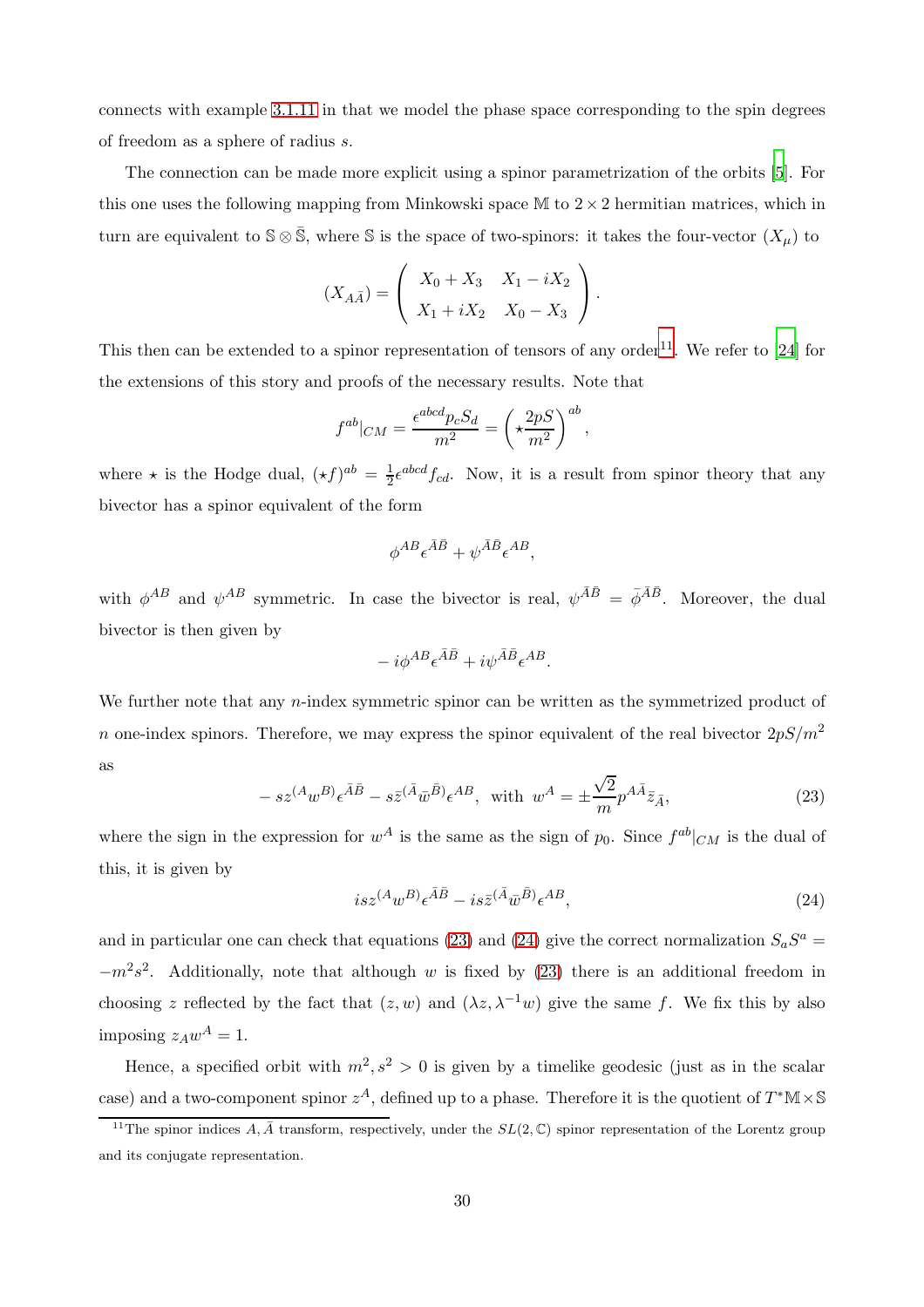connects with example 3.1.11 in that we model the phase space corresponding to the spin degrees of freedom as a sphere of radius $s$.

The connection can be made more explicit using a spinor parametrization of the orbits [5]. For this one uses the following mapping from Minkowski space $\mathbb{M}$ to $2 \times 2$ hermitian matrices, which in turn are equivalent to $\mathbb{S} \otimes \bar{\mathbb{S}}$, where $\mathbb{S}$ is the space of two-spinors: it takes the four-vector $(X_\mu)$ to

$$
(X_{A\bar{A}}) = \begin{pmatrix} X_0 + X_3 & X_1 - iX_2 \\ X_1 + iX_2 & X_0 - X_3 \end{pmatrix}.
$$

This then can be extended to a spinor representation of tensors of any order[11]. We refer to [24] for the extensions of this story and proofs of the necessary results. Note that

$$
f^{ab}|_{CM} = \frac{\epsilon^{abcd} p_c S_d}{m^2} = \left( \star \frac{2pS}{m^2} \right)^{ab},
$$

where $\star$ is the Hodge dual, $(\star f)^{ab} = \frac{1}{2} \epsilon^{abcd} f_{cd}$. Now, it is a result from spinor theory that any bivector has a spinor equivalent of the form

$$
\phi^{AB} \epsilon^{\bar{A}\bar{B}} + \psi^{\bar{A}\bar{B}} \epsilon^{AB},
$$

with $\phi^{AB}$ and $\psi^{AB}$ symmetric. In case the bivector is real, $\psi^{\bar{A}\bar{B}} = \bar{\phi}^{\bar{A}\bar{B}}$. Moreover, the dual bivector is then given by

$$
-i\phi^{AB} \epsilon^{\bar{A}\bar{B}} + i\psi^{\bar{A}\bar{B}} \epsilon^{AB}.
$$

We further note that any $n$-index symmetric spinor can be written as the symmetrized product of $n$ one-index spinors. Therefore, we may express the spinor equivalent of the real bivector $2pS/m^2$ as

$$
-s z^{(A} w^{B)} \epsilon^{\bar{A}\bar{B}} - s \bar{z}^{(\bar{A}} \bar{w}^{\bar{B})} \epsilon^{AB}, \text{ with } w^A = \pm \frac{\sqrt{2}}{m} p^{A\bar{A}} \bar{z}_{\bar{A}}, \tag{23}
$$

where the sign in the expression for $w^A$ is the same as the sign of $p_0$. Since $f^{ab}|_{CM}$ is the dual of this, it is given by

$$
is z^{(A} w^{B)} \epsilon^{\bar{A}\bar{B}} - is \bar{z}^{(\bar{A}} \bar{w}^{\bar{B})} \epsilon^{AB}, \tag{24}
$$

and in particular one can check that equations (23) and (24) give the correct normalization $S_a S^a = -m^2 s^2$. Additionally, note that although $w$ is fixed by (23) there is an additional freedom in choosing $z$ reflected by the fact that $(z, w)$ and $(\lambda z, \lambda^{-1} w)$ give the same $f$. We fix this by also imposing $z_A w^A = 1$.

Hence, a specified orbit with $m^2, s^2 > 0$ is given by a timelike geodesic (just as in the scalar case) and a two-component spinor $z^A$, defined up to a phase. Therefore it is the quotient of $T^*\mathbb{M} \times \mathbb{S}$

[11] The spinor indices $A, \bar{A}$ transform, respectively, under the $SL(2, \mathbb{C})$ spinor representation of the Lorentz group and its conjugate representation.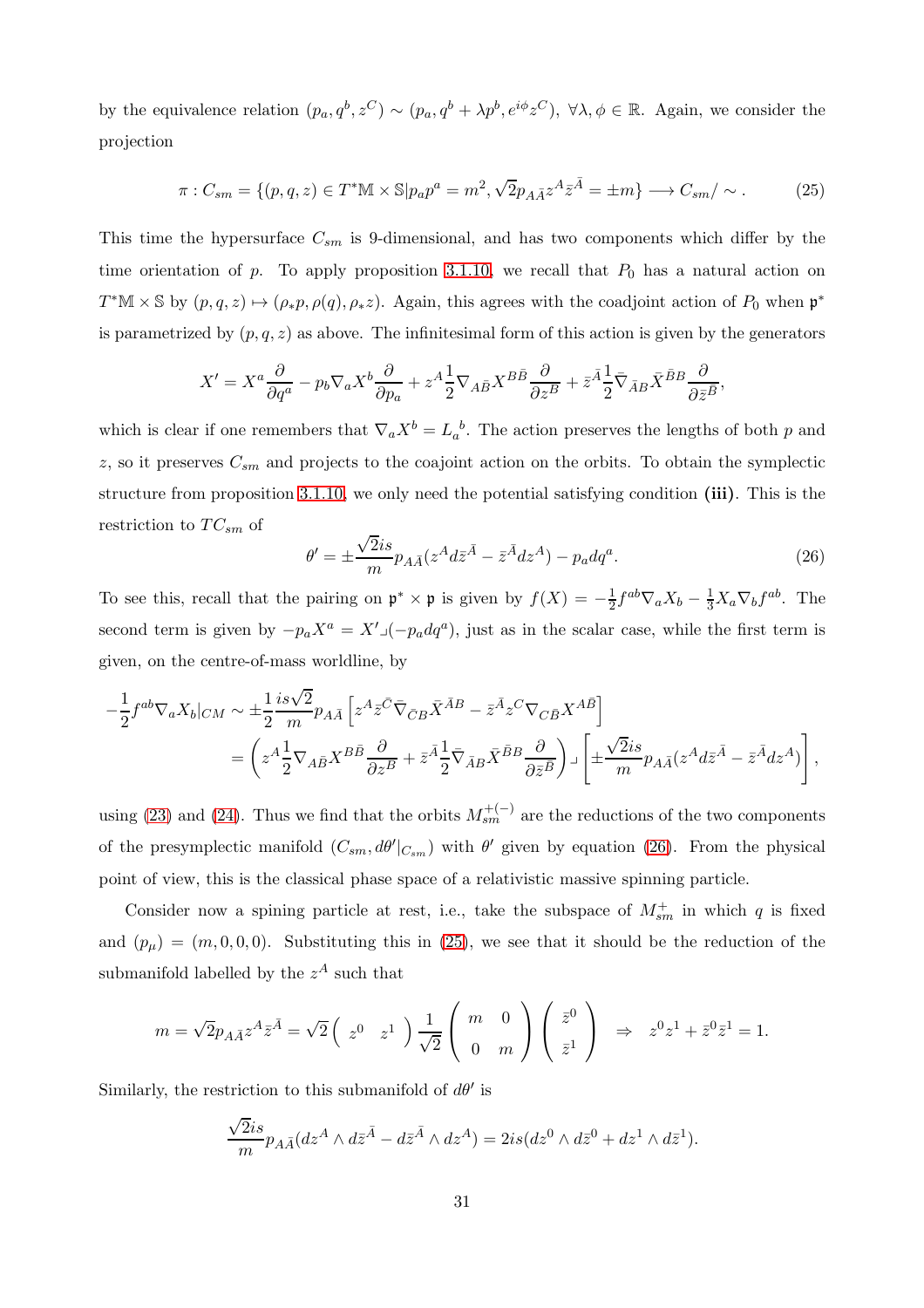by the equivalence relation $(p_a, q^b, z^C) \sim (p_a, q^b + \lambda p^b, e^{i\phi} z^C)$, $\forall \lambda, \phi \in \mathbb{R}$. Again, we consider the projection

$$\pi : C_{sm} = \{(p,q,z) \in T^*\mathbb{M} \times \mathbb{S} | p_a p^a = m^2, \sqrt{2} p_{A\bar{A}} z^A \bar{z}^{\bar{A}} = \pm m\} \longrightarrow C_{sm}/\sim . \tag{25}$$

This time the hypersurface $C_{sm}$ is 9-dimensional, and has two components which differ by the time orientation of $p$. To apply proposition 3.1.10, we recall that $P_0$ has a natural action on $T^*\mathbb{M} \times \mathbb{S}$ by $(p,q,z) \mapsto (\rho_* p, \rho(q), \rho_* z)$. Again, this agrees with the coadjoint action of $P_0$ when $\mathfrak{p}^*$ is parametrized by $(p,q,z)$ as above. The infinitesimal form of this action is given by the generators

$$X' = X^a \frac{\partial}{\partial q^a} - p_b \nabla_a X^b \frac{\partial}{\partial p_a} + z^A \frac{1}{2} \nabla_{A\bar{B}} X^{B\bar{B}} \frac{\partial}{\partial z^B} + \bar{z}^{\bar{A}} \frac{1}{2} \bar{\nabla}_{\bar{A}B} \bar{X}^{\bar{B}B} \frac{\partial}{\partial \bar{z}^{\bar{B}}},$$

which is clear if one remembers that $\nabla_a X^b = L_a{}^b$. The action preserves the lengths of both $p$ and $z$, so it preserves $C_{sm}$ and projects to the coajoint action on the orbits. To obtain the symplectic structure from proposition 3.1.10, we only need the potential satisfying condition **(iii)**. This is the restriction to $TC_{sm}$ of

$$\theta' = \pm \frac{\sqrt{2} i s}{m} p_{A\bar{A}} (z^A d\bar{z}^{\bar{A}} - \bar{z}^{\bar{A}} dz^A) - p_a dq^a. \tag{26}$$

To see this, recall that the pairing on $\mathfrak{p}^* \times \mathfrak{p}$ is given by $f(X) = -\frac{1}{2} f^{ab} \nabla_a X_b - \frac{1}{3} X_a \nabla_b f^{ab}$. The second term is given by $-p_a X^a = X' \lrcorner (-p_a dq^a)$, just as in the scalar case, while the first term is given, on the centre-of-mass worldline, by

$$\begin{aligned}
-\frac{1}{2} f^{ab} \nabla_a X_b|_{CM} &\sim \pm \frac{1}{2} \frac{i s \sqrt{2}}{m} p_{A\bar{A}} \left[ z^A \bar{z}^{\bar{C}} \bar{\nabla}_{\bar{C}B} \bar{X}^{\bar{A}B} - \bar{z}^{\bar{A}} z^C \nabla_{C\bar{B}} X^{A\bar{B}} \right] \\
&= \left( z^A \frac{1}{2} \nabla_{A\bar{B}} X^{B\bar{B}} \frac{\partial}{\partial z^B} + \bar{z}^{\bar{A}} \frac{1}{2} \bar{\nabla}_{\bar{A}B} \bar{X}^{\bar{B}B} \frac{\partial}{\partial \bar{z}^{\bar{B}}} \right) \lrcorner \left[ \pm \frac{\sqrt{2} i s}{m} p_{A\bar{A}} (z^A d\bar{z}^{\bar{A}} - \bar{z}^{\bar{A}} dz^A) \right],
\end{aligned}$$

using (23) and (24). Thus we find that the orbits $M_{sm}^{+(-)}$ are the reductions of the two components of the presymplectic manifold $(C_{sm}, d\theta'|_{C_{sm}})$ with $\theta'$ given by equation (26). From the physical point of view, this is the classical phase space of a relativistic massive spinning particle.

Consider now a spining particle at rest, i.e., take the subspace of $M_{sm}^+$ in which $q$ is fixed and $(p_\mu) = (m, 0, 0, 0)$. Substituting this in (25), we see that it should be the reduction of the submanifold labelled by the $z^A$ such that

$$m = \sqrt{2} p_{A\bar{A}} z^A \bar{z}^{\bar{A}} = \sqrt{2} \begin{pmatrix} z^0 & z^1 \end{pmatrix} \frac{1}{\sqrt{2}} \begin{pmatrix} m & 0 \\ 0 & m \end{pmatrix} \begin{pmatrix} \bar{z}^0 \\ \bar{z}^1 \end{pmatrix} \;\Rightarrow\; z^0 z^1 + \bar{z}^0 \bar{z}^1 = 1.$$

Similarly, the restriction to this submanifold of $d\theta'$ is

$$\frac{\sqrt{2} i s}{m} p_{A\bar{A}} (dz^A \wedge d\bar{z}^{\bar{A}} - d\bar{z}^{\bar{A}} \wedge dz^A) = 2is(dz^0 \wedge d\bar{z}^0 + dz^1 \wedge d\bar{z}^1).$$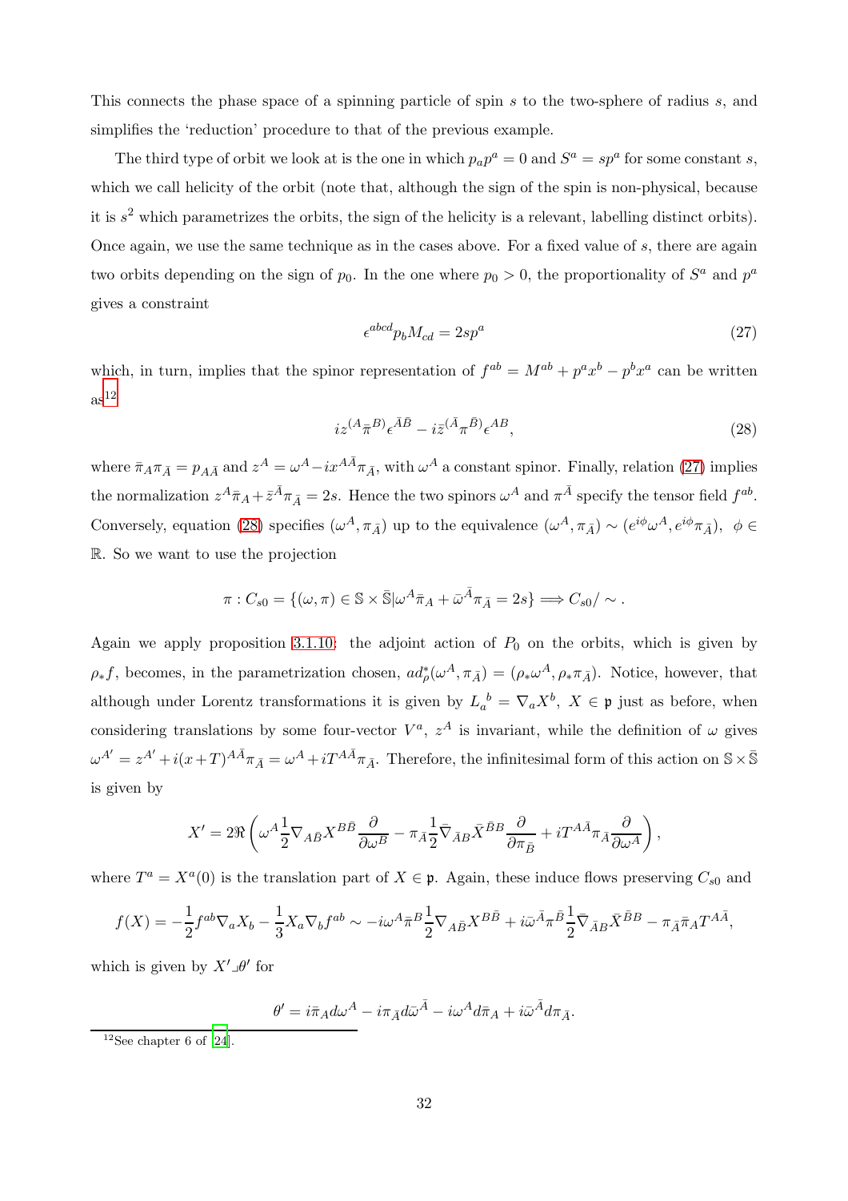This connects the phase space of a spinning particle of spin $s$ to the two-sphere of radius $s$, and simplifies the 'reduction' procedure to that of the previous example.

The third type of orbit we look at is the one in which $p_a p^a = 0$ and $S^a = sp^a$ for some constant $s$, which we call helicity of the orbit (note that, although the sign of the spin is non-physical, because it is $s^2$ which parametrizes the orbits, the sign of the helicity is a relevant, labelling distinct orbits). Once again, we use the same technique as in the cases above. For a fixed value of $s$, there are again two orbits depending on the sign of $p_0$. In the one where $p_0 > 0$, the proportionality of $S^a$ and $p^a$ gives a constraint

$$\epsilon^{abcd} p_b M_{cd} = 2sp^a \tag{27}$$

which, in turn, implies that the spinor representation of $f^{ab} = M^{ab} + p^a x^b - p^b x^a$ can be written as[12]

$$iz^{(A}\bar{\pi}^{B)}\epsilon^{\bar{A}\bar{B}} - i\bar{z}^{(\bar{A}}\pi^{\bar{B})}\epsilon^{AB}, \tag{28}$$

where $\bar{\pi}_A \pi_{\bar{A}} = p_{A\bar{A}}$ and $z^A = \omega^A - ix^{A\bar{A}}\pi_{\bar{A}}$, with $\omega^A$ a constant spinor. Finally, relation (27) implies the normalization $z^A\bar{\pi}_A + \bar{z}^{\bar{A}}\pi_{\bar{A}} = 2s$. Hence the two spinors $\omega^A$ and $\pi^{\bar{A}}$ specify the tensor field $f^{ab}$. Conversely, equation (28) specifies $(\omega^A, \pi_{\bar{A}})$ up to the equivalence $(\omega^A, \pi_{\bar{A}}) \sim (e^{i\phi}\omega^A, e^{i\phi}\pi_{\bar{A}})$, $\phi \in \mathbb{R}$. So we want to use the projection

$$\pi : C_{s0} = \{(\omega, \pi) \in \mathbb{S} \times \bar{\mathbb{S}} | \omega^A \bar{\pi}_A + \bar{\omega}^{\bar{A}}\pi_{\bar{A}} = 2s\} \Longrightarrow C_{s0}/\sim .$$

Again we apply proposition 3.1.10: the adjoint action of $P_0$ on the orbits, which is given by $\rho_* f$, becomes, in the parametrization chosen, $ad^*_\rho(\omega^A, \pi_{\bar{A}}) = (\rho_*\omega^A, \rho_*\pi_{\bar{A}})$. Notice, however, that although under Lorentz transformations it is given by $L_a{}^b = \nabla_a X^b$, $X \in \mathfrak{p}$ just as before, when considering translations by some four-vector $V^a$, $z^A$ is invariant, while the definition of $\omega$ gives $\omega^{A'} = z^{A'} + i(x+T)^{A\bar{A}}\pi_{\bar{A}} = \omega^A + iT^{A\bar{A}}\pi_{\bar{A}}$. Therefore, the infinitesimal form of this action on $\mathbb{S}\times\bar{\mathbb{S}}$ is given by

$$X' = 2\Re\left(\omega^A \frac{1}{2}\nabla_{A\bar{B}} X^{B\bar{B}} \frac{\partial}{\partial \omega^B} - \pi_{\bar{A}} \frac{1}{2}\bar{\nabla}_{\bar{A}B}\bar{X}^{\bar{B}B}\frac{\partial}{\partial \pi_{\bar{B}}} + iT^{A\bar{A}}\pi_{\bar{A}}\frac{\partial}{\partial \omega^A}\right),$$

where $T^a = X^a(0)$ is the translation part of $X \in \mathfrak{p}$. Again, these induce flows preserving $C_{s0}$ and

$$f(X) = -\frac{1}{2}f^{ab}\nabla_a X_b - \frac{1}{3}X_a\nabla_b f^{ab} \sim -i\omega^A\bar{\pi}^B\frac{1}{2}\nabla_{A\bar{B}}X^{B\bar{B}} + i\bar{\omega}^{\bar{A}}\pi^{\bar{B}}\frac{1}{2}\bar{\nabla}_{\bar{A}B}\bar{X}^{\bar{B}B} - \pi_{\bar{A}}\bar{\pi}_A T^{A\bar{A}},$$

which is given by $X' \lrcorner \theta'$ for

$$\theta' = i\bar{\pi}_A d\omega^A - i\pi_{\bar{A}}d\bar{\omega}^{\bar{A}} - i\omega^A d\bar{\pi}_A + i\bar{\omega}^{\bar{A}}d\pi_{\bar{A}}.$$

[12] See chapter 6 of [24].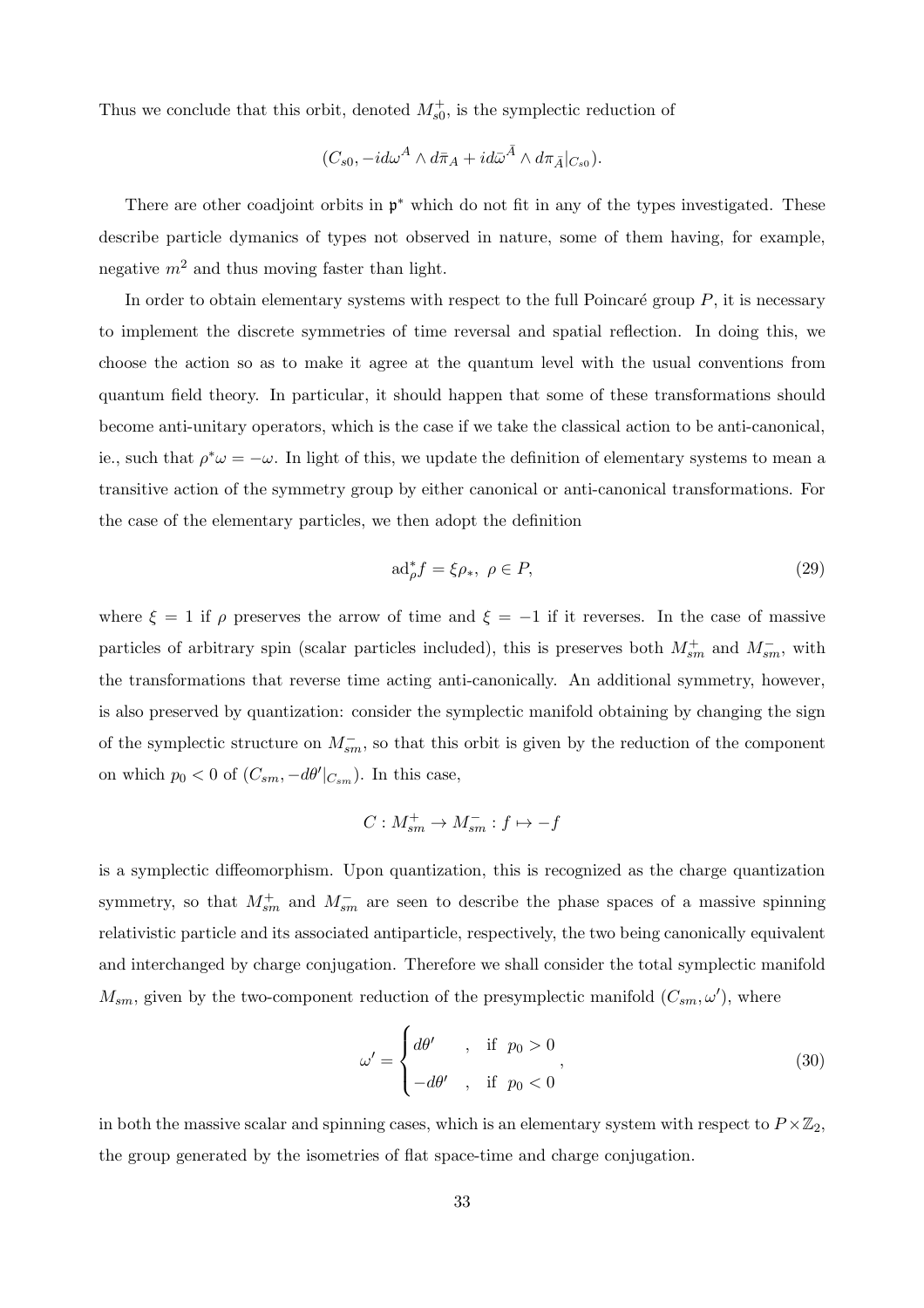Thus we conclude that this orbit, denoted $M_{s0}^+$, is the symplectic reduction of

$$(C_{s0}, -id\omega^A \wedge d\bar{\pi}_A + id\bar{\omega}^{\bar{A}} \wedge d\pi_{\bar{A}}|_{C_{s0}}).$$

There are other coadjoint orbits in $\mathfrak{p}^*$ which do not fit in any of the types investigated. These describe particle dymanics of types not observed in nature, some of them having, for example, negative $m^2$ and thus moving faster than light.

In order to obtain elementary systems with respect to the full Poincaré group $P$, it is necessary to implement the discrete symmetries of time reversal and spatial reflection. In doing this, we choose the action so as to make it agree at the quantum level with the usual conventions from quantum field theory. In particular, it should happen that some of these transformations should become anti-unitary operators, which is the case if we take the classical action to be anti-canonical, ie., such that $\rho^*\omega = -\omega$. In light of this, we update the definition of elementary systems to mean a transitive action of the symmetry group by either canonical or anti-canonical transformations. For the case of the elementary particles, we then adopt the definition

$$\text{ad}_\rho^* f = \xi \rho_*, \;\; \rho \in P, \tag{29}$$

where $\xi = 1$ if $\rho$ preserves the arrow of time and $\xi = -1$ if it reverses. In the case of massive particles of arbitrary spin (scalar particles included), this is preserves both $M_{sm}^+$ and $M_{sm}^-$, with the transformations that reverse time acting anti-canonically. An additional symmetry, however, is also preserved by quantization: consider the symplectic manifold obtaining by changing the sign of the symplectic structure on $M_{sm}^-$, so that this orbit is given by the reduction of the component on which $p_0 < 0$ of $(C_{sm}, -d\theta'|_{C_{sm}})$. In this case,

$$C : M_{sm}^+ \to M_{sm}^- : f \mapsto -f$$

is a symplectic diffeomorphism. Upon quantization, this is recognized as the charge quantization symmetry, so that $M_{sm}^+$ and $M_{sm}^-$ are seen to describe the phase spaces of a massive spinning relativistic particle and its associated antiparticle, respectively, the two being canonically equivalent and interchanged by charge conjugation. Therefore we shall consider the total symplectic manifold $M_{sm}$, given by the two-component reduction of the presymplectic manifold $(C_{sm}, \omega')$, where

$$\omega' = \begin{cases} d\theta' & , \;\; \text{if} \;\; p_0 > 0 \\ -d\theta' & , \;\; \text{if} \;\; p_0 < 0 \end{cases}, \tag{30}$$

in both the massive scalar and spinning cases, which is an elementary system with respect to $P \times \mathbb{Z}_2$, the group generated by the isometries of flat space-time and charge conjugation.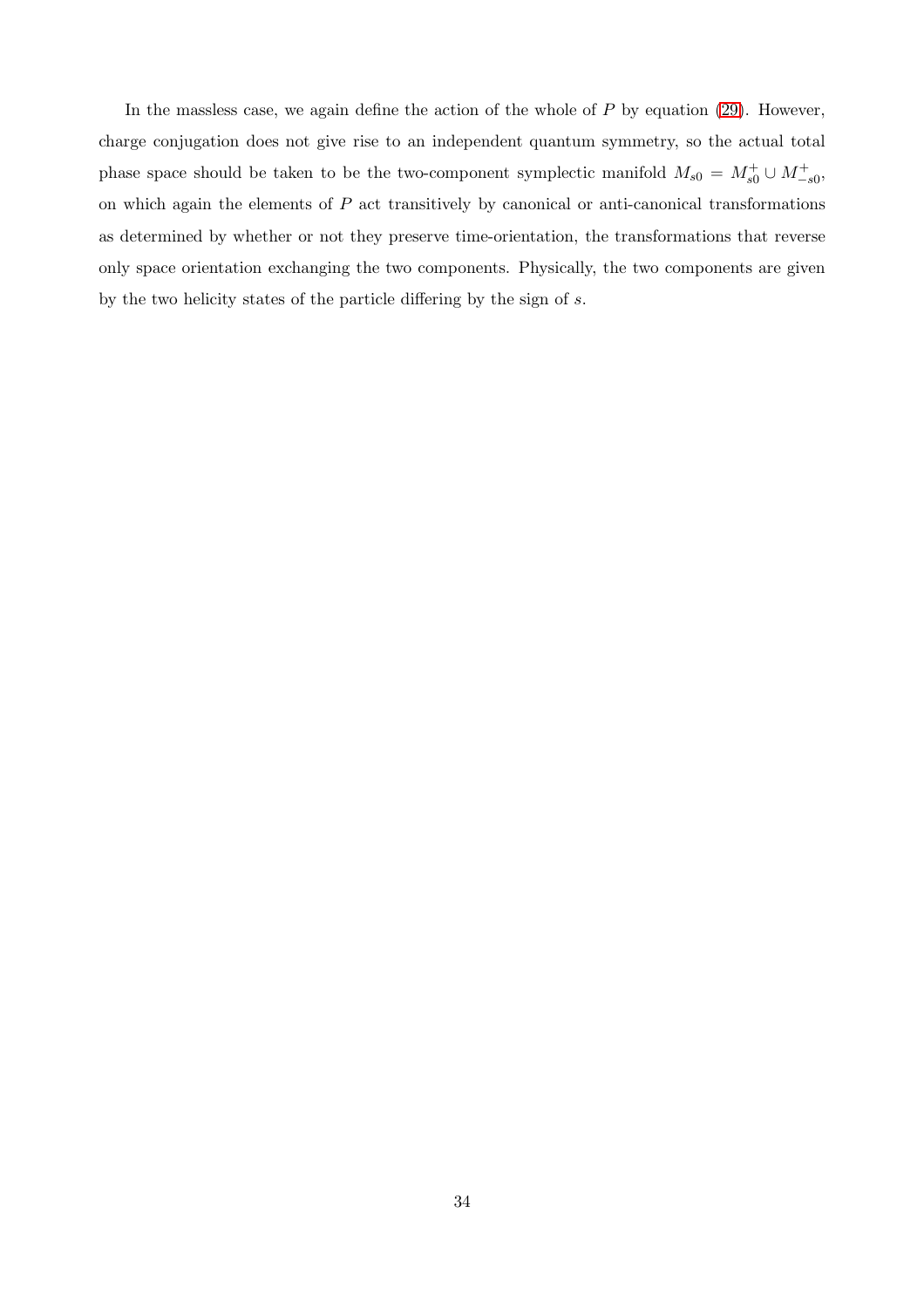In the massless case, we again define the action of the whole of $P$ by equation (29). However, charge conjugation does not give rise to an independent quantum symmetry, so the actual total phase space should be taken to be the two-component symplectic manifold $M_{s0} = M^+_{s0} \cup M^+_{-s0}$, on which again the elements of $P$ act transitively by canonical or anti-canonical transformations as determined by whether or not they preserve time-orientation, the transformations that reverse only space orientation exchanging the two components. Physically, the two components are given by the two helicity states of the particle differing by the sign of $s$.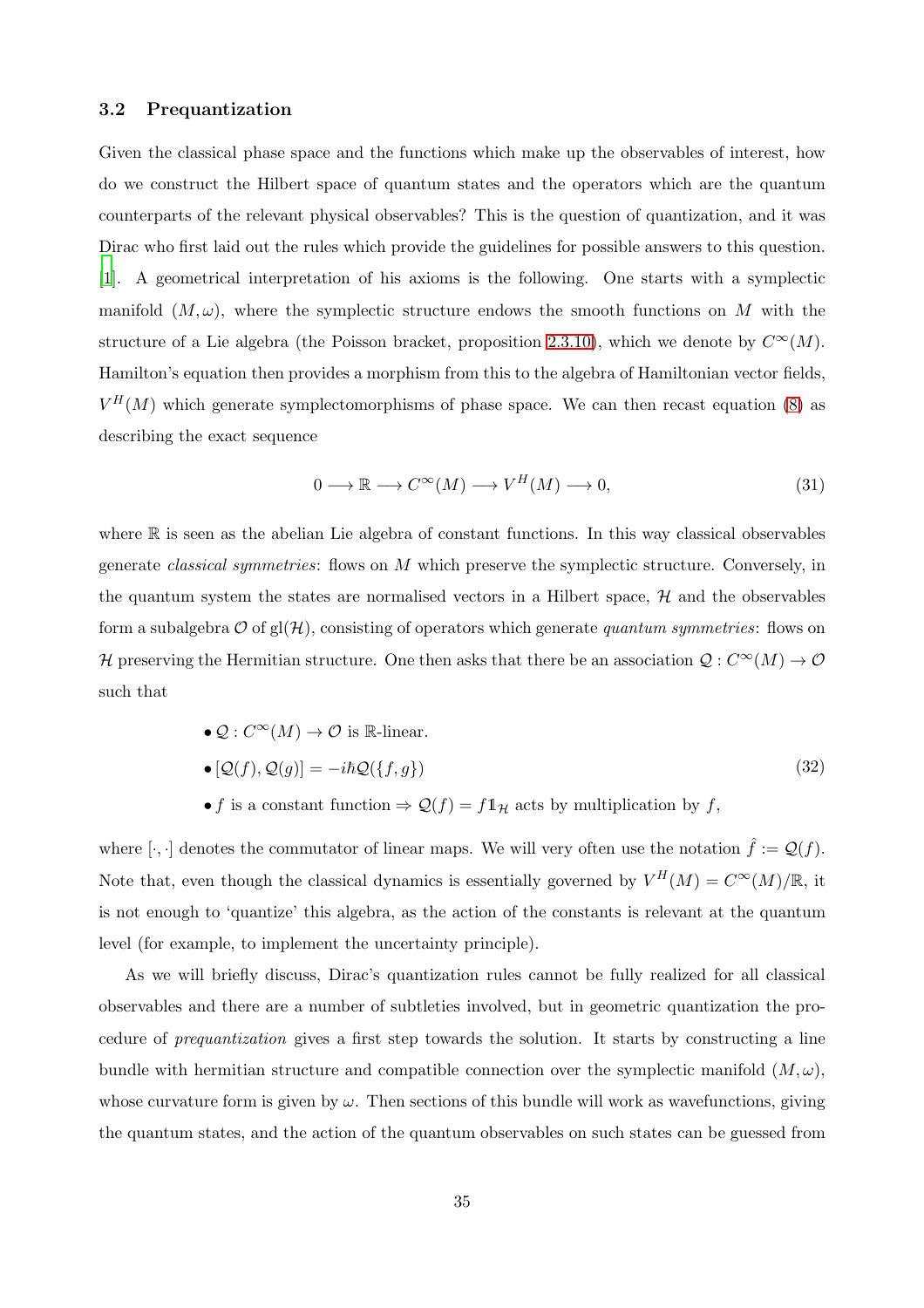### 3.2 Prequantization

Given the classical phase space and the functions which make up the observables of interest, how do we construct the Hilbert space of quantum states and the operators which are the quantum counterparts of the relevant physical observables? This is the question of quantization, and it was Dirac who first laid out the rules which provide the guidelines for possible answers to this question. [1]. A geometrical interpretation of his axioms is the following. One starts with a symplectic manifold $(M, \omega)$, where the symplectic structure endows the smooth functions on $M$ with the structure of a Lie algebra (the Poisson bracket, proposition 2.3.10), which we denote by $C^\infty(M)$. Hamilton's equation then provides a morphism from this to the algebra of Hamiltonian vector fields, $V^H(M)$ which generate symplectomorphisms of phase space. We can then recast equation (8) as describing the exact sequence

$$0 \longrightarrow \mathbb{R} \longrightarrow C^\infty(M) \longrightarrow V^H(M) \longrightarrow 0, \tag{31}$$

where $\mathbb{R}$ is seen as the abelian Lie algebra of constant functions. In this way classical observables generate *classical symmetries*: flows on $M$ which preserve the symplectic structure. Conversely, in the quantum system the states are normalised vectors in a Hilbert space, $\mathcal{H}$ and the observables form a subalgebra $\mathcal{O}$ of $\mathrm{gl}(\mathcal{H})$, consisting of operators which generate *quantum symmetries*: flows on $\mathcal{H}$ preserving the Hermitian structure. One then asks that there be an association $\mathcal{Q} : C^\infty(M) \to \mathcal{O}$ such that

$$\begin{aligned}
&\bullet\, \mathcal{Q} : C^\infty(M) \to \mathcal{O} \text{ is } \mathbb{R}\text{-linear.} \\
&\bullet\, [\mathcal{Q}(f), \mathcal{Q}(g)] = -i\hbar \mathcal{Q}(\{f, g\}) \\
&\bullet\, f \text{ is a constant function} \Rightarrow \mathcal{Q}(f) = f \mathbb{1}_{\mathcal{H}} \text{ acts by multiplication by } f,
\end{aligned} \tag{32}$$

where $[\cdot, \cdot]$ denotes the commutator of linear maps. We will very often use the notation $\hat{f} := \mathcal{Q}(f)$. Note that, even though the classical dynamics is essentially governed by $V^H(M) = C^\infty(M)/\mathbb{R}$, it is not enough to 'quantize' this algebra, as the action of the constants is relevant at the quantum level (for example, to implement the uncertainty principle).

As we will briefly discuss, Dirac's quantization rules cannot be fully realized for all classical observables and there are a number of subtleties involved, but in geometric quantization the procedure of *prequantization* gives a first step towards the solution. It starts by constructing a line bundle with hermitian structure and compatible connection over the symplectic manifold $(M, \omega)$, whose curvature form is given by $\omega$. Then sections of this bundle will work as wavefunctions, giving the quantum states, and the action of the quantum observables on such states can be guessed from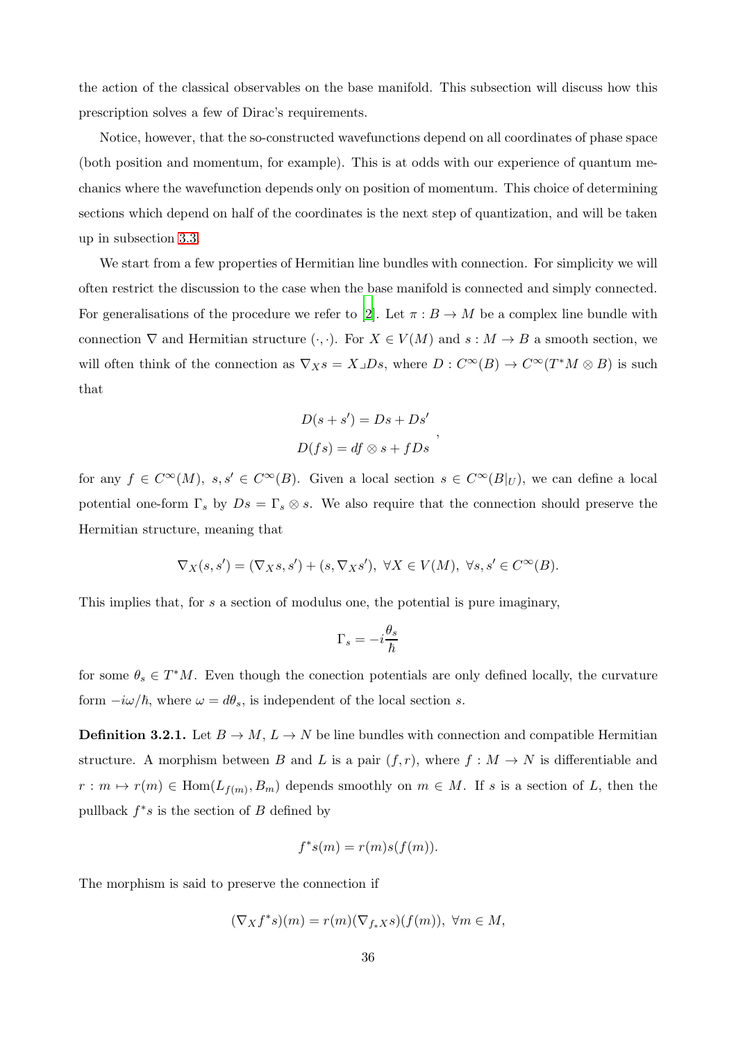the action of the classical observables on the base manifold. This subsection will discuss how this prescription solves a few of Dirac's requirements.

Notice, however, that the so-constructed wavefunctions depend on all coordinates of phase space (both position and momentum, for example). This is at odds with our experience of quantum mechanics where the wavefunction depends only on position of momentum. This choice of determining sections which depend on half of the coordinates is the next step of quantization, and will be taken up in subsection 3.3.

We start from a few properties of Hermitian line bundles with connection. For simplicity we will often restrict the discussion to the case when the base manifold is connected and simply connected. For generalisations of the procedure we refer to [2]. Let $\pi : B \to M$ be a complex line bundle with connection $\nabla$ and Hermitian structure $(\cdot, \cdot)$. For $X \in V(M)$ and $s : M \to B$ a smooth section, we will often think of the connection as $\nabla_X s = X \lrcorner Ds$, where $D : C^\infty(B) \to C^\infty(T^*M \otimes B)$ is such that

$$
\begin{aligned}
D(s + s') &= Ds + Ds' \\
D(fs) &= df \otimes s + fDs
\end{aligned},
$$

for any $f \in C^\infty(M),\ s, s' \in C^\infty(B)$. Given a local section $s \in C^\infty(B|_U)$, we can define a local potential one-form $\Gamma_s$ by $Ds = \Gamma_s \otimes s$. We also require that the connection should preserve the Hermitian structure, meaning that

$$
\nabla_X (s, s') = (\nabla_X s, s') + (s, \nabla_X s'),\ \forall X \in V(M),\ \forall s, s' \in C^\infty(B).
$$

This implies that, for $s$ a section of modulus one, the potential is pure imaginary,

$$
\Gamma_s = -i\frac{\theta_s}{\hbar}
$$

for some $\theta_s \in T^*M$. Even though the conection potentials are only defined locally, the curvature form $-i\omega/\hbar$, where $\omega = d\theta_s$, is independent of the local section $s$.

**Definition 3.2.1.** Let $B \to M$, $L \to N$ be line bundles with connection and compatible Hermitian structure. A morphism between $B$ and $L$ is a pair $(f, r)$, where $f : M \to N$ is differentiable and $r : m \mapsto r(m) \in \mathrm{Hom}(L_{f(m)}, B_m)$ depends smoothly on $m \in M$. If $s$ is a section of $L$, then the pullback $f^*s$ is the section of $B$ defined by

$$
f^*s(m) = r(m)s(f(m)).
$$

The morphism is said to preserve the connection if

$$
(\nabla_X f^*s)(m) = r(m)(\nabla_{f_*X} s)(f(m)),\ \forall m \in M,
$$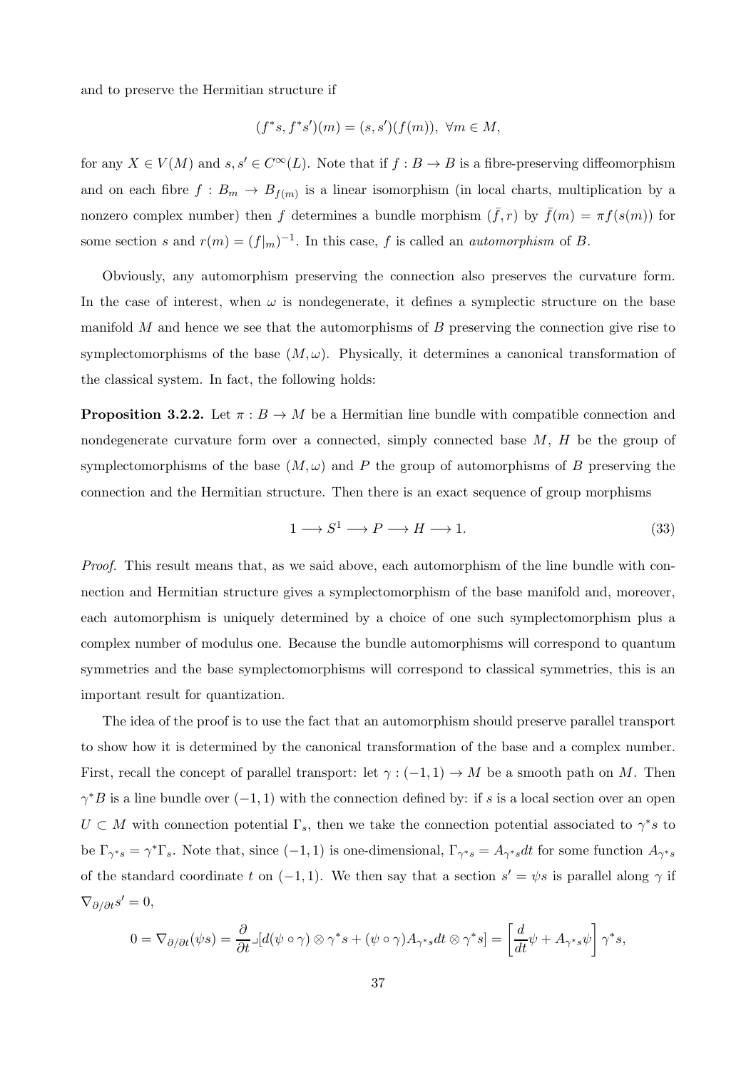and to preserve the Hermitian structure if

$$(f^*s, f^*s')(m) = (s, s')(f(m)),\ \forall m \in M,$$

for any $X \in V(M)$ and $s, s' \in C^\infty(L)$. Note that if $f : B \to B$ is a fibre-preserving diffeomorphism and on each fibre $f : B_m \to B_{f(m)}$ is a linear isomorphism (in local charts, multiplication by a nonzero complex number) then $f$ determines a bundle morphism $(\bar{f}, r)$ by $\bar{f}(m) = \pi f(s(m))$ for some section $s$ and $r(m) = (f|_m)^{-1}$. In this case, $f$ is called an *automorphism* of $B$.

Obviously, any automorphism preserving the connection also preserves the curvature form. In the case of interest, when $\omega$ is nondegenerate, it defines a symplectic structure on the base manifold $M$ and hence we see that the automorphisms of $B$ preserving the connection give rise to symplectomorphisms of the base $(M, \omega)$. Physically, it determines a canonical transformation of the classical system. In fact, the following holds:

**Proposition 3.2.2.** Let $\pi : B \to M$ be a Hermitian line bundle with compatible connection and nondegenerate curvature form over a connected, simply connected base $M$, $H$ be the group of symplectomorphisms of the base $(M, \omega)$ and $P$ the group of automorphisms of $B$ preserving the connection and the Hermitian structure. Then there is an exact sequence of group morphisms

$$1 \longrightarrow S^1 \longrightarrow P \longrightarrow H \longrightarrow 1. \tag{33}$$

*Proof.* This result means that, as we said above, each automorphism of the line bundle with connection and Hermitian structure gives a symplectomorphism of the base manifold and, moreover, each automorphism is uniquely determined by a choice of one such symplectomorphism plus a complex number of modulus one. Because the bundle automorphisms will correspond to quantum symmetries and the base symplectomorphisms will correspond to classical symmetries, this is an important result for quantization.

The idea of the proof is to use the fact that an automorphism should preserve parallel transport to show how it is determined by the canonical transformation of the base and a complex number. First, recall the concept of parallel transport: let $\gamma : (-1, 1) \to M$ be a smooth path on $M$. Then $\gamma^* B$ is a line bundle over $(-1, 1)$ with the connection defined by: if $s$ is a local section over an open $U \subset M$ with connection potential $\Gamma_s$, then we take the connection potential associated to $\gamma^* s$ to be $\Gamma_{\gamma^* s} = \gamma^* \Gamma_s$. Note that, since $(-1, 1)$ is one-dimensional, $\Gamma_{\gamma^* s} = A_{\gamma^* s} dt$ for some function $A_{\gamma^* s}$ of the standard coordinate $t$ on $(-1, 1)$. We then say that a section $s' = \psi s$ is parallel along $\gamma$ if $\nabla_{\partial/\partial t} s' = 0$,

$$0 = \nabla_{\partial/\partial t}(\psi s) = \frac{\partial}{\partial t} \lrcorner [d(\psi \circ \gamma) \otimes \gamma^* s + (\psi \circ \gamma) A_{\gamma^* s} dt \otimes \gamma^* s] = \left[ \frac{d}{dt} \psi + A_{\gamma^* s} \psi \right] \gamma^* s,$$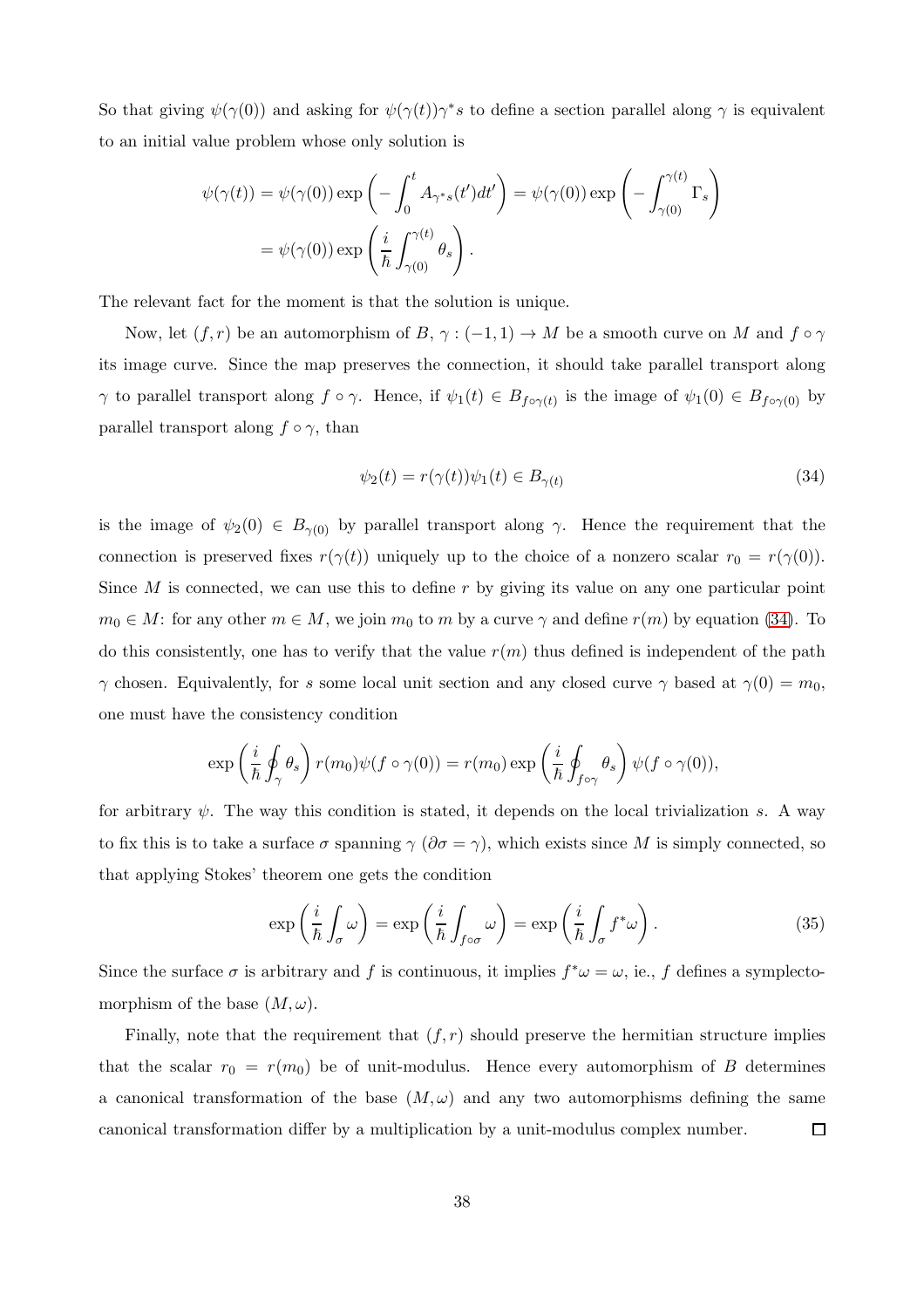So that giving $\psi(\gamma(0))$ and asking for $\psi(\gamma(t))\gamma^* s$ to define a section parallel along $\gamma$ is equivalent to an initial value problem whose only solution is

$$
\begin{aligned}
\psi(\gamma(t)) &= \psi(\gamma(0)) \exp\left(-\int_0^t A_{\gamma^* s}(t')dt'\right) = \psi(\gamma(0)) \exp\left(-\int_{\gamma(0)}^{\gamma(t)} \Gamma_s\right) \\
&= \psi(\gamma(0)) \exp\left(\frac{i}{\hbar}\int_{\gamma(0)}^{\gamma(t)} \theta_s\right).
\end{aligned}
$$

The relevant fact for the moment is that the solution is unique.

Now, let $(f, r)$ be an automorphism of $B$, $\gamma : (-1, 1) \to M$ be a smooth curve on $M$ and $f \circ \gamma$ its image curve. Since the map preserves the connection, it should take parallel transport along $\gamma$ to parallel transport along $f \circ \gamma$. Hence, if $\psi_1(t) \in B_{f\circ\gamma(t)}$ is the image of $\psi_1(0) \in B_{f\circ\gamma(0)}$ by parallel transport along $f \circ \gamma$, than

$$
\psi_2(t) = r(\gamma(t))\psi_1(t) \in B_{\gamma(t)} \tag{34}
$$

is the image of $\psi_2(0) \in B_{\gamma(0)}$ by parallel transport along $\gamma$. Hence the requirement that the connection is preserved fixes $r(\gamma(t))$ uniquely up to the choice of a nonzero scalar $r_0 = r(\gamma(0))$. Since $M$ is connected, we can use this to define $r$ by giving its value on any one particular point $m_0 \in M$: for any other $m \in M$, we join $m_0$ to $m$ by a curve $\gamma$ and define $r(m)$ by equation (34). To do this consistently, one has to verify that the value $r(m)$ thus defined is independent of the path $\gamma$ chosen. Equivalently, for $s$ some local unit section and any closed curve $\gamma$ based at $\gamma(0) = m_0$, one must have the consistency condition

$$
\exp\left(\frac{i}{\hbar}\oint_\gamma \theta_s\right) r(m_0)\psi(f \circ \gamma(0)) = r(m_0) \exp\left(\frac{i}{\hbar}\oint_{f\circ\gamma} \theta_s\right)\psi(f \circ \gamma(0)),
$$

for arbitrary $\psi$. The way this condition is stated, it depends on the local trivialization $s$. A way to fix this is to take a surface $\sigma$ spanning $\gamma$ ($\partial\sigma = \gamma$), which exists since $M$ is simply connected, so that applying Stokes' theorem one gets the condition

$$
\exp\left(\frac{i}{\hbar}\int_\sigma \omega\right) = \exp\left(\frac{i}{\hbar}\int_{f\circ\sigma} \omega\right) = \exp\left(\frac{i}{\hbar}\int_\sigma f^*\omega\right). \tag{35}
$$

Since the surface $\sigma$ is arbitrary and $f$ is continuous, it implies $f^*\omega = \omega$, ie., $f$ defines a symplectomorphism of the base $(M, \omega)$.

Finally, note that the requirement that $(f, r)$ should preserve the hermitian structure implies that the scalar $r_0 = r(m_0)$ be of unit-modulus. Hence every automorphism of $B$ determines a canonical transformation of the base $(M, \omega)$ and any two automorphisms defining the same canonical transformation differ by a multiplication by a unit-modulus complex number. □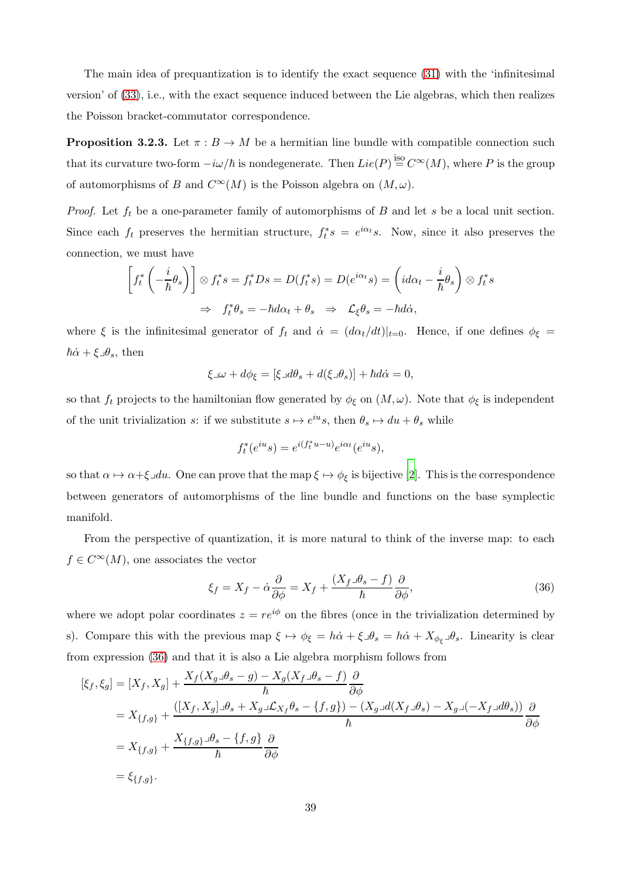The main idea of prequantization is to identify the exact sequence (31) with the 'infinitesimal version' of (33), i.e., with the exact sequence induced between the Lie algebras, which then realizes the Poisson bracket-commutator correspondence.

**Proposition 3.2.3.** Let $\pi : B \to M$ be a hermitian line bundle with compatible connection such that its curvature two-form $-i\omega/\hbar$ is nondegenerate. Then $Lie(P) \overset{\text{iso}}{=} C^\infty(M)$, where $P$ is the group of automorphisms of $B$ and $C^\infty(M)$ is the Poisson algebra on $(M, \omega)$.

*Proof.* Let $f_t$ be a one-parameter family of automorphisms of $B$ and let $s$ be a local unit section. Since each $f_t$ preserves the hermitian structure, $f_t^* s = e^{i\alpha_t} s$. Now, since it also preserves the connection, we must have

$$\left[f_t^*\left(-\frac{i}{\hbar}\theta_s\right)\right] \otimes f_t^* s = f_t^* Ds = D(f_t^* s) = D(e^{i\alpha_t} s) = \left(i d\alpha_t - \frac{i}{\hbar}\theta_s\right) \otimes f_t^* s$$

$$\Rightarrow \quad f_t^*\theta_s = -\hbar d\alpha_t + \theta_s \quad \Rightarrow \quad \mathcal{L}_\xi \theta_s = -\hbar d\dot{\alpha},$$

where $\xi$ is the infinitesimal generator of $f_t$ and $\dot{\alpha} = (d\alpha_t/dt)|_{t=0}$. Hence, if one defines $\phi_\xi = \hbar\dot{\alpha} + \xi \lrcorner \theta_s$, then

$$\xi \lrcorner \omega + d\phi_\xi = [\xi \lrcorner d\theta_s + d(\xi \lrcorner \theta_s)] + \hbar d\dot{\alpha} = 0,$$

so that $f_t$ projects to the hamiltonian flow generated by $\phi_\xi$ on $(M, \omega)$. Note that $\phi_\xi$ is independent of the unit trivialization $s$: if we substitute $s \mapsto e^{iu}s$, then $\theta_s \mapsto du + \theta_s$ while

$$f_t^*(e^{iu}s) = e^{i(f_t^* u - u)} e^{i\alpha_t}(e^{iu}s),$$

so that $\alpha \mapsto \alpha + \xi \lrcorner du$. One can prove that the map $\xi \mapsto \phi_\xi$ is bijective [2]. This is the correspondence between generators of automorphisms of the line bundle and functions on the base symplectic manifold.

From the perspective of quantization, it is more natural to think of the inverse map: to each $f \in C^\infty(M)$, one associates the vector

$$\xi_f = X_f - \dot{\alpha}\frac{\partial}{\partial\phi} = X_f + \frac{(X_f \lrcorner \theta_s - f)}{\hbar}\frac{\partial}{\partial\phi}, \tag{36}$$

where we adopt polar coordinates $z = re^{i\phi}$ on the fibres (once in the trivialization determined by s). Compare this with the previous map $\xi \mapsto \phi_\xi = \hbar\dot{\alpha} + \xi \lrcorner \theta_s = \hbar\dot{\alpha} + X_{\phi_\xi} \lrcorner \theta_s$. Linearity is clear from expression (36) and that it is also a Lie algebra morphism follows from

$$\begin{aligned}
[\xi_f, \xi_g] &= [X_f, X_g] + \frac{X_f(X_g \lrcorner \theta_s - g) - X_g(X_f \lrcorner \theta_s - f)}{\hbar}\frac{\partial}{\partial\phi} \\
&= X_{\{f,g\}} + \frac{([X_f, X_g] \lrcorner \theta_s + X_g \lrcorner \mathcal{L}_{X_f}\theta_s - \{f, g\}) - (X_g \lrcorner d(X_f \lrcorner \theta_s) - X_g \lrcorner (-X_f \lrcorner d\theta_s))}{\hbar}\frac{\partial}{\partial\phi} \\
&= X_{\{f,g\}} + \frac{X_{\{f,g\}} \lrcorner \theta_s - \{f, g\}}{\hbar}\frac{\partial}{\partial\phi} \\
&= \xi_{\{f,g\}}.
\end{aligned}$$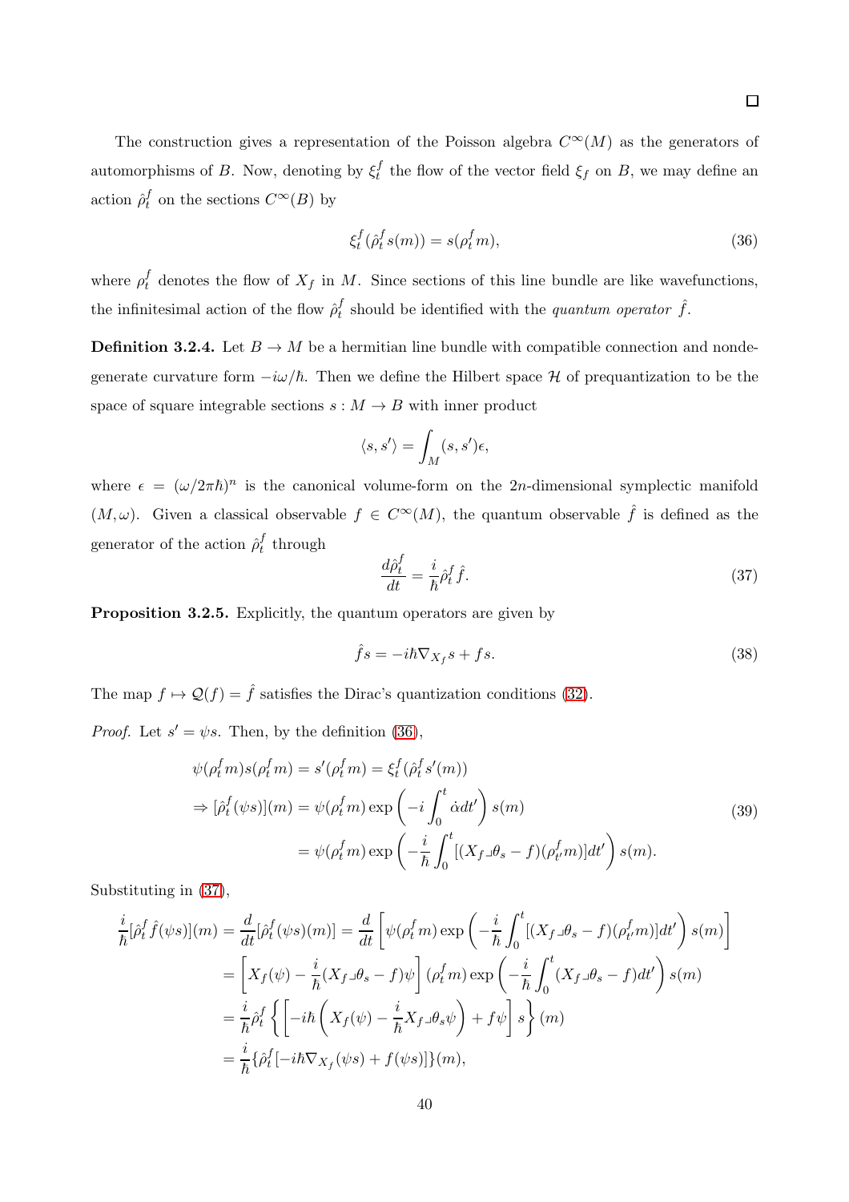□

The construction gives a representation of the Poisson algebra $C^\infty(M)$ as the generators of automorphisms of $B$. Now, denoting by $\xi_t^f$ the flow of the vector field $\xi_f$ on $B$, we may define an action $\hat{\rho}_t^f$ on the sections $C^\infty(B)$ by

$$\xi_t^f(\hat{\rho}_t^f s(m)) = s(\rho_t^f m), \tag{36}$$

where $\rho_t^f$ denotes the flow of $X_f$ in $M$. Since sections of this line bundle are like wavefunctions, the infinitesimal action of the flow $\hat{\rho}_t^f$ should be identified with the *quantum operator* $\hat{f}$.

**Definition 3.2.4.** Let $B \to M$ be a hermitian line bundle with compatible connection and nondegenerate curvature form $-i\omega/\hbar$. Then we define the Hilbert space $\mathcal{H}$ of prequantization to be the space of square integrable sections $s : M \to B$ with inner product

$$\langle s, s' \rangle = \int_M (s, s')\epsilon,$$

where $\epsilon = (\omega/2\pi\hbar)^n$ is the canonical volume-form on the $2n$-dimensional symplectic manifold $(M, \omega)$. Given a classical observable $f \in C^\infty(M)$, the quantum observable $\hat{f}$ is defined as the generator of the action $\hat{\rho}_t^f$ through

$$\frac{d\hat{\rho}_t^f}{dt} = \frac{i}{\hbar}\hat{\rho}_t^f \hat{f}. \tag{37}$$

**Proposition 3.2.5.** Explicitly, the quantum operators are given by

$$\hat{f}s = -i\hbar\nabla_{X_f}s + fs. \tag{38}$$

The map $f \mapsto \mathcal{Q}(f) = \hat{f}$ satisfies the Dirac's quantization conditions (32).

*Proof.* Let $s' = \psi s$. Then, by the definition (36),

$$\begin{aligned}
&\psi(\rho_t^f m)s(\rho_t^f m) = s'(\rho_t^f m) = \xi_t^f(\hat{\rho}_t^f s'(m)) \\
&\Rightarrow [\hat{\rho}_t^f(\psi s)](m) = \psi(\rho_t^f m)\exp\left(-i\int_0^t \dot{\alpha}dt'\right)s(m) \\
&\qquad = \psi(\rho_t^f m)\exp\left(-\frac{i}{\hbar}\int_0^t [(X_f \lrcorner \theta_s - f)(\rho_{t'}^f m)]dt'\right)s(m).
\end{aligned} \tag{39}$$

Substituting in (37),

$$\begin{aligned}
\frac{i}{\hbar}[\hat{\rho}_t^f\hat{f}(\psi s)](m) &= \frac{d}{dt}[\hat{\rho}_t^f(\psi s)(m)] = \frac{d}{dt}\left[\psi(\rho_t^f m)\exp\left(-\frac{i}{\hbar}\int_0^t [(X_f \lrcorner \theta_s - f)(\rho_{t'}^f m)]dt'\right)s(m)\right] \\
&= \left[X_f(\psi) - \frac{i}{\hbar}(X_f \lrcorner \theta_s - f)\psi\right](\rho_t^f m)\exp\left(-\frac{i}{\hbar}\int_0^t (X_f \lrcorner \theta_s - f)dt'\right)s(m) \\
&= \frac{i}{\hbar}\hat{\rho}_t^f\left\{\left[-i\hbar\left(X_f(\psi) - \frac{i}{\hbar}X_f \lrcorner \theta_s \psi\right) + f\psi\right]s\right\}(m) \\
&= \frac{i}{\hbar}\{\hat{\rho}_t^f[-i\hbar\nabla_{X_f}(\psi s) + f(\psi s)]\}(m),
\end{aligned}$$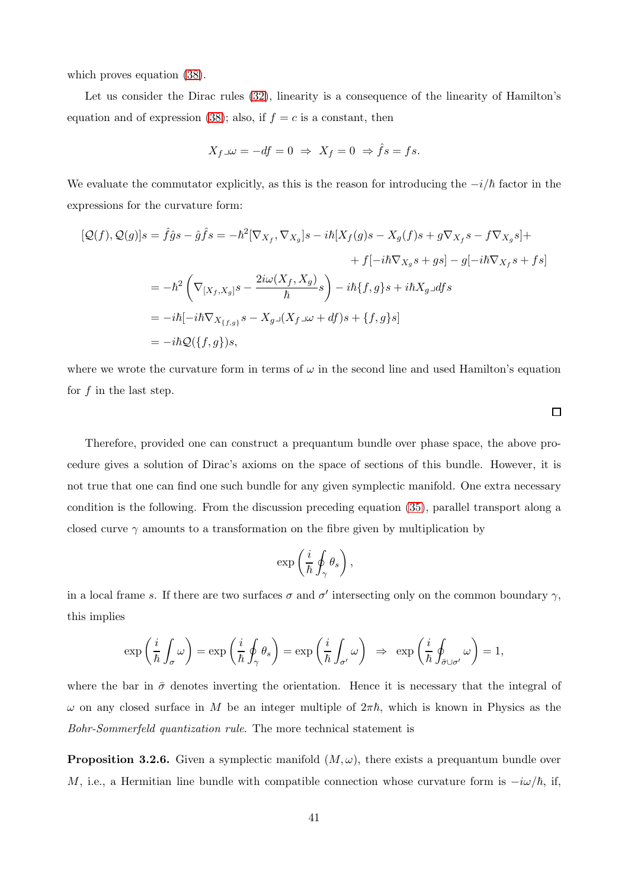which proves equation (38).

Let us consider the Dirac rules (32), linearity is a consequence of the linearity of Hamilton's equation and of expression (38); also, if $f = c$ is a constant, then

$$X_f \lrcorner \omega = -df = 0 \;\Rightarrow\; X_f = 0 \;\Rightarrow \hat{f}s = fs.$$

We evaluate the commutator explicitly, as this is the reason for introducing the $-i/\hbar$ factor in the expressions for the curvature form:

$$\begin{aligned}
[\mathcal{Q}(f), \mathcal{Q}(g)]s = \hat{f}\hat{g}s - \hat{g}\hat{f}s &= -\hbar^2[\nabla_{X_f}, \nabla_{X_g}]s - i\hbar[X_f(g)s - X_g(f)s + g\nabla_{X_f}s - f\nabla_{X_g}s] + \\
&\quad + f[-i\hbar\nabla_{X_g}s + gs] - g[-i\hbar\nabla_{X_f}s + fs] \\
&= -\hbar^2\left(\nabla_{[X_f,X_g]}s - \frac{2i\omega(X_f,X_g)}{\hbar}s\right) - i\hbar\{f,g\}s + i\hbar X_g \lrcorner df s \\
&= -i\hbar[-i\hbar\nabla_{X_{\{f,g\}}}s - X_g \lrcorner (X_f \lrcorner \omega + df)s + \{f,g\}s] \\
&= -i\hbar\mathcal{Q}(\{f,g\})s,
\end{aligned}$$

where we wrote the curvature form in terms of $\omega$ in the second line and used Hamilton's equation for $f$ in the last step.

□

Therefore, provided one can construct a prequantum bundle over phase space, the above procedure gives a solution of Dirac's axioms on the space of sections of this bundle. However, it is not true that one can find one such bundle for any given symplectic manifold. One extra necessary condition is the following. From the discussion preceding equation (35), parallel transport along a closed curve $\gamma$ amounts to a transformation on the fibre given by multiplication by

$$\exp\left(\frac{i}{\hbar}\oint_\gamma \theta_s\right),$$

in a local frame $s$. If there are two surfaces $\sigma$ and $\sigma'$ intersecting only on the common boundary $\gamma$, this implies

$$\exp\left(\frac{i}{\hbar}\int_\sigma \omega\right) = \exp\left(\frac{i}{\hbar}\oint_\gamma \theta_s\right) = \exp\left(\frac{i}{\hbar}\int_{\sigma'} \omega\right) \;\Rightarrow\; \exp\left(\frac{i}{\hbar}\oint_{\bar{\sigma}\cup\sigma'} \omega\right) = 1,$$

where the bar in $\bar{\sigma}$ denotes inverting the orientation. Hence it is necessary that the integral of $\omega$ on any closed surface in $M$ be an integer multiple of $2\pi\hbar$, which is known in Physics as the *Bohr-Sommerfeld quantization rule*. The more technical statement is

**Proposition 3.2.6.** Given a symplectic manifold $(M, \omega)$, there exists a prequantum bundle over $M$, i.e., a Hermitian line bundle with compatible connection whose curvature form is $-i\omega/\hbar$, if,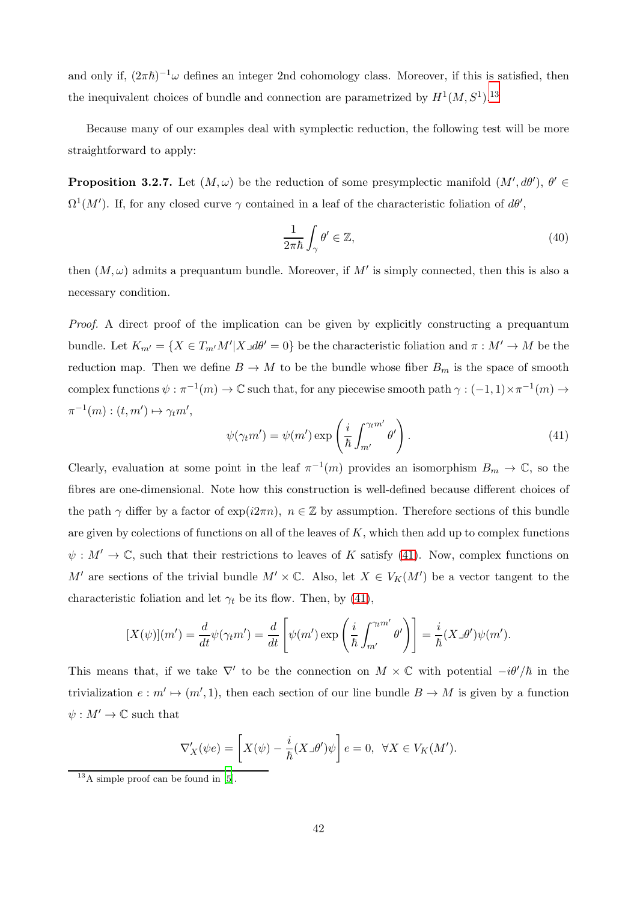and only if, $(2\pi\hbar)^{-1}\omega$ defines an integer 2nd cohomology class. Moreover, if this is satisfied, then the inequivalent choices of bundle and connection are parametrized by $H^1(M, S^1)$.[13]

Because many of our examples deal with symplectic reduction, the following test will be more straightforward to apply:

**Proposition 3.2.7.** Let $(M, \omega)$ be the reduction of some presymplectic manifold $(M', d\theta')$, $\theta' \in \Omega^1(M')$. If, for any closed curve $\gamma$ contained in a leaf of the characteristic foliation of $d\theta'$,

$$\frac{1}{2\pi\hbar}\int_\gamma \theta' \in \mathbb{Z}, \tag{40}$$

then $(M, \omega)$ admits a prequantum bundle. Moreover, if $M'$ is simply connected, then this is also a necessary condition.

*Proof.* A direct proof of the implication can be given by explicitly constructing a prequantum bundle. Let $K_{m'} = \{X \in T_{m'}M' | X \lrcorner d\theta' = 0\}$ be the characteristic foliation and $\pi : M' \to M$ be the reduction map. Then we define $B \to M$ to be the bundle whose fiber $B_m$ is the space of smooth complex functions $\psi : \pi^{-1}(m) \to \mathbb{C}$ such that, for any piecewise smooth path $\gamma : (-1, 1) \times \pi^{-1}(m) \to \pi^{-1}(m) : (t, m') \mapsto \gamma_t m'$,

$$\psi(\gamma_t m') = \psi(m') \exp\left(\frac{i}{\hbar}\int_{m'}^{\gamma_t m'} \theta'\right). \tag{41}$$

Clearly, evaluation at some point in the leaf $\pi^{-1}(m)$ provides an isomorphism $B_m \to \mathbb{C}$, so the fibres are one-dimensional. Note how this construction is well-defined because different choices of the path $\gamma$ differ by a factor of $\exp(i2\pi n)$, $n \in \mathbb{Z}$ by assumption. Therefore sections of this bundle are given by colections of functions on all of the leaves of $K$, which then add up to complex functions $\psi : M' \to \mathbb{C}$, such that their restrictions to leaves of $K$ satisfy (41). Now, complex functions on $M'$ are sections of the trivial bundle $M' \times \mathbb{C}$. Also, let $X \in V_K(M')$ be a vector tangent to the characteristic foliation and let $\gamma_t$ be its flow. Then, by (41),

$$[X(\psi)](m') = \frac{d}{dt}\psi(\gamma_t m') = \frac{d}{dt}\left[\psi(m') \exp\left(\frac{i}{\hbar}\int_{m'}^{\gamma_t m'} \theta'\right)\right] = \frac{i}{\hbar}(X \lrcorner \theta')\psi(m').$$

This means that, if we take $\nabla'$ to be the connection on $M \times \mathbb{C}$ with potential $-i\theta'/\hbar$ in the trivialization $e : m' \mapsto (m', 1)$, then each section of our line bundle $B \to M$ is given by a function $\psi : M' \to \mathbb{C}$ such that

$$\nabla'_X(\psi e) = \left[X(\psi) - \frac{i}{\hbar}(X \lrcorner \theta')\psi\right] e = 0, \ \ \forall X \in V_K(M').$$

[13] A simple proof can be found in [5].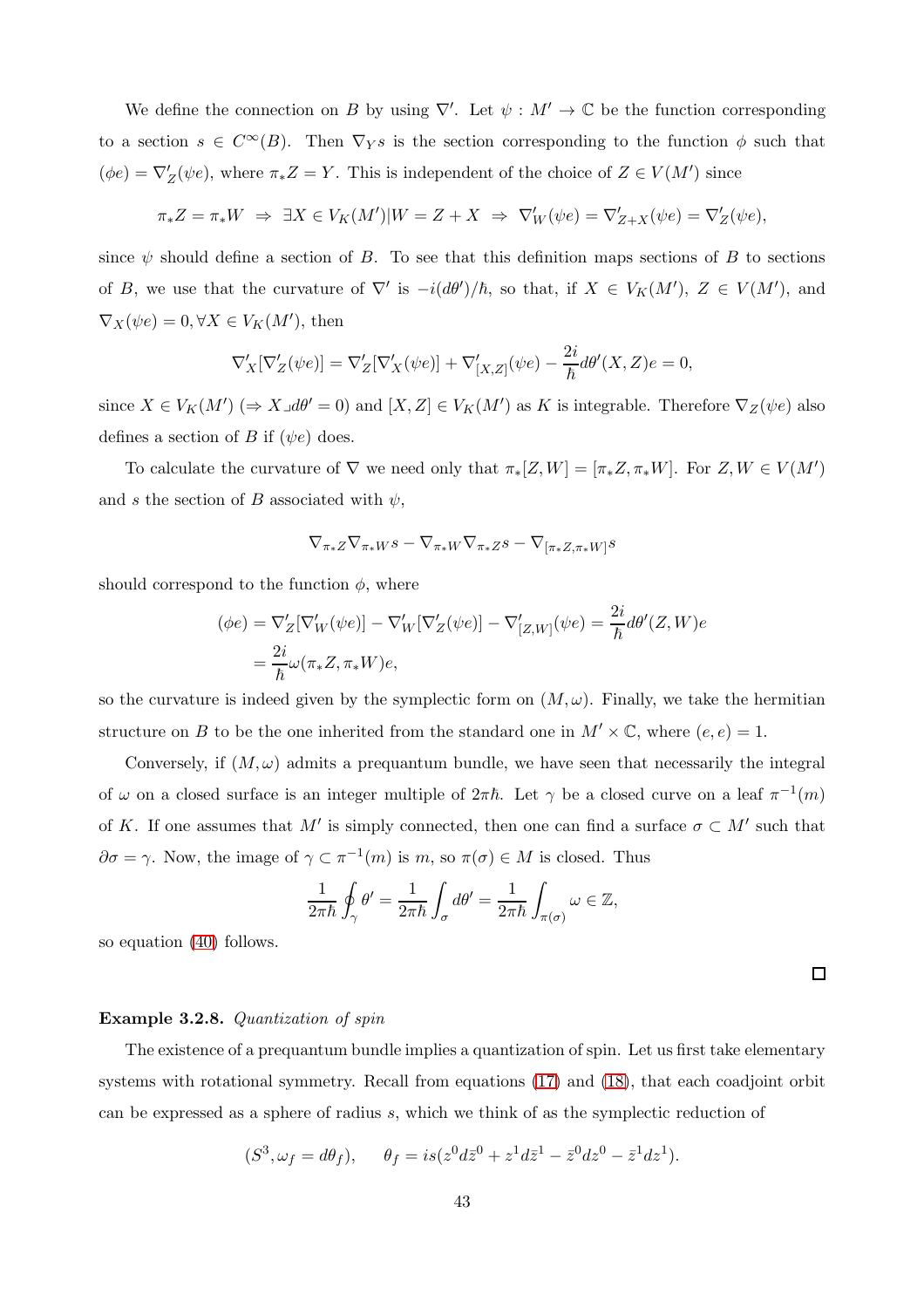We define the connection on $B$ by using $\nabla'$. Let $\psi : M' \to \mathbb{C}$ be the function corresponding to a section $s \in C^\infty(B)$. Then $\nabla_Y s$ is the section corresponding to the function $\phi$ such that $(\phi e) = \nabla'_Z(\psi e)$, where $\pi_* Z = Y$. This is independent of the choice of $Z \in V(M')$ since

$$\pi_* Z = \pi_* W \;\Rightarrow\; \exists X \in V_K(M') | W = Z + X \;\Rightarrow\; \nabla'_W(\psi e) = \nabla'_{Z+X}(\psi e) = \nabla'_Z(\psi e),$$

since $\psi$ should define a section of $B$. To see that this definition maps sections of $B$ to sections of $B$, we use that the curvature of $\nabla'$ is $-i(d\theta')/\hbar$, so that, if $X \in V_K(M')$, $Z \in V(M')$, and $\nabla_X(\psi e) = 0, \forall X \in V_K(M')$, then

$$\nabla'_X[\nabla'_Z(\psi e)] = \nabla'_Z[\nabla'_X(\psi e)] + \nabla'_{[X,Z]}(\psi e) - \frac{2i}{\hbar} d\theta'(X,Z)e = 0,$$

since $X \in V_K(M')$ ($\Rightarrow X \lrcorner d\theta' = 0$) and $[X,Z] \in V_K(M')$ as $K$ is integrable. Therefore $\nabla_Z(\psi e)$ also defines a section of $B$ if $(\psi e)$ does.

To calculate the curvature of $\nabla$ we need only that $\pi_*[Z,W] = [\pi_* Z, \pi_* W]$. For $Z, W \in V(M')$ and $s$ the section of $B$ associated with $\psi$,

$$\nabla_{\pi_* Z}\nabla_{\pi_* W} s - \nabla_{\pi_* W}\nabla_{\pi_* Z} s - \nabla_{[\pi_* Z, \pi_* W]} s$$

should correspond to the function $\phi$, where

$$\begin{aligned}(\phi e) &= \nabla'_Z[\nabla'_W(\psi e)] - \nabla'_W[\nabla'_Z(\psi e)] - \nabla'_{[Z,W]}(\psi e) = \frac{2i}{\hbar} d\theta'(Z,W)e \\ &= \frac{2i}{\hbar}\omega(\pi_* Z, \pi_* W)e,\end{aligned}$$

so the curvature is indeed given by the symplectic form on $(M,\omega)$. Finally, we take the hermitian structure on $B$ to be the one inherited from the standard one in $M' \times \mathbb{C}$, where $(e,e) = 1$.

Conversely, if $(M,\omega)$ admits a prequantum bundle, we have seen that necessarily the integral of $\omega$ on a closed surface is an integer multiple of $2\pi\hbar$. Let $\gamma$ be a closed curve on a leaf $\pi^{-1}(m)$ of $K$. If one assumes that $M'$ is simply connected, then one can find a surface $\sigma \subset M'$ such that $\partial\sigma = \gamma$. Now, the image of $\gamma \subset \pi^{-1}(m)$ is $m$, so $\pi(\sigma) \in M$ is closed. Thus

$$\frac{1}{2\pi\hbar}\oint_\gamma \theta' = \frac{1}{2\pi\hbar}\int_\sigma d\theta' = \frac{1}{2\pi\hbar}\int_{\pi(\sigma)} \omega \in \mathbb{Z},$$

so equation (40) follows.

□

**Example 3.2.8.** *Quantization of spin*

The existence of a prequantum bundle implies a quantization of spin. Let us first take elementary systems with rotational symmetry. Recall from equations (17) and (18), that each coadjoint orbit can be expressed as a sphere of radius $s$, which we think of as the symplectic reduction of

$$(S^3, \omega_f = d\theta_f), \qquad \theta_f = is(z^0 d\bar{z}^0 + z^1 d\bar{z}^1 - \bar{z}^0 dz^0 - \bar{z}^1 dz^1).$$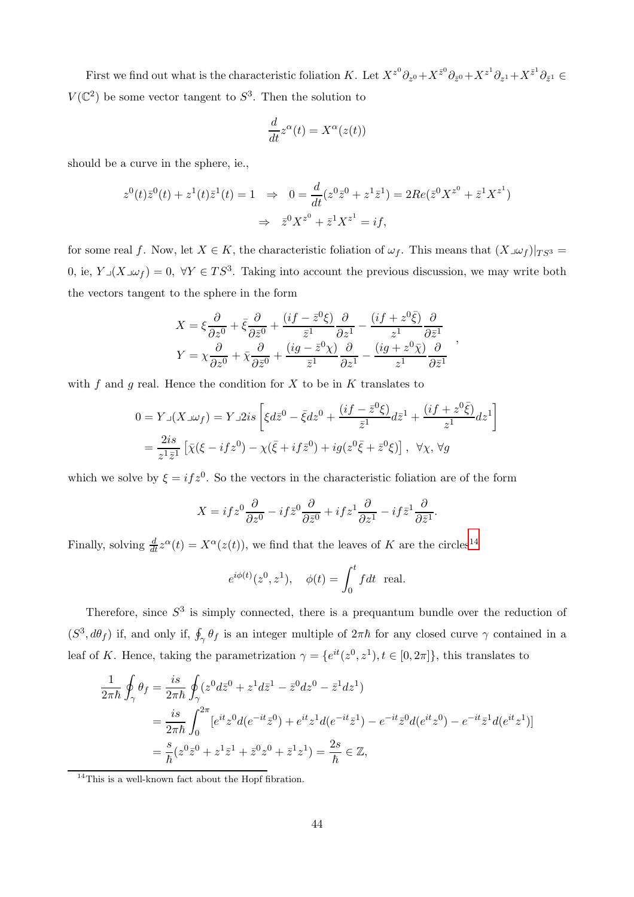First we find out what is the characteristic foliation $K$. Let $X^{z^0}\partial_{z^0}+X^{\bar{z}^0}\partial_{\bar{z}^0}+X^{z^1}\partial_{z^1}+X^{\bar{z}^1}\partial_{\bar{z}^1} \in V(\mathbb{C}^2)$ be some vector tangent to $S^3$. Then the solution to

$$\frac{d}{dt}z^\alpha(t) = X^\alpha(z(t))$$

should be a curve in the sphere, ie.,

$$\begin{aligned}
z^0(t)\bar{z}^0(t) + z^1(t)\bar{z}^1(t) = 1 \;\;\Rightarrow\;\; 0 = \frac{d}{dt}(z^0\bar{z}^0 + z^1\bar{z}^1) = 2Re(\bar{z}^0 X^{z^0} + \bar{z}^1 X^{z^1}) \\
\Rightarrow\;\; \bar{z}^0 X^{z^0} + \bar{z}^1 X^{z^1} = if,
\end{aligned}$$

for some real $f$. Now, let $X \in K$, the characteristic foliation of $\omega_f$. This means that $(X \lrcorner \omega_f)|_{TS^3} = 0$, ie, $Y \lrcorner (X \lrcorner \omega_f) = 0$, $\forall Y \in TS^3$. Taking into account the previous discussion, we may write both the vectors tangent to the sphere in the form

$$\begin{aligned}
X = \xi\frac{\partial}{\partial z^0} + \bar{\xi}\frac{\partial}{\partial \bar{z}^0} + \frac{(if - \bar{z}^0\xi)}{\bar{z}^1}\frac{\partial}{\partial z^1} - \frac{(if + z^0\bar{\xi})}{z^1}\frac{\partial}{\partial \bar{z}^1} \\
Y = \chi\frac{\partial}{\partial z^0} + \bar{\chi}\frac{\partial}{\partial \bar{z}^0} + \frac{(ig - \bar{z}^0\chi)}{\bar{z}^1}\frac{\partial}{\partial z^1} - \frac{(ig + z^0\bar{\chi})}{z^1}\frac{\partial}{\partial \bar{z}^1}
\end{aligned} \quad ,$$

with $f$ and $g$ real. Hence the condition for $X$ to be in $K$ translates to

$$\begin{aligned}
0 = Y \lrcorner (X \lrcorner \omega_f) &= Y \lrcorner 2is\left[\xi d\bar{z}^0 - \bar{\xi}dz^0 + \frac{(if - \bar{z}^0\xi)}{\bar{z}^1}d\bar{z}^1 + \frac{(if + z^0\bar{\xi})}{z^1}dz^1\right] \\
&= \frac{2is}{z^1\bar{z}^1}\left[\bar{\chi}(\xi - ifz^0) - \chi(\bar{\xi} + if\bar{z}^0) + ig(z^0\bar{\xi} + \bar{z}^0\xi)\right], \;\; \forall\chi, \forall g
\end{aligned}$$

which we solve by $\xi = ifz^0$. So the vectors in the characteristic foliation are of the form

$$X = ifz^0\frac{\partial}{\partial z^0} - if\bar{z}^0\frac{\partial}{\partial \bar{z}^0} + ifz^1\frac{\partial}{\partial z^1} - if\bar{z}^1\frac{\partial}{\partial \bar{z}^1}.$$

Finally, solving $\frac{d}{dt}z^\alpha(t) = X^\alpha(z(t))$, we find that the leaves of $K$ are the circles[14]

$$e^{i\phi(t)}(z^0, z^1), \quad \phi(t) = \int_0^t f dt \;\; \text{real.}$$

Therefore, since $S^3$ is simply connected, there is a prequantum bundle over the reduction of $(S^3, d\theta_f)$ if, and only if, $\oint_\gamma \theta_f$ is an integer multiple of $2\pi\hbar$ for any closed curve $\gamma$ contained in a leaf of $K$. Hence, taking the parametrization $\gamma = \{e^{it}(z^0, z^1), t \in [0, 2\pi]\}$, this translates to

$$\begin{aligned}
\frac{1}{2\pi\hbar}\oint_\gamma \theta_f &= \frac{is}{2\pi\hbar}\oint_\gamma (z^0 d\bar{z}^0 + z^1 d\bar{z}^1 - \bar{z}^0 dz^0 - \bar{z}^1 dz^1) \\
&= \frac{is}{2\pi\hbar}\int_0^{2\pi}[e^{it}z^0 d(e^{-it}\bar{z}^0) + e^{it}z^1 d(e^{-it}\bar{z}^1) - e^{-it}\bar{z}^0 d(e^{it}z^0) - e^{-it}\bar{z}^1 d(e^{it}z^1)] \\
&= \frac{s}{\hbar}(z^0\bar{z}^0 + z^1\bar{z}^1 + \bar{z}^0 z^0 + \bar{z}^1 z^1) = \frac{2s}{\hbar} \in \mathbb{Z},
\end{aligned}$$

[14] This is a well-known fact about the Hopf fibration.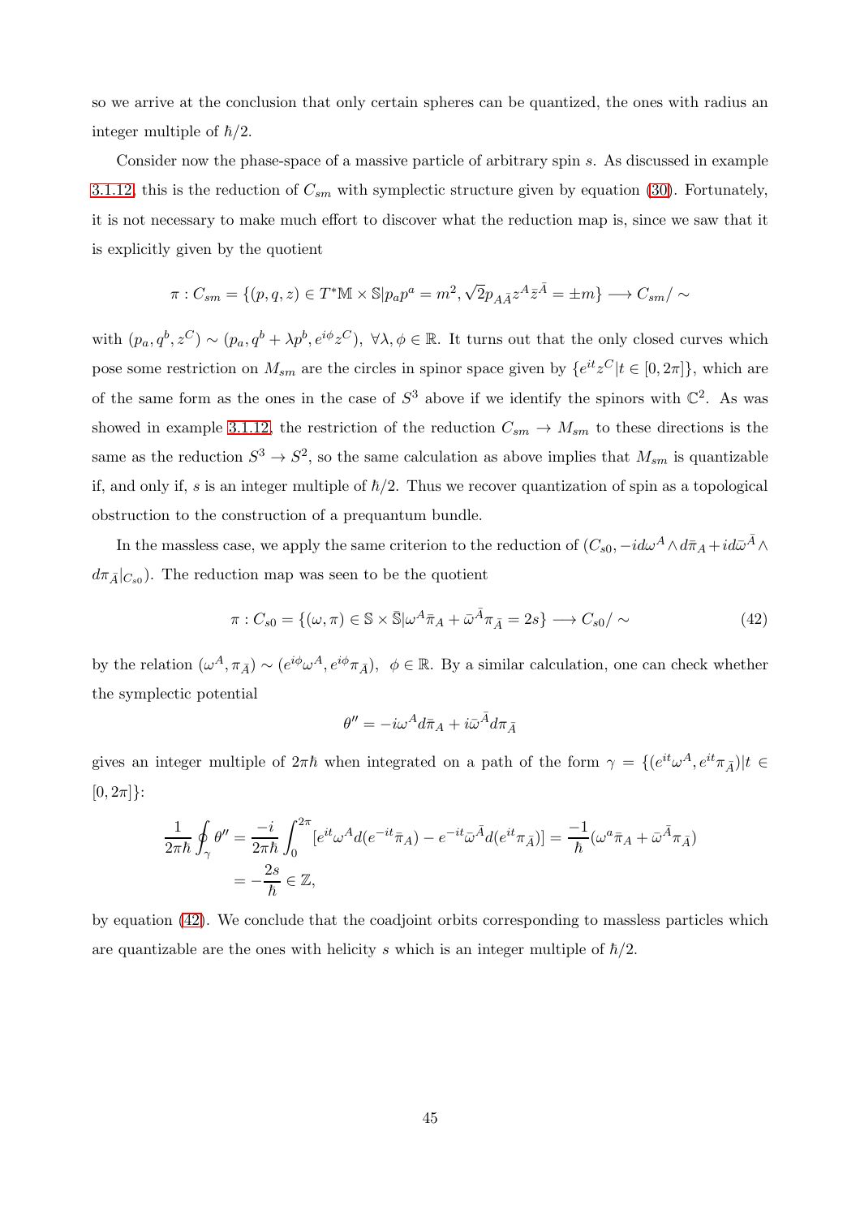so we arrive at the conclusion that only certain spheres can be quantized, the ones with radius an integer multiple of $\hbar/2$.

Consider now the phase-space of a massive particle of arbitrary spin $s$. As discussed in example 3.1.12, this is the reduction of $C_{sm}$ with symplectic structure given by equation (30). Fortunately, it is not necessary to make much effort to discover what the reduction map is, since we saw that it is explicitly given by the quotient

$$\pi : C_{sm} = \{(p, q, z) \in T^*\mathbb{M} \times \mathbb{S} | p_a p^a = m^2, \sqrt{2} p_{A\bar{A}} z^A \bar{z}^{\bar{A}} = \pm m\} \longrightarrow C_{sm}/\sim$$

with $(p_a, q^b, z^C) \sim (p_a, q^b + \lambda p^b, e^{i\phi} z^C)$, $\forall \lambda, \phi \in \mathbb{R}$. It turns out that the only closed curves which pose some restriction on $M_{sm}$ are the circles in spinor space given by $\{e^{it} z^C | t \in [0, 2\pi]\}$, which are of the same form as the ones in the case of $S^3$ above if we identify the spinors with $\mathbb{C}^2$. As was showed in example 3.1.12, the restriction of the reduction $C_{sm} \to M_{sm}$ to these directions is the same as the reduction $S^3 \to S^2$, so the same calculation as above implies that $M_{sm}$ is quantizable if, and only if, $s$ is an integer multiple of $\hbar/2$. Thus we recover quantization of spin as a topological obstruction to the construction of a prequantum bundle.

In the massless case, we apply the same criterion to the reduction of $(C_{s0}, -i d\omega^A \wedge d\bar{\pi}_A + i d\bar{\omega}^{\bar{A}} \wedge d\pi_{\bar{A}}|_{C_{s0}})$. The reduction map was seen to be the quotient

$$\pi : C_{s0} = \{(\omega, \pi) \in \mathbb{S} \times \bar{\mathbb{S}} | \omega^A \bar{\pi}_A + \bar{\omega}^{\bar{A}} \pi_{\bar{A}} = 2s\} \longrightarrow C_{s0}/\sim \tag{42}$$

by the relation $(\omega^A, \pi_{\bar{A}}) \sim (e^{i\phi}\omega^A, e^{i\phi}\pi_{\bar{A}})$, $\phi \in \mathbb{R}$. By a similar calculation, one can check whether the symplectic potential

$$\theta'' = -i\omega^A d\bar{\pi}_A + i\bar{\omega}^{\bar{A}} d\pi_{\bar{A}}$$

gives an integer multiple of $2\pi\hbar$ when integrated on a path of the form $\gamma = \{(e^{it}\omega^A, e^{it}\pi_{\bar{A}}) | t \in [0, 2\pi]\}$:

$$\begin{aligned}
\frac{1}{2\pi\hbar} \oint_\gamma \theta'' &= \frac{-i}{2\pi\hbar} \int_0^{2\pi} [e^{it}\omega^A d(e^{-it}\bar{\pi}_A) - e^{-it}\bar{\omega}^{\bar{A}} d(e^{it}\pi_{\bar{A}})] = \frac{-1}{\hbar}(\omega^a \bar{\pi}_A + \bar{\omega}^{\bar{A}} \pi_{\bar{A}}) \\
&= -\frac{2s}{\hbar} \in \mathbb{Z},
\end{aligned}$$

by equation (42). We conclude that the coadjoint orbits corresponding to massless particles which are quantizable are the ones with helicity $s$ which is an integer multiple of $\hbar/2$.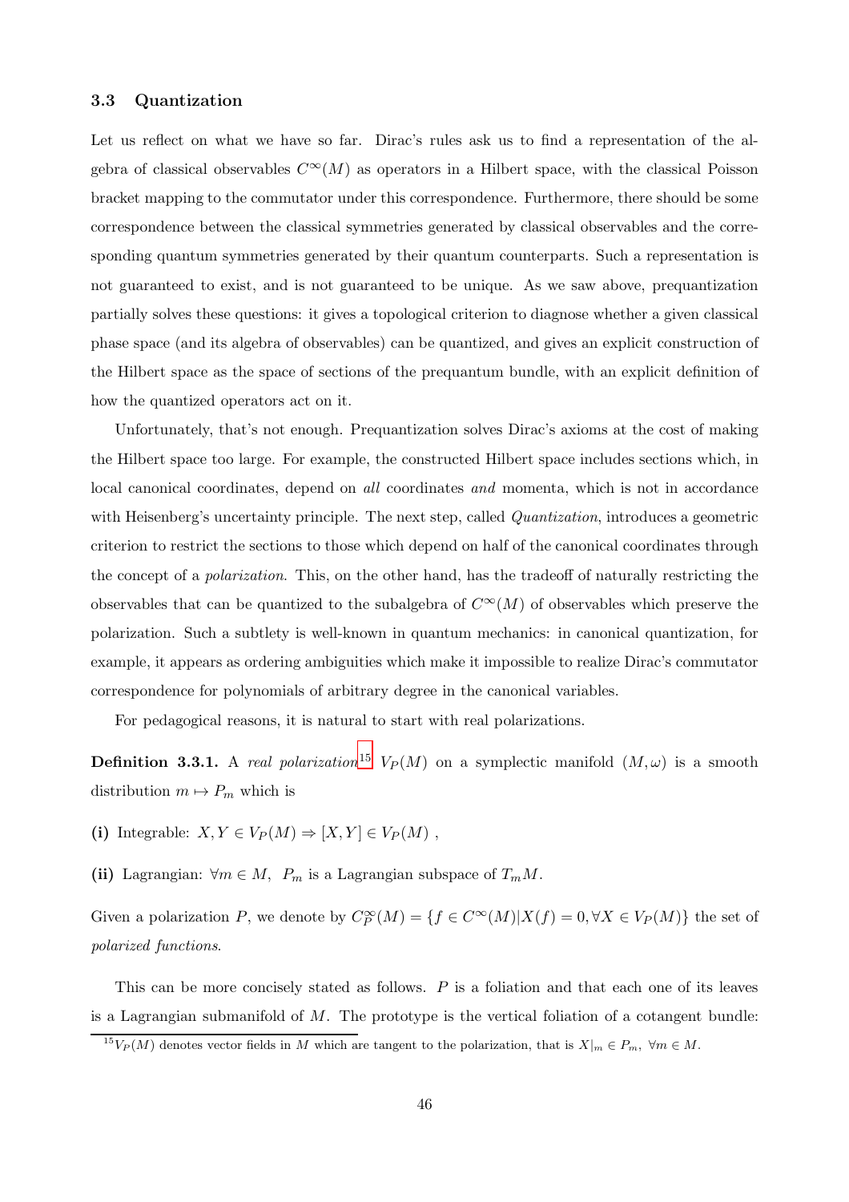### 3.3 Quantization

Let us reflect on what we have so far. Dirac's rules ask us to find a representation of the algebra of classical observables $C^\infty(M)$ as operators in a Hilbert space, with the classical Poisson bracket mapping to the commutator under this correspondence. Furthermore, there should be some correspondence between the classical symmetries generated by classical observables and the corresponding quantum symmetries generated by their quantum counterparts. Such a representation is not guaranteed to exist, and is not guaranteed to be unique. As we saw above, prequantization partially solves these questions: it gives a topological criterion to diagnose whether a given classical phase space (and its algebra of observables) can be quantized, and gives an explicit construction of the Hilbert space as the space of sections of the prequantum bundle, with an explicit definition of how the quantized operators act on it.

Unfortunately, that's not enough. Prequantization solves Dirac's axioms at the cost of making the Hilbert space too large. For example, the constructed Hilbert space includes sections which, in local canonical coordinates, depend on *all* coordinates *and* momenta, which is not in accordance with Heisenberg's uncertainty principle. The next step, called *Quantization*, introduces a geometric criterion to restrict the sections to those which depend on half of the canonical coordinates through the concept of a *polarization*. This, on the other hand, has the tradeoff of naturally restricting the observables that can be quantized to the subalgebra of $C^\infty(M)$ of observables which preserve the polarization. Such a subtlety is well-known in quantum mechanics: in canonical quantization, for example, it appears as ordering ambiguities which make it impossible to realize Dirac's commutator correspondence for polynomials of arbitrary degree in the canonical variables.

For pedagogical reasons, it is natural to start with real polarizations.

**Definition 3.3.1.** A *real polarization*[15] $V_P(M)$ on a symplectic manifold $(M, \omega)$ is a smooth distribution $m \mapsto P_m$ which is

**(i)** Integrable: $X, Y \in V_P(M) \Rightarrow [X, Y] \in V_P(M)$ ,

**(ii)** Lagrangian: $\forall m \in M,\ P_m$ is a Lagrangian subspace of $T_m M$.

Given a polarization $P$, we denote by $C^\infty_P(M) = \{f \in C^\infty(M) | X(f) = 0, \forall X \in V_P(M)\}$ the set of *polarized functions*.

This can be more concisely stated as follows. $P$ is a foliation and that each one of its leaves is a Lagrangian submanifold of $M$. The prototype is the vertical foliation of a cotangent bundle:

[15] $V_P(M)$ denotes vector fields in $M$ which are tangent to the polarization, that is $X|_m \in P_m,\ \forall m \in M$.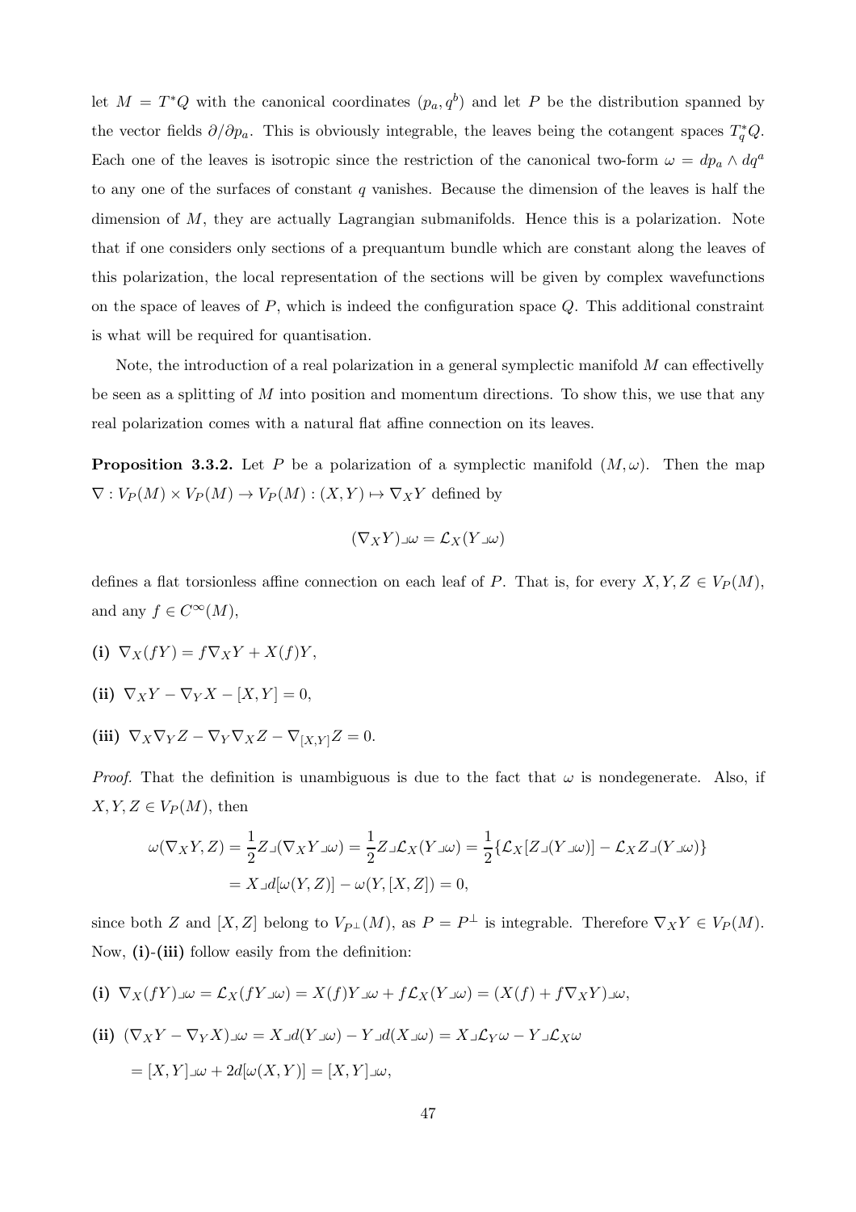let $M = T^*Q$ with the canonical coordinates $(p_a, q^b)$ and let $P$ be the distribution spanned by the vector fields $\partial/\partial p_a$. This is obviously integrable, the leaves being the cotangent spaces $T^*_q Q$. Each one of the leaves is isotropic since the restriction of the canonical two-form $\omega = dp_a \wedge dq^a$ to any one of the surfaces of constant $q$ vanishes. Because the dimension of the leaves is half the dimension of $M$, they are actually Lagrangian submanifolds. Hence this is a polarization. Note that if one considers only sections of a prequantum bundle which are constant along the leaves of this polarization, the local representation of the sections will be given by complex wavefunctions on the space of leaves of $P$, which is indeed the configuration space $Q$. This additional constraint is what will be required for quantisation.

Note, the introduction of a real polarization in a general symplectic manifold $M$ can effectivelly be seen as a splitting of $M$ into position and momentum directions. To show this, we use that any real polarization comes with a natural flat affine connection on its leaves.

**Proposition 3.3.2.** Let $P$ be a polarization of a symplectic manifold $(M, \omega)$. Then the map $\nabla : V_P(M) \times V_P(M) \to V_P(M) : (X, Y) \mapsto \nabla_X Y$ defined by

$$(\nabla_X Y) \lrcorner \omega = \mathcal{L}_X (Y \lrcorner \omega)$$

defines a flat torsionless affine connection on each leaf of $P$. That is, for every $X, Y, Z \in V_P(M)$, and any $f \in C^\infty(M)$,

**(i)** $\nabla_X (fY) = f \nabla_X Y + X(f) Y$,

**(ii)** $\nabla_X Y - \nabla_Y X - [X, Y] = 0$,

**(iii)** $\nabla_X \nabla_Y Z - \nabla_Y \nabla_X Z - \nabla_{[X,Y]} Z = 0$.

*Proof.* That the definition is unambiguous is due to the fact that $\omega$ is nondegenerate. Also, if $X, Y, Z \in V_P(M)$, then

$$\begin{aligned}
\omega(\nabla_X Y, Z) &= \frac{1}{2} Z \lrcorner (\nabla_X Y \lrcorner \omega) = \frac{1}{2} Z \lrcorner \mathcal{L}_X (Y \lrcorner \omega) = \frac{1}{2} \{ \mathcal{L}_X [Z \lrcorner (Y \lrcorner \omega)] - \mathcal{L}_X Z \lrcorner (Y \lrcorner \omega) \} \\
&= X \lrcorner d[\omega(Y, Z)] - \omega(Y, [X, Z]) = 0,
\end{aligned}$$

since both $Z$ and $[X, Z]$ belong to $V_{P^\perp}(M)$, as $P = P^\perp$ is integrable. Therefore $\nabla_X Y \in V_P(M)$. Now, **(i)**-**(iii)** follow easily from the definition:

**(i)** $\nabla_X (fY) \lrcorner \omega = \mathcal{L}_X (fY \lrcorner \omega) = X(f) Y \lrcorner \omega + f \mathcal{L}_X (Y \lrcorner \omega) = (X(f) + f \nabla_X Y) \lrcorner \omega$,

**(ii)** $(\nabla_X Y - \nabla_Y X) \lrcorner \omega = X \lrcorner d(Y \lrcorner \omega) - Y \lrcorner d(X \lrcorner \omega) = X \lrcorner \mathcal{L}_Y \omega - Y \lrcorner \mathcal{L}_X \omega$

$= [X, Y] \lrcorner \omega + 2d[\omega(X, Y)] = [X, Y] \lrcorner \omega$,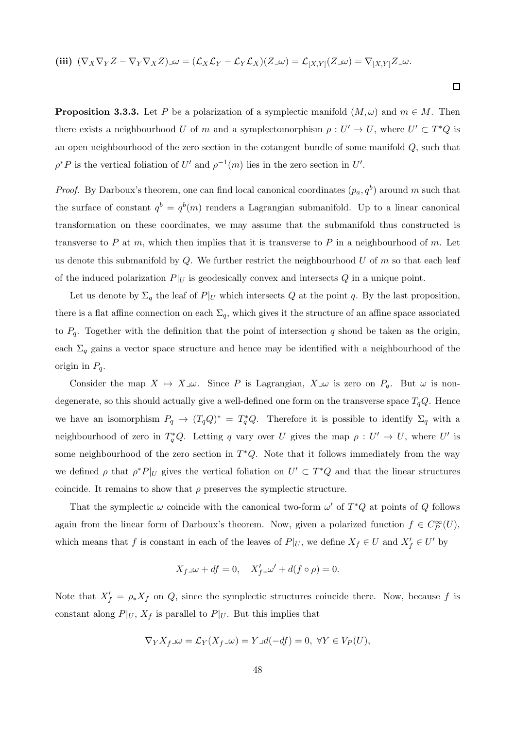**(iii)** $(\nabla_X \nabla_Y Z - \nabla_Y \nabla_X Z) \lrcorner \omega = (\mathcal{L}_X \mathcal{L}_Y - \mathcal{L}_Y \mathcal{L}_X)(Z \lrcorner \omega) = \mathcal{L}_{[X,Y]}(Z \lrcorner \omega) = \nabla_{[X,Y]} Z \lrcorner \omega.$

□

**Proposition 3.3.3.** Let $P$ be a polarization of a symplectic manifold $(M, \omega)$ and $m \in M$. Then there exists a neighbourhood $U$ of $m$ and a symplectomorphism $\rho : U' \to U$, where $U' \subset T^*Q$ is an open neighbourhood of the zero section in the cotangent bundle of some manifold $Q$, such that $\rho^* P$ is the vertical foliation of $U'$ and $\rho^{-1}(m)$ lies in the zero section in $U'$.

*Proof.* By Darboux's theorem, one can find local canonical coordinates $(p_a, q^b)$ around $m$ such that the surface of constant $q^b = q^b(m)$ renders a Lagrangian submanifold. Up to a linear canonical transformation on these coordinates, we may assume that the submanifold thus constructed is transverse to $P$ at $m$, which then implies that it is transverse to $P$ in a neighbourhood of $m$. Let us denote this submanifold by $Q$. We further restrict the neighbourhood $U$ of $m$ so that each leaf of the induced polarization $P|_U$ is geodesically convex and intersects $Q$ in a unique point.

Let us denote by $\Sigma_q$ the leaf of $P|_U$ which intersects $Q$ at the point $q$. By the last proposition, there is a flat affine connection on each $\Sigma_q$, which gives it the structure of an affine space associated to $P_q$. Together with the definition that the point of intersection $q$ shoud be taken as the origin, each $\Sigma_q$ gains a vector space structure and hence may be identified with a neighbourhood of the origin in $P_q$.

Consider the map $X \mapsto X \lrcorner \omega$. Since $P$ is Lagrangian, $X \lrcorner \omega$ is zero on $P_q$. But $\omega$ is non-degenerate, so this should actually give a well-defined one form on the transverse space $T_q Q$. Hence we have an isomorphism $P_q \to (T_q Q)^* = T_q^* Q$. Therefore it is possible to identify $\Sigma_q$ with a neighbourhood of zero in $T_q^* Q$. Letting $q$ vary over $U$ gives the map $\rho : U' \to U$, where $U'$ is some neighbourhood of the zero section in $T^*Q$. Note that it follows immediately from the way we defined $\rho$ that $\rho^* P|_U$ gives the vertical foliation on $U' \subset T^*Q$ and that the linear structures coincide. It remains to show that $\rho$ preserves the symplectic structure.

That the symplectic $\omega$ coincide with the canonical two-form $\omega'$ of $T^*Q$ at points of $Q$ follows again from the linear form of Darboux's theorem. Now, given a polarized function $f \in C_P^\infty(U)$, which means that $f$ is constant in each of the leaves of $P|_U$, we define $X_f \in U$ and $X'_f \in U'$ by

$$X_f \lrcorner \omega + df = 0, \quad X'_f \lrcorner \omega' + d(f \circ \rho) = 0.$$

Note that $X'_f = \rho_* X_f$ on $Q$, since the symplectic structures coincide there. Now, because $f$ is constant along $P|_U$, $X_f$ is parallel to $P|_U$. But this implies that

$$\nabla_Y X_f \lrcorner \omega = \mathcal{L}_Y (X_f \lrcorner \omega) = Y \lrcorner d(-df) = 0, \ \forall Y \in V_P(U),$$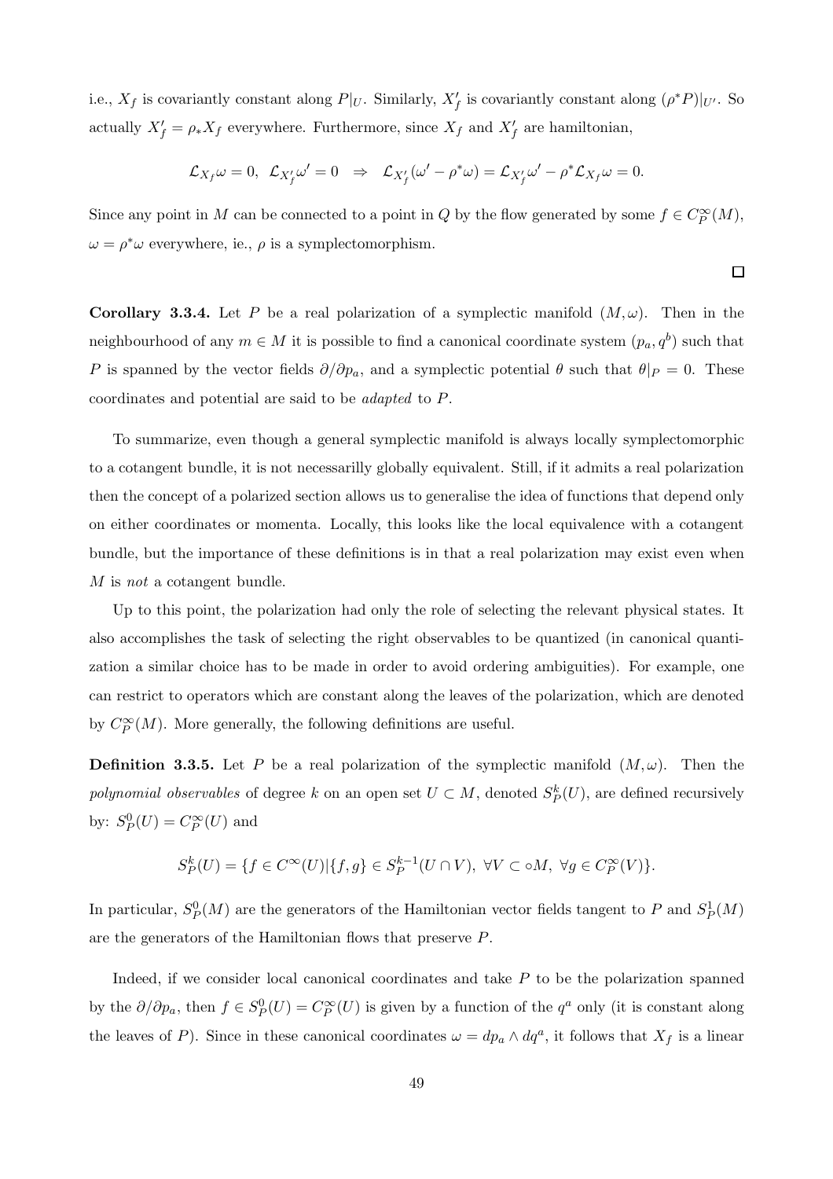i.e., $X_f$ is covariantly constant along $P|_U$. Similarly, $X'_f$ is covariantly constant along $(\rho^*P)|_{U'}$. So actually $X'_f = \rho_* X_f$ everywhere. Furthermore, since $X_f$ and $X'_f$ are hamiltonian,

$$\mathcal{L}_{X_f}\omega = 0,\ \ \mathcal{L}_{X'_f}\omega' = 0 \ \ \Rightarrow \ \ \mathcal{L}_{X'_f}(\omega' - \rho^*\omega) = \mathcal{L}_{X'_f}\omega' - \rho^*\mathcal{L}_{X_f}\omega = 0.$$

Since any point in $M$ can be connected to a point in $Q$ by the flow generated by some $f \in C^\infty_P(M)$, $\omega = \rho^*\omega$ everywhere, ie., $\rho$ is a symplectomorphism.

$\square$

**Corollary 3.3.4.** Let $P$ be a real polarization of a symplectic manifold $(M, \omega)$. Then in the neighbourhood of any $m \in M$ it is possible to find a canonical coordinate system $(p_a, q^b)$ such that $P$ is spanned by the vector fields $\partial/\partial p_a$, and a symplectic potential $\theta$ such that $\theta|_P = 0$. These coordinates and potential are said to be *adapted* to $P$.

To summarize, even though a general symplectic manifold is always locally symplectomorphic to a cotangent bundle, it is not necessarilly globally equivalent. Still, if it admits a real polarization then the concept of a polarized section allows us to generalise the idea of functions that depend only on either coordinates or momenta. Locally, this looks like the local equivalence with a cotangent bundle, but the importance of these definitions is in that a real polarization may exist even when $M$ is *not* a cotangent bundle.

Up to this point, the polarization had only the role of selecting the relevant physical states. It also accomplishes the task of selecting the right observables to be quantized (in canonical quantization a similar choice has to be made in order to avoid ordering ambiguities). For example, one can restrict to operators which are constant along the leaves of the polarization, which are denoted by $C^\infty_P(M)$. More generally, the following definitions are useful.

**Definition 3.3.5.** Let $P$ be a real polarization of the symplectic manifold $(M, \omega)$. Then the *polynomial observables* of degree $k$ on an open set $U \subset M$, denoted $S^k_P(U)$, are defined recursively by: $S^0_P(U) = C^\infty_P(U)$ and

$$S^k_P(U) = \{f \in C^\infty(U) | \{f, g\} \in S^{k-1}_P(U \cap V),\ \forall V \subset \circ M,\ \forall g \in C^\infty_P(V)\}.$$

In particular, $S^0_P(M)$ are the generators of the Hamiltonian vector fields tangent to $P$ and $S^1_P(M)$ are the generators of the Hamiltonian flows that preserve $P$.

Indeed, if we consider local canonical coordinates and take $P$ to be the polarization spanned by the $\partial/\partial p_a$, then $f \in S^0_P(U) = C^\infty_P(U)$ is given by a function of the $q^a$ only (it is constant along the leaves of $P$). Since in these canonical coordinates $\omega = dp_a \wedge dq^a$, it follows that $X_f$ is a linear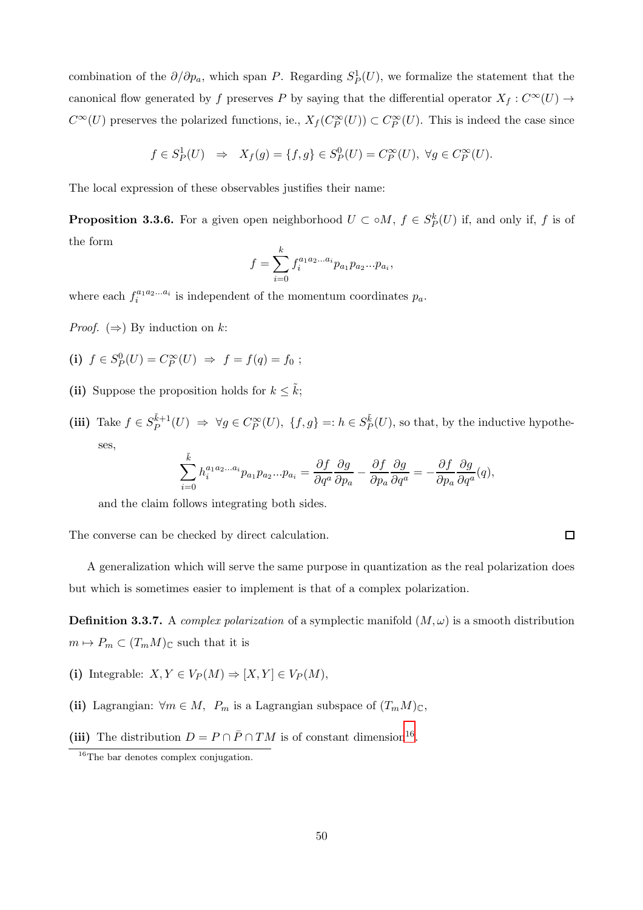combination of the $\partial/\partial p_a$, which span $P$. Regarding $S^1_P(U)$, we formalize the statement that the canonical flow generated by $f$ preserves $P$ by saying that the differential operator $X_f : C^\infty(U) \to C^\infty(U)$ preserves the polarized functions, ie., $X_f(C^\infty_P(U)) \subset C^\infty_P(U)$. This is indeed the case since

$$f \in S^1_P(U) \;\;\Rightarrow\;\; X_f(g) = \{f, g\} \in S^0_P(U) = C^\infty_P(U),\; \forall g \in C^\infty_P(U).$$

The local expression of these observables justifies their name:

**Proposition 3.3.6.** For a given open neighborhood $U \subset \circ M$, $f \in S^k_P(U)$ if, and only if, $f$ is of the form

$$f = \sum_{i=0}^{k} f_i^{a_1 a_2 \dots a_i} p_{a_1} p_{a_2} \dots p_{a_i},$$

where each $f_i^{a_1 a_2 \dots a_i}$ is independent of the momentum coordinates $p_a$.

*Proof.* ($\Rightarrow$) By induction on $k$:

**(i)** $f \in S^0_P(U) = C^\infty_P(U) \;\Rightarrow\; f = f(q) = f_0$ ;

**(ii)** Suppose the proposition holds for $k \le \tilde{k}$;

**(iii)** Take $f \in S^{\tilde{k}+1}_P(U) \;\Rightarrow\; \forall g \in C^\infty_P(U),\; \{f, g\} =: h \in S^{\tilde{k}}_P(U)$, so that, by the inductive hypotheses,

$$\sum_{i=0}^{\tilde{k}} h_i^{a_1 a_2 \dots a_i} p_{a_1} p_{a_2} \dots p_{a_i} = \frac{\partial f}{\partial q^a}\frac{\partial g}{\partial p_a} - \frac{\partial f}{\partial p_a}\frac{\partial g}{\partial q^a} = -\frac{\partial f}{\partial p_a}\frac{\partial g}{\partial q^a}(q),$$

and the claim follows integrating both sides.

The converse can be checked by direct calculation. ∎

A generalization which will serve the same purpose in quantization as the real polarization does but which is sometimes easier to implement is that of a complex polarization.

**Definition 3.3.7.** A *complex polarization* of a symplectic manifold $(M, \omega)$ is a smooth distribution $m \mapsto P_m \subset (T_m M)_{\mathbb{C}}$ such that it is

**(i)** Integrable: $X, Y \in V_P(M) \Rightarrow [X, Y] \in V_P(M)$,

**(ii)** Lagrangian: $\forall m \in M,\;\; P_m$ is a Lagrangian subspace of $(T_m M)_{\mathbb{C}}$,

**(iii)** The distribution $D = P \cap \bar{P} \cap TM$ is of constant dimension[16].

[16] The bar denotes complex conjugation.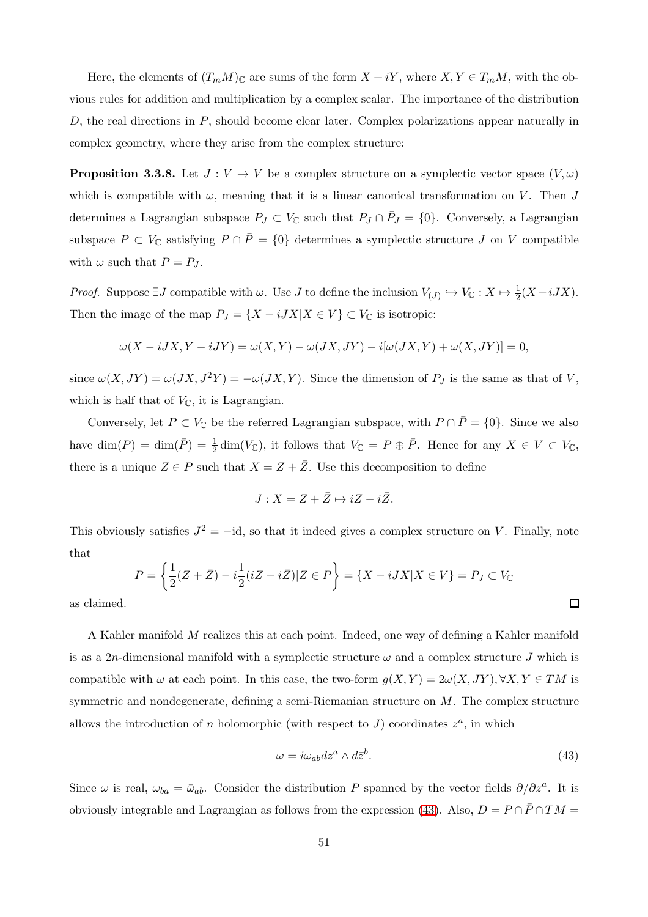Here, the elements of $(T_mM)_{\mathbb{C}}$ are sums of the form $X + iY$, where $X, Y \in T_mM$, with the obvious rules for addition and multiplication by a complex scalar. The importance of the distribution $D$, the real directions in $P$, should become clear later. Complex polarizations appear naturally in complex geometry, where they arise from the complex structure:

**Proposition 3.3.8.** Let $J : V \to V$ be a complex structure on a symplectic vector space $(V, \omega)$ which is compatible with $\omega$, meaning that it is a linear canonical transformation on $V$. Then $J$ determines a Lagrangian subspace $P_J \subset V_{\mathbb{C}}$ such that $P_J \cap \bar{P}_J = \{0\}$. Conversely, a Lagrangian subspace $P \subset V_{\mathbb{C}}$ satisfying $P \cap \bar{P} = \{0\}$ determines a symplectic structure $J$ on $V$ compatible with $\omega$ such that $P = P_J$.

*Proof.* Suppose $\exists J$ compatible with $\omega$. Use $J$ to define the inclusion $V_{(J)} \hookrightarrow V_{\mathbb{C}} : X \mapsto \frac{1}{2}(X - iJX)$. Then the image of the map $P_J = \{X - iJX | X \in V\} \subset V_{\mathbb{C}}$ is isotropic:

$$\omega(X - iJX, Y - iJY) = \omega(X, Y) - \omega(JX, JY) - i[\omega(JX, Y) + \omega(X, JY)] = 0,$$

since $\omega(X, JY) = \omega(JX, J^2Y) = -\omega(JX, Y)$. Since the dimension of $P_J$ is the same as that of $V$, which is half that of $V_{\mathbb{C}}$, it is Lagrangian.

Conversely, let $P \subset V_{\mathbb{C}}$ be the referred Lagrangian subspace, with $P \cap \bar{P} = \{0\}$. Since we also have $\dim(P) = \dim(\bar{P}) = \frac{1}{2}\dim(V_{\mathbb{C}})$, it follows that $V_{\mathbb{C}} = P \oplus \bar{P}$. Hence for any $X \in V \subset V_{\mathbb{C}}$, there is a unique $Z \in P$ such that $X = Z + \bar{Z}$. Use this decomposition to define

$$J : X = Z + \bar{Z} \mapsto iZ - i\bar{Z}.$$

This obviously satisfies $J^2 = -\text{id}$, so that it indeed gives a complex structure on $V$. Finally, note that

$$P = \left\{ \frac{1}{2}(Z + \bar{Z}) - i\frac{1}{2}(iZ - i\bar{Z}) | Z \in P \right\} = \{X - iJX | X \in V\} = P_J \subset V_{\mathbb{C}}$$

as claimed. $\square$

A Kahler manifold $M$ realizes this at each point. Indeed, one way of defining a Kahler manifold is as a $2n$-dimensional manifold with a symplectic structure $\omega$ and a complex structure $J$ which is compatible with $\omega$ at each point. In this case, the two-form $g(X, Y) = 2\omega(X, JY), \forall X, Y \in TM$ is symmetric and nondegenerate, defining a semi-Riemanian structure on $M$. The complex structure allows the introduction of $n$ holomorphic (with respect to $J$) coordinates $z^a$, in which

$$\omega = i\omega_{ab} dz^a \wedge d\bar{z}^b. \tag{43}$$

Since $\omega$ is real, $\omega_{ba} = \bar{\omega}_{ab}$. Consider the distribution $P$ spanned by the vector fields $\partial/\partial z^a$. It is obviously integrable and Lagrangian as follows from the expression (43). Also, $D = P \cap \bar{P} \cap TM =$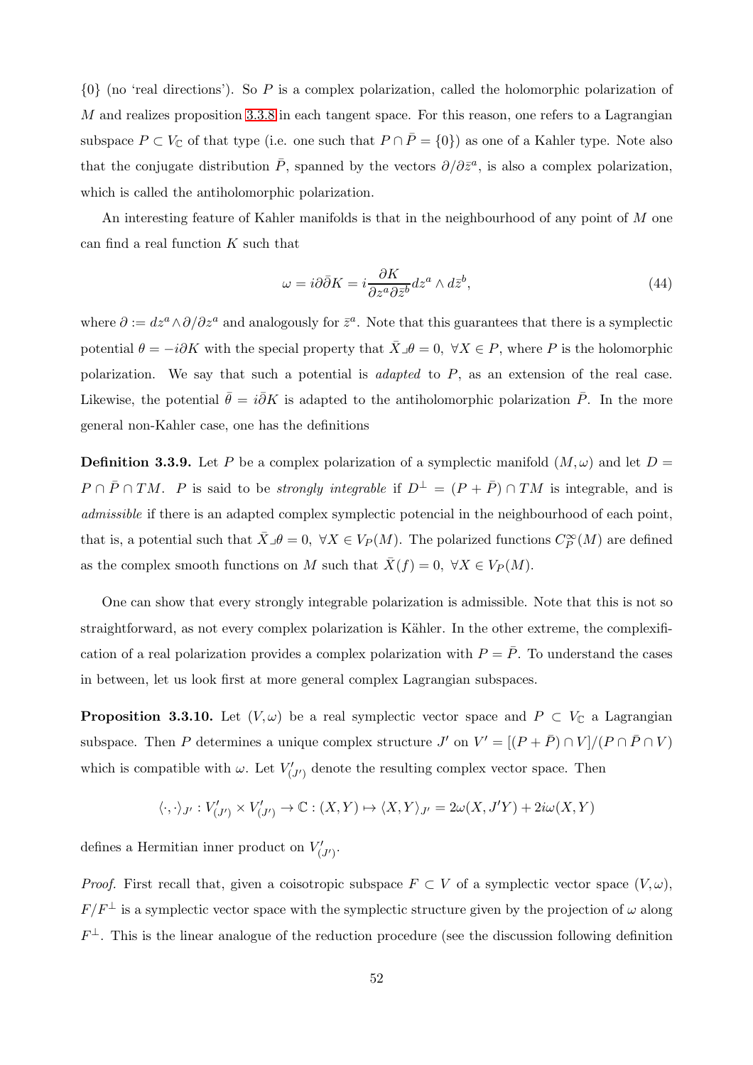$\{0\}$ (no 'real directions'). So $P$ is a complex polarization, called the holomorphic polarization of $M$ and realizes proposition 3.3.8 in each tangent space. For this reason, one refers to a Lagrangian subspace $P \subset V_{\mathbb{C}}$ of that type (i.e. one such that $P \cap \bar{P} = \{0\}$) as one of a Kahler type. Note also that the conjugate distribution $\bar{P}$, spanned by the vectors $\partial/\partial \bar{z}^a$, is also a complex polarization, which is called the antiholomorphic polarization.

An interesting feature of Kahler manifolds is that in the neighbourhood of any point of $M$ one can find a real function $K$ such that

$$\omega = i\partial\bar{\partial}K = i\frac{\partial K}{\partial z^a \partial \bar{z}^b} dz^a \wedge d\bar{z}^b, \tag{44}$$

where $\partial := dz^a \wedge \partial/\partial z^a$ and analogously for $\bar{z}^a$. Note that this guarantees that there is a symplectic potential $\theta = -i\partial K$ with the special property that $\bar{X} \lrcorner \theta = 0,\ \forall X \in P$, where $P$ is the holomorphic polarization. We say that such a potential is *adapted* to $P$, as an extension of the real case. Likewise, the potential $\bar{\theta} = i\bar{\partial}K$ is adapted to the antiholomorphic polarization $\bar{P}$. In the more general non-Kahler case, one has the definitions

**Definition 3.3.9.** Let $P$ be a complex polarization of a symplectic manifold $(M, \omega)$ and let $D = P \cap \bar{P} \cap TM$. $P$ is said to be *strongly integrable* if $D^{\perp} = (P + \bar{P}) \cap TM$ is integrable, and is *admissible* if there is an adapted complex symplectic potencial in the neighbourhood of each point, that is, a potential such that $\bar{X} \lrcorner \theta = 0,\ \forall X \in V_P(M)$. The polarized functions $C_P^{\infty}(M)$ are defined as the complex smooth functions on $M$ such that $\bar{X}(f) = 0,\ \forall X \in V_P(M)$.

One can show that every strongly integrable polarization is admissible. Note that this is not so straightforward, as not every complex polarization is Kähler. In the other extreme, the complexification of a real polarization provides a complex polarization with $P = \bar{P}$. To understand the cases in between, let us look first at more general complex Lagrangian subspaces.

**Proposition 3.3.10.** Let $(V, \omega)$ be a real symplectic vector space and $P \subset V_{\mathbb{C}}$ a Lagrangian subspace. Then $P$ determines a unique complex structure $J'$ on $V' = [(P + \bar{P}) \cap V]/(P \cap \bar{P} \cap V)$ which is compatible with $\omega$. Let $V'_{(J')}$ denote the resulting complex vector space. Then

$$\langle \cdot, \cdot \rangle_{J'} : V'_{(J')} \times V'_{(J')} \to \mathbb{C} : (X, Y) \mapsto \langle X, Y \rangle_{J'} = 2\omega(X, J'Y) + 2i\omega(X, Y)$$

defines a Hermitian inner product on $V'_{(J')}$.

*Proof.* First recall that, given a coisotropic subspace $F \subset V$ of a symplectic vector space $(V, \omega)$, $F/F^{\perp}$ is a symplectic vector space with the symplectic structure given by the projection of $\omega$ along $F^{\perp}$. This is the linear analogue of the reduction procedure (see the discussion following definition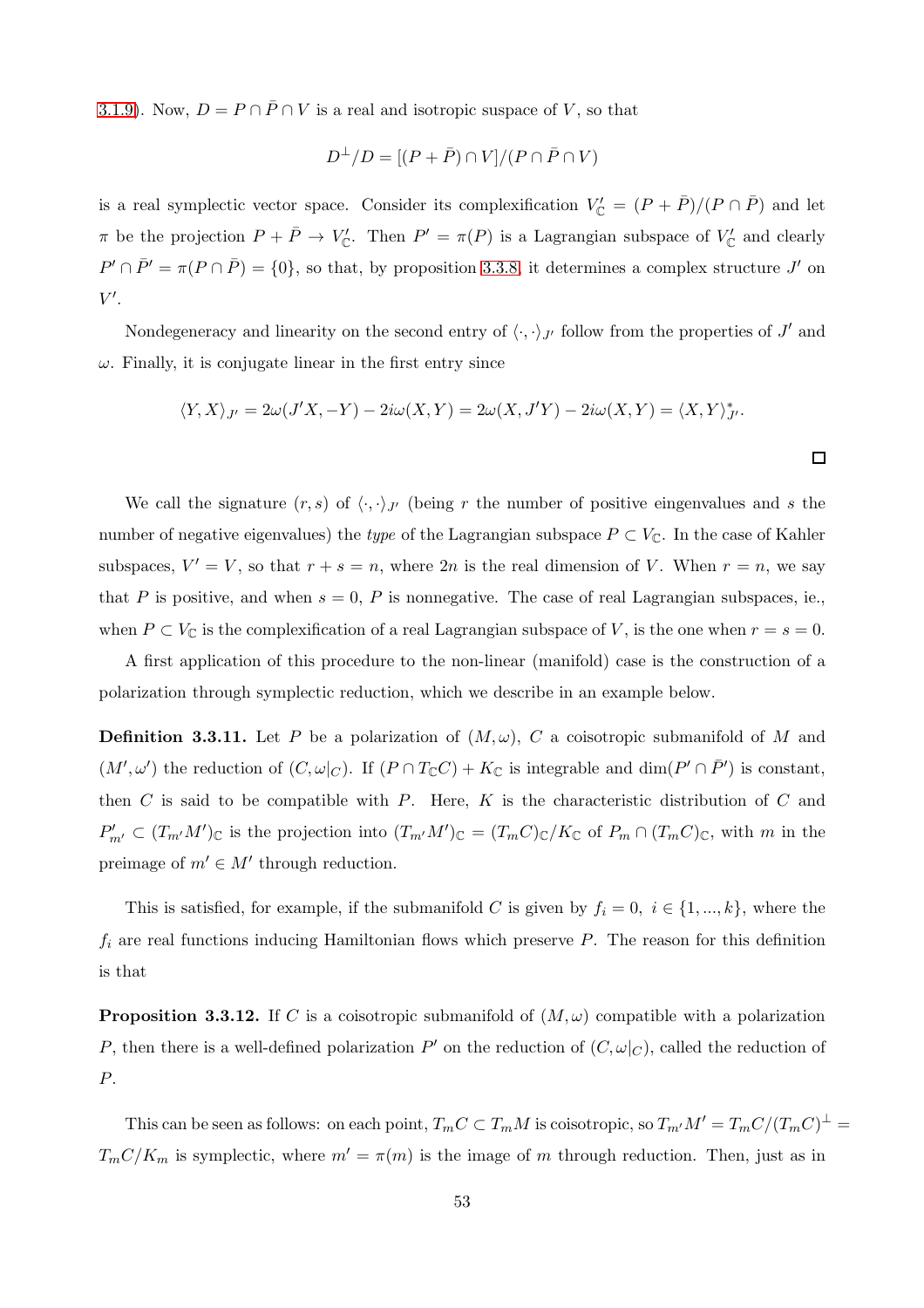3.1.9). Now, $D = P \cap \bar{P} \cap V$ is a real and isotropic suspace of $V$, so that

$$D^{\perp}/D = [(P + \bar{P}) \cap V]/(P \cap \bar{P} \cap V)$$

is a real symplectic vector space. Consider its complexification $V'_{\mathbb{C}} = (P + \bar{P})/(P \cap \bar{P})$ and let $\pi$ be the projection $P + \bar{P} \to V'_{\mathbb{C}}$. Then $P' = \pi(P)$ is a Lagrangian subspace of $V'_{\mathbb{C}}$ and clearly $P' \cap \bar{P}' = \pi(P \cap \bar{P}) = \{0\}$, so that, by proposition 3.3.8, it determines a complex structure $J'$ on $V'$.

Nondegeneracy and linearity on the second entry of $\langle \cdot, \cdot \rangle_{J'}$ follow from the properties of $J'$ and $\omega$. Finally, it is conjugate linear in the first entry since

$$\langle Y, X \rangle_{J'} = 2\omega(J'X, -Y) - 2i\omega(X, Y) = 2\omega(X, J'Y) - 2i\omega(X, Y) = \langle X, Y \rangle^{*}_{J'}.$$

□

We call the signature $(r, s)$ of $\langle \cdot, \cdot \rangle_{J'}$ (being $r$ the number of positive eingenvalues and $s$ the number of negative eigenvalues) the *type* of the Lagrangian subspace $P \subset V_{\mathbb{C}}$. In the case of Kahler subspaces, $V' = V$, so that $r + s = n$, where $2n$ is the real dimension of $V$. When $r = n$, we say that $P$ is positive, and when $s = 0$, $P$ is nonnegative. The case of real Lagrangian subspaces, ie., when $P \subset V_{\mathbb{C}}$ is the complexification of a real Lagrangian subspace of $V$, is the one when $r = s = 0$.

A first application of this procedure to the non-linear (manifold) case is the construction of a polarization through symplectic reduction, which we describe in an example below.

**Definition 3.3.11.** Let $P$ be a polarization of $(M, \omega)$, $C$ a coisotropic submanifold of $M$ and $(M', \omega')$ the reduction of $(C, \omega|_C)$. If $(P \cap T_{\mathbb{C}}C) + K_{\mathbb{C}}$ is integrable and $\dim(P' \cap \bar{P}')$ is constant, then $C$ is said to be compatible with $P$. Here, $K$ is the characteristic distribution of $C$ and $P'_{m'} \subset (T_{m'}M')_{\mathbb{C}}$ is the projection into $(T_{m'}M')_{\mathbb{C}} = (T_mC)_{\mathbb{C}}/K_{\mathbb{C}}$ of $P_m \cap (T_mC)_{\mathbb{C}}$, with $m$ in the preimage of $m' \in M'$ through reduction.

This is satisfied, for example, if the submanifold $C$ is given by $f_i = 0, \ i \in \{1, ..., k\}$, where the $f_i$ are real functions inducing Hamiltonian flows which preserve $P$. The reason for this definition is that

**Proposition 3.3.12.** If $C$ is a coisotropic submanifold of $(M, \omega)$ compatible with a polarization $P$, then there is a well-defined polarization $P'$ on the reduction of $(C, \omega|_C)$, called the reduction of $P$.

This can be seen as follows: on each point, $T_mC \subset T_mM$ is coisotropic, so $T_{m'}M' = T_mC/(T_mC)^{\perp} = T_mC/K_m$ is symplectic, where $m' = \pi(m)$ is the image of $m$ through reduction. Then, just as in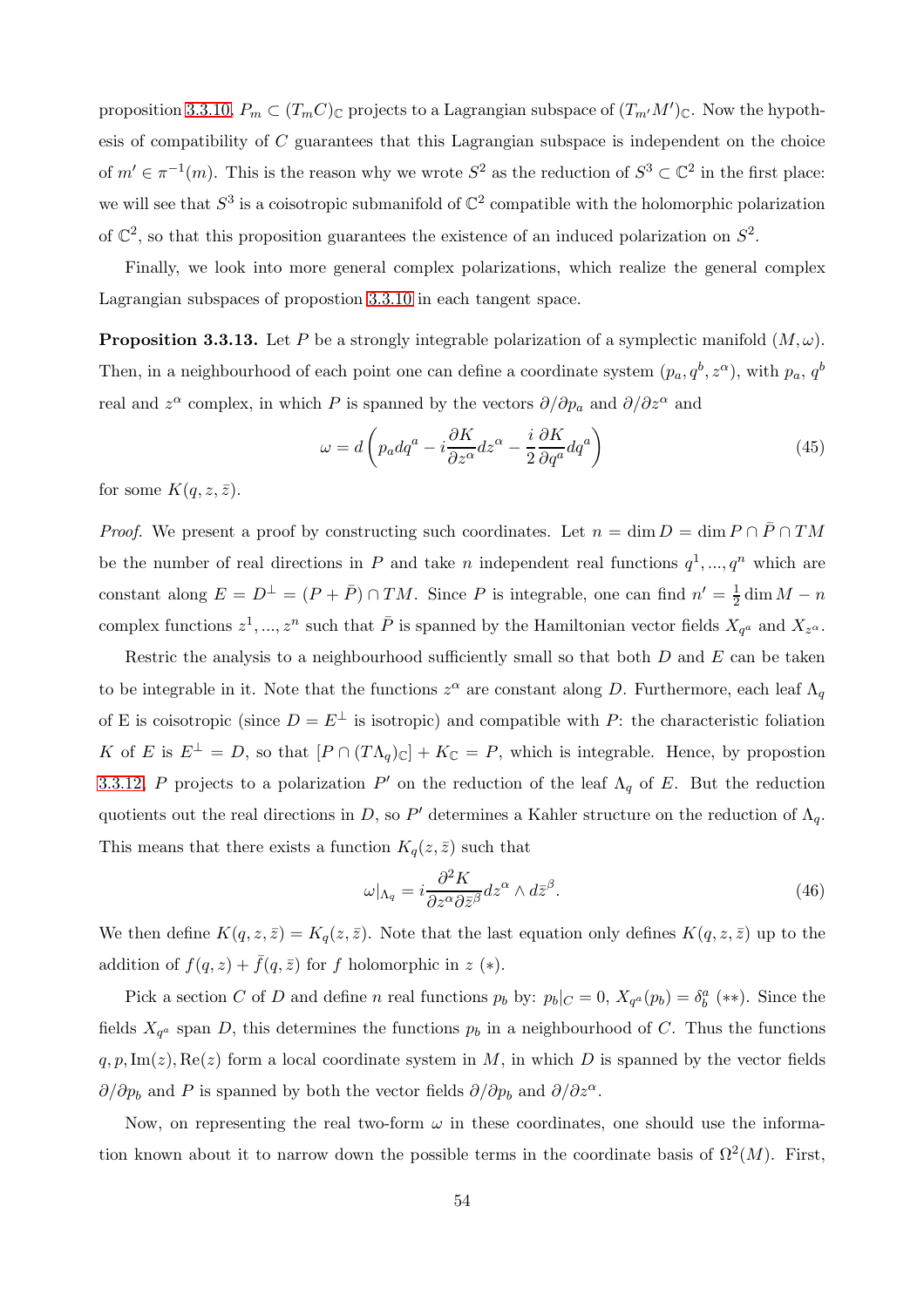proposition 3.3.10, $P_m \subset (T_m C)_{\mathbb{C}}$ projects to a Lagrangian subspace of $(T_{m'}M')_{\mathbb{C}}$. Now the hypothesis of compatibility of $C$ guarantees that this Lagrangian subspace is independent on the choice of $m' \in \pi^{-1}(m)$. This is the reason why we wrote $S^2$ as the reduction of $S^3 \subset \mathbb{C}^2$ in the first place: we will see that $S^3$ is a coisotropic submanifold of $\mathbb{C}^2$ compatible with the holomorphic polarization of $\mathbb{C}^2$, so that this proposition guarantees the existence of an induced polarization on $S^2$.

Finally, we look into more general complex polarizations, which realize the general complex Lagrangian subspaces of propostion 3.3.10 in each tangent space.

**Proposition 3.3.13.** Let $P$ be a strongly integrable polarization of a symplectic manifold $(M, \omega)$. Then, in a neighbourhood of each point one can define a coordinate system $(p_a, q^b, z^\alpha)$, with $p_a$, $q^b$ real and $z^\alpha$ complex, in which $P$ is spanned by the vectors $\partial/\partial p_a$ and $\partial/\partial z^\alpha$ and

$$\omega = d\left(p_a dq^a - i\frac{\partial K}{\partial z^\alpha}dz^\alpha - \frac{i}{2}\frac{\partial K}{\partial q^a}dq^a\right) \tag{45}$$

for some $K(q, z, \bar{z})$.

*Proof.* We present a proof by constructing such coordinates. Let $n = \dim D = \dim P \cap \bar{P} \cap TM$ be the number of real directions in $P$ and take $n$ independent real functions $q^1, ..., q^n$ which are constant along $E = D^\perp = (P + \bar{P}) \cap TM$. Since $P$ is integrable, one can find $n' = \frac{1}{2}\dim M - n$ complex functions $z^1, ..., z^n$ such that $\bar{P}$ is spanned by the Hamiltonian vector fields $X_{q^a}$ and $X_{z^\alpha}$.

Restric the analysis to a neighbourhood sufficiently small so that both $D$ and $E$ can be taken to be integrable in it. Note that the functions $z^\alpha$ are constant along $D$. Furthermore, each leaf $\Lambda_q$ of E is coisotropic (since $D = E^\perp$ is isotropic) and compatible with $P$: the characteristic foliation $K$ of $E$ is $E^\perp = D$, so that $[P \cap (T\Lambda_q)_{\mathbb{C}}] + K_{\mathbb{C}} = P$, which is integrable. Hence, by propostion 3.3.12, $P$ projects to a polarization $P'$ on the reduction of the leaf $\Lambda_q$ of $E$. But the reduction quotients out the real directions in $D$, so $P'$ determines a Kahler structure on the reduction of $\Lambda_q$. This means that there exists a function $K_q(z, \bar{z})$ such that

$$\omega|_{\Lambda_q} = i\frac{\partial^2 K}{\partial z^\alpha \partial \bar{z}^\beta} dz^\alpha \wedge d\bar{z}^\beta. \tag{46}$$

We then define $K(q, z, \bar{z}) = K_q(z, \bar{z})$. Note that the last equation only defines $K(q, z, \bar{z})$ up to the addition of $f(q, z) + \bar{f}(q, \bar{z})$ for $f$ holomorphic in $z$ $(*)$.

Pick a section $C$ of $D$ and define $n$ real functions $p_b$ by: $p_b|_C = 0$, $X_{q^a}(p_b) = \delta^a_b$ $(**)$. Since the fields $X_{q^a}$ span $D$, this determines the functions $p_b$ in a neighbourhood of $C$. Thus the functions $q, p, \mathrm{Im}(z), \mathrm{Re}(z)$ form a local coordinate system in $M$, in which $D$ is spanned by the vector fields $\partial/\partial p_b$ and $P$ is spanned by both the vector fields $\partial/\partial p_b$ and $\partial/\partial z^\alpha$.

Now, on representing the real two-form $\omega$ in these coordinates, one should use the information known about it to narrow down the possible terms in the coordinate basis of $\Omega^2(M)$. First,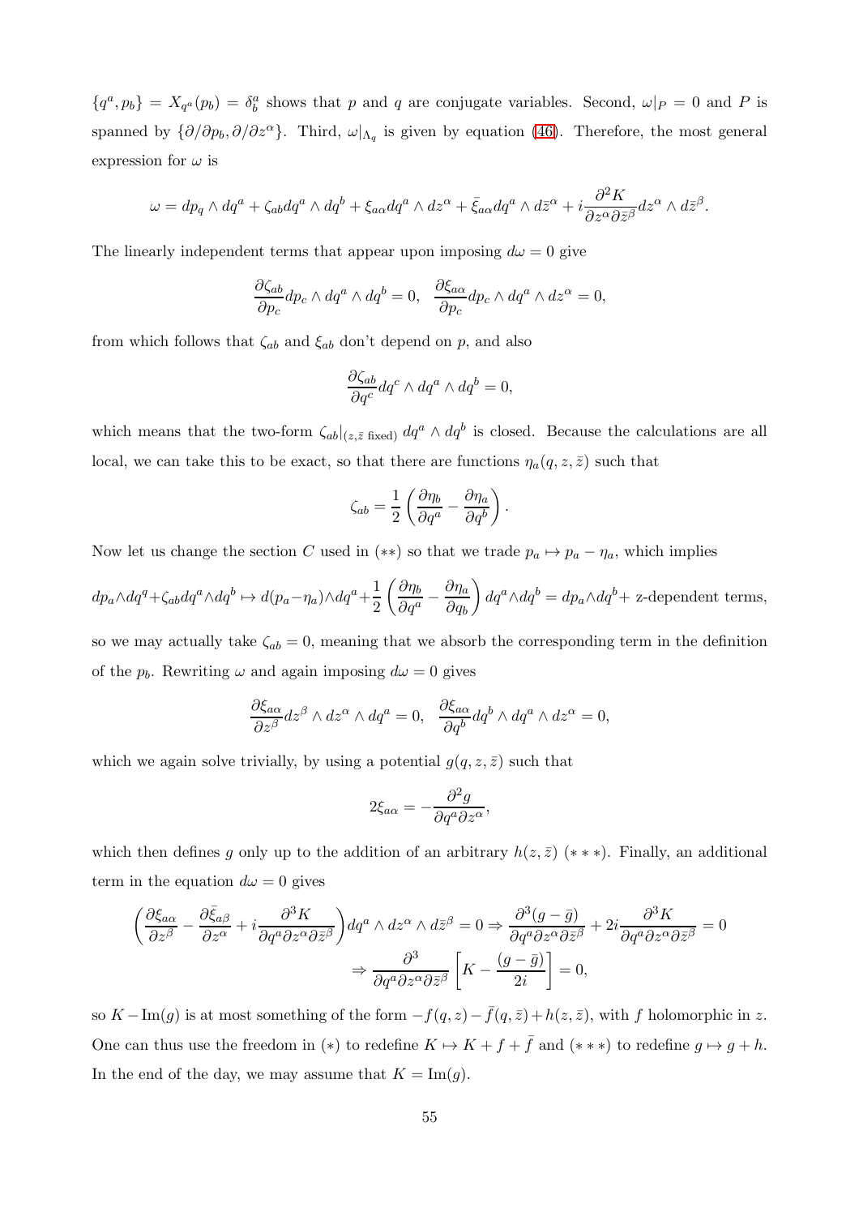$\{q^a, p_b\} = X_{q^a}(p_b) = \delta^a_b$ shows that $p$ and $q$ are conjugate variables. Second, $\omega|_P = 0$ and $P$ is spanned by $\{\partial/\partial p_b, \partial/\partial z^\alpha\}$. Third, $\omega|_{\Lambda_q}$ is given by equation (46). Therefore, the most general expression for $\omega$ is

$$\omega = dp_q \wedge dq^a + \zeta_{ab} dq^a \wedge dq^b + \xi_{a\alpha} dq^a \wedge dz^\alpha + \bar{\xi}_{a\alpha} dq^a \wedge d\bar{z}^\alpha + i \frac{\partial^2 K}{\partial z^\alpha \partial \bar{z}^\beta} dz^\alpha \wedge d\bar{z}^\beta.$$

The linearly independent terms that appear upon imposing $d\omega = 0$ give

$$\frac{\partial \zeta_{ab}}{\partial p_c} dp_c \wedge dq^a \wedge dq^b = 0, \quad \frac{\partial \xi_{a\alpha}}{\partial p_c} dp_c \wedge dq^a \wedge dz^\alpha = 0,$$

from which follows that $\zeta_{ab}$ and $\xi_{ab}$ don't depend on $p$, and also

$$\frac{\partial \zeta_{ab}}{\partial q^c} dq^c \wedge dq^a \wedge dq^b = 0,$$

which means that the two-form $\zeta_{ab}|_{(z,\bar{z} \text{ fixed})}\, dq^a \wedge dq^b$ is closed. Because the calculations are all local, we can take this to be exact, so that there are functions $\eta_a(q, z, \bar{z})$ such that

$$\zeta_{ab} = \frac{1}{2}\left(\frac{\partial \eta_b}{\partial q^a} - \frac{\partial \eta_a}{\partial q^b}\right).$$

Now let us change the section $C$ used in $(**)$ so that we trade $p_a \mapsto p_a - \eta_a$, which implies

$$dp_a \wedge dq^q + \zeta_{ab} dq^a \wedge dq^b \mapsto d(p_a - \eta_a) \wedge dq^a + \frac{1}{2}\left(\frac{\partial \eta_b}{\partial q^a} - \frac{\partial \eta_a}{\partial q_b}\right) dq^a \wedge dq^b = dp_a \wedge dq^b + \text{ z-dependent terms},$$

so we may actually take $\zeta_{ab} = 0$, meaning that we absorb the corresponding term in the definition of the $p_b$. Rewriting $\omega$ and again imposing $d\omega = 0$ gives

$$\frac{\partial \xi_{a\alpha}}{\partial z^\beta} dz^\beta \wedge dz^\alpha \wedge dq^a = 0, \quad \frac{\partial \xi_{a\alpha}}{\partial q^b} dq^b \wedge dq^a \wedge dz^\alpha = 0,$$

which we again solve trivially, by using a potential $g(q, z, \bar{z})$ such that

$$2\xi_{a\alpha} = -\frac{\partial^2 g}{\partial q^a \partial z^\alpha},$$

which then defines $g$ only up to the addition of an arbitrary $h(z, \bar{z})$ $(***)$. Finally, an additional term in the equation $d\omega = 0$ gives

$$\left(\frac{\partial \xi_{a\alpha}}{\partial z^\beta} - \frac{\partial \bar{\xi}_{a\beta}}{\partial z^\alpha} + i\frac{\partial^3 K}{\partial q^a \partial z^\alpha \partial \bar{z}^\beta}\right) dq^a \wedge dz^\alpha \wedge d\bar{z}^\beta = 0 \Rightarrow \frac{\partial^3 (g - \bar{g})}{\partial q^a \partial z^\alpha \partial \bar{z}^\beta} + 2i \frac{\partial^3 K}{\partial q^a \partial z^\alpha \partial \bar{z}^\beta} = 0$$

$$\Rightarrow \frac{\partial^3}{\partial q^a \partial z^\alpha \partial \bar{z}^\beta}\left[K - \frac{(g - \bar{g})}{2i}\right] = 0,$$

so $K - \text{Im}(g)$ is at most something of the form $-f(q, z) - \bar{f}(q, \bar{z}) + h(z, \bar{z})$, with $f$ holomorphic in $z$. One can thus use the freedom in $(*)$ to redefine $K \mapsto K + f + \bar{f}$ and $(***)$ to redefine $g \mapsto g + h$. In the end of the day, we may assume that $K = \text{Im}(g)$.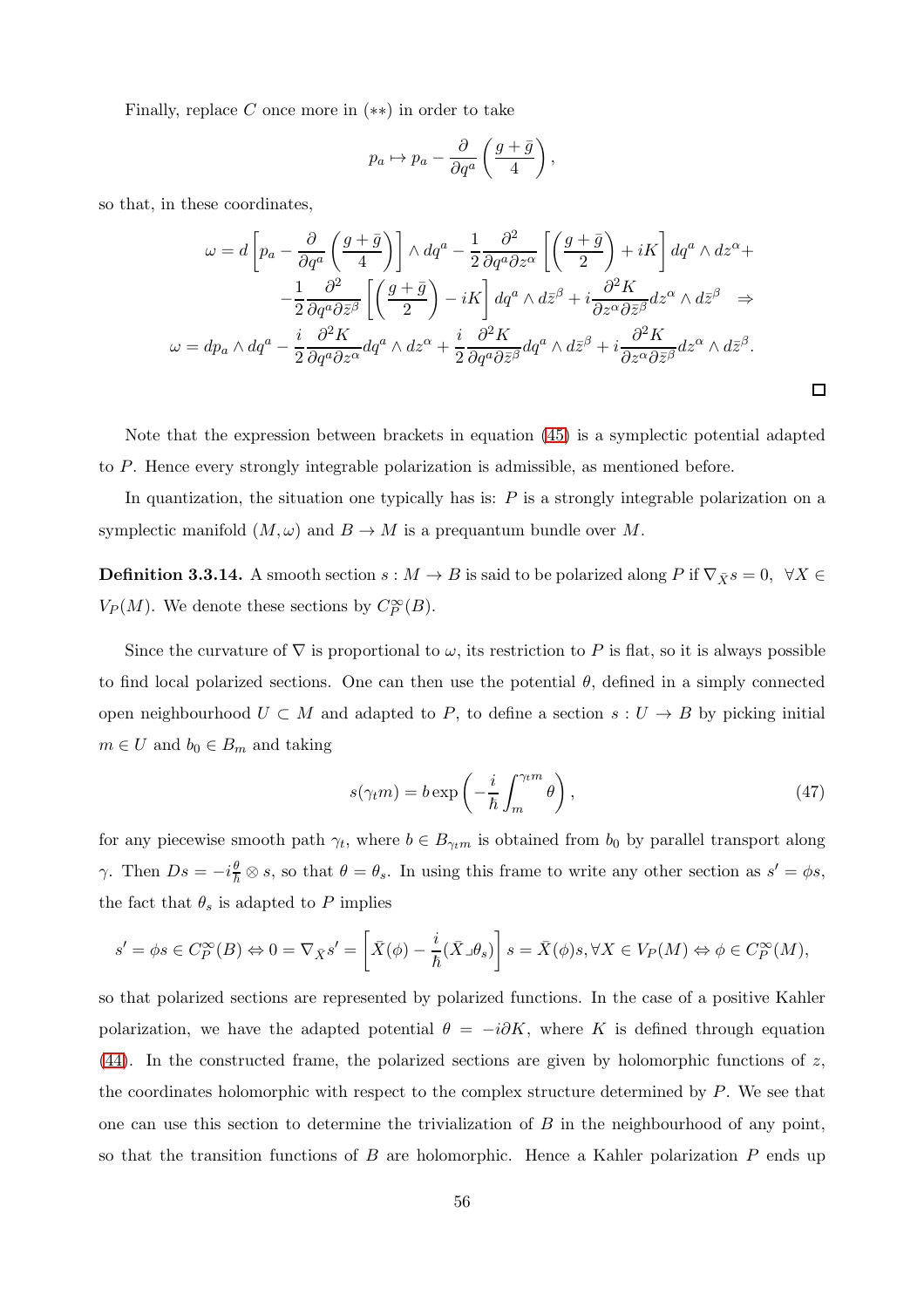Finally, replace $C$ once more in $(**)$ in order to take

$$p_a \mapsto p_a - \frac{\partial}{\partial q^a}\left(\frac{g+\bar{g}}{4}\right),$$

so that, in these coordinates,

$$\omega = d\left[p_a - \frac{\partial}{\partial q^a}\left(\frac{g+\bar{g}}{4}\right)\right] \wedge dq^a - \frac{1}{2}\frac{\partial^2}{\partial q^a \partial z^\alpha}\left[\left(\frac{g+\bar{g}}{2}\right) + iK\right] dq^a \wedge dz^\alpha +$$

$$-\frac{1}{2}\frac{\partial^2}{\partial q^a \partial \bar{z}^\beta}\left[\left(\frac{g+\bar{g}}{2}\right) - iK\right] dq^a \wedge d\bar{z}^\beta + i\frac{\partial^2 K}{\partial z^\alpha \partial \bar{z}^\beta} dz^\alpha \wedge d\bar{z}^\beta \quad \Rightarrow$$

$$\omega = dp_a \wedge dq^a - \frac{i}{2}\frac{\partial^2 K}{\partial q^a \partial z^\alpha} dq^a \wedge dz^\alpha + \frac{i}{2}\frac{\partial^2 K}{\partial q^a \partial \bar{z}^\beta} dq^a \wedge d\bar{z}^\beta + i\frac{\partial^2 K}{\partial z^\alpha \partial \bar{z}^\beta} dz^\alpha \wedge d\bar{z}^\beta.$$

□

Note that the expression between brackets in equation (45) is a symplectic potential adapted to $P$. Hence every strongly integrable polarization is admissible, as mentioned before.

In quantization, the situation one typically has is: $P$ is a strongly integrable polarization on a symplectic manifold $(M, \omega)$ and $B \to M$ is a prequantum bundle over $M$.

**Definition 3.3.14.** A smooth section $s : M \to B$ is said to be polarized along $P$ if $\nabla_{\bar{X}} s = 0, \ \forall X \in V_P(M)$. We denote these sections by $C^\infty_P(B)$.

Since the curvature of $\nabla$ is proportional to $\omega$, its restriction to $P$ is flat, so it is always possible to find local polarized sections. One can then use the potential $\theta$, defined in a simply connected open neighbourhood $U \subset M$ and adapted to $P$, to define a section $s : U \to B$ by picking initial $m \in U$ and $b_0 \in B_m$ and taking

$$s(\gamma_t m) = b \exp\left(-\frac{i}{\hbar}\int_m^{\gamma_t m} \theta\right), \tag{47}$$

for any piecewise smooth path $\gamma_t$, where $b \in B_{\gamma_t m}$ is obtained from $b_0$ by parallel transport along $\gamma$. Then $Ds = -i\frac{\theta}{\hbar} \otimes s$, so that $\theta = \theta_s$. In using this frame to write any other section as $s' = \phi s$, the fact that $\theta_s$ is adapted to $P$ implies

$$s' = \phi s \in C^\infty_P(B) \Leftrightarrow 0 = \nabla_{\bar{X}} s' = \left[\bar{X}(\phi) - \frac{i}{\hbar}(\bar{X} \lrcorner \theta_s)\right] s = \bar{X}(\phi) s, \forall X \in V_P(M) \Leftrightarrow \phi \in C^\infty_P(M),$$

so that polarized sections are represented by polarized functions. In the case of a positive Kahler polarization, we have the adapted potential $\theta = -i\partial K$, where $K$ is defined through equation (44). In the constructed frame, the polarized sections are given by holomorphic functions of $z$, the coordinates holomorphic with respect to the complex structure determined by $P$. We see that one can use this section to determine the trivialization of $B$ in the neighbourhood of any point, so that the transition functions of $B$ are holomorphic. Hence a Kahler polarization $P$ ends up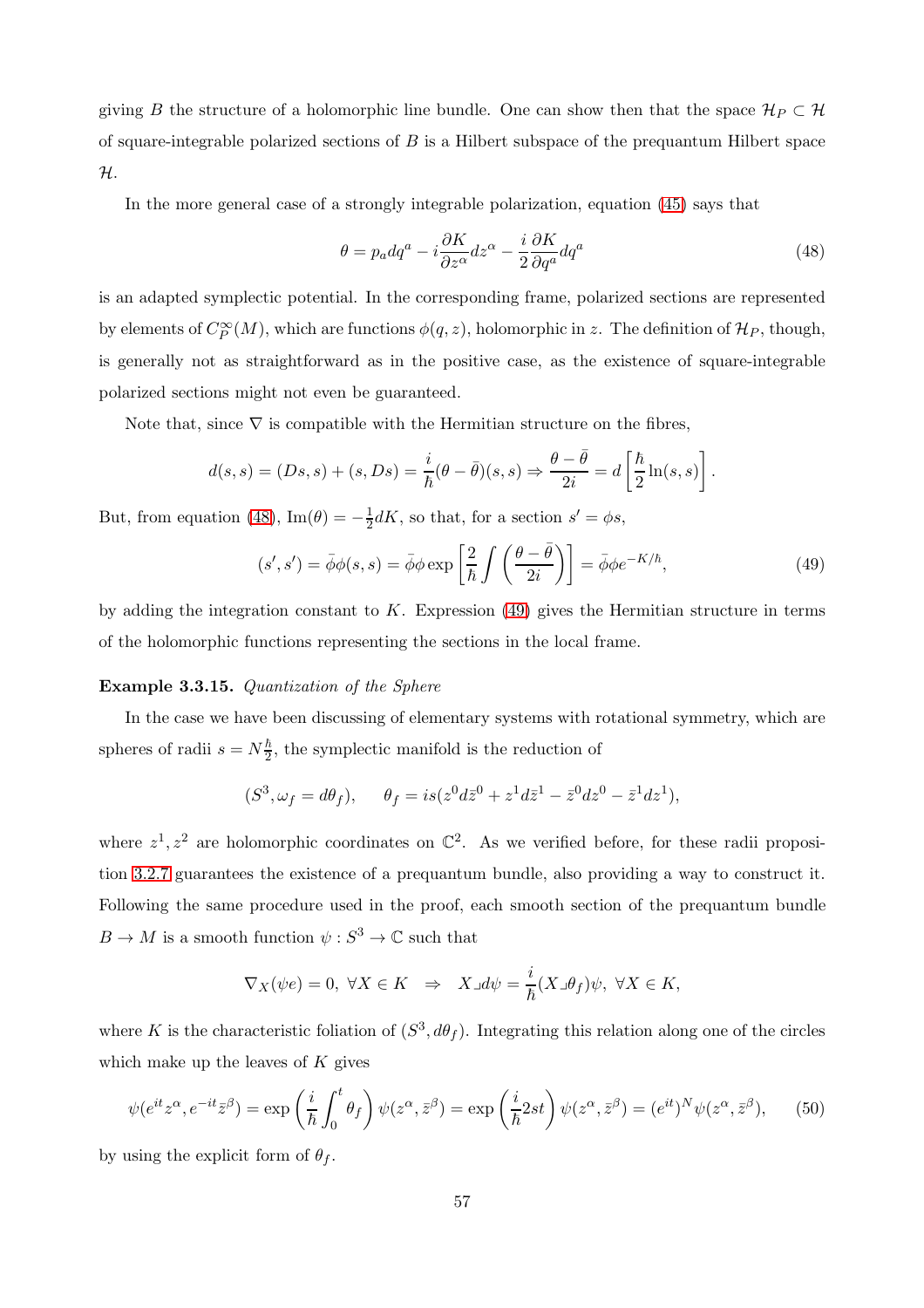giving $B$ the structure of a holomorphic line bundle. One can show then that the space $\mathcal{H}_P \subset \mathcal{H}$ of square-integrable polarized sections of $B$ is a Hilbert subspace of the prequantum Hilbert space $\mathcal{H}$.

In the more general case of a strongly integrable polarization, equation (45) says that

$$\theta = p_a dq^a - i\frac{\partial K}{\partial z^\alpha}dz^\alpha - \frac{i}{2}\frac{\partial K}{\partial q^a}dq^a \tag{48}$$

is an adapted symplectic potential. In the corresponding frame, polarized sections are represented by elements of $C^\infty_P(M)$, which are functions $\phi(q, z)$, holomorphic in $z$. The definition of $\mathcal{H}_P$, though, is generally not as straightforward as in the positive case, as the existence of square-integrable polarized sections might not even be guaranteed.

Note that, since $\nabla$ is compatible with the Hermitian structure on the fibres,

$$d(s, s) = (Ds, s) + (s, Ds) = \frac{i}{\hbar}(\theta - \bar{\theta})(s, s) \Rightarrow \frac{\theta - \bar{\theta}}{2i} = d\left[\frac{\hbar}{2}\ln(s, s)\right].$$

But, from equation (48), $\mathrm{Im}(\theta) = -\frac{1}{2}dK$, so that, for a section $s' = \phi s$,

$$(s', s') = \bar{\phi}\phi(s, s) = \bar{\phi}\phi \exp\left[\frac{2}{\hbar}\int\left(\frac{\theta - \bar{\theta}}{2i}\right)\right] = \bar{\phi}\phi e^{-K/\hbar}, \tag{49}$$

by adding the integration constant to $K$. Expression (49) gives the Hermitian structure in terms of the holomorphic functions representing the sections in the local frame.

**Example 3.3.15.** *Quantization of the Sphere*

In the case we have been discussing of elementary systems with rotational symmetry, which are spheres of radii $s = N\frac{\hbar}{2}$, the symplectic manifold is the reduction of

$$(S^3, \omega_f = d\theta_f), \qquad \theta_f = is(z^0 d\bar{z}^0 + z^1 d\bar{z}^1 - \bar{z}^0 dz^0 - \bar{z}^1 dz^1),$$

where $z^1, z^2$ are holomorphic coordinates on $\mathbb{C}^2$. As we verified before, for these radii proposition 3.2.7 guarantees the existence of a prequantum bundle, also providing a way to construct it. Following the same procedure used in the proof, each smooth section of the prequantum bundle $B \to M$ is a smooth function $\psi : S^3 \to \mathbb{C}$ such that

$$\nabla_X(\psi e) = 0,\ \forall X \in K \quad \Rightarrow \quad X \lrcorner d\psi = \frac{i}{\hbar}(X \lrcorner \theta_f)\psi,\ \forall X \in K,$$

where $K$ is the characteristic foliation of $(S^3, d\theta_f)$. Integrating this relation along one of the circles which make up the leaves of $K$ gives

$$\psi(e^{it}z^\alpha, e^{-it}\bar{z}^\beta) = \exp\left(\frac{i}{\hbar}\int_0^t \theta_f\right)\psi(z^\alpha, \bar{z}^\beta) = \exp\left(\frac{i}{\hbar}2st\right)\psi(z^\alpha, \bar{z}^\beta) = (e^{it})^N \psi(z^\alpha, \bar{z}^\beta), \tag{50}$$

by using the explicit form of $\theta_f$.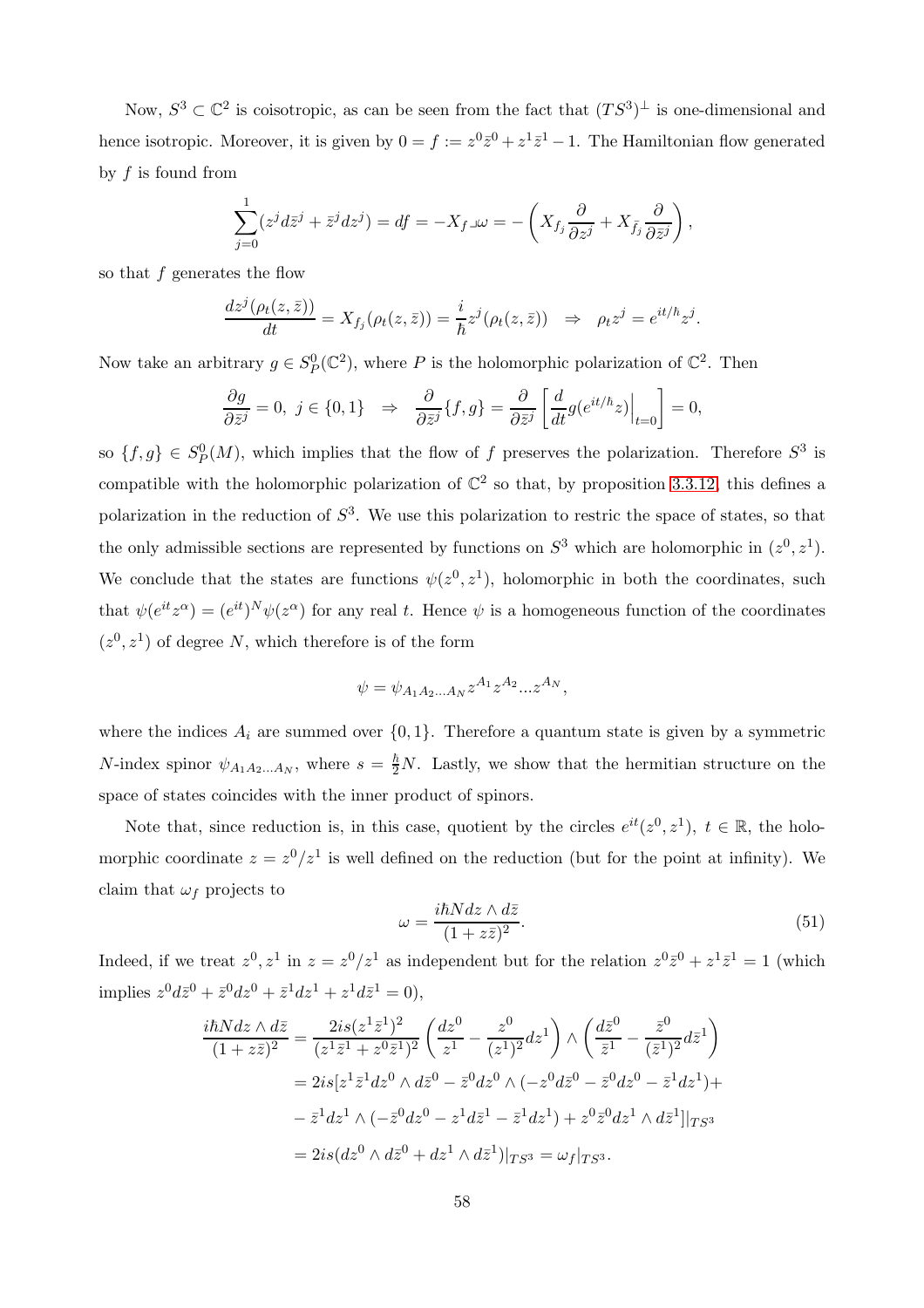Now, $S^3 \subset \mathbb{C}^2$ is coisotropic, as can be seen from the fact that $(TS^3)^\perp$ is one-dimensional and hence isotropic. Moreover, it is given by $0 = f := z^0\bar{z}^0 + z^1\bar{z}^1 - 1$. The Hamiltonian flow generated by $f$ is found from

$$\sum_{j=0}^{1}(z^j d\bar{z}^j + \bar{z}^j dz^j) = df = -X_f \lrcorner \omega = -\left(X_{f_j}\frac{\partial}{\partial z^j} + X_{\bar{f}_j}\frac{\partial}{\partial \bar{z}^j}\right),$$

so that $f$ generates the flow

$$\frac{dz^j(\rho_t(z,\bar{z}))}{dt} = X_{f_j}(\rho_t(z,\bar{z})) = \frac{i}{\hbar}z^j(\rho_t(z,\bar{z})) \quad\Rightarrow\quad \rho_t z^j = e^{it/\hbar}z^j.$$

Now take an arbitrary $g \in S^0_P(\mathbb{C}^2)$, where $P$ is the holomorphic polarization of $\mathbb{C}^2$. Then

$$\frac{\partial g}{\partial \bar{z}^j} = 0,\ j \in \{0,1\} \quad\Rightarrow\quad \frac{\partial}{\partial \bar{z}^j}\{f,g\} = \frac{\partial}{\partial \bar{z}^j}\left[\frac{d}{dt}g(e^{it/\hbar}z)\Big|_{t=0}\right] = 0,$$

so $\{f,g\} \in S^0_P(M)$, which implies that the flow of $f$ preserves the polarization. Therefore $S^3$ is compatible with the holomorphic polarization of $\mathbb{C}^2$ so that, by proposition 3.3.12, this defines a polarization in the reduction of $S^3$. We use this polarization to restric the space of states, so that the only admissible sections are represented by functions on $S^3$ which are holomorphic in $(z^0, z^1)$. We conclude that the states are functions $\psi(z^0, z^1)$, holomorphic in both the coordinates, such that $\psi(e^{it}z^\alpha) = (e^{it})^N\psi(z^\alpha)$ for any real $t$. Hence $\psi$ is a homogeneous function of the coordinates $(z^0, z^1)$ of degree $N$, which therefore is of the form

$$\psi = \psi_{A_1A_2\ldots A_N}z^{A_1}z^{A_2}\ldots z^{A_N},$$

where the indices $A_i$ are summed over $\{0,1\}$. Therefore a quantum state is given by a symmetric $N$-index spinor $\psi_{A_1A_2\ldots A_N}$, where $s = \frac{\hbar}{2}N$. Lastly, we show that the hermitian structure on the space of states coincides with the inner product of spinors.

Note that, since reduction is, in this case, quotient by the circles $e^{it}(z^0, z^1),\ t \in \mathbb{R}$, the holomorphic coordinate $z = z^0/z^1$ is well defined on the reduction (but for the point at infinity). We claim that $\omega_f$ projects to

$$\omega = \frac{i\hbar N dz \wedge d\bar{z}}{(1 + z\bar{z})^2}. \tag{51}$$

Indeed, if we treat $z^0, z^1$ in $z = z^0/z^1$ as independent but for the relation $z^0\bar{z}^0 + z^1\bar{z}^1 = 1$ (which implies $z^0d\bar{z}^0 + \bar{z}^0dz^0 + \bar{z}^1dz^1 + z^1d\bar{z}^1 = 0$),

$$\begin{aligned}
\frac{i\hbar N dz \wedge d\bar{z}}{(1+z\bar{z})^2} &= \frac{2is(z^1\bar{z}^1)^2}{(z^1\bar{z}^1 + z^0\bar{z}^1)^2}\left(\frac{dz^0}{z^1} - \frac{z^0}{(z^1)^2}dz^1\right) \wedge \left(\frac{d\bar{z}^0}{\bar{z}^1} - \frac{\bar{z}^0}{(\bar{z}^1)^2}d\bar{z}^1\right) \\
&= 2is[z^1\bar{z}^1dz^0 \wedge d\bar{z}^0 - \bar{z}^0dz^0 \wedge (-z^0d\bar{z}^0 - \bar{z}^0dz^0 - \bar{z}^1dz^1) + \\
&\quad - \bar{z}^1dz^1 \wedge (-\bar{z}^0dz^0 - z^1d\bar{z}^1 - \bar{z}^1dz^1) + z^0\bar{z}^0dz^1 \wedge d\bar{z}^1]|_{TS^3} \\
&= 2is(dz^0 \wedge d\bar{z}^0 + dz^1 \wedge d\bar{z}^1)|_{TS^3} = \omega_f|_{TS^3}.
\end{aligned}$$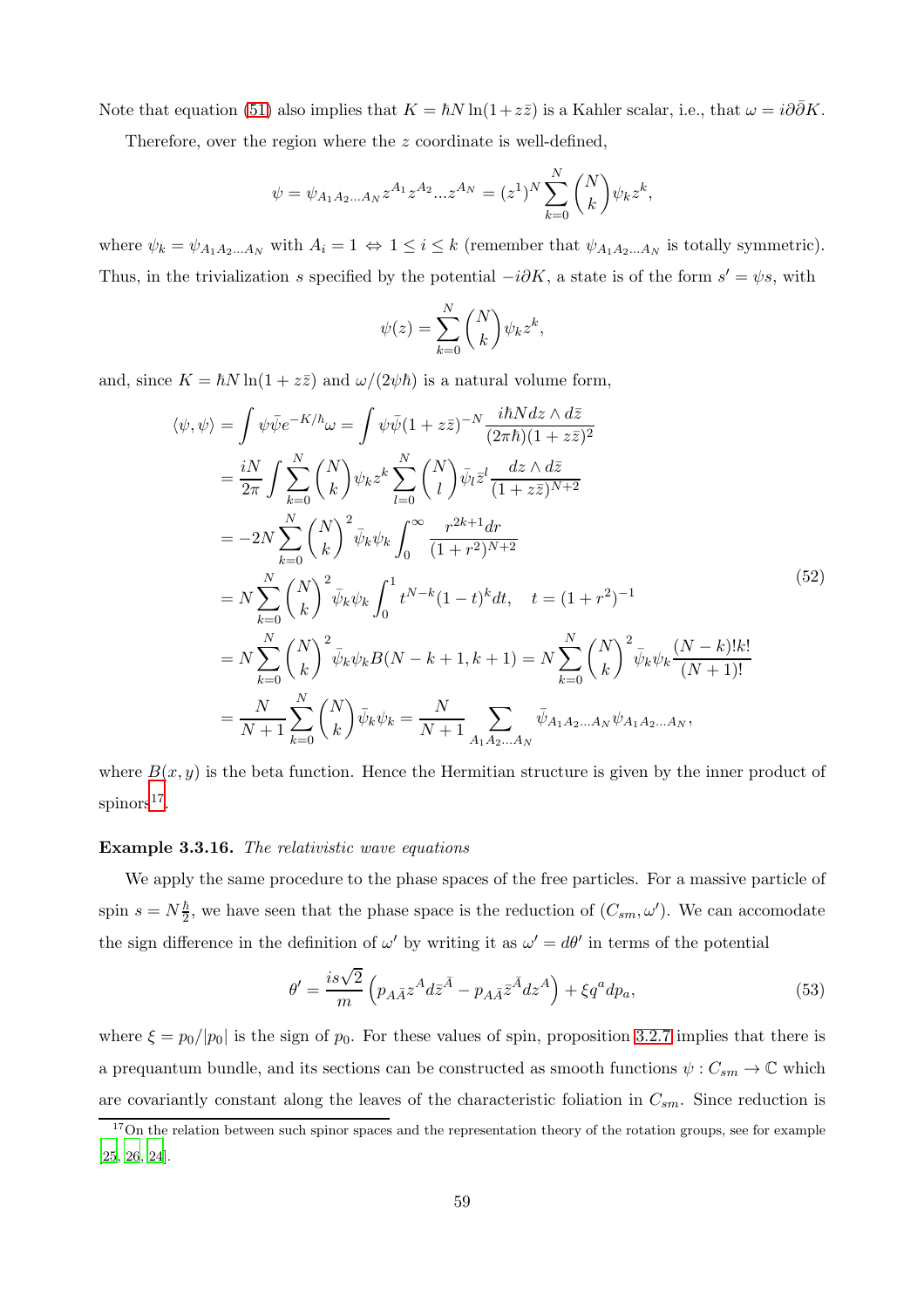Note that equation (51) also implies that $K = \hbar N \ln(1+z\bar{z})$ is a Kahler scalar, i.e., that $\omega = i\partial\bar{\partial}K$.

Therefore, over the region where the $z$ coordinate is well-defined,

$$\psi = \psi_{A_1 A_2 \ldots A_N} z^{A_1} z^{A_2} \ldots z^{A_N} = (z^1)^N \sum_{k=0}^{N} \binom{N}{k} \psi_k z^k,$$

where $\psi_k = \psi_{A_1 A_2 \ldots A_N}$ with $A_i = 1 \Leftrightarrow 1 \leq i \leq k$ (remember that $\psi_{A_1 A_2 \ldots A_N}$ is totally symmetric). Thus, in the trivialization $s$ specified by the potential $-i\partial K$, a state is of the form $s' = \psi s$, with

$$\psi(z) = \sum_{k=0}^{N} \binom{N}{k} \psi_k z^k,$$

and, since $K = \hbar N \ln(1 + z\bar{z})$ and $\omega/(2\psi\hbar)$ is a natural volume form,

$$\begin{aligned}
\langle \psi, \psi \rangle &= \int \psi\bar{\psi} e^{-K/\hbar}\omega = \int \psi\bar{\psi}(1+z\bar{z})^{-N} \frac{i\hbar N dz \wedge d\bar{z}}{(2\pi\hbar)(1+z\bar{z})^2} \\
&= \frac{iN}{2\pi} \int \sum_{k=0}^{N} \binom{N}{k} \psi_k z^k \sum_{l=0}^{N} \binom{N}{l} \bar{\psi}_l \bar{z}^l \frac{dz \wedge d\bar{z}}{(1+z\bar{z})^{N+2}} \\
&= -2N \sum_{k=0}^{N} \binom{N}{k}^2 \bar{\psi}_k \psi_k \int_0^\infty \frac{r^{2k+1} dr}{(1+r^2)^{N+2}} \\
&= N \sum_{k=0}^{N} \binom{N}{k}^2 \bar{\psi}_k \psi_k \int_0^1 t^{N-k}(1-t)^k dt, \quad t = (1+r^2)^{-1} \\
&= N \sum_{k=0}^{N} \binom{N}{k}^2 \bar{\psi}_k \psi_k B(N-k+1, k+1) = N \sum_{k=0}^{N} \binom{N}{k}^2 \bar{\psi}_k \psi_k \frac{(N-k)!k!}{(N+1)!} \\
&= \frac{N}{N+1} \sum_{k=0}^{N} \binom{N}{k} \bar{\psi}_k \psi_k = \frac{N}{N+1} \sum_{A_1 A_2 \ldots A_N} \bar{\psi}_{A_1 A_2 \ldots A_N} \psi_{A_1 A_2 \ldots A_N},
\end{aligned} \tag{52}$$

where $B(x, y)$ is the beta function. Hence the Hermitian structure is given by the inner product of spinors[17].

**Example 3.3.16.** *The relativistic wave equations*

We apply the same procedure to the phase spaces of the free particles. For a massive particle of spin $s = N\frac{\hbar}{2}$, we have seen that the phase space is the reduction of $(C_{sm}, \omega')$. We can accomodate the sign difference in the definition of $\omega'$ by writing it as $\omega' = d\theta'$ in terms of the potential

$$\theta' = \frac{is\sqrt{2}}{m}\left(p_{A\bar{A}} z^A d\bar{z}^{\bar{A}} - p_{A\bar{A}} \bar{z}^{\bar{A}} dz^A\right) + \xi q^a dp_a, \tag{53}$$

where $\xi = p_0/|p_0|$ is the sign of $p_0$. For these values of spin, proposition 3.2.7 implies that there is a prequantum bundle, and its sections can be constructed as smooth functions $\psi : C_{sm} \to \mathbb{C}$ which are covariantly constant along the leaves of the characteristic foliation in $C_{sm}$. Since reduction is

[17] On the relation between such spinor spaces and the representation theory of the rotation groups, see for example [25, 26, 24].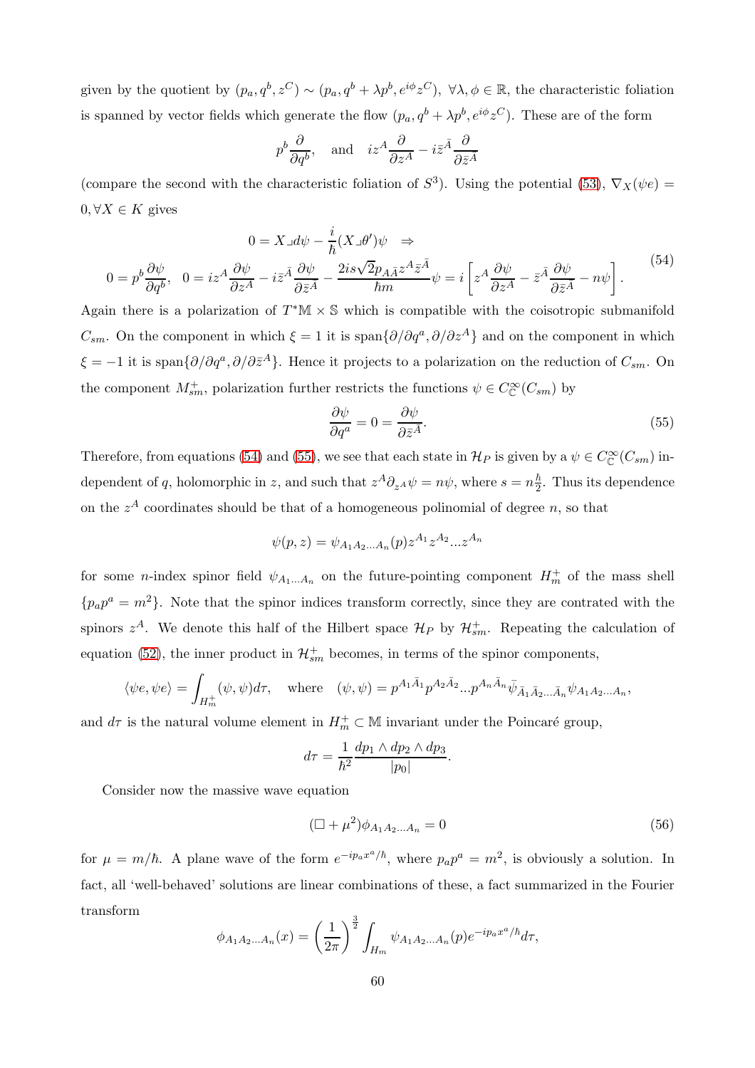given by the quotient by $(p_a, q^b, z^C) \sim (p_a, q^b + \lambda p^b, e^{i\phi} z^C)$, $\forall \lambda, \phi \in \mathbb{R}$, the characteristic foliation is spanned by vector fields which generate the flow $(p_a, q^b + \lambda p^b, e^{i\phi} z^C)$. These are of the form

$$p^b \frac{\partial}{\partial q^b}, \quad \text{and} \quad iz^A \frac{\partial}{\partial z^A} - i\bar{z}^{\bar{A}} \frac{\partial}{\partial \bar{z}^{\bar{A}}}$$

(compare the second with the characteristic foliation of $S^3$). Using the potential (53), $\nabla_X(\psi e) = 0, \forall X \in K$ gives

$$\begin{gathered} 0 = X \lrcorner d\psi - \frac{i}{\hbar}(X \lrcorner \theta')\psi \quad \Rightarrow \\ 0 = p^b \frac{\partial \psi}{\partial q^b}, \quad 0 = iz^A \frac{\partial \psi}{\partial z^A} - i\bar{z}^{\bar{A}} \frac{\partial \psi}{\partial \bar{z}^{\bar{A}}} - \frac{2is\sqrt{2} p_{A\bar{A}} z^A \bar{z}^{\bar{A}}}{\hbar m} \psi = i\left[ z^A \frac{\partial \psi}{\partial z^A} - \bar{z}^{\bar{A}} \frac{\partial \psi}{\partial \bar{z}^{\bar{A}}} - n\psi \right]. \end{gathered} \tag{54}$$

Again there is a polarization of $T^*\mathbb{M} \times \mathbb{S}$ which is compatible with the coisotropic submanifold $C_{sm}$. On the component in which $\xi = 1$ it is $\text{span}\{\partial/\partial q^a, \partial/\partial z^A\}$ and on the component in which $\xi = -1$ it is $\text{span}\{\partial/\partial q^a, \partial/\partial \bar{z}^{\bar{A}}\}$. Hence it projects to a polarization on the reduction of $C_{sm}$. On the component $M^+_{sm}$, polarization further restricts the functions $\psi \in C^\infty_{\mathbb{C}}(C_{sm})$ by

$$\frac{\partial \psi}{\partial q^a} = 0 = \frac{\partial \psi}{\partial \bar{z}^{\bar{A}}}. \tag{55}$$

Therefore, from equations (54) and (55), we see that each state in $\mathcal{H}_P$ is given by a $\psi \in C^\infty_{\mathbb{C}}(C_{sm})$ independent of $q$, holomorphic in $z$, and such that $z^A \partial_{z^A} \psi = n\psi$, where $s = n\frac{\hbar}{2}$. Thus its dependence on the $z^A$ coordinates should be that of a homogeneous polinomial of degree $n$, so that

$$\psi(p, z) = \psi_{A_1 A_2 \ldots A_n}(p) z^{A_1} z^{A_2} \ldots z^{A_n}$$

for some $n$-index spinor field $\psi_{A_1 \ldots A_n}$ on the future-pointing component $H^+_m$ of the mass shell $\{p_a p^a = m^2\}$. Note that the spinor indices transform correctly, since they are contrated with the spinors $z^A$. We denote this half of the Hilbert space $\mathcal{H}_P$ by $\mathcal{H}^+_{sm}$. Repeating the calculation of equation (52), the inner product in $\mathcal{H}^+_{sm}$ becomes, in terms of the spinor components,

$$\langle \psi e, \psi e \rangle = \int_{H^+_m} (\psi, \psi) d\tau, \quad \text{where} \quad (\psi, \psi) = p^{A_1 \bar{A}_1} p^{A_2 \bar{A}_2} \ldots p^{A_n \bar{A}_n} \bar{\psi}_{\bar{A}_1 \bar{A}_2 \ldots \bar{A}_n} \psi_{A_1 A_2 \ldots A_n},$$

and $d\tau$ is the natural volume element in $H^+_m \subset \mathbb{M}$ invariant under the Poincaré group,

$$d\tau = \frac{1}{\hbar^2} \frac{dp_1 \wedge dp_2 \wedge dp_3}{|p_0|}.$$

Consider now the massive wave equation

$$(\Box + \mu^2)\phi_{A_1 A_2 \ldots A_n} = 0 \tag{56}$$

for $\mu = m/\hbar$. A plane wave of the form $e^{-ip_a x^a/\hbar}$, where $p_a p^a = m^2$, is obviously a solution. In fact, all 'well-behaved' solutions are linear combinations of these, a fact summarized in the Fourier transform

$$\phi_{A_1 A_2 \ldots A_n}(x) = \left(\frac{1}{2\pi}\right)^{\frac{3}{2}} \int_{H_m} \psi_{A_1 A_2 \ldots A_n}(p) e^{-ip_a x^a/\hbar} d\tau,$$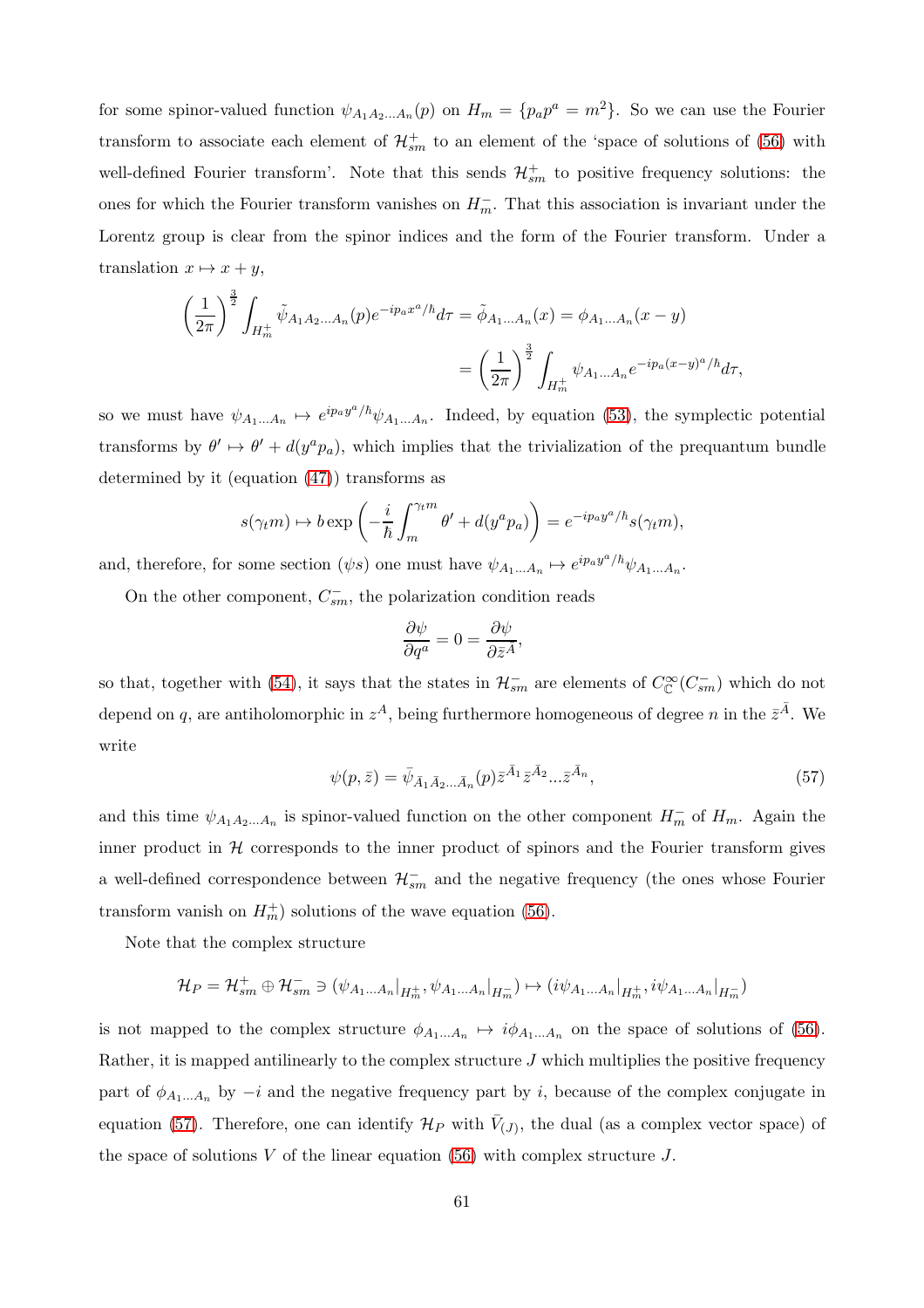for some spinor-valued function $\psi_{A_1A_2...A_n}(p)$ on $H_m = \{p_ap^a = m^2\}$. So we can use the Fourier transform to associate each element of $\mathcal{H}^+_{sm}$ to an element of the 'space of solutions of (56) with well-defined Fourier transform'. Note that this sends $\mathcal{H}^+_{sm}$ to positive frequency solutions: the ones for which the Fourier transform vanishes on $H^-_m$. That this association is invariant under the Lorentz group is clear from the spinor indices and the form of the Fourier transform. Under a translation $x \mapsto x + y$,

$$\left(\frac{1}{2\pi}\right)^{\frac{3}{2}} \int_{H^+_m} \tilde{\psi}_{A_1A_2...A_n}(p) e^{-ip_ax^a/\hbar} d\tau = \tilde{\phi}_{A_1...A_n}(x) = \phi_{A_1...A_n}(x - y)$$
$$= \left(\frac{1}{2\pi}\right)^{\frac{3}{2}} \int_{H^+_m} \psi_{A_1...A_n} e^{-ip_a(x-y)^a/\hbar} d\tau,$$

so we must have $\psi_{A_1...A_n} \mapsto e^{ip_ay^a/\hbar}\psi_{A_1...A_n}$. Indeed, by equation (53), the symplectic potential transforms by $\theta' \mapsto \theta' + d(y^ap_a)$, which implies that the trivialization of the prequantum bundle determined by it (equation (47)) transforms as

$$s(\gamma_t m) \mapsto b \exp\left(-\frac{i}{\hbar}\int_m^{\gamma_t m} \theta' + d(y^ap_a)\right) = e^{-ip_ay^a/\hbar} s(\gamma_t m),$$

and, therefore, for some section $(\psi s)$ one must have $\psi_{A_1...A_n} \mapsto e^{ip_ay^a/\hbar}\psi_{A_1...A_n}$.

On the other component, $C^-_{sm}$, the polarization condition reads

$$\frac{\partial \psi}{\partial q^a} = 0 = \frac{\partial \psi}{\partial \bar{z}^{\bar{A}}},$$

so that, together with (54), it says that the states in $\mathcal{H}^-_{sm}$ are elements of $C^\infty_{\mathbb{C}}(C^-_{sm})$ which do not depend on $q$, are antiholomorphic in $z^A$, being furthermore homogeneous of degree $n$ in the $\bar{z}^{\bar{A}}$. We write

$$\psi(p, \bar{z}) = \bar{\psi}_{\bar{A}_1\bar{A}_2...\bar{A}_n}(p)\bar{z}^{\bar{A}_1}\bar{z}^{\bar{A}_2}...\bar{z}^{\bar{A}_n}, \tag{57}$$

and this time $\psi_{A_1A_2...A_n}$ is spinor-valued function on the other component $H^-_m$ of $H_m$. Again the inner product in $\mathcal{H}$ corresponds to the inner product of spinors and the Fourier transform gives a well-defined correspondence between $\mathcal{H}^-_{sm}$ and the negative frequency (the ones whose Fourier transform vanish on $H^+_m$) solutions of the wave equation (56).

Note that the complex structure

$$\mathcal{H}_P = \mathcal{H}^+_{sm} \oplus \mathcal{H}^-_{sm} \ni (\psi_{A_1...A_n}|_{H^+_m}, \psi_{A_1...A_n}|_{H^-_m}) \mapsto (i\psi_{A_1...A_n}|_{H^+_m}, i\psi_{A_1...A_n}|_{H^-_m})$$

is not mapped to the complex structure $\phi_{A_1...A_n} \mapsto i\phi_{A_1...A_n}$ on the space of solutions of (56). Rather, it is mapped antilinearly to the complex structure $J$ which multiplies the positive frequency part of $\phi_{A_1...A_n}$ by $-i$ and the negative frequency part by $i$, because of the complex conjugate in equation (57). Therefore, one can identify $\mathcal{H}_P$ with $\bar{V}_{(J)}$, the dual (as a complex vector space) of the space of solutions $V$ of the linear equation (56) with complex structure $J$.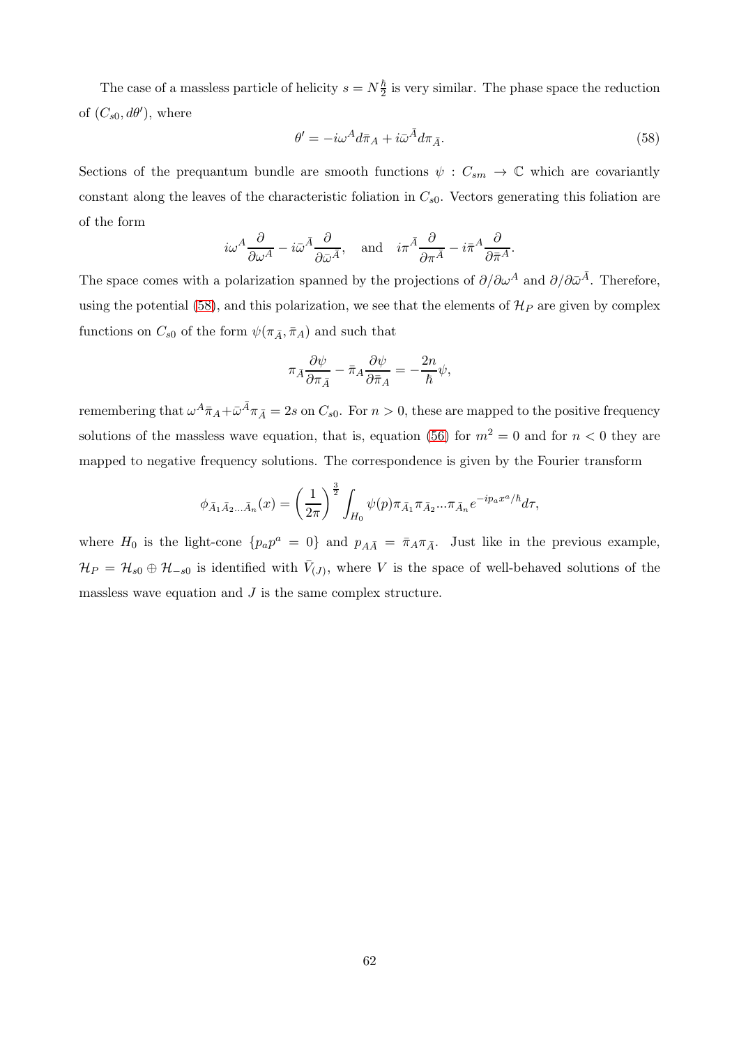The case of a massless particle of helicity $s = N\frac{\hbar}{2}$ is very similar. The phase space the reduction of $(C_{s0}, d\theta')$, where

$$\theta' = -i\omega^A d\bar{\pi}_A + i\bar{\omega}^{\bar{A}} d\pi_{\bar{A}}. \tag{58}$$

Sections of the prequantum bundle are smooth functions $\psi : C_{sm} \to \mathbb{C}$ which are covariantly constant along the leaves of the characteristic foliation in $C_{s0}$. Vectors generating this foliation are of the form

$$i\omega^A \frac{\partial}{\partial \omega^A} - i\bar{\omega}^{\bar{A}} \frac{\partial}{\partial \bar{\omega}^{\bar{A}}}, \quad \text{and} \quad i\pi^{\bar{A}} \frac{\partial}{\partial \pi^{\bar{A}}} - i\bar{\pi}^A \frac{\partial}{\partial \bar{\pi}^A}.$$

The space comes with a polarization spanned by the projections of $\partial/\partial\omega^A$ and $\partial/\partial\bar{\omega}^{\bar{A}}$. Therefore, using the potential (58), and this polarization, we see that the elements of $\mathcal{H}_P$ are given by complex functions on $C_{s0}$ of the form $\psi(\pi_{\bar{A}}, \bar{\pi}_A)$ and such that

$$\pi_{\bar{A}} \frac{\partial \psi}{\partial \pi_{\bar{A}}} - \bar{\pi}_A \frac{\partial \psi}{\partial \bar{\pi}_A} = -\frac{2n}{\hbar}\psi,$$

remembering that $\omega^A \bar{\pi}_A + \bar{\omega}^{\bar{A}} \pi_{\bar{A}} = 2s$ on $C_{s0}$. For $n > 0$, these are mapped to the positive frequency solutions of the massless wave equation, that is, equation (56) for $m^2 = 0$ and for $n < 0$ they are mapped to negative frequency solutions. The correspondence is given by the Fourier transform

$$\phi_{\bar{A}_1 \bar{A}_2 \ldots \bar{A}_n}(x) = \left(\frac{1}{2\pi}\right)^{\frac{3}{2}} \int_{H_0} \psi(p) \pi_{\bar{A}_1} \pi_{\bar{A}_2} \ldots \pi_{\bar{A}_n} e^{-ip_a x^a/\hbar} d\tau,$$

where $H_0$ is the light-cone $\{p_a p^a = 0\}$ and $p_{A\bar{A}} = \bar{\pi}_A \pi_{\bar{A}}$. Just like in the previous example, $\mathcal{H}_P = \mathcal{H}_{s0} \oplus \mathcal{H}_{-s0}$ is identified with $\bar{V}_{(J)}$, where $V$ is the space of well-behaved solutions of the massless wave equation and $J$ is the same complex structure.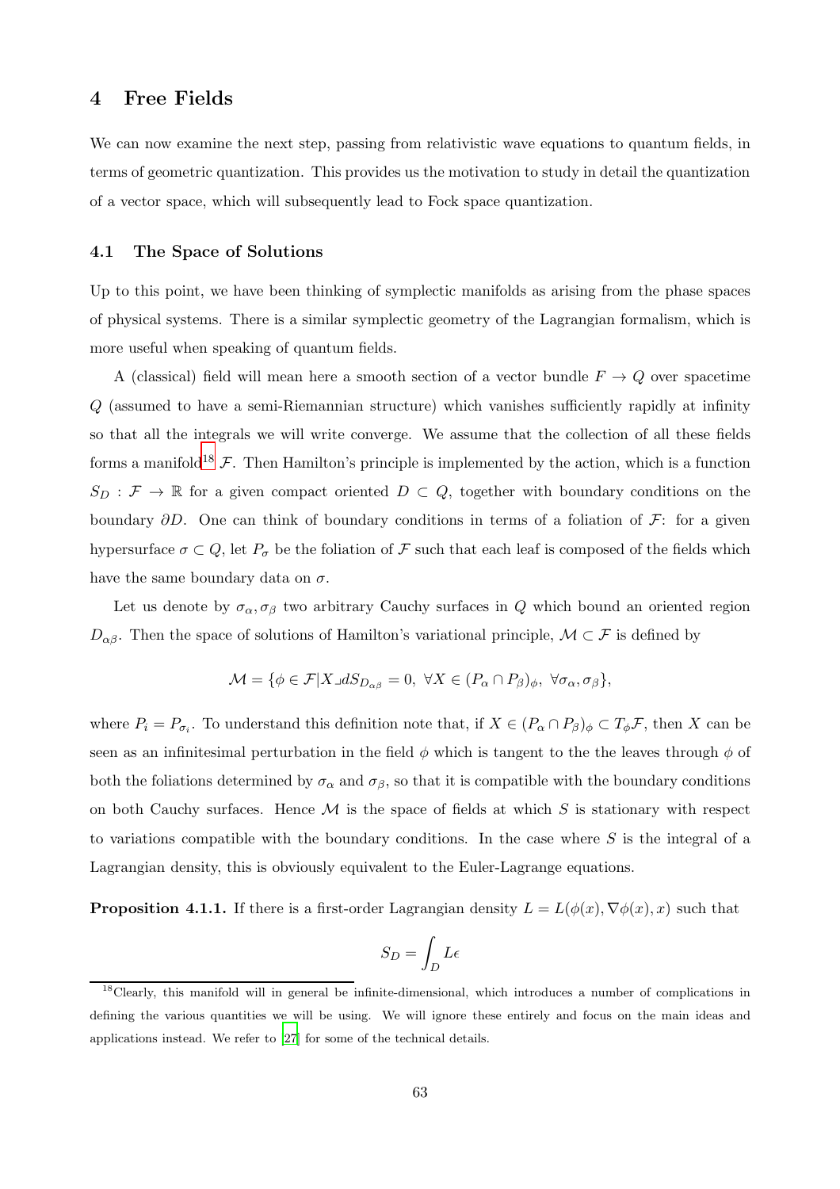## 4 Free Fields

We can now examine the next step, passing from relativistic wave equations to quantum fields, in terms of geometric quantization. This provides us the motivation to study in detail the quantization of a vector space, which will subsequently lead to Fock space quantization.

### 4.1 The Space of Solutions

Up to this point, we have been thinking of symplectic manifolds as arising from the phase spaces of physical systems. There is a similar symplectic geometry of the Lagrangian formalism, which is more useful when speaking of quantum fields.

A (classical) field will mean here a smooth section of a vector bundle $F \to Q$ over spacetime $Q$ (assumed to have a semi-Riemannian structure) which vanishes sufficiently rapidly at infinity so that all the integrals we will write converge. We assume that the collection of all these fields forms a manifold[18] $\mathcal{F}$. Then Hamilton's principle is implemented by the action, which is a function $S_D : \mathcal{F} \to \mathbb{R}$ for a given compact oriented $D \subset Q$, together with boundary conditions on the boundary $\partial D$. One can think of boundary conditions in terms of a foliation of $\mathcal{F}$: for a given hypersurface $\sigma \subset Q$, let $P_\sigma$ be the foliation of $\mathcal{F}$ such that each leaf is composed of the fields which have the same boundary data on $\sigma$.

Let us denote by $\sigma_\alpha, \sigma_\beta$ two arbitrary Cauchy surfaces in $Q$ which bound an oriented region $D_{\alpha\beta}$. Then the space of solutions of Hamilton's variational principle, $\mathcal{M} \subset \mathcal{F}$ is defined by

$$\mathcal{M} = \{\phi \in \mathcal{F} | X \lrcorner dS_{D_{\alpha\beta}} = 0,\ \forall X \in (P_\alpha \cap P_\beta)_\phi,\ \forall \sigma_\alpha, \sigma_\beta\},$$

where $P_i = P_{\sigma_i}$. To understand this definition note that, if $X \in (P_\alpha \cap P_\beta)_\phi \subset T_\phi \mathcal{F}$, then $X$ can be seen as an infinitesimal perturbation in the field $\phi$ which is tangent to the the leaves through $\phi$ of both the foliations determined by $\sigma_\alpha$ and $\sigma_\beta$, so that it is compatible with the boundary conditions on both Cauchy surfaces. Hence $\mathcal{M}$ is the space of fields at which $S$ is stationary with respect to variations compatible with the boundary conditions. In the case where $S$ is the integral of a Lagrangian density, this is obviously equivalent to the Euler-Lagrange equations.

**Proposition 4.1.1.** If there is a first-order Lagrangian density $L = L(\phi(x), \nabla\phi(x), x)$ such that

$$S_D = \int_D L\epsilon$$

[18] Clearly, this manifold will in general be infinite-dimensional, which introduces a number of complications in defining the various quantities we will be using. We will ignore these entirely and focus on the main ideas and applications instead. We refer to [27] for some of the technical details.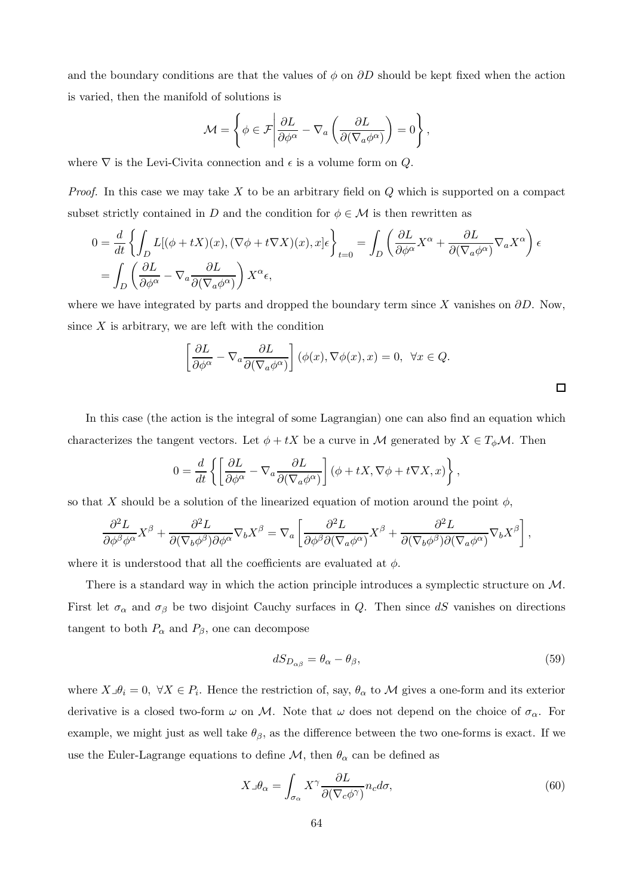and the boundary conditions are that the values of $\phi$ on $\partial D$ should be kept fixed when the action is varied, then the manifold of solutions is

$$\mathcal{M} = \left\{ \phi \in \mathcal{F} \middle| \frac{\partial L}{\partial \phi^\alpha} - \nabla_a \left( \frac{\partial L}{\partial(\nabla_a \phi^\alpha)} \right) = 0 \right\},$$

where $\nabla$ is the Levi-Civita connection and $\epsilon$ is a volume form on $Q$.

*Proof.* In this case we may take $X$ to be an arbitrary field on $Q$ which is supported on a compact subset strictly contained in $D$ and the condition for $\phi \in \mathcal{M}$ is then rewritten as

$$\begin{aligned}
0 &= \frac{d}{dt} \left\{ \int_D L[(\phi + tX)(x), (\nabla \phi + t\nabla X)(x), x]\epsilon \right\}_{t=0} = \int_D \left( \frac{\partial L}{\partial \phi^\alpha} X^\alpha + \frac{\partial L}{\partial(\nabla_a \phi^\alpha)} \nabla_a X^\alpha \right) \epsilon \\
&= \int_D \left( \frac{\partial L}{\partial \phi^\alpha} - \nabla_a \frac{\partial L}{\partial(\nabla_a \phi^\alpha)} \right) X^\alpha \epsilon,
\end{aligned}$$

where we have integrated by parts and dropped the boundary term since $X$ vanishes on $\partial D$. Now, since $X$ is arbitrary, we are left with the condition

$$\left[ \frac{\partial L}{\partial \phi^\alpha} - \nabla_a \frac{\partial L}{\partial(\nabla_a \phi^\alpha)} \right] (\phi(x), \nabla\phi(x), x) = 0, \ \ \forall x \in Q.$$

□

In this case (the action is the integral of some Lagrangian) one can also find an equation which characterizes the tangent vectors. Let $\phi + tX$ be a curve in $\mathcal{M}$ generated by $X \in T_\phi \mathcal{M}$. Then

$$0 = \frac{d}{dt} \left\{ \left[ \frac{\partial L}{\partial \phi^\alpha} - \nabla_a \frac{\partial L}{\partial(\nabla_a \phi^\alpha)} \right] (\phi + tX, \nabla\phi + t\nabla X, x) \right\},$$

so that $X$ should be a solution of the linearized equation of motion around the point $\phi$,

$$\frac{\partial^2 L}{\partial \phi^\beta \phi^\alpha} X^\beta + \frac{\partial^2 L}{\partial(\nabla_b \phi^\beta)\partial\phi^\alpha} \nabla_b X^\beta = \nabla_a \left[ \frac{\partial^2 L}{\partial \phi^\beta \partial(\nabla_a \phi^\alpha)} X^\beta + \frac{\partial^2 L}{\partial(\nabla_b \phi^\beta)\partial(\nabla_a \phi^\alpha)} \nabla_b X^\beta \right],$$

where it is understood that all the coefficients are evaluated at $\phi$.

There is a standard way in which the action principle introduces a symplectic structure on $\mathcal{M}$. First let $\sigma_\alpha$ and $\sigma_\beta$ be two disjoint Cauchy surfaces in $Q$. Then since $dS$ vanishes on directions tangent to both $P_\alpha$ and $P_\beta$, one can decompose

$$dS_{D_{\alpha\beta}} = \theta_\alpha - \theta_\beta, \tag{59}$$

where $X \lrcorner \theta_i = 0, \ \forall X \in P_i$. Hence the restriction of, say, $\theta_\alpha$ to $\mathcal{M}$ gives a one-form and its exterior derivative is a closed two-form $\omega$ on $\mathcal{M}$. Note that $\omega$ does not depend on the choice of $\sigma_\alpha$. For example, we might just as well take $\theta_\beta$, as the difference between the two one-forms is exact. If we use the Euler-Lagrange equations to define $\mathcal{M}$, then $\theta_\alpha$ can be defined as

$$X \lrcorner \theta_\alpha = \int_{\sigma_\alpha} X^\gamma \frac{\partial L}{\partial(\nabla_c \phi^\gamma)} n_c d\sigma, \tag{60}$$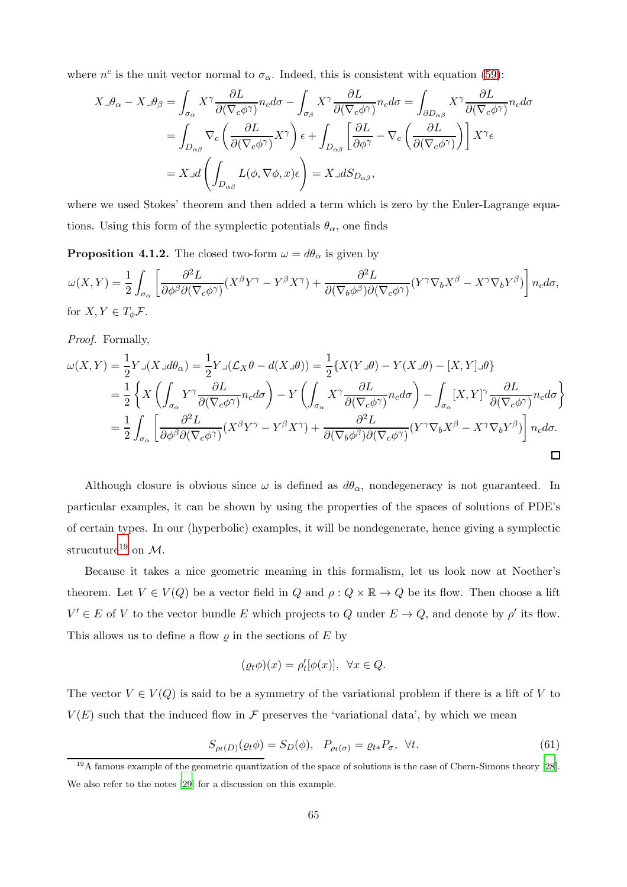where $n^c$ is the unit vector normal to $\sigma_\alpha$. Indeed, this is consistent with equation (59):

$$
\begin{aligned}
X \lrcorner \theta_\alpha - X \lrcorner \theta_\beta &= \int_{\sigma_\alpha} X^\gamma \frac{\partial L}{\partial(\nabla_c \phi^\gamma)} n_c d\sigma - \int_{\sigma_\beta} X^\gamma \frac{\partial L}{\partial(\nabla_c \phi^\gamma)} n_c d\sigma = \int_{\partial D_{\alpha\beta}} X^\gamma \frac{\partial L}{\partial(\nabla_c \phi^\gamma)} n_c d\sigma \\
&= \int_{D_{\alpha\beta}} \nabla_c \left( \frac{\partial L}{\partial(\nabla_c \phi^\gamma)} X^\gamma \right) \epsilon + \int_{D_{\alpha\beta}} \left[ \frac{\partial L}{\partial \phi^\gamma} - \nabla_c \left( \frac{\partial L}{\partial(\nabla_c \phi^\gamma)} \right) \right] X^\gamma \epsilon \\
&= X \lrcorner d \left( \int_{D_{\alpha\beta}} L(\phi, \nabla\phi, x) \epsilon \right) = X \lrcorner d S_{D_{\alpha\beta}},
\end{aligned}
$$

where we used Stokes' theorem and then added a term which is zero by the Euler-Lagrange equations. Using this form of the symplectic potentials $\theta_\alpha$, one finds

**Proposition 4.1.2.** The closed two-form $\omega = d\theta_\alpha$ is given by

$$
\omega(X, Y) = \frac{1}{2} \int_{\sigma_\alpha} \left[ \frac{\partial^2 L}{\partial \phi^\beta \partial(\nabla_c \phi^\gamma)} (X^\beta Y^\gamma - Y^\beta X^\gamma) + \frac{\partial^2 L}{\partial(\nabla_b \phi^\beta) \partial(\nabla_c \phi^\gamma)} (Y^\gamma \nabla_b X^\beta - X^\gamma \nabla_b Y^\beta) \right] n_c d\sigma,
$$

for $X, Y \in T_\phi \mathcal{F}$.

*Proof.* Formally,

$$
\begin{aligned}
\omega(X, Y) &= \frac{1}{2} Y \lrcorner (X \lrcorner d\theta_\alpha) = \frac{1}{2} Y \lrcorner (\mathcal{L}_X \theta - d(X \lrcorner \theta)) = \frac{1}{2} \{ X(Y \lrcorner \theta) - Y(X \lrcorner \theta) - [X, Y] \lrcorner \theta \} \\
&= \frac{1}{2} \left\{ X \left( \int_{\sigma_\alpha} Y^\gamma \frac{\partial L}{\partial(\nabla_c \phi^\gamma)} n_c d\sigma \right) - Y \left( \int_{\sigma_\alpha} X^\gamma \frac{\partial L}{\partial(\nabla_c \phi^\gamma)} n_c d\sigma \right) - \int_{\sigma_\alpha} [X, Y]^\gamma \frac{\partial L}{\partial(\nabla_c \phi^\gamma)} n_c d\sigma \right\} \\
&= \frac{1}{2} \int_{\sigma_\alpha} \left[ \frac{\partial^2 L}{\partial \phi^\beta \partial(\nabla_c \phi^\gamma)} (X^\beta Y^\gamma - Y^\beta X^\gamma) + \frac{\partial^2 L}{\partial(\nabla_b \phi^\beta) \partial(\nabla_c \phi^\gamma)} (Y^\gamma \nabla_b X^\beta - X^\gamma \nabla_b Y^\beta) \right] n_c d\sigma.
\end{aligned}
$$

□

Although closure is obvious since $\omega$ is defined as $d\theta_\alpha$, nondegeneracy is not guaranteed. In particular examples, it can be shown by using the properties of the spaces of solutions of PDE's of certain types. In our (hyperbolic) examples, it will be nondegenerate, hence giving a symplectic strucuture[19] on $\mathcal{M}$.

Because it takes a nice geometric meaning in this formalism, let us look now at Noether's theorem. Let $V \in V(Q)$ be a vector field in $Q$ and $\rho : Q \times \mathbb{R} \to Q$ be its flow. Then choose a lift $V' \in E$ of $V$ to the vector bundle $E$ which projects to $Q$ under $E \to Q$, and denote by $\rho'$ its flow. This allows us to define a flow $\varrho$ in the sections of $E$ by

$$
(\varrho_t \phi)(x) = \rho'_t[\phi(x)], \ \ \forall x \in Q.
$$

The vector $V \in V(Q)$ is said to be a symmetry of the variational problem if there is a lift of $V$ to $V(E)$ such that the induced flow in $\mathcal{F}$ preserves the 'variational data', by which we mean

$$
S_{\rho_t(D)}(\varrho_t \phi) = S_D(\phi), \ \ P_{\rho_t(\sigma)} = \varrho_{t*} P_\sigma, \ \ \forall t. \tag{61}
$$

[19] A famous example of the geometric quantization of the space of solutions is the case of Chern-Simons theory [28]. We also refer to the notes [29] for a discussion on this example.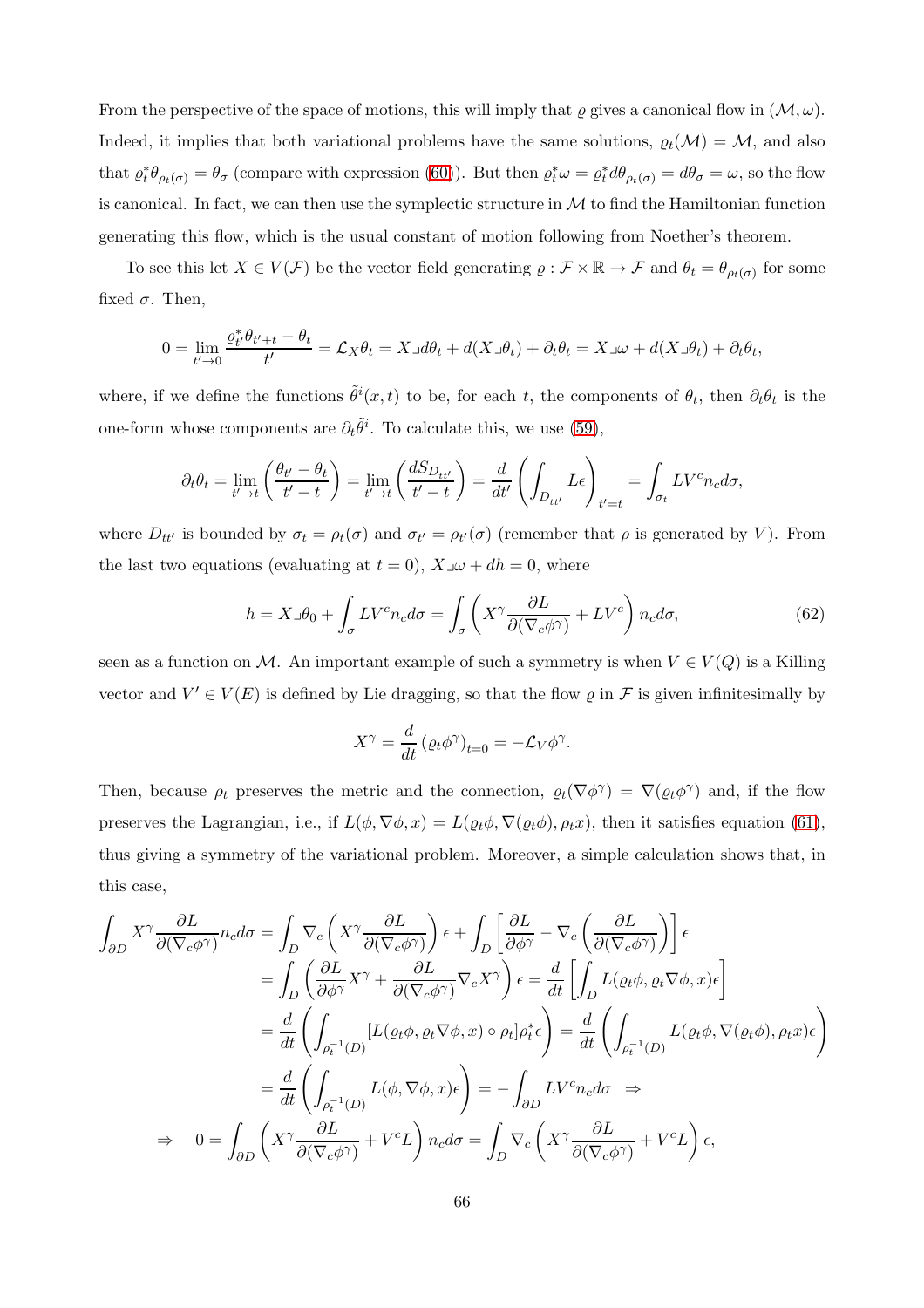From the perspective of the space of motions, this will imply that $\varrho$ gives a canonical flow in $(\mathcal{M}, \omega)$. Indeed, it implies that both variational problems have the same solutions, $\varrho_t(\mathcal{M}) = \mathcal{M}$, and also that $\varrho_t^* \theta_{\rho_t(\sigma)} = \theta_\sigma$ (compare with expression (60)). But then $\varrho_t^* \omega = \varrho_t^* d\theta_{\rho_t(\sigma)} = d\theta_\sigma = \omega$, so the flow is canonical. In fact, we can then use the symplectic structure in $\mathcal{M}$ to find the Hamiltonian function generating this flow, which is the usual constant of motion following from Noether's theorem.

To see this let $X \in V(\mathcal{F})$ be the vector field generating $\varrho : \mathcal{F} \times \mathbb{R} \to \mathcal{F}$ and $\theta_t = \theta_{\rho_t(\sigma)}$ for some fixed $\sigma$. Then,

$$0 = \lim_{t' \to 0} \frac{\varrho_{t'}^* \theta_{t'+t} - \theta_t}{t'} = \mathcal{L}_X \theta_t = X \lrcorner d\theta_t + d(X \lrcorner \theta_t) + \partial_t \theta_t = X \lrcorner \omega + d(X \lrcorner \theta_t) + \partial_t \theta_t,$$

where, if we define the functions $\tilde{\theta}^i(x,t)$ to be, for each $t$, the components of $\theta_t$, then $\partial_t \theta_t$ is the one-form whose components are $\partial_t \tilde{\theta}^i$. To calculate this, we use (59),

$$\partial_t \theta_t = \lim_{t' \to t} \left( \frac{\theta_{t'} - \theta_t}{t' - t} \right) = \lim_{t' \to t} \left( \frac{dS_{D_{tt'}}}{t' - t} \right) = \frac{d}{dt'} \left( \int_{D_{tt'}} L\epsilon \right)_{t'=t} = \int_{\sigma_t} LV^c n_c d\sigma,$$

where $D_{tt'}$ is bounded by $\sigma_t = \rho_t(\sigma)$ and $\sigma_{t'} = \rho_{t'}(\sigma)$ (remember that $\rho$ is generated by $V$). From the last two equations (evaluating at $t = 0$), $X \lrcorner \omega + dh = 0$, where

$$h = X \lrcorner \theta_0 + \int_\sigma LV^c n_c d\sigma = \int_\sigma \left( X^\gamma \frac{\partial L}{\partial (\nabla_c \phi^\gamma)} + LV^c \right) n_c d\sigma, \tag{62}$$

seen as a function on $\mathcal{M}$. An important example of such a symmetry is when $V \in V(Q)$ is a Killing vector and $V' \in V(E)$ is defined by Lie dragging, so that the flow $\varrho$ in $\mathcal{F}$ is given infinitesimally by

$$X^\gamma = \frac{d}{dt} \left( \varrho_t \phi^\gamma \right)_{t=0} = -\mathcal{L}_V \phi^\gamma.$$

Then, because $\rho_t$ preserves the metric and the connection, $\varrho_t(\nabla \phi^\gamma) = \nabla(\varrho_t \phi^\gamma)$ and, if the flow preserves the Lagrangian, i.e., if $L(\phi, \nabla\phi, x) = L(\varrho_t \phi, \nabla(\varrho_t \phi), \rho_t x)$, then it satisfies equation (61), thus giving a symmetry of the variational problem. Moreover, a simple calculation shows that, in this case,

$$\begin{aligned}
\int_{\partial D} X^\gamma \frac{\partial L}{\partial (\nabla_c \phi^\gamma)} n_c d\sigma &= \int_D \nabla_c \left( X^\gamma \frac{\partial L}{\partial (\nabla_c \phi^\gamma)} \right) \epsilon + \int_D \left[ \frac{\partial L}{\partial \phi^\gamma} - \nabla_c \left( \frac{\partial L}{\partial (\nabla_c \phi^\gamma)} \right) \right] \epsilon \\
&= \int_D \left( \frac{\partial L}{\partial \phi^\gamma} X^\gamma + \frac{\partial L}{\partial (\nabla_c \phi^\gamma)} \nabla_c X^\gamma \right) \epsilon = \frac{d}{dt} \left[ \int_D L(\varrho_t \phi, \varrho_t \nabla \phi, x) \epsilon \right] \\
&= \frac{d}{dt} \left( \int_{\rho_t^{-1}(D)} [L(\varrho_t \phi, \varrho_t \nabla \phi, x) \circ \rho_t] \rho_t^* \epsilon \right) = \frac{d}{dt} \left( \int_{\rho_t^{-1}(D)} L(\varrho_t \phi, \nabla(\varrho_t \phi), \rho_t x) \epsilon \right) \\
&= \frac{d}{dt} \left( \int_{\rho_t^{-1}(D)} L(\phi, \nabla \phi, x) \epsilon \right) = -\int_{\partial D} LV^c n_c d\sigma \quad \Rightarrow \\
\Rightarrow \quad 0 &= \int_{\partial D} \left( X^\gamma \frac{\partial L}{\partial (\nabla_c \phi^\gamma)} + V^c L \right) n_c d\sigma = \int_D \nabla_c \left( X^\gamma \frac{\partial L}{\partial (\nabla_c \phi^\gamma)} + V^c L \right) \epsilon,
\end{aligned}$$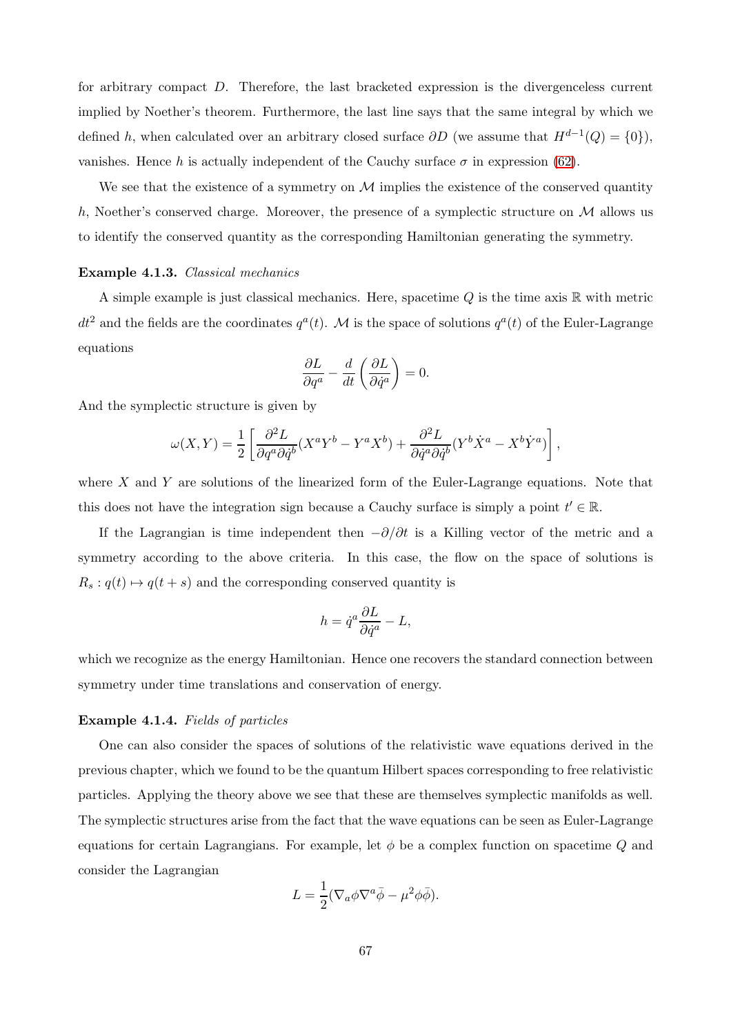for arbitrary compact $D$. Therefore, the last bracketed expression is the divergenceless current implied by Noether's theorem. Furthermore, the last line says that the same integral by which we defined $h$, when calculated over an arbitrary closed surface $\partial D$ (we assume that $H^{d-1}(Q) = \{0\}$), vanishes. Hence $h$ is actually independent of the Cauchy surface $\sigma$ in expression (62).

We see that the existence of a symmetry on $\mathcal{M}$ implies the existence of the conserved quantity $h$, Noether's conserved charge. Moreover, the presence of a symplectic structure on $\mathcal{M}$ allows us to identify the conserved quantity as the corresponding Hamiltonian generating the symmetry.

**Example 4.1.3.** *Classical mechanics*

A simple example is just classical mechanics. Here, spacetime $Q$ is the time axis $\mathbb{R}$ with metric $dt^2$ and the fields are the coordinates $q^a(t)$. $\mathcal{M}$ is the space of solutions $q^a(t)$ of the Euler-Lagrange equations

$$\frac{\partial L}{\partial q^a} - \frac{d}{dt}\left(\frac{\partial L}{\partial \dot{q}^a}\right) = 0.$$

And the symplectic structure is given by

$$\omega(X, Y) = \frac{1}{2}\left[\frac{\partial^2 L}{\partial q^a \partial \dot{q}^b}(X^a Y^b - Y^a X^b) + \frac{\partial^2 L}{\partial \dot{q}^a \partial \dot{q}^b}(Y^b \dot{X}^a - X^b \dot{Y}^a)\right],$$

where $X$ and $Y$ are solutions of the linearized form of the Euler-Lagrange equations. Note that this does not have the integration sign because a Cauchy surface is simply a point $t' \in \mathbb{R}$.

If the Lagrangian is time independent then $-\partial/\partial t$ is a Killing vector of the metric and a symmetry according to the above criteria. In this case, the flow on the space of solutions is $R_s : q(t) \mapsto q(t+s)$ and the corresponding conserved quantity is

$$h = \dot{q}^a \frac{\partial L}{\partial \dot{q}^a} - L,$$

which we recognize as the energy Hamiltonian. Hence one recovers the standard connection between symmetry under time translations and conservation of energy.

**Example 4.1.4.** *Fields of particles*

One can also consider the spaces of solutions of the relativistic wave equations derived in the previous chapter, which we found to be the quantum Hilbert spaces corresponding to free relativistic particles. Applying the theory above we see that these are themselves symplectic manifolds as well. The symplectic structures arise from the fact that the wave equations can be seen as Euler-Lagrange equations for certain Lagrangians. For example, let $\phi$ be a complex function on spacetime $Q$ and consider the Lagrangian

$$L = \frac{1}{2}(\nabla_a \phi \nabla^a \bar{\phi} - \mu^2 \phi \bar{\phi}).$$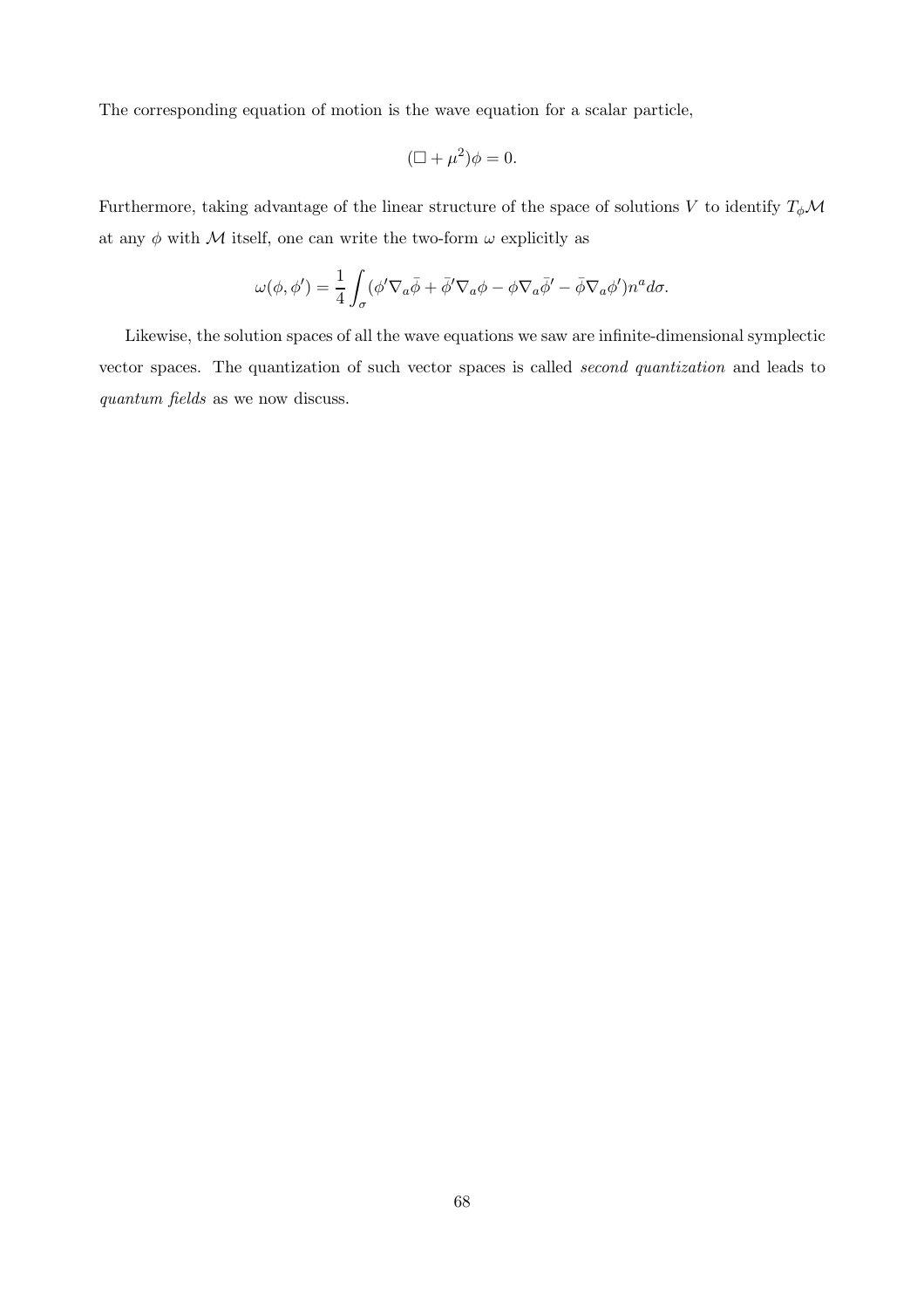The corresponding equation of motion is the wave equation for a scalar particle,

$$(\Box + \mu^2)\phi = 0.$$

Furthermore, taking advantage of the linear structure of the space of solutions $V$ to identify $T_\phi \mathcal{M}$ at any $\phi$ with $\mathcal{M}$ itself, one can write the two-form $\omega$ explicitly as

$$\omega(\phi, \phi') = \frac{1}{4} \int_\sigma (\phi' \nabla_a \bar{\phi} + \bar{\phi}' \nabla_a \phi - \phi \nabla_a \bar{\phi}' - \bar{\phi} \nabla_a \phi') n^a d\sigma.$$

Likewise, the solution spaces of all the wave equations we saw are infinite-dimensional symplectic vector spaces. The quantization of such vector spaces is called *second quantization* and leads to *quantum fields* as we now discuss.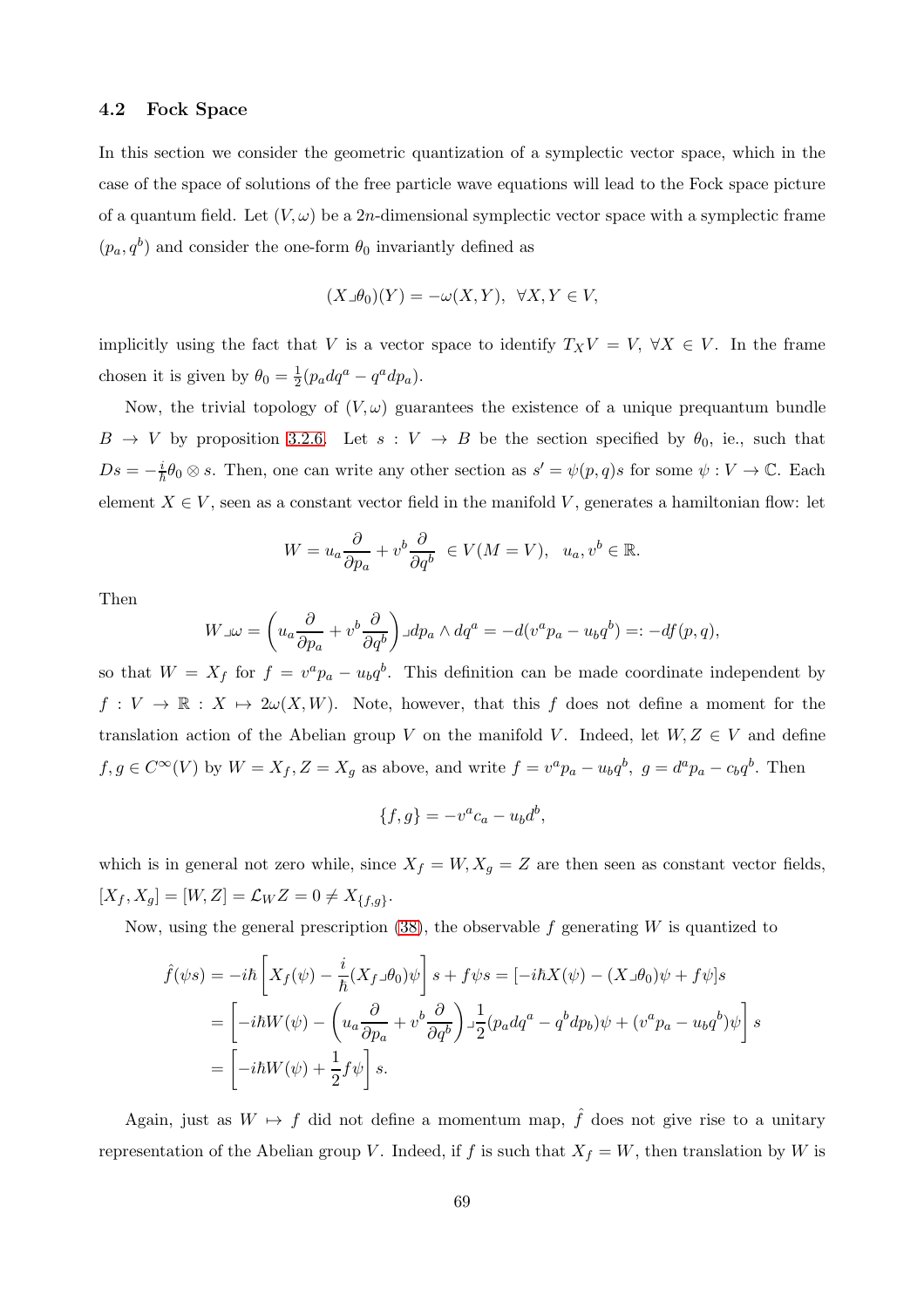### 4.2 Fock Space

In this section we consider the geometric quantization of a symplectic vector space, which in the case of the space of solutions of the free particle wave equations will lead to the Fock space picture of a quantum field. Let $(V, \omega)$ be a $2n$-dimensional symplectic vector space with a symplectic frame $(p_a, q^b)$ and consider the one-form $\theta_0$ invariantly defined as

$$(X \lrcorner \theta_0)(Y) = -\omega(X, Y), \ \ \forall X, Y \in V,$$

implicitly using the fact that $V$ is a vector space to identify $T_X V = V$, $\forall X \in V$. In the frame chosen it is given by $\theta_0 = \frac{1}{2}(p_a dq^a - q^a dp_a)$.

Now, the trivial topology of $(V, \omega)$ guarantees the existence of a unique prequantum bundle $B \to V$ by proposition 3.2.6. Let $s : V \to B$ be the section specified by $\theta_0$, ie., such that $Ds = -\frac{i}{\hbar}\theta_0 \otimes s$. Then, one can write any other section as $s' = \psi(p, q)s$ for some $\psi : V \to \mathbb{C}$. Each element $X \in V$, seen as a constant vector field in the manifold $V$, generates a hamiltonian flow: let

$$W = u_a \frac{\partial}{\partial p_a} + v^b \frac{\partial}{\partial q^b} \ \in V(M = V), \ \ u_a, v^b \in \mathbb{R}.$$

Then

$$W \lrcorner \omega = \left( u_a \frac{\partial}{\partial p_a} + v^b \frac{\partial}{\partial q^b} \right) \lrcorner dp_a \wedge dq^a = -d(v^a p_a - u_b q^b) =: -df(p, q),$$

so that $W = X_f$ for $f = v^a p_a - u_b q^b$. This definition can be made coordinate independent by $f : V \to \mathbb{R} : X \mapsto 2\omega(X, W)$. Note, however, that this $f$ does not define a moment for the translation action of the Abelian group $V$ on the manifold $V$. Indeed, let $W, Z \in V$ and define $f, g \in C^\infty(V)$ by $W = X_f, Z = X_g$ as above, and write $f = v^a p_a - u_b q^b, \ g = d^a p_a - c_b q^b$. Then

$$\{f, g\} = -v^a c_a - u_b d^b,$$

which is in general not zero while, since $X_f = W, X_g = Z$ are then seen as constant vector fields, $[X_f, X_g] = [W, Z] = \mathcal{L}_W Z = 0 \neq X_{\{f,g\}}$.

Now, using the general prescription (38), the observable $f$ generating $W$ is quantized to

$$\begin{aligned}
\hat{f}(\psi s) &= -i\hbar \left[ X_f(\psi) - \frac{i}{\hbar}(X_f \lrcorner \theta_0)\psi \right] s + f\psi s = [-i\hbar X(\psi) - (X \lrcorner \theta_0)\psi + f\psi] s \\
&= \left[ -i\hbar W(\psi) - \left( u_a \frac{\partial}{\partial p_a} + v^b \frac{\partial}{\partial q^b} \right) \lrcorner \frac{1}{2}(p_a dq^a - q^b dp_b)\psi + (v^a p_a - u_b q^b)\psi \right] s \\
&= \left[ -i\hbar W(\psi) + \frac{1}{2} f\psi \right] s.
\end{aligned}$$

Again, just as $W \mapsto f$ did not define a momentum map, $\hat{f}$ does not give rise to a unitary representation of the Abelian group $V$. Indeed, if $f$ is such that $X_f = W$, then translation by $W$ is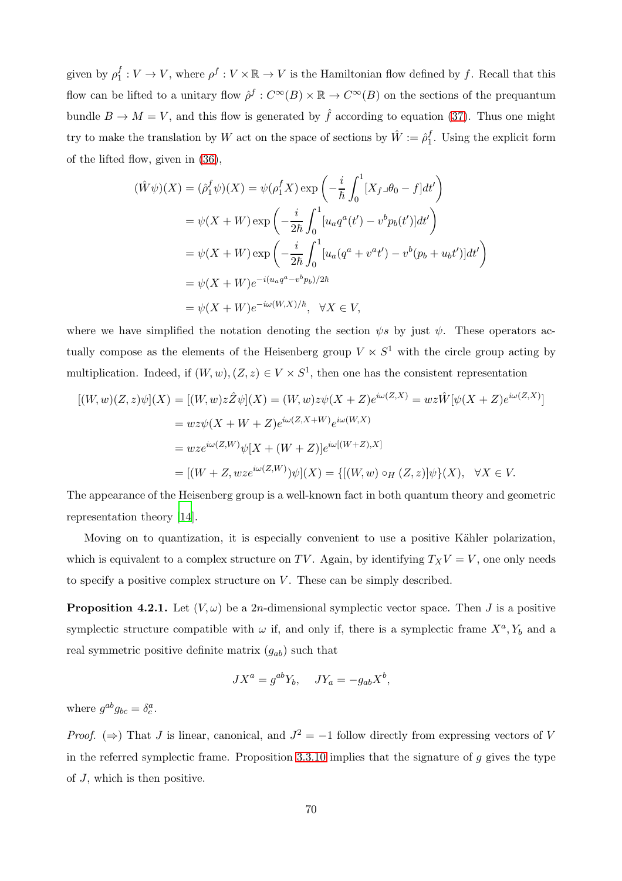given by $\rho_1^f : V \to V$, where $\rho^f : V \times \mathbb{R} \to V$ is the Hamiltonian flow defined by $f$. Recall that this flow can be lifted to a unitary flow $\hat{\rho}^f : C^\infty(B) \times \mathbb{R} \to C^\infty(B)$ on the sections of the prequantum bundle $B \to M = V$, and this flow is generated by $\hat{f}$ according to equation (37). Thus one might try to make the translation by $W$ act on the space of sections by $\hat{W} := \hat{\rho}_1^f$. Using the explicit form of the lifted flow, given in (36),

$$
\begin{aligned}
(\hat{W}\psi)(X) = (\hat{\rho}_1^f \psi)(X) &= \psi(\rho_1^f X) \exp\left(-\frac{i}{\hbar}\int_0^1 [X_f \lrcorner \theta_0 - f] dt'\right) \\
&= \psi(X + W) \exp\left(-\frac{i}{2\hbar}\int_0^1 [u_a q^a(t') - v^b p_b(t')] dt'\right) \\
&= \psi(X + W) \exp\left(-\frac{i}{2\hbar}\int_0^1 [u_a (q^a + v^a t') - v^b (p_b + u_b t')] dt'\right) \\
&= \psi(X + W) e^{-i(u_a q^a - v^b p_b)/2\hbar} \\
&= \psi(X + W) e^{-i\omega(W,X)/\hbar}, \quad \forall X \in V,
\end{aligned}
$$

where we have simplified the notation denoting the section $\psi s$ by just $\psi$. These operators actually compose as the elements of the Heisenberg group $V \ltimes S^1$ with the circle group acting by multiplication. Indeed, if $(W, w), (Z, z) \in V \times S^1$, then one has the consistent representation

$$
\begin{aligned}
[(W, w)(Z, z)\psi](X) = [(W, w) z \hat{Z}\psi](X) &= (W, w) z \psi(X + Z) e^{i\omega(Z,X)} = wz\hat{W}[\psi(X + Z)e^{i\omega(Z,X)}] \\
&= wz\psi(X + W + Z) e^{i\omega(Z,X+W)} e^{i\omega(W,X)} \\
&= wze^{i\omega(Z,W)} \psi[X + (W + Z)] e^{i\omega[(W+Z),X]} \\
&= [(W + Z, wze^{i\omega(Z,W)})\psi](X) = \{[(W, w) \circ_H (Z, z)]\psi\}(X), \quad \forall X \in V.
\end{aligned}
$$

The appearance of the Heisenberg group is a well-known fact in both quantum theory and geometric representation theory [14].

Moving on to quantization, it is especially convenient to use a positive Kähler polarization, which is equivalent to a complex structure on $TV$. Again, by identifying $T_X V = V$, one only needs to specify a positive complex structure on $V$. These can be simply described.

**Proposition 4.2.1.** Let $(V, \omega)$ be a $2n$-dimensional symplectic vector space. Then $J$ is a positive symplectic structure compatible with $\omega$ if, and only if, there is a symplectic frame $X^a, Y_b$ and a real symmetric positive definite matrix $(g_{ab})$ such that

$$
JX^a = g^{ab} Y_b, \quad JY_a = -g_{ab} X^b,
$$

where $g^{ab} g_{bc} = \delta^a_c$.

*Proof.* ($\Rightarrow$) That $J$ is linear, canonical, and $J^2 = -1$ follow directly from expressing vectors of $V$ in the referred symplectic frame. Proposition 3.3.10 implies that the signature of $g$ gives the type of $J$, which is then positive.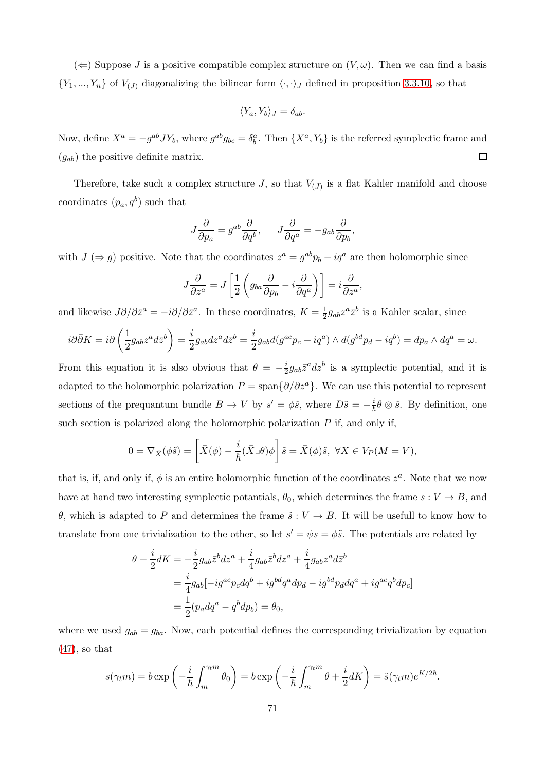($\Leftarrow$) Suppose $J$ is a positive compatible complex structure on $(V, \omega)$. Then we can find a basis $\{Y_1, ..., Y_n\}$ of $V_{(J)}$ diagonalizing the bilinear form $\langle \cdot, \cdot \rangle_J$ defined in proposition 3.3.10, so that

$$\langle Y_a, Y_b \rangle_J = \delta_{ab}.$$

Now, define $X^a = -g^{ab} J Y_b$, where $g^{ab} g_{bc} = \delta^a_b$. Then $\{X^a, Y_b\}$ is the referred symplectic frame and $(g_{ab})$ the positive definite matrix. $\square$

Therefore, take such a complex structure $J$, so that $V_{(J)}$ is a flat Kahler manifold and choose coordinates $(p_a, q^b)$ such that

$$J \frac{\partial}{\partial p_a} = g^{ab} \frac{\partial}{\partial q^b}, \qquad J \frac{\partial}{\partial q^a} = -g_{ab} \frac{\partial}{\partial p_b},$$

with $J$ ($\Rightarrow g$) positive. Note that the coordinates $z^a = g^{ab} p_b + i q^a$ are then holomorphic since

$$J \frac{\partial}{\partial z^a} = J \left[ \frac{1}{2} \left( g_{ba} \frac{\partial}{\partial p_b} - i \frac{\partial}{\partial q^a} \right) \right] = i \frac{\partial}{\partial z^a},$$

and likewise $J \partial / \partial \bar{z}^a = -i \partial / \partial \bar{z}^a$. In these coordinates, $K = \frac{1}{2} g_{ab} z^a \bar{z}^b$ is a Kahler scalar, since

$$i \partial \bar{\partial} K = i \partial \left( \frac{1}{2} g_{ab} z^a d\bar{z}^b \right) = \frac{i}{2} g_{ab} dz^a d\bar{z}^b = \frac{i}{2} g_{ab} d(g^{ac} p_c + i q^a) \wedge d(g^{bd} p_d - i q^b) = dp_a \wedge dq^a = \omega.$$

From this equation it is also obvious that $\theta = -\frac{i}{2} g_{ab} \bar{z}^a dz^b$ is a symplectic potential, and it is adapted to the holomorphic polarization $P = \text{span}\{\partial / \partial z^a\}$. We can use this potential to represent sections of the prequantum bundle $B \to V$ by $s' = \phi \tilde{s}$, where $D\tilde{s} = -\frac{i}{\hbar} \theta \otimes \tilde{s}$. By definition, one such section is polarized along the holomorphic polarization $P$ if, and only if,

$$0 = \nabla_{\bar{X}} (\phi \tilde{s}) = \left[ \bar{X}(\phi) - \frac{i}{\hbar} (\bar{X} \lrcorner \theta) \phi \right] \tilde{s} = \bar{X}(\phi) \tilde{s}, \; \forall X \in V_P(M = V),$$

that is, if, and only if, $\phi$ is an entire holomorphic function of the coordinates $z^a$. Note that we now have at hand two interesting symplectic potentials, $\theta_0$, which determines the frame $s : V \to B$, and $\theta$, which is adapted to $P$ and determines the frame $\tilde{s} : V \to B$. It will be usefull to know how to translate from one trivialization to the other, so let $s' = \psi s = \phi \tilde{s}$. The potentials are related by

$$\begin{aligned}
\theta + \frac{i}{2} dK &= -\frac{i}{2} g_{ab} \bar{z}^b dz^a + \frac{i}{4} g_{ab} \bar{z}^b dz^a + \frac{i}{4} g_{ab} z^a d\bar{z}^b \\
&= \frac{i}{4} g_{ab} [-i g^{ac} p_c dq^b + i g^{bd} q^a dp_d - i g^{bd} p_d dq^a + i g^{ac} q^b dp_c] \\
&= \frac{1}{2} (p_a dq^a - q^b dp_b) = \theta_0,
\end{aligned}$$

where we used $g_{ab} = g_{ba}$. Now, each potential defines the corresponding trivialization by equation (47), so that

$$s(\gamma_t m) = b \exp \left( -\frac{i}{\hbar} \int_m^{\gamma_t m} \theta_0 \right) = b \exp \left( -\frac{i}{\hbar} \int_m^{\gamma_t m} \theta + \frac{i}{2} dK \right) = \tilde{s}(\gamma_t m) e^{K/2\hbar}.$$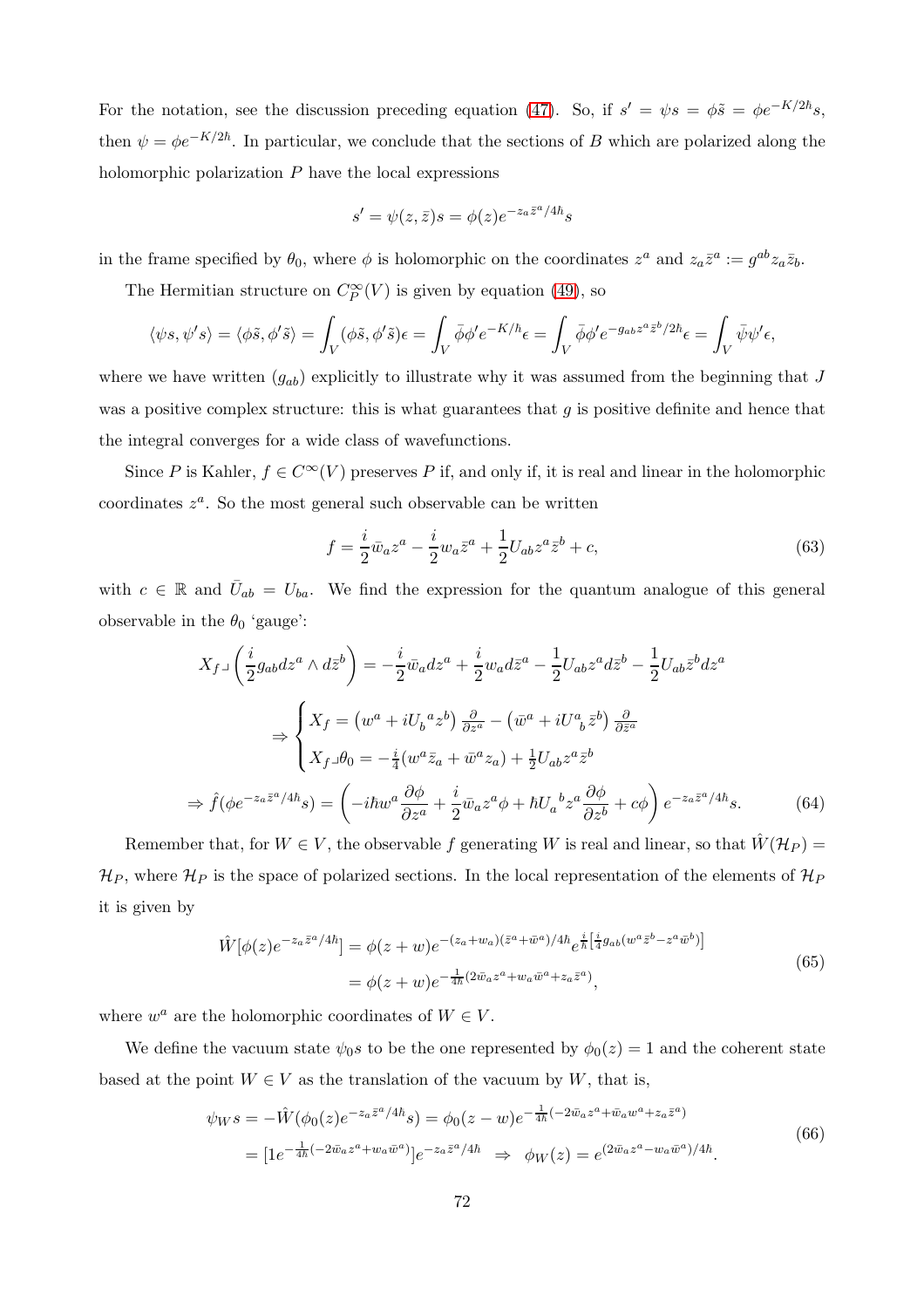For the notation, see the discussion preceding equation (47). So, if $s' = \psi s = \phi\tilde{s} = \phi e^{-K/2\hbar}s$, then $\psi = \phi e^{-K/2\hbar}$. In particular, we conclude that the sections of $B$ which are polarized along the holomorphic polarization $P$ have the local expressions

$$s' = \psi(z,\bar{z})s = \phi(z)e^{-z_a\bar{z}^a/4\hbar}s$$

in the frame specified by $\theta_0$, where $\phi$ is holomorphic on the coordinates $z^a$ and $z_a\bar{z}^a := g^{ab}z_a\bar{z}_b$.

The Hermitian structure on $C^\infty_P(V)$ is given by equation (49), so

$$\langle \psi s, \psi' s\rangle = \langle \phi\tilde{s}, \phi'\tilde{s}\rangle = \int_V (\phi\tilde{s}, \phi'\tilde{s})\epsilon = \int_V \bar{\phi}\phi' e^{-K/\hbar}\epsilon = \int_V \bar{\phi}\phi' e^{-g_{ab}z^a\bar{z}^b/2\hbar}\epsilon = \int_V \bar{\psi}\psi'\epsilon,$$

where we have written $(g_{ab})$ explicitly to illustrate why it was assumed from the beginning that $J$ was a positive complex structure: this is what guarantees that $g$ is positive definite and hence that the integral converges for a wide class of wavefunctions.

Since $P$ is Kahler, $f \in C^\infty(V)$ preserves $P$ if, and only if, it is real and linear in the holomorphic coordinates $z^a$. So the most general such observable can be written

$$f = \frac{i}{2}\bar{w}_a z^a - \frac{i}{2}w_a\bar{z}^a + \frac{1}{2}U_{ab}z^a\bar{z}^b + c, \tag{63}$$

with $c \in \mathbb{R}$ and $\bar{U}_{ab} = U_{ba}$. We find the expression for the quantum analogue of this general observable in the $\theta_0$ 'gauge':

$$\begin{aligned}
X_f \lrcorner \left(\frac{i}{2}g_{ab}dz^a\wedge d\bar{z}^b\right) &= -\frac{i}{2}\bar{w}_a dz^a + \frac{i}{2}w_a d\bar{z}^a - \frac{1}{2}U_{ab}z^a d\bar{z}^b - \frac{1}{2}U_{ab}\bar{z}^b dz^a \\
&\Rightarrow \begin{cases} X_f = \left(w^a + iU_b{}^a z^b\right)\frac{\partial}{\partial z^a} - \left(\bar{w}^a + iU^a{}_b\bar{z}^b\right)\frac{\partial}{\partial \bar{z}^a} \\ X_f\lrcorner\theta_0 = -\frac{i}{4}(w^a\bar{z}_a + \bar{w}^a z_a) + \frac{1}{2}U_{ab}z^a\bar{z}^b \end{cases} \\
\Rightarrow \hat{f}(\phi e^{-z_a\bar{z}^a/4\hbar}s) &= \left(-i\hbar w^a\frac{\partial\phi}{\partial z^a} + \frac{i}{2}\bar{w}_a z^a\phi + \hbar U_a{}^b z^a\frac{\partial\phi}{\partial z^b} + c\phi\right)e^{-z_a\bar{z}^a/4\hbar}s.
\end{aligned} \tag{64}$$

Remember that, for $W \in V$, the observable $f$ generating $W$ is real and linear, so that $\hat{W}(\mathcal{H}_P) = \mathcal{H}_P$, where $\mathcal{H}_P$ is the space of polarized sections. In the local representation of the elements of $\mathcal{H}_P$ it is given by

$$\begin{aligned}
\hat{W}[\phi(z)e^{-z_a\bar{z}^a/4\hbar}] &= \phi(z+w)e^{-(z_a+w_a)(\bar{z}^a+\bar{w}^a)/4\hbar}e^{\frac{i}{\hbar}\left[\frac{i}{4}g_{ab}(w^a\bar{z}^b - z^a\bar{w}^b)\right]} \\
&= \phi(z+w)e^{-\frac{1}{4\hbar}(2\bar{w}_a z^a + w_a\bar{w}^a + z_a\bar{z}^a)},
\end{aligned} \tag{65}$$

where $w^a$ are the holomorphic coordinates of $W \in V$.

We define the vacuum state $\psi_0 s$ to be the one represented by $\phi_0(z) = 1$ and the coherent state based at the point $W \in V$ as the translation of the vacuum by $W$, that is,

$$\begin{aligned}
\psi_W s &= -\hat{W}(\phi_0(z)e^{-z_a\bar{z}^a/4\hbar}s) = \phi_0(z-w)e^{-\frac{1}{4\hbar}(-2\bar{w}_a z^a + \bar{w}_a w^a + z_a\bar{z}^a)} \\
&= [1e^{-\frac{1}{4\hbar}(-2\bar{w}_a z^a + w_a\bar{w}^a)}]e^{-z_a\bar{z}^a/4\hbar} \;\Rightarrow\; \phi_W(z) = e^{(2\bar{w}_a z^a - w_a\bar{w}^a)/4\hbar}.
\end{aligned} \tag{66}$$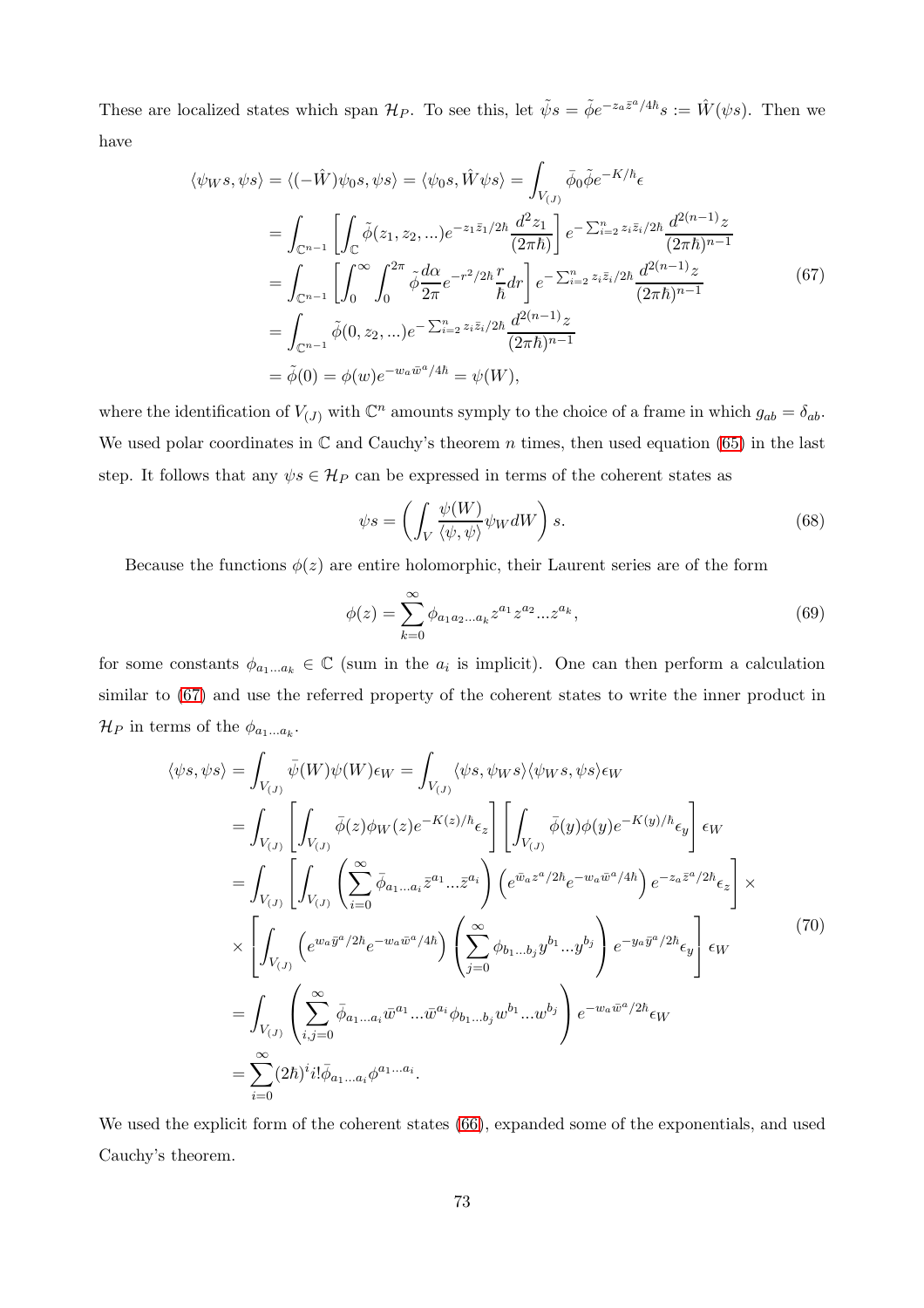These are localized states which span $\mathcal{H}_P$. To see this, let $\tilde{\psi}s = \tilde{\phi}e^{-z_a\bar{z}^a/4\hbar}s := \hat{W}(\psi s)$. Then we have

$$
\begin{aligned}
\langle \psi_W s, \psi s\rangle &= \langle (-\hat{W})\psi_0 s, \psi s\rangle = \langle \psi_0 s, \hat{W}\psi s\rangle = \int_{V_{(J)}} \bar{\phi}_0 \tilde{\phi} e^{-K/\hbar}\epsilon \\
&= \int_{\mathbb{C}^{n-1}} \left[\int_{\mathbb{C}} \tilde{\phi}(z_1, z_2, ...)e^{-z_1\bar{z}_1/2\hbar}\frac{d^2 z_1}{(2\pi\hbar)}\right] e^{-\sum_{i=2}^n z_i\bar{z}_i/2\hbar}\frac{d^{2(n-1)}z}{(2\pi\hbar)^{n-1}} \\
&= \int_{\mathbb{C}^{n-1}} \left[\int_0^\infty \int_0^{2\pi} \tilde{\phi}\frac{d\alpha}{2\pi}e^{-r^2/2\hbar}\frac{r}{\hbar}dr\right] e^{-\sum_{i=2}^n z_i\bar{z}_i/2\hbar}\frac{d^{2(n-1)}z}{(2\pi\hbar)^{n-1}} \\
&= \int_{\mathbb{C}^{n-1}} \tilde{\phi}(0, z_2, ...)e^{-\sum_{i=2}^n z_i\bar{z}_i/2\hbar}\frac{d^{2(n-1)}z}{(2\pi\hbar)^{n-1}} \\
&= \tilde{\phi}(0) = \phi(w)e^{-w_a\bar{w}^a/4\hbar} = \psi(W),
\end{aligned}
\tag{67}
$$

where the identification of $V_{(J)}$ with $\mathbb{C}^n$ amounts symply to the choice of a frame in which $g_{ab} = \delta_{ab}$. We used polar coordinates in $\mathbb{C}$ and Cauchy's theorem $n$ times, then used equation (65) in the last step. It follows that any $\psi s \in \mathcal{H}_P$ can be expressed in terms of the coherent states as

$$
\psi s = \left(\int_V \frac{\psi(W)}{\langle \psi, \psi\rangle}\psi_W dW\right) s. \tag{68}
$$

Because the functions $\phi(z)$ are entire holomorphic, their Laurent series are of the form

$$
\phi(z) = \sum_{k=0}^\infty \phi_{a_1 a_2 ... a_k} z^{a_1} z^{a_2} ... z^{a_k}, \tag{69}
$$

for some constants $\phi_{a_1 ... a_k} \in \mathbb{C}$ (sum in the $a_i$ is implicit). One can then perform a calculation similar to (67) and use the referred property of the coherent states to write the inner product in $\mathcal{H}_P$ in terms of the $\phi_{a_1...a_k}$.

$$
\begin{aligned}
\langle \psi s, \psi s\rangle &= \int_{V_{(J)}} \bar{\psi}(W)\psi(W)\epsilon_W = \int_{V_{(J)}} \langle \psi s, \psi_W s\rangle\langle \psi_W s, \psi s\rangle \epsilon_W \\
&= \int_{V_{(J)}} \left[\int_{V_{(J)}} \bar{\phi}(z)\phi_W(z)e^{-K(z)/\hbar}\epsilon_z\right]\left[\int_{V_{(J)}} \bar{\phi}_W(y)\phi(y)e^{-K(y)/\hbar}\epsilon_y\right]\epsilon_W \\
&= \int_{V_{(J)}} \left[\int_{V_{(J)}} \left(\sum_{i=0}^\infty \bar{\phi}_{a_1...a_i}\bar{z}^{a_1}...\bar{z}^{a_i}\right)\left(e^{\bar{w}_a z^a/2\hbar}e^{-w_a\bar{w}^a/4\hbar}\right)e^{-z_a\bar{z}^a/2\hbar}\epsilon_z\right] \times \\
&\times \left[\int_{V_{(J)}} \left(e^{w_a\bar{y}^a/2\hbar}e^{-w_a\bar{w}^a/4\hbar}\right)\left(\sum_{j=0}^\infty \phi_{b_1...b_j}y^{b_1}...y^{b_j}\right)e^{-y_a\bar{y}^a/2\hbar}\epsilon_y\right]\epsilon_W \\
&= \int_{V_{(J)}} \left(\sum_{i,j=0}^\infty \bar{\phi}_{a_1...a_i}\bar{w}^{a_1}...\bar{w}^{a_i}\phi_{b_1...b_j}w^{b_1}...w^{b_j}\right)e^{-w_a\bar{w}^a/2\hbar}\epsilon_W \\
&= \sum_{i=0}^\infty (2\hbar)^i i! \bar{\phi}_{a_1...a_i}\phi^{a_1...a_i}.
\end{aligned}
\tag{70}
$$

We used the explicit form of the coherent states (66), expanded some of the exponentials, and used Cauchy's theorem.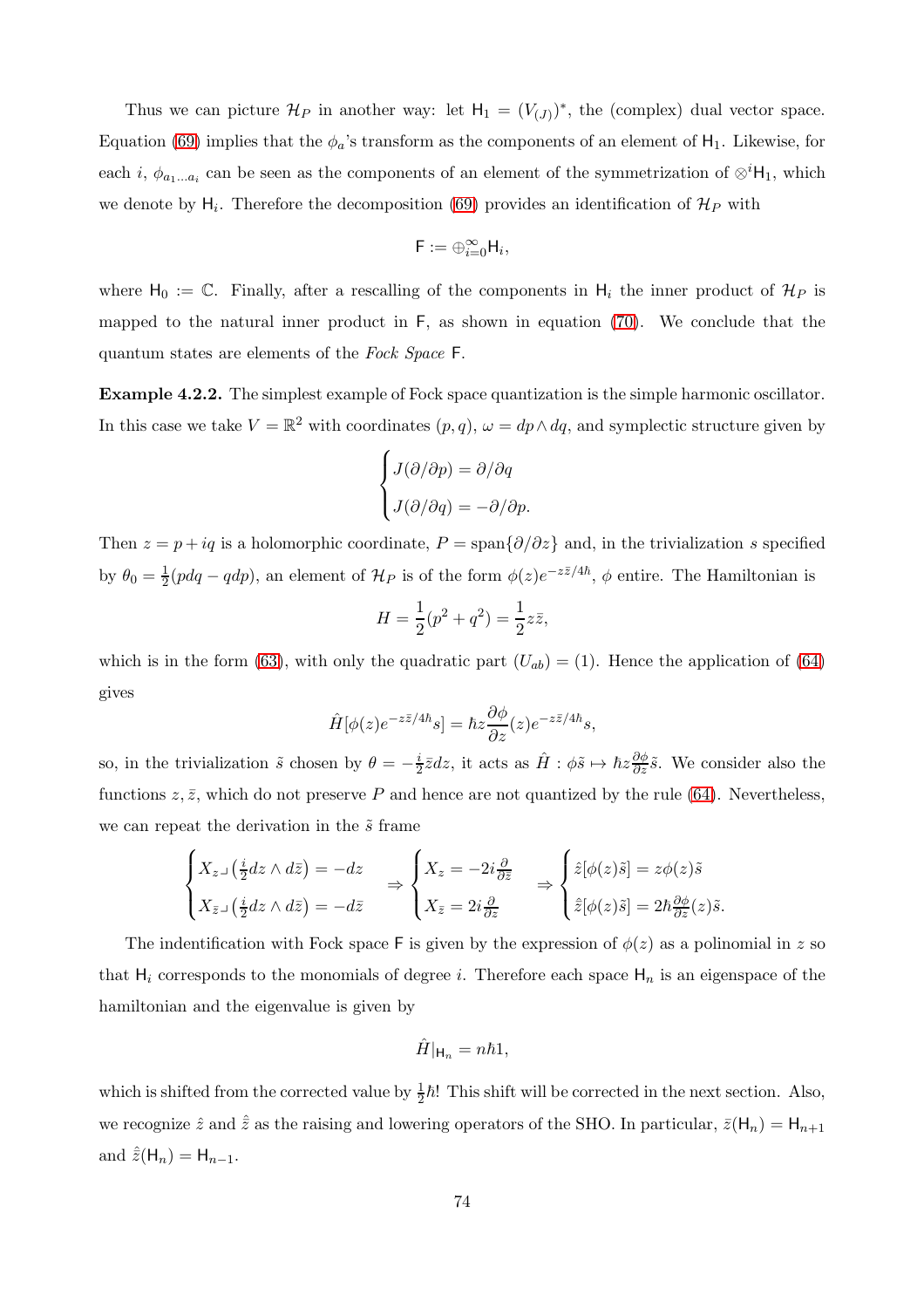Thus we can picture $\mathcal{H}_P$ in another way: let $\mathsf{H}_1 = (V_{(J)})^*$, the (complex) dual vector space. Equation (69) implies that the $\phi_a$'s transform as the components of an element of $\mathsf{H}_1$. Likewise, for each $i$, $\phi_{a_1\dots a_i}$ can be seen as the components of an element of the symmetrization of $\otimes^i \mathsf{H}_1$, which we denote by $\mathsf{H}_i$. Therefore the decomposition (69) provides an identification of $\mathcal{H}_P$ with

$$\mathsf{F} := \oplus_{i=0}^{\infty} \mathsf{H}_i,$$

where $\mathsf{H}_0 := \mathbb{C}$. Finally, after a rescalling of the components in $\mathsf{H}_i$ the inner product of $\mathcal{H}_P$ is mapped to the natural inner product in $\mathsf{F}$, as shown in equation (70). We conclude that the quantum states are elements of the *Fock Space* $\mathsf{F}$.

**Example 4.2.2.** The simplest example of Fock space quantization is the simple harmonic oscillator. In this case we take $V = \mathbb{R}^2$ with coordinates $(p, q)$, $\omega = dp \wedge dq$, and symplectic structure given by

$$\begin{cases} J(\partial/\partial p) = \partial/\partial q \\ J(\partial/\partial q) = -\partial/\partial p. \end{cases}$$

Then $z = p + iq$ is a holomorphic coordinate, $P = \operatorname{span}\{\partial/\partial z\}$ and, in the trivialization $s$ specified by $\theta_0 = \frac{1}{2}(pdq - qdp)$, an element of $\mathcal{H}_P$ is of the form $\phi(z)e^{-z\bar{z}/4\hbar}$, $\phi$ entire. The Hamiltonian is

$$H = \frac{1}{2}(p^2 + q^2) = \frac{1}{2}z\bar{z},$$

which is in the form (63), with only the quadratic part $(U_{ab}) = (1)$. Hence the application of (64) gives

$$\hat{H}[\phi(z)e^{-z\bar{z}/4\hbar}s] = \hbar z \frac{\partial \phi}{\partial z}(z)e^{-z\bar{z}/4\hbar}s,$$

so, in the trivialization $\tilde{s}$ chosen by $\theta = -\frac{i}{2}\bar{z}dz$, it acts as $\hat{H} : \phi\tilde{s} \mapsto \hbar z\frac{\partial \phi}{\partial z}\tilde{s}$. We consider also the functions $z, \bar{z}$, which do not preserve $P$ and hence are not quantized by the rule (64). Nevertheless, we can repeat the derivation in the $\tilde{s}$ frame

$$\begin{cases} X_z \lrcorner \left(\frac{i}{2}dz \wedge d\bar{z}\right) = -dz \\ X_{\bar{z}} \lrcorner \left(\frac{i}{2}dz \wedge d\bar{z}\right) = -d\bar{z} \end{cases} \Rightarrow \begin{cases} X_z = -2i\frac{\partial}{\partial \bar{z}} \\ X_{\bar{z}} = 2i\frac{\partial}{\partial z} \end{cases} \Rightarrow \begin{cases} \hat{z}[\phi(z)\tilde{s}] = z\phi(z)\tilde{s} \\ \hat{\bar{z}}[\phi(z)\tilde{s}] = 2\hbar\frac{\partial \phi}{\partial z}(z)\tilde{s}. \end{cases}$$

The indentification with Fock space $\mathsf{F}$ is given by the expression of $\phi(z)$ as a polinomial in $z$ so that $\mathsf{H}_i$ corresponds to the monomials of degree $i$. Therefore each space $\mathsf{H}_n$ is an eigenspace of the hamiltonian and the eigenvalue is given by

$$\hat{H}|_{\mathsf{H}_n} = n\hbar 1,$$

which is shifted from the corrected value by $\frac{1}{2}\hbar$! This shift will be corrected in the next section. Also, we recognize $\hat{z}$ and $\hat{\bar{z}}$ as the raising and lowering operators of the SHO. In particular, $\bar{z}(\mathsf{H}_n) = \mathsf{H}_{n+1}$ and $\hat{\bar{z}}(\mathsf{H}_n) = \mathsf{H}_{n-1}$.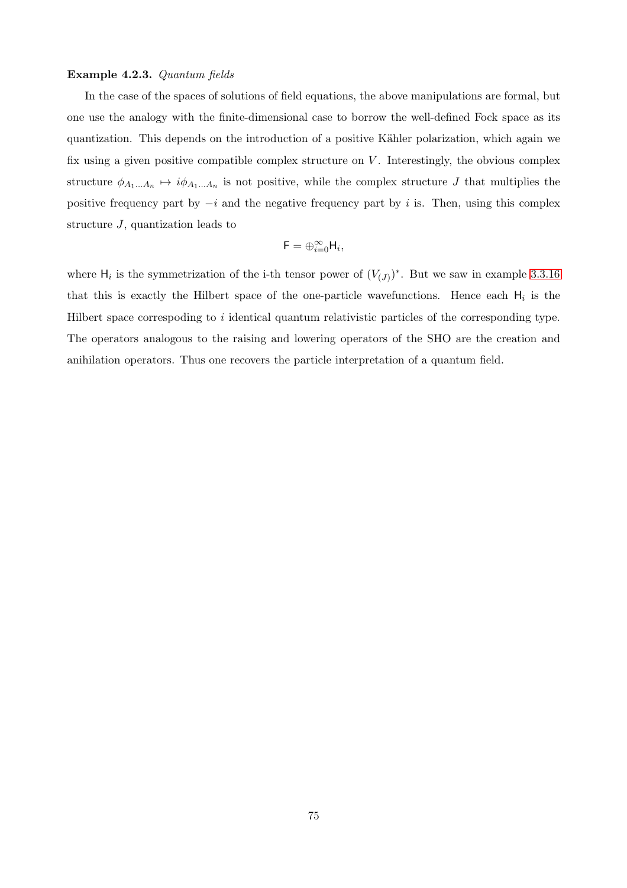**Example 4.2.3.** *Quantum fields*

In the case of the spaces of solutions of field equations, the above manipulations are formal, but one use the analogy with the finite-dimensional case to borrow the well-defined Fock space as its quantization. This depends on the introduction of a positive Kähler polarization, which again we fix using a given positive compatible complex structure on $V$. Interestingly, the obvious complex structure $\phi_{A_1 \ldots A_n} \mapsto i\phi_{A_1 \ldots A_n}$ is not positive, while the complex structure $J$ that multiplies the positive frequency part by $-i$ and the negative frequency part by $i$ is. Then, using this complex structure $J$, quantization leads to

$$\mathsf{F} = \oplus_{i=0}^{\infty} \mathsf{H}_i,$$

where $\mathsf{H}_i$ is the symmetrization of the i-th tensor power of $(V_{(J)})^*$. But we saw in example 3.3.16 that this is exactly the Hilbert space of the one-particle wavefunctions. Hence each $\mathsf{H}_i$ is the Hilbert space correspoding to $i$ identical quantum relativistic particles of the corresponding type. The operators analogous to the raising and lowering operators of the SHO are the creation and anihilation operators. Thus one recovers the particle interpretation of a quantum field.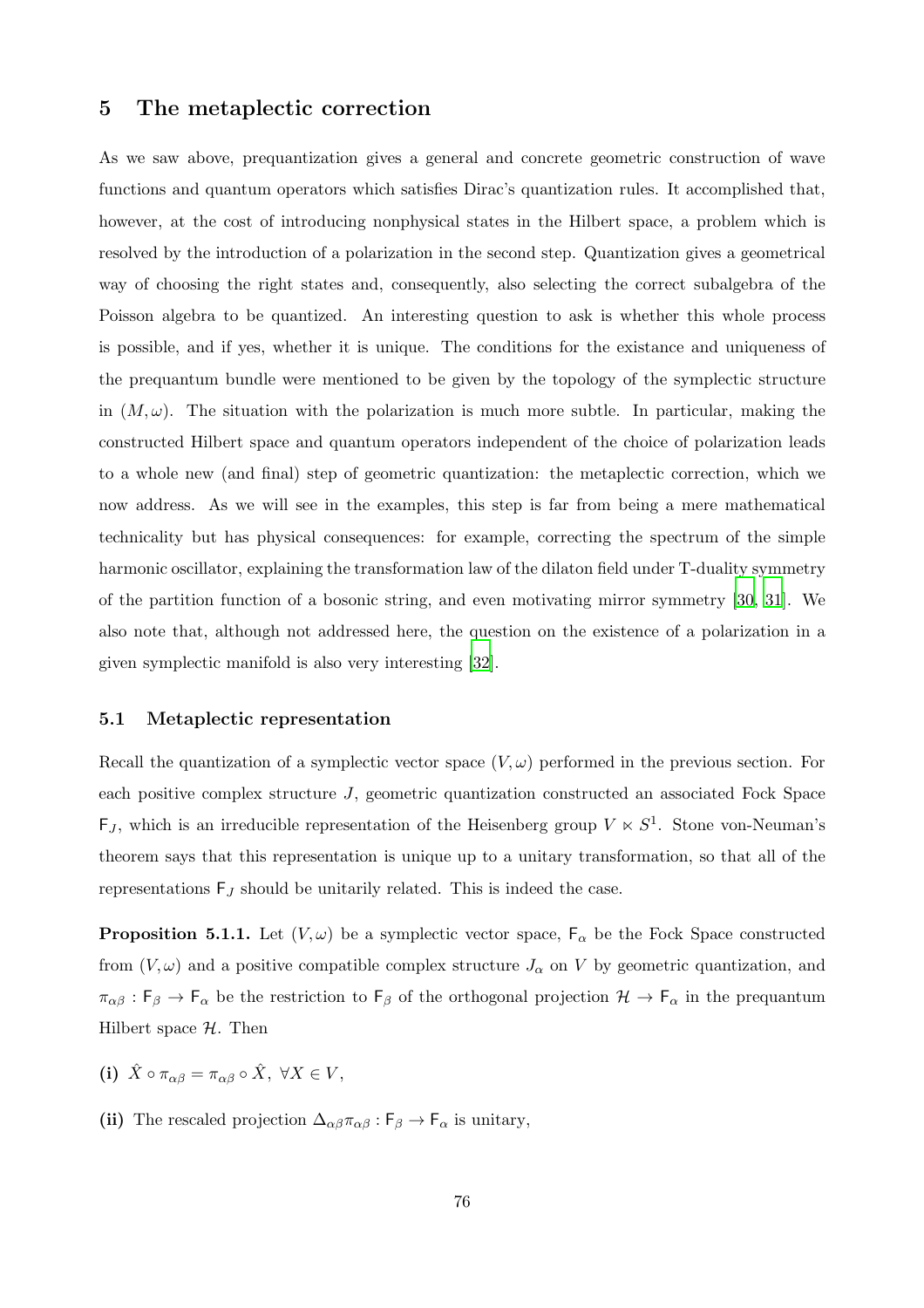## 5 The metaplectic correction

As we saw above, prequantization gives a general and concrete geometric construction of wave functions and quantum operators which satisfies Dirac's quantization rules. It accomplished that, however, at the cost of introducing nonphysical states in the Hilbert space, a problem which is resolved by the introduction of a polarization in the second step. Quantization gives a geometrical way of choosing the right states and, consequently, also selecting the correct subalgebra of the Poisson algebra to be quantized. An interesting question to ask is whether this whole process is possible, and if yes, whether it is unique. The conditions for the existance and uniqueness of the prequantum bundle were mentioned to be given by the topology of the symplectic structure in $(M, \omega)$. The situation with the polarization is much more subtle. In particular, making the constructed Hilbert space and quantum operators independent of the choice of polarization leads to a whole new (and final) step of geometric quantization: the metaplectic correction, which we now address. As we will see in the examples, this step is far from being a mere mathematical technicality but has physical consequences: for example, correcting the spectrum of the simple harmonic oscillator, explaining the transformation law of the dilaton field under T-duality symmetry of the partition function of a bosonic string, and even motivating mirror symmetry [30, 31]. We also note that, although not addressed here, the question on the existence of a polarization in a given symplectic manifold is also very interesting [32].

### 5.1 Metaplectic representation

Recall the quantization of a symplectic vector space $(V, \omega)$ performed in the previous section. For each positive complex structure $J$, geometric quantization constructed an associated Fock Space $\mathsf{F}_J$, which is an irreducible representation of the Heisenberg group $V \ltimes S^1$. Stone von-Neuman's theorem says that this representation is unique up to a unitary transformation, so that all of the representations $\mathsf{F}_J$ should be unitarily related. This is indeed the case.

**Proposition 5.1.1.** Let $(V, \omega)$ be a symplectic vector space, $\mathsf{F}_\alpha$ be the Fock Space constructed from $(V, \omega)$ and a positive compatible complex structure $J_\alpha$ on $V$ by geometric quantization, and $\pi_{\alpha\beta} : \mathsf{F}_\beta \to \mathsf{F}_\alpha$ be the restriction to $\mathsf{F}_\beta$ of the orthogonal projection $\mathcal{H} \to \mathsf{F}_\alpha$ in the prequantum Hilbert space $\mathcal{H}$. Then

**(i)** $\hat{X} \circ \pi_{\alpha\beta} = \pi_{\alpha\beta} \circ \hat{X}, \ \forall X \in V$,

**(ii)** The rescaled projection $\Delta_{\alpha\beta}\pi_{\alpha\beta} : \mathsf{F}_\beta \to \mathsf{F}_\alpha$ is unitary,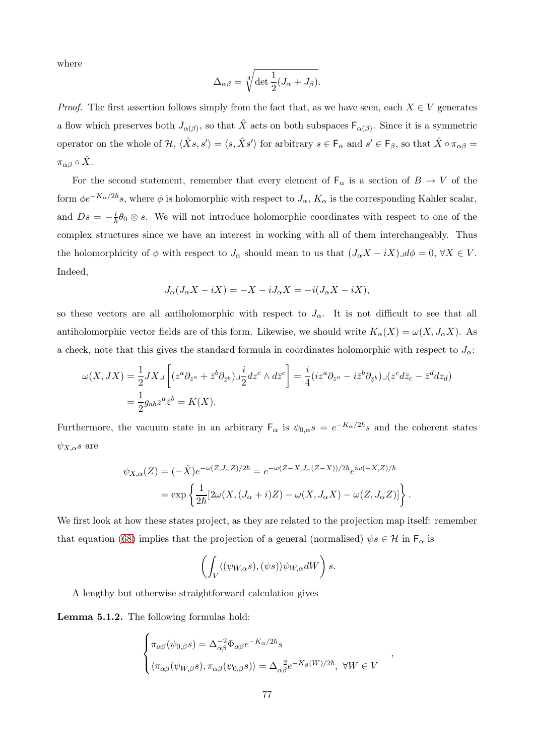where

$$\Delta_{\alpha\beta} = \sqrt[4]{\det \frac{1}{2}(J_\alpha + J_\beta)}.$$

*Proof.* The first assertion follows simply from the fact that, as we have seen, each $X \in V$ generates a flow which preserves both $J_{\alpha(\beta)}$, so that $\hat{X}$ acts on both subspaces $\mathsf{F}_{\alpha(\beta)}$. Since it is a symmetric operator on the whole of $\mathcal{H}$, $\langle \hat{X}s, s' \rangle = \langle s, \hat{X}s' \rangle$ for arbitrary $s \in \mathsf{F}_\alpha$ and $s' \in \mathsf{F}_\beta$, so that $\hat{X} \circ \pi_{\alpha\beta} = \pi_{\alpha\beta} \circ \hat{X}$.

For the second statement, remember that every element of $\mathsf{F}_\alpha$ is a section of $B \to V$ of the form $\phi e^{-K_\alpha/2\hbar}s$, where $\phi$ is holomorphic with respect to $J_\alpha$, $K_\alpha$ is the corresponding Kahler scalar, and $Ds = -\frac{i}{\hbar}\theta_0 \otimes s$. We will not introduce holomorphic coordinates with respect to one of the complex structures since we have an interest in working with all of them interchangeably. Thus the holomorphicity of $\phi$ with respect to $J_\alpha$ should mean to us that $(J_\alpha X - iX) \lrcorner d\phi = 0$, $\forall X \in V$. Indeed,

$$J_\alpha(J_\alpha X - iX) = -X - iJ_\alpha X = -i(J_\alpha X - iX),$$

so these vectors are all antiholomorphic with respect to $J_\alpha$. It is not difficult to see that all antiholomorphic vector fields are of this form. Likewise, we should write $K_\alpha(X) = \omega(X, J_\alpha X)$. As a check, note that this gives the standard formula in coordinates holomorphic with respect to $J_\alpha$:

$$\begin{aligned}
\omega(X, JX) &= \frac{1}{2} JX \lrcorner \left[ (z^a \partial_{z^a} + \bar{z}^b \partial_{\bar{z}^b}) \lrcorner \frac{i}{2} dz^c \wedge d\bar{z}^c \right] = \frac{i}{4}(iz^a \partial_{z^a} - i\bar{z}^b \partial_{\bar{z}^b}) \lrcorner (z^c d\bar{z}_c - \bar{z}^d dz_d) \\
&= \frac{1}{2} g_{ab} z^a \bar{z}^b = K(X).
\end{aligned}$$

Furthermore, the vacuum state in an arbitrary $\mathsf{F}_\alpha$ is $\psi_{0,\alpha}s = e^{-K_\alpha/2\hbar}s$ and the coherent states $\psi_{X,\alpha}s$ are

$$\begin{aligned}
\psi_{X,\alpha}(Z) &= (-\hat{X})e^{-\omega(Z, J_\alpha Z)/2\hbar} = e^{-\omega(Z-X, J_\alpha(Z-X))/2\hbar} e^{i\omega(-X,Z)/\hbar} \\
&= \exp\left\{ \frac{1}{2\hbar}[2\omega(X, (J_\alpha + i)Z) - \omega(X, J_\alpha X) - \omega(Z, J_\alpha Z)] \right\}.
\end{aligned}$$

We first look at how these states project, as they are related to the projection map itself: remember that equation (68) implies that the projection of a general (normalised) $\psi s \in \mathcal{H}$ in $\mathsf{F}_\alpha$ is

$$\left( \int_V \langle (\psi_{W,\alpha}s), (\psi s) \rangle \psi_{W,\alpha} dW \right) s.$$

A lengthy but otherwise straightforward calculation gives

**Lemma 5.1.2.** The following formulas hold:

$$\begin{cases}
\pi_{\alpha\beta}(\psi_{0,\beta}s) = \Delta_{\alpha\beta}^{-2} \Phi_{\alpha\beta} e^{-K_\alpha/2\hbar}s \\
\langle \pi_{\alpha\beta}(\psi_{W,\beta}s), \pi_{\alpha\beta}(\psi_{0,\beta}s) \rangle = \Delta_{\alpha\beta}^{-2} e^{-K_\beta(W)/2\hbar}, \ \forall W \in V
\end{cases},$$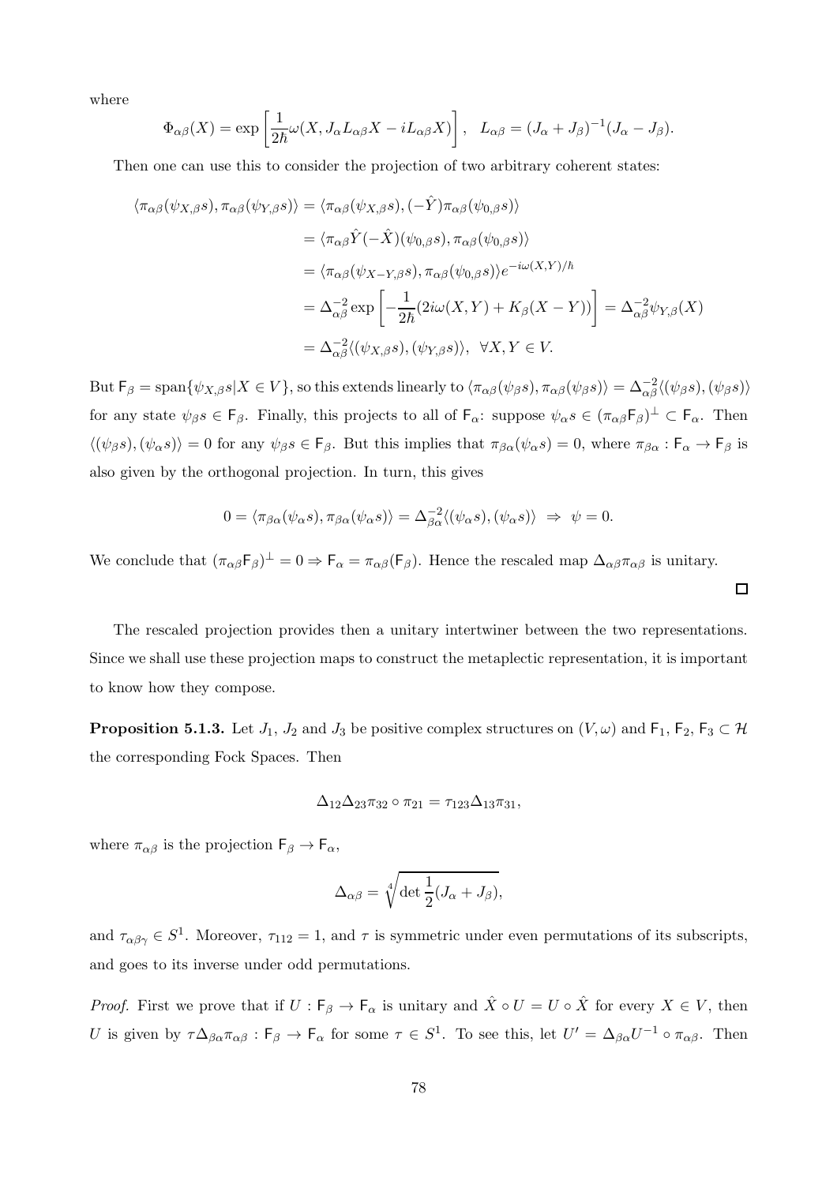where

$$\Phi_{\alpha\beta}(X) = \exp\left[\frac{1}{2\hbar}\omega(X, J_\alpha L_{\alpha\beta} X - iL_{\alpha\beta} X)\right], \quad L_{\alpha\beta} = (J_\alpha + J_\beta)^{-1}(J_\alpha - J_\beta).$$

Then one can use this to consider the projection of two arbitrary coherent states:

$$\begin{aligned}
\langle \pi_{\alpha\beta}(\psi_{X,\beta}s), \pi_{\alpha\beta}(\psi_{Y,\beta}s)\rangle &= \langle \pi_{\alpha\beta}(\psi_{X,\beta}s), (-\hat{Y})\pi_{\alpha\beta}(\psi_{0,\beta}s)\rangle \\
&= \langle \pi_{\alpha\beta}\hat{Y}(-\hat{X})(\psi_{0,\beta}s), \pi_{\alpha\beta}(\psi_{0,\beta}s)\rangle \\
&= \langle \pi_{\alpha\beta}(\psi_{X-Y,\beta}s), \pi_{\alpha\beta}(\psi_{0,\beta}s)\rangle e^{-i\omega(X,Y)/\hbar} \\
&= \Delta_{\alpha\beta}^{-2}\exp\left[-\frac{1}{2\hbar}(2i\omega(X,Y) + K_\beta(X-Y))\right] = \Delta_{\alpha\beta}^{-2}\psi_{Y,\beta}(X) \\
&= \Delta_{\alpha\beta}^{-2}\langle (\psi_{X,\beta}s), (\psi_{Y,\beta}s)\rangle, \;\; \forall X, Y \in V.
\end{aligned}$$

But $\mathsf{F}_\beta = \text{span}\{\psi_{X,\beta}s | X \in V\}$, so this extends linearly to $\langle \pi_{\alpha\beta}(\psi_\beta s), \pi_{\alpha\beta}(\psi_\beta s)\rangle = \Delta_{\alpha\beta}^{-2}\langle (\psi_\beta s), (\psi_\beta s)\rangle$ for any state $\psi_\beta s \in \mathsf{F}_\beta$. Finally, this projects to all of $\mathsf{F}_\alpha$: suppose $\psi_\alpha s \in (\pi_{\alpha\beta}\mathsf{F}_\beta)^\perp \subset \mathsf{F}_\alpha$. Then $\langle (\psi_\beta s), (\psi_\alpha s)\rangle = 0$ for any $\psi_\beta s \in \mathsf{F}_\beta$. But this implies that $\pi_{\beta\alpha}(\psi_\alpha s) = 0$, where $\pi_{\beta\alpha} : \mathsf{F}_\alpha \to \mathsf{F}_\beta$ is also given by the orthogonal projection. In turn, this gives

$$0 = \langle \pi_{\beta\alpha}(\psi_\alpha s), \pi_{\beta\alpha}(\psi_\alpha s)\rangle = \Delta_{\beta\alpha}^{-2}\langle (\psi_\alpha s), (\psi_\alpha s)\rangle \;\Rightarrow\; \psi = 0.$$

We conclude that $(\pi_{\alpha\beta}\mathsf{F}_\beta)^\perp = 0 \Rightarrow \mathsf{F}_\alpha = \pi_{\alpha\beta}(\mathsf{F}_\beta)$. Hence the rescaled map $\Delta_{\alpha\beta}\pi_{\alpha\beta}$ is unitary. □

The rescaled projection provides then a unitary intertwiner between the two representations. Since we shall use these projection maps to construct the metaplectic representation, it is important to know how they compose.

**Proposition 5.1.3.** Let $J_1$, $J_2$ and $J_3$ be positive complex structures on $(V, \omega)$ and $\mathsf{F}_1, \mathsf{F}_2, \mathsf{F}_3 \subset \mathcal{H}$ the corresponding Fock Spaces. Then

$$\Delta_{12}\Delta_{23}\pi_{32} \circ \pi_{21} = \tau_{123}\Delta_{13}\pi_{31},$$

where $\pi_{\alpha\beta}$ is the projection $\mathsf{F}_\beta \to \mathsf{F}_\alpha$,

$$\Delta_{\alpha\beta} = \sqrt[4]{\det\frac{1}{2}(J_\alpha + J_\beta)},$$

and $\tau_{\alpha\beta\gamma} \in S^1$. Moreover, $\tau_{112} = 1$, and $\tau$ is symmetric under even permutations of its subscripts, and goes to its inverse under odd permutations.

*Proof.* First we prove that if $U : \mathsf{F}_\beta \to \mathsf{F}_\alpha$ is unitary and $\hat{X} \circ U = U \circ \hat{X}$ for every $X \in V$, then $U$ is given by $\tau\Delta_{\beta\alpha}\pi_{\alpha\beta} : \mathsf{F}_\beta \to \mathsf{F}_\alpha$ for some $\tau \in S^1$. To see this, let $U' = \Delta_{\beta\alpha}U^{-1} \circ \pi_{\alpha\beta}$. Then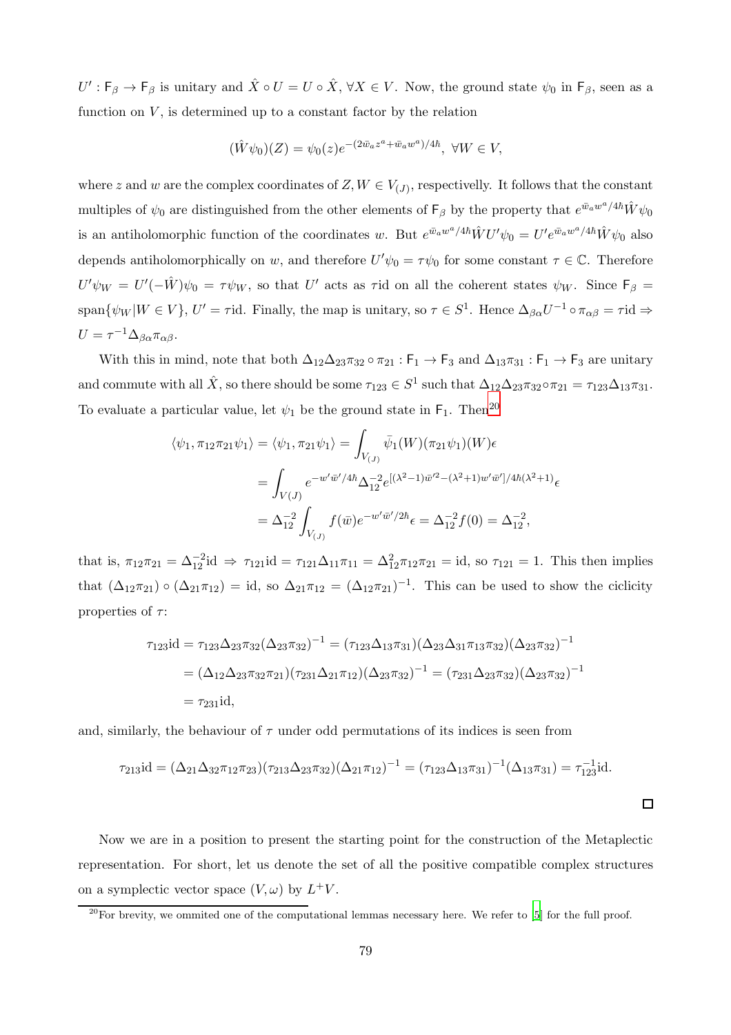$U' : \mathsf{F}_\beta \to \mathsf{F}_\beta$ is unitary and $\hat{X} \circ U = U \circ \hat{X}$, $\forall X \in V$. Now, the ground state $\psi_0$ in $\mathsf{F}_\beta$, seen as a function on $V$, is determined up to a constant factor by the relation

$$(\hat{W}\psi_0)(Z) = \psi_0(z) e^{-(2\bar{w}_a z^a + \bar{w}_a w^a)/4\hbar}, \ \forall W \in V,$$

where $z$ and $w$ are the complex coordinates of $Z, W \in V_{(J)}$, respectivelly. It follows that the constant multiples of $\psi_0$ are distinguished from the other elements of $\mathsf{F}_\beta$ by the property that $e^{\bar{w}_a w^a/4\hbar}\hat{W}\psi_0$ is an antiholomorphic function of the coordinates $w$. But $e^{\bar{w}_a w^a/4\hbar}\hat{W}U'\psi_0 = U' e^{\bar{w}_a w^a/4\hbar}\hat{W}\psi_0$ also depends antiholomorphically on $w$, and therefore $U'\psi_0 = \tau\psi_0$ for some constant $\tau \in \mathbb{C}$. Therefore $U'\psi_W = U'(-\hat{W})\psi_0 = \tau\psi_W$, so that $U'$ acts as $\tau$id on all the coherent states $\psi_W$. Since $\mathsf{F}_\beta = \text{span}\{\psi_W | W \in V\}$, $U' = \tau\text{id}$. Finally, the map is unitary, so $\tau \in S^1$. Hence $\Delta_{\beta\alpha}U^{-1} \circ \pi_{\alpha\beta} = \tau\text{id} \Rightarrow U = \tau^{-1}\Delta_{\beta\alpha}\pi_{\alpha\beta}$.

With this in mind, note that both $\Delta_{12}\Delta_{23}\pi_{32} \circ \pi_{21} : \mathsf{F}_1 \to \mathsf{F}_3$ and $\Delta_{13}\pi_{31} : \mathsf{F}_1 \to \mathsf{F}_3$ are unitary and commute with all $\hat{X}$, so there should be some $\tau_{123} \in S^1$ such that $\Delta_{12}\Delta_{23}\pi_{32} \circ \pi_{21} = \tau_{123}\Delta_{13}\pi_{31}$. To evaluate a particular value, let $\psi_1$ be the ground state in $\mathsf{F}_1$. Then[20]

$$\begin{aligned}
\langle \psi_1, \pi_{12}\pi_{21}\psi_1 \rangle = \langle \psi_1, \pi_{21}\psi_1 \rangle &= \int_{V_{(J)}} \bar{\psi}_1(W)(\pi_{21}\psi_1)(W)\epsilon \\
&= \int_{V(J)} e^{-w'\bar{w}'/4\hbar} \Delta_{12}^{-2} e^{[(\lambda^2-1)\bar{w}'^2 - (\lambda^2+1)w'\bar{w}']/4\hbar(\lambda^2+1)}\epsilon \\
&= \Delta_{12}^{-2} \int_{V_{(J)}} f(\bar{w}) e^{-w'\bar{w}'/2\hbar}\epsilon = \Delta_{12}^{-2} f(0) = \Delta_{12}^{-2},
\end{aligned}$$

that is, $\pi_{12}\pi_{21} = \Delta_{12}^{-2}\text{id} \Rightarrow \tau_{121}\text{id} = \tau_{121}\Delta_{11}\pi_{11} = \Delta_{12}^2\pi_{12}\pi_{21} = \text{id}$, so $\tau_{121} = 1$. This then implies that $(\Delta_{12}\pi_{21}) \circ (\Delta_{21}\pi_{12}) = \text{id}$, so $\Delta_{21}\pi_{12} = (\Delta_{12}\pi_{21})^{-1}$. This can be used to show the ciclicity properties of $\tau$:

$$\begin{aligned}
\tau_{123}\text{id} = \tau_{123}\Delta_{23}\pi_{32}(\Delta_{23}\pi_{32})^{-1} &= (\tau_{123}\Delta_{13}\pi_{31})(\Delta_{23}\Delta_{31}\pi_{13}\pi_{32})(\Delta_{23}\pi_{32})^{-1} \\
&= (\Delta_{12}\Delta_{23}\pi_{32}\pi_{21})(\tau_{231}\Delta_{21}\pi_{12})(\Delta_{23}\pi_{32})^{-1} = (\tau_{231}\Delta_{23}\pi_{32})(\Delta_{23}\pi_{32})^{-1} \\
&= \tau_{231}\text{id},
\end{aligned}$$

and, similarly, the behaviour of $\tau$ under odd permutations of its indices is seen from

$$\tau_{213}\text{id} = (\Delta_{21}\Delta_{32}\pi_{12}\pi_{23})(\tau_{213}\Delta_{23}\pi_{32})(\Delta_{21}\pi_{12})^{-1} = (\tau_{123}\Delta_{13}\pi_{31})^{-1}(\Delta_{13}\pi_{31}) = \tau_{123}^{-1}\text{id}.$$

□

Now we are in a position to present the starting point for the construction of the Metaplectic representation. For short, let us denote the set of all the positive compatible complex structures on a symplectic vector space $(V, \omega)$ by $L^+V$.

[20] For brevity, we ommited one of the computational lemmas necessary here. We refer to [5] for the full proof.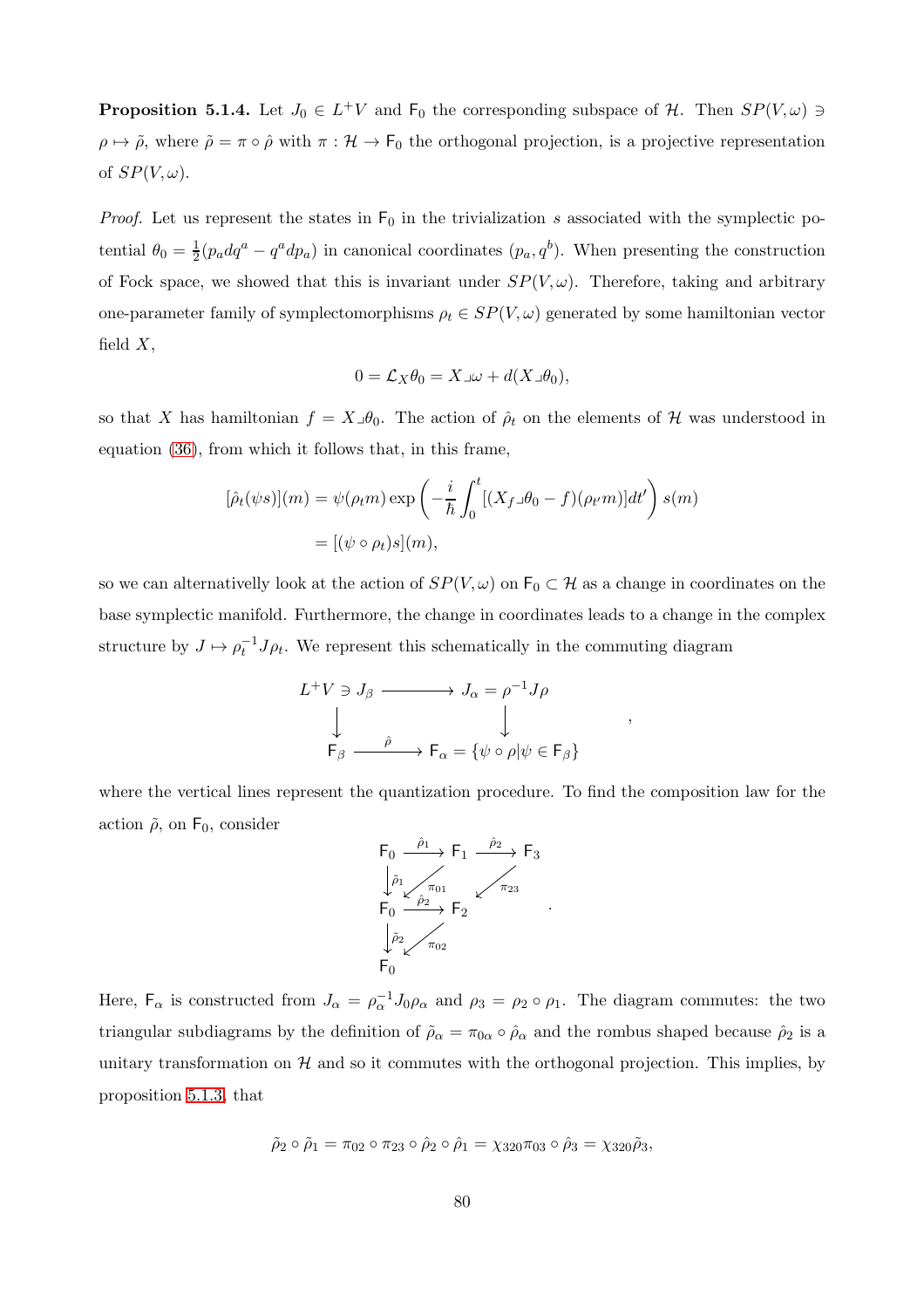**Proposition 5.1.4.** Let $J_0 \in L^+V$ and $\mathsf{F}_0$ the corresponding subspace of $\mathcal{H}$. Then $SP(V,\omega) \ni \rho \mapsto \tilde{\rho}$, where $\tilde{\rho} = \pi \circ \hat{\rho}$ with $\pi : \mathcal{H} \to \mathsf{F}_0$ the orthogonal projection, is a projective representation of $SP(V,\omega)$.

*Proof.* Let us represent the states in $\mathsf{F}_0$ in the trivialization $s$ associated with the symplectic potential $\theta_0 = \frac{1}{2}(p_a dq^a - q^a dp_a)$ in canonical coordinates $(p_a, q^b)$. When presenting the construction of Fock space, we showed that this is invariant under $SP(V,\omega)$. Therefore, taking and arbitrary one-parameter family of symplectomorphisms $\rho_t \in SP(V,\omega)$ generated by some hamiltonian vector field $X$,

$$0 = \mathcal{L}_X \theta_0 = X \lrcorner \omega + d(X \lrcorner \theta_0),$$

so that $X$ has hamiltonian $f = X \lrcorner \theta_0$. The action of $\hat{\rho}_t$ on the elements of $\mathcal{H}$ was understood in equation (36), from which it follows that, in this frame,

$$\begin{aligned}
[\hat{\rho}_t(\psi s)](m) &= \psi(\rho_t m) \exp\left(-\frac{i}{\hbar}\int_0^t [(X_f \lrcorner \theta_0 - f)(\rho_{t'} m)]dt'\right) s(m) \\
&= [(\psi \circ \rho_t) s](m),
\end{aligned}$$

so we can alternativelly look at the action of $SP(V,\omega)$ on $\mathsf{F}_0 \subset \mathcal{H}$ as a change in coordinates on the base symplectic manifold. Furthermore, the change in coordinates leads to a change in the complex structure by $J \mapsto \rho_t^{-1} J \rho_t$. We represent this schematically in the commuting diagram

$$\begin{array}{ccc}
L^+V \ni J_\beta & \longrightarrow & J_\alpha = \rho^{-1} J \rho \\
\downarrow & & \downarrow \\
\mathsf{F}_\beta & \xrightarrow{\hat{\rho}} & \mathsf{F}_\alpha = \{\psi \circ \rho | \psi \in \mathsf{F}_\beta\}
\end{array},$$

where the vertical lines represent the quantization procedure. To find the composition law for the action $\tilde{\rho}$, on $\mathsf{F}_0$, consider

$$\begin{array}{ccccc}
\mathsf{F}_0 & \xrightarrow{\hat{\rho}_1} & \mathsf{F}_1 & \xrightarrow{\hat{\rho}_2} & \mathsf{F}_3 \\
\downarrow \tilde{\rho}_1 & \swarrow \pi_{01} & & \swarrow \pi_{23} & \\
\mathsf{F}_0 & \xrightarrow{\hat{\rho}_2} & \mathsf{F}_2 & & \\
\downarrow \tilde{\rho}_2 & \swarrow \pi_{02} & & & \\
\mathsf{F}_0 & & & &
\end{array}.$$

Here, $\mathsf{F}_\alpha$ is constructed from $J_\alpha = \rho_\alpha^{-1} J_0 \rho_\alpha$ and $\rho_3 = \rho_2 \circ \rho_1$. The diagram commutes: the two triangular subdiagrams by the definition of $\tilde{\rho}_\alpha = \pi_{0\alpha} \circ \hat{\rho}_\alpha$ and the rombus shaped because $\hat{\rho}_2$ is a unitary transformation on $\mathcal{H}$ and so it commutes with the orthogonal projection. This implies, by proposition 5.1.3, that

$$\tilde{\rho}_2 \circ \tilde{\rho}_1 = \pi_{02} \circ \pi_{23} \circ \hat{\rho}_2 \circ \hat{\rho}_1 = \chi_{320} \pi_{03} \circ \hat{\rho}_3 = \chi_{320} \tilde{\rho}_3,$$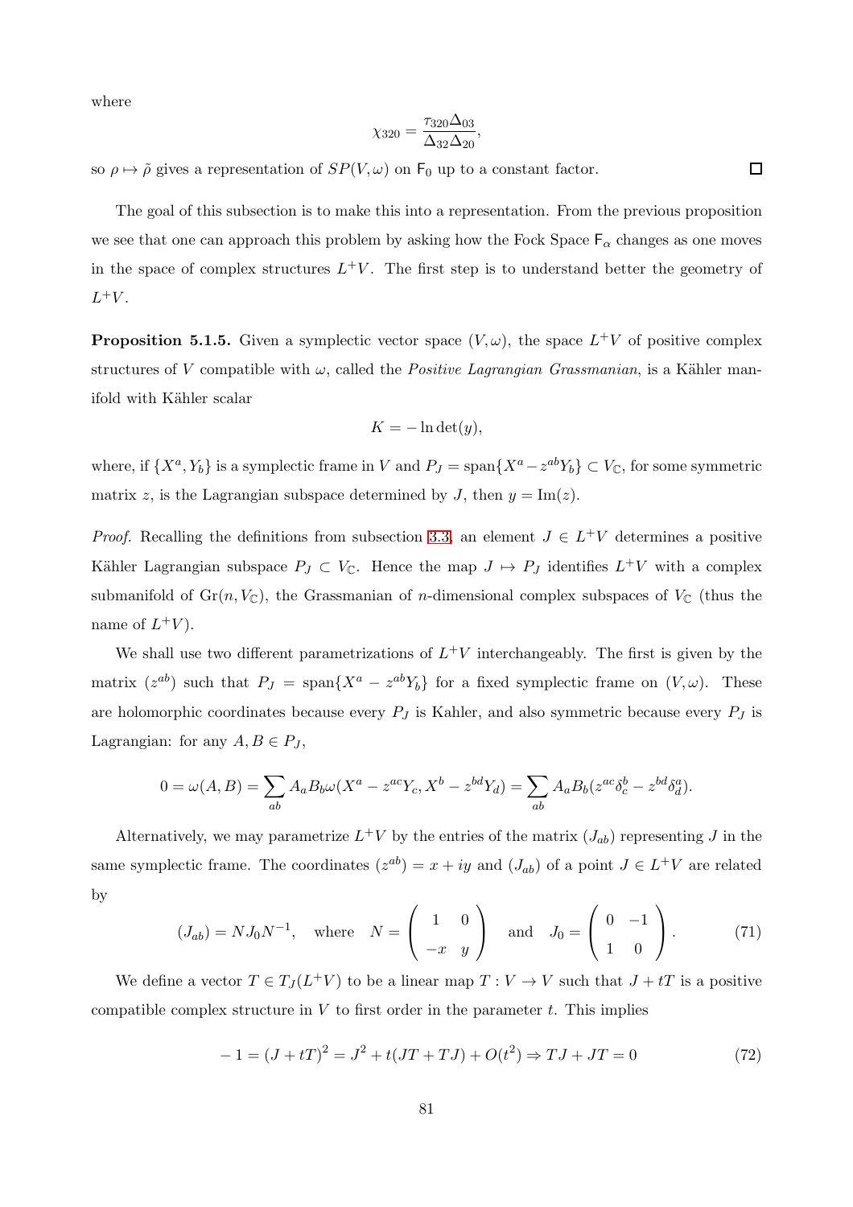where

$$\chi_{320} = \frac{\tau_{320}\Delta_{03}}{\Delta_{32}\Delta_{20}},$$

so $\rho \mapsto \tilde{\rho}$ gives a representation of $SP(V,\omega)$ on $\mathsf{F}_0$ up to a constant factor. $\square$

The goal of this subsection is to make this into a representation. From the previous proposition we see that one can approach this problem by asking how the Fock Space $\mathsf{F}_\alpha$ changes as one moves in the space of complex structures $L^+V$. The first step is to understand better the geometry of $L^+V$.

**Proposition 5.1.5.** Given a symplectic vector space $(V,\omega)$, the space $L^+V$ of positive complex structures of $V$ compatible with $\omega$, called the *Positive Lagrangian Grassmanian*, is a Kähler manifold with Kähler scalar

$$K = -\ln \det(y),$$

where, if $\{X^a, Y_b\}$ is a symplectic frame in $V$ and $P_J = \text{span}\{X^a - z^{ab}Y_b\} \subset V_{\mathbb{C}}$, for some symmetric matrix $z$, is the Lagrangian subspace determined by $J$, then $y = \text{Im}(z)$.

*Proof.* Recalling the definitions from subsection 3.3, an element $J \in L^+V$ determines a positive Kähler Lagrangian subspace $P_J \subset V_{\mathbb{C}}$. Hence the map $J \mapsto P_J$ identifies $L^+V$ with a complex submanifold of $\text{Gr}(n, V_{\mathbb{C}})$, the Grassmanian of $n$-dimensional complex subspaces of $V_{\mathbb{C}}$ (thus the name of $L^+V$).

We shall use two different parametrizations of $L^+V$ interchangeably. The first is given by the matrix $(z^{ab})$ such that $P_J = \text{span}\{X^a - z^{ab}Y_b\}$ for a fixed symplectic frame on $(V,\omega)$. These are holomorphic coordinates because every $P_J$ is Kahler, and also symmetric because every $P_J$ is Lagrangian: for any $A, B \in P_J$,

$$0 = \omega(A,B) = \sum_{ab} A_a B_b \omega(X^a - z^{ac}Y_c, X^b - z^{bd}Y_d) = \sum_{ab} A_a B_b (z^{ac}\delta^b_c - z^{bd}\delta^a_d).$$

Alternatively, we may parametrize $L^+V$ by the entries of the matrix $(J_{ab})$ representing $J$ in the same symplectic frame. The coordinates $(z^{ab}) = x + iy$ and $(J_{ab})$ of a point $J \in L^+V$ are related by

$$(J_{ab}) = N J_0 N^{-1}, \quad \text{where} \quad N = \begin{pmatrix} 1 & 0 \\ -x & y \end{pmatrix} \quad \text{and} \quad J_0 = \begin{pmatrix} 0 & -1 \\ 1 & 0 \end{pmatrix}. \tag{71}$$

We define a vector $T \in T_J(L^+V)$ to be a linear map $T : V \to V$ such that $J + tT$ is a positive compatible complex structure in $V$ to first order in the parameter $t$. This implies

$$-1 = (J+tT)^2 = J^2 + t(JT + TJ) + O(t^2) \Rightarrow TJ + JT = 0 \tag{72}$$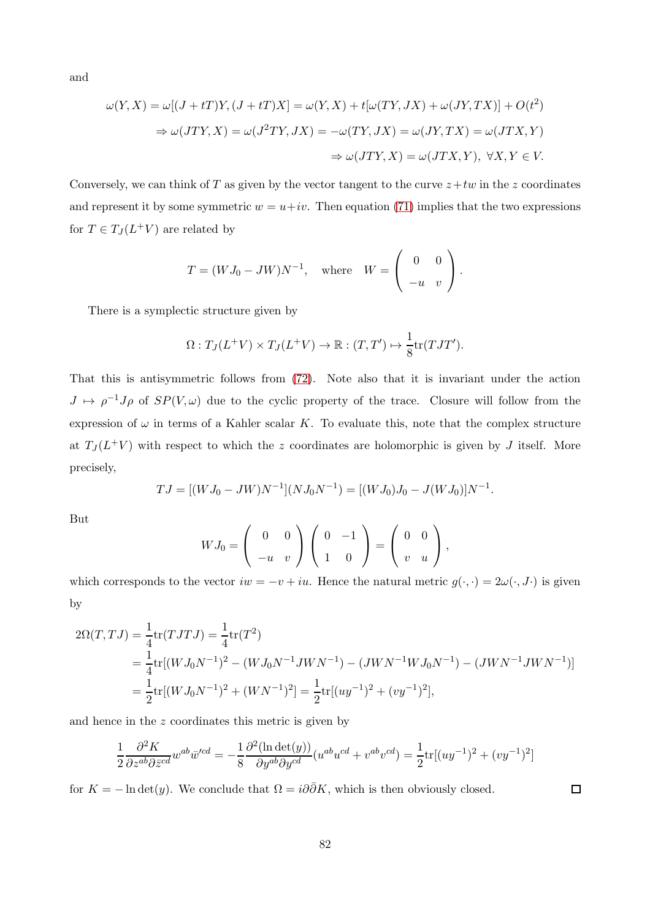and

$$
\begin{aligned}
\omega(Y,X) = \omega[(J+tT)Y,(J+tT)X] &= \omega(Y,X) + t[\omega(TY,JX)+\omega(JY,TX)] + O(t^2) \\
\Rightarrow \omega(JTY,X) = \omega(J^2TY,JX) &= -\omega(TY,JX) = \omega(JY,TX) = \omega(JTX,Y) \\
&\Rightarrow \omega(JTY,X) = \omega(JTX,Y),\ \forall X,Y \in V.
\end{aligned}
$$

Conversely, we can think of $T$ as given by the vector tangent to the curve $z+tw$ in the $z$ coordinates and represent it by some symmetric $w = u+iv$. Then equation (71) implies that the two expressions for $T \in T_J(L^+V)$ are related by

$$
T = (WJ_0 - JW)N^{-1}, \quad \text{where} \quad W = \begin{pmatrix} 0 & 0 \\ -u & v \end{pmatrix}.
$$

There is a symplectic structure given by

$$
\Omega : T_J(L^+V) \times T_J(L^+V) \to \mathbb{R} : (T,T') \mapsto \frac{1}{8}\mathrm{tr}(TJT').
$$

That this is antisymmetric follows from (72). Note also that it is invariant under the action $J \mapsto \rho^{-1}J\rho$ of $SP(V,\omega)$ due to the cyclic property of the trace. Closure will follow from the expression of $\omega$ in terms of a Kahler scalar $K$. To evaluate this, note that the complex structure at $T_J(L^+V)$ with respect to which the $z$ coordinates are holomorphic is given by $J$ itself. More precisely,

$$
TJ = [(WJ_0 - JW)N^{-1}](NJ_0N^{-1}) = [(WJ_0)J_0 - J(WJ_0)]N^{-1}.
$$

But

$$
WJ_0 = \begin{pmatrix} 0 & 0 \\ -u & v \end{pmatrix}\begin{pmatrix} 0 & -1 \\ 1 & 0 \end{pmatrix} = \begin{pmatrix} 0 & 0 \\ v & u \end{pmatrix},
$$

which corresponds to the vector $iw = -v+iu$. Hence the natural metric $g(\cdot,\cdot) = 2\omega(\cdot,J\cdot)$ is given by

$$
\begin{aligned}
2\Omega(T,TJ) &= \frac{1}{4}\mathrm{tr}(TJTJ) = \frac{1}{4}\mathrm{tr}(T^2) \\
&= \frac{1}{4}\mathrm{tr}[(WJ_0N^{-1})^2 - (WJ_0N^{-1}JWN^{-1}) - (JWN^{-1}WJ_0N^{-1}) - (JWN^{-1}JWN^{-1})] \\
&= \frac{1}{2}\mathrm{tr}[(WJ_0N^{-1})^2 + (WN^{-1})^2] = \frac{1}{2}\mathrm{tr}[(uy^{-1})^2 + (vy^{-1})^2],
\end{aligned}
$$

and hence in the $z$ coordinates this metric is given by

$$
\frac{1}{2}\frac{\partial^2 K}{\partial z^{ab}\partial \bar{z}^{cd}} w^{ab}\bar{w}'^{cd} = -\frac{1}{8}\frac{\partial^2(\ln\det(y))}{\partial y^{ab}\partial y^{cd}}(u^{ab}u^{cd} + v^{ab}v^{cd}) = \frac{1}{2}\mathrm{tr}[(uy^{-1})^2 + (vy^{-1})^2]
$$

for $K = -\ln\det(y)$. We conclude that $\Omega = i\partial\bar{\partial}K$, which is then obviously closed. $\square$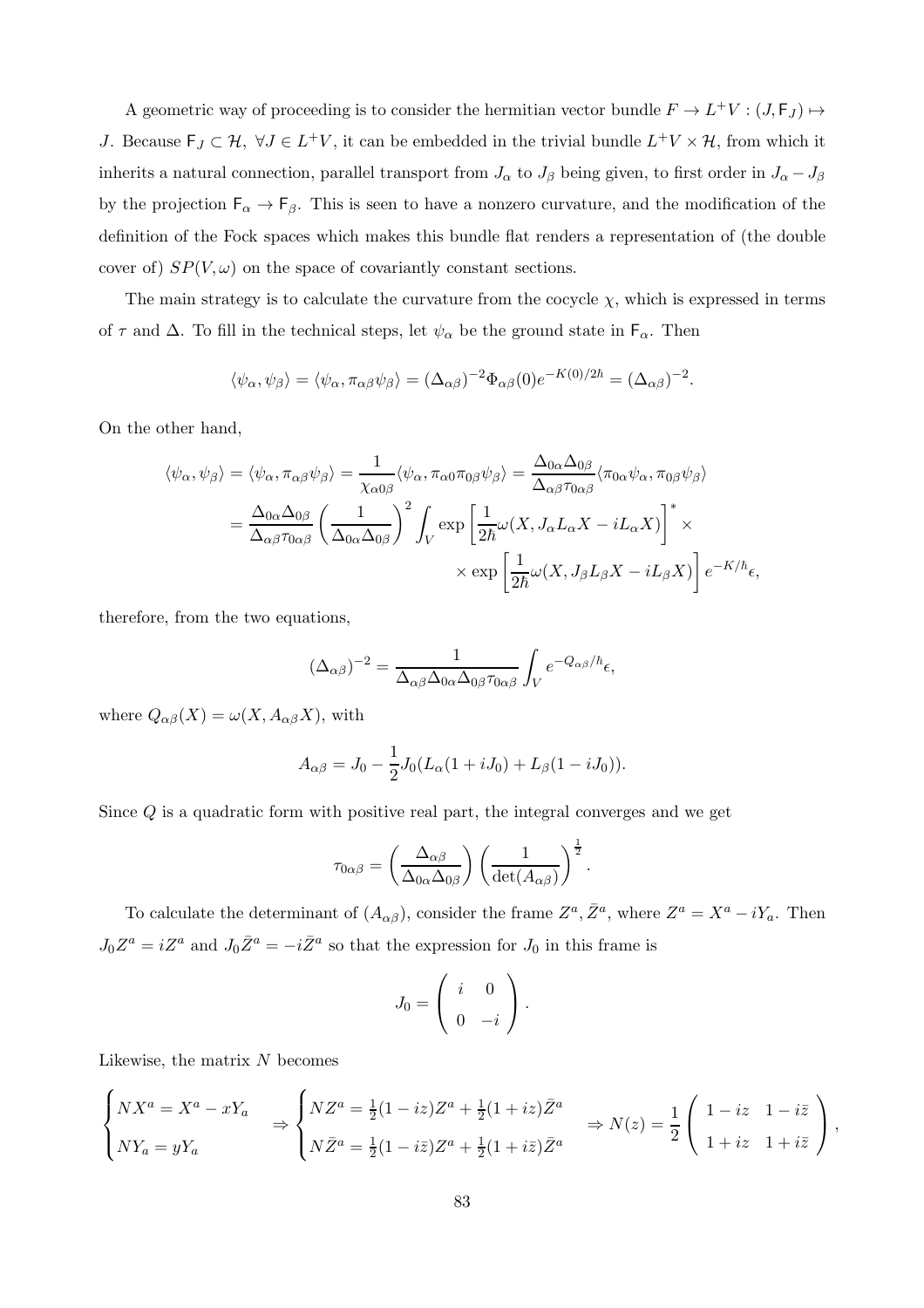A geometric way of proceeding is to consider the hermitian vector bundle $F \to L^+V : (J, \mathsf{F}_J) \mapsto J$. Because $\mathsf{F}_J \subset \mathcal{H},\ \forall J \in L^+V$, it can be embedded in the trivial bundle $L^+V \times \mathcal{H}$, from which it inherits a natural connection, parallel transport from $J_\alpha$ to $J_\beta$ being given, to first order in $J_\alpha - J_\beta$ by the projection $\mathsf{F}_\alpha \to \mathsf{F}_\beta$. This is seen to have a nonzero curvature, and the modification of the definition of the Fock spaces which makes this bundle flat renders a representation of (the double cover of) $SP(V, \omega)$ on the space of covariantly constant sections.

The main strategy is to calculate the curvature from the cocycle $\chi$, which is expressed in terms of $\tau$ and $\Delta$. To fill in the technical steps, let $\psi_\alpha$ be the ground state in $\mathsf{F}_\alpha$. Then

$$\langle \psi_\alpha, \psi_\beta \rangle = \langle \psi_\alpha, \pi_{\alpha\beta}\psi_\beta \rangle = (\Delta_{\alpha\beta})^{-2}\Phi_{\alpha\beta}(0)e^{-K(0)/2\hbar} = (\Delta_{\alpha\beta})^{-2}.$$

On the other hand,

$$\begin{aligned}
\langle \psi_\alpha, \psi_\beta \rangle = \langle \psi_\alpha, \pi_{\alpha\beta}\psi_\beta \rangle &= \frac{1}{\chi_{\alpha 0\beta}}\langle \psi_\alpha, \pi_{\alpha 0}\pi_{0\beta}\psi_\beta \rangle = \frac{\Delta_{0\alpha}\Delta_{0\beta}}{\Delta_{\alpha\beta}\tau_{0\alpha\beta}}\langle \pi_{0\alpha}\psi_\alpha, \pi_{0\beta}\psi_\beta \rangle \\
&= \frac{\Delta_{0\alpha}\Delta_{0\beta}}{\Delta_{\alpha\beta}\tau_{0\alpha\beta}}\left(\frac{1}{\Delta_{0\alpha}\Delta_{0\beta}}\right)^2 \int_V \exp\left[\frac{1}{2\hbar}\omega(X, J_\alpha L_\alpha X - iL_\alpha X)\right]^* \times \\
&\qquad\qquad \times \exp\left[\frac{1}{2\hbar}\omega(X, J_\beta L_\beta X - iL_\beta X)\right] e^{-K/\hbar}\epsilon,
\end{aligned}$$

therefore, from the two equations,

$$(\Delta_{\alpha\beta})^{-2} = \frac{1}{\Delta_{\alpha\beta}\Delta_{0\alpha}\Delta_{0\beta}\tau_{0\alpha\beta}}\int_V e^{-Q_{\alpha\beta}/\hbar}\epsilon,$$

where $Q_{\alpha\beta}(X) = \omega(X, A_{\alpha\beta}X)$, with

$$A_{\alpha\beta} = J_0 - \frac{1}{2}J_0(L_\alpha(1 + iJ_0) + L_\beta(1 - iJ_0)).$$

Since $Q$ is a quadratic form with positive real part, the integral converges and we get

$$\tau_{0\alpha\beta} = \left(\frac{\Delta_{\alpha\beta}}{\Delta_{0\alpha}\Delta_{0\beta}}\right)\left(\frac{1}{\det(A_{\alpha\beta})}\right)^{\frac{1}{2}}.$$

To calculate the determinant of $(A_{\alpha\beta})$, consider the frame $Z^a, \bar{Z}^a$, where $Z^a = X^a - iY_a$. Then $J_0 Z^a = iZ^a$ and $J_0\bar{Z}^a = -i\bar{Z}^a$ so that the expression for $J_0$ in this frame is

$$J_0 = \begin{pmatrix} i & 0 \\ 0 & -i \end{pmatrix}.$$

Likewise, the matrix $N$ becomes

$$\begin{cases} NX^a = X^a - xY_a \\ NY_a = yY_a \end{cases} \Rightarrow \begin{cases} NZ^a = \frac{1}{2}(1 - iz)Z^a + \frac{1}{2}(1 + iz)\bar{Z}^a \\ N\bar{Z}^a = \frac{1}{2}(1 - i\bar{z})Z^a + \frac{1}{2}(1 + i\bar{z})\bar{Z}^a \end{cases} \Rightarrow N(z) = \frac{1}{2}\begin{pmatrix} 1 - iz & 1 - i\bar{z} \\ 1 + iz & 1 + i\bar{z} \end{pmatrix},$$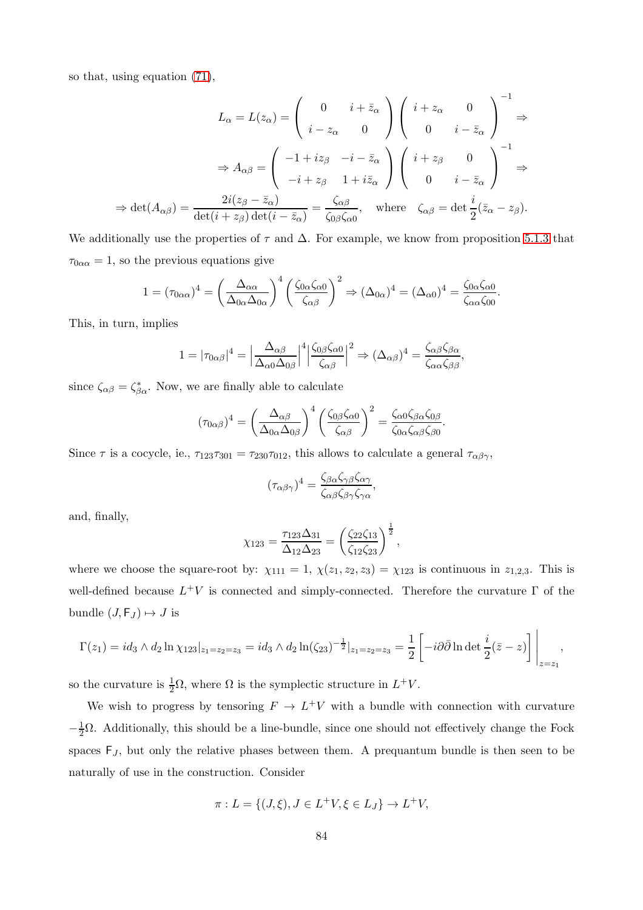so that, using equation (71),

$$L_\alpha = L(z_\alpha) = \left( \begin{array}{cc} 0 & i+\bar{z}_\alpha \\ i-z_\alpha & 0 \end{array} \right) \left( \begin{array}{cc} i+z_\alpha & 0 \\ 0 & i-\bar{z}_\alpha \end{array} \right)^{-1} \Rightarrow$$

$$\Rightarrow A_{\alpha\beta} = \left( \begin{array}{cc} -1+iz_\beta & -i-\bar{z}_\alpha \\ -i+z_\beta & 1+i\bar{z}_\alpha \end{array} \right) \left( \begin{array}{cc} i+z_\beta & 0 \\ 0 & i-\bar{z}_\alpha \end{array} \right)^{-1} \Rightarrow$$

$$\Rightarrow \det(A_{\alpha\beta}) = \frac{2i(z_\beta - \bar{z}_\alpha)}{\det(i+z_\beta)\det(i-\bar{z}_\alpha)} = \frac{\zeta_{\alpha\beta}}{\zeta_{0\beta}\zeta_{\alpha 0}}, \quad \text{where} \quad \zeta_{\alpha\beta} = \det \frac{i}{2}(\bar{z}_\alpha - z_\beta).$$

We additionally use the properties of $\tau$ and $\Delta$. For example, we know from proposition 5.1.3 that $\tau_{0\alpha\alpha} = 1$, so the previous equations give

$$1 = (\tau_{0\alpha\alpha})^4 = \left(\frac{\Delta_{\alpha\alpha}}{\Delta_{0\alpha}\Delta_{0\alpha}}\right)^4 \left(\frac{\zeta_{0\alpha}\zeta_{\alpha 0}}{\zeta_{\alpha\beta}}\right)^2 \Rightarrow (\Delta_{0\alpha})^4 = (\Delta_{\alpha 0})^4 = \frac{\zeta_{0\alpha}\zeta_{\alpha 0}}{\zeta_{\alpha\alpha}\zeta_{00}}.$$

This, in turn, implies

$$1 = |\tau_{0\alpha\beta}|^4 = \Big|\frac{\Delta_{\alpha\beta}}{\Delta_{\alpha 0}\Delta_{0\beta}}\Big|^4 \Big|\frac{\zeta_{0\beta}\zeta_{\alpha 0}}{\zeta_{\alpha\beta}}\Big|^2 \Rightarrow (\Delta_{\alpha\beta})^4 = \frac{\zeta_{\alpha\beta}\zeta_{\beta\alpha}}{\zeta_{\alpha\alpha}\zeta_{\beta\beta}},$$

since $\zeta_{\alpha\beta} = \zeta^*_{\beta\alpha}$. Now, we are finally able to calculate

$$(\tau_{0\alpha\beta})^4 = \left(\frac{\Delta_{\alpha\beta}}{\Delta_{0\alpha}\Delta_{0\beta}}\right)^4 \left(\frac{\zeta_{0\beta}\zeta_{\alpha 0}}{\zeta_{\alpha\beta}}\right)^2 = \frac{\zeta_{\alpha 0}\zeta_{\beta\alpha}\zeta_{0\beta}}{\zeta_{0\alpha}\zeta_{\alpha\beta}\zeta_{\beta 0}}.$$

Since $\tau$ is a cocycle, ie., $\tau_{123}\tau_{301} = \tau_{230}\tau_{012}$, this allows to calculate a general $\tau_{\alpha\beta\gamma}$,

$$(\tau_{\alpha\beta\gamma})^4 = \frac{\zeta_{\beta\alpha}\zeta_{\gamma\beta}\zeta_{\alpha\gamma}}{\zeta_{\alpha\beta}\zeta_{\beta\gamma}\zeta_{\gamma\alpha}},$$

and, finally,

$$\chi_{123} = \frac{\tau_{123}\Delta_{31}}{\Delta_{12}\Delta_{23}} = \left(\frac{\zeta_{22}\zeta_{13}}{\zeta_{12}\zeta_{23}}\right)^{\frac{1}{2}},$$

where we choose the square-root by: $\chi_{111} = 1$, $\chi(z_1, z_2, z_3) = \chi_{123}$ is continuous in $z_{1,2,3}$. This is well-defined because $L^+V$ is connected and simply-connected. Therefore the curvature $\Gamma$ of the bundle $(J, \mathsf{F}_J) \mapsto J$ is

$$\Gamma(z_1) = id_3 \wedge d_2 \ln \chi_{123}|_{z_1=z_2=z_3} = id_3 \wedge d_2 \ln(\zeta_{23})^{-\frac{1}{2}}|_{z_1=z_2=z_3} = \frac{1}{2}\left[-i\partial\bar{\partial}\ln\det\frac{i}{2}(\bar{z}-z)\right]\Bigg|_{z=z_1},$$

so the curvature is $\frac{1}{2}\Omega$, where $\Omega$ is the symplectic structure in $L^+V$.

We wish to progress by tensoring $F \to L^+V$ with a bundle with connection with curvature $-\frac{1}{2}\Omega$. Additionally, this should be a line-bundle, since one should not effectively change the Fock spaces $\mathsf{F}_J$, but only the relative phases between them. A prequantum bundle is then seen to be naturally of use in the construction. Consider

$$\pi : L = \{(J, \xi), J \in L^+V, \xi \in L_J\} \to L^+V,$$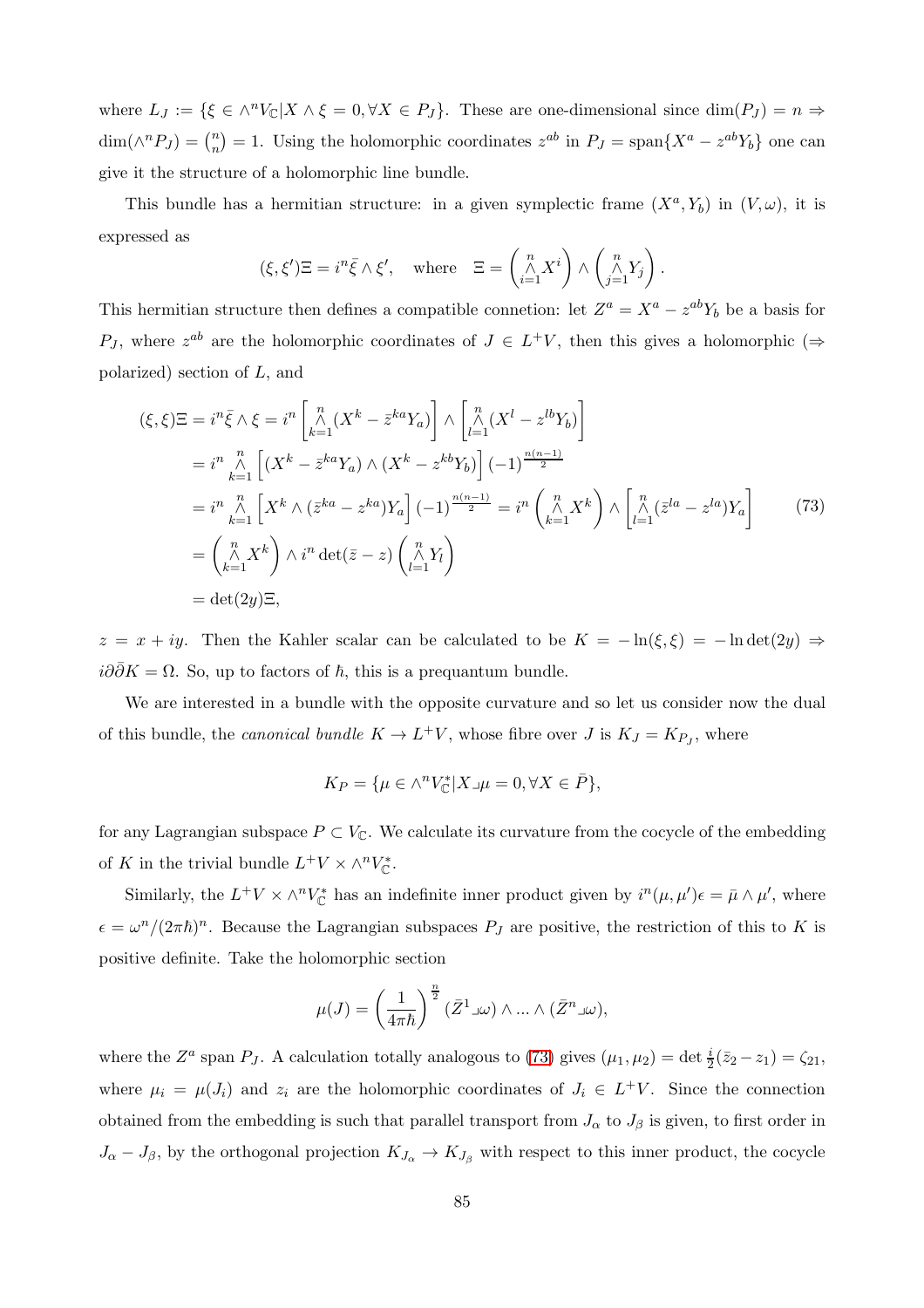where $L_J := \{\xi \in \wedge^n V_{\mathbb{C}} | X \wedge \xi = 0, \forall X \in P_J\}$. These are one-dimensional since $\dim(P_J) = n \Rightarrow \dim(\wedge^n P_J) = \binom{n}{n} = 1$. Using the holomorphic coordinates $z^{ab}$ in $P_J = \text{span}\{X^a - z^{ab}Y_b\}$ one can give it the structure of a holomorphic line bundle.

This bundle has a hermitian structure: in a given symplectic frame $(X^a, Y_b)$ in $(V, \omega)$, it is expressed as

$$(\xi, \xi')\Xi = i^n \bar{\xi} \wedge \xi', \quad \text{where} \quad \Xi = \left(\overset{n}{\underset{i=1}{\wedge}} X^i\right) \wedge \left(\overset{n}{\underset{j=1}{\wedge}} Y_j\right).$$

This hermitian structure then defines a compatible connetion: let $Z^a = X^a - z^{ab}Y_b$ be a basis for $P_J$, where $z^{ab}$ are the holomorphic coordinates of $J \in L^+V$, then this gives a holomorphic ($\Rightarrow$ polarized) section of $L$, and

$$\begin{aligned}
(\xi, \xi)\Xi &= i^n \bar{\xi} \wedge \xi = i^n \left[\overset{n}{\underset{k=1}{\wedge}} (X^k - \bar{z}^{ka}Y_a)\right] \wedge \left[\overset{n}{\underset{l=1}{\wedge}} (X^l - z^{lb}Y_b)\right] \\
&= i^n \overset{n}{\underset{k=1}{\wedge}} \left[(X^k - \bar{z}^{ka}Y_a) \wedge (X^k - z^{kb}Y_b)\right] (-1)^{\frac{n(n-1)}{2}} \\
&= i^n \overset{n}{\underset{k=1}{\wedge}} \left[X^k \wedge (\bar{z}^{ka} - z^{ka})Y_a\right] (-1)^{\frac{n(n-1)}{2}} = i^n \left(\overset{n}{\underset{k=1}{\wedge}} X^k\right) \wedge \left[\overset{n}{\underset{l=1}{\wedge}} (\bar{z}^{la} - z^{la})Y_a\right] \\
&= \left(\overset{n}{\underset{k=1}{\wedge}} X^k\right) \wedge i^n \det(\bar{z} - z) \left(\overset{n}{\underset{l=1}{\wedge}} Y_l\right) \\
&= \det(2y)\Xi,
\end{aligned} \tag{73}$$

$z = x + iy$. Then the Kahler scalar can be calculated to be $K = -\ln(\xi, \xi) = -\ln\det(2y) \Rightarrow i\partial\bar{\partial}K = \Omega$. So, up to factors of $\hbar$, this is a prequantum bundle.

We are interested in a bundle with the opposite curvature and so let us consider now the dual of this bundle, the *canonical bundle* $K \to L^+V$, whose fibre over $J$ is $K_J = K_{P_J}$, where

$$K_P = \{\mu \in \wedge^n V^*_{\mathbb{C}} | X \lrcorner \mu = 0, \forall X \in \bar{P}\},$$

for any Lagrangian subspace $P \subset V_{\mathbb{C}}$. We calculate its curvature from the cocycle of the embedding of $K$ in the trivial bundle $L^+V \times \wedge^n V^*_{\mathbb{C}}$.

Similarly, the $L^+V \times \wedge^n V^*_{\mathbb{C}}$ has an indefinite inner product given by $i^n(\mu, \mu')\epsilon = \bar{\mu} \wedge \mu'$, where $\epsilon = \omega^n/(2\pi\hbar)^n$. Because the Lagrangian subspaces $P_J$ are positive, the restriction of this to $K$ is positive definite. Take the holomorphic section

$$\mu(J) = \left(\frac{1}{4\pi\hbar}\right)^{\frac{n}{2}} (\bar{Z}^1 \lrcorner \omega) \wedge ... \wedge (\bar{Z}^n \lrcorner \omega),$$

where the $Z^a$ span $P_J$. A calculation totally analogous to (73) gives $(\mu_1, \mu_2) = \det \frac{i}{2}(\bar{z}_2 - z_1) = \zeta_{21}$, where $\mu_i = \mu(J_i)$ and $z_i$ are the holomorphic coordinates of $J_i \in L^+V$. Since the connection obtained from the embedding is such that parallel transport from $J_\alpha$ to $J_\beta$ is given, to first order in $J_\alpha - J_\beta$, by the orthogonal projection $K_{J_\alpha} \to K_{J_\beta}$ with respect to this inner product, the cocycle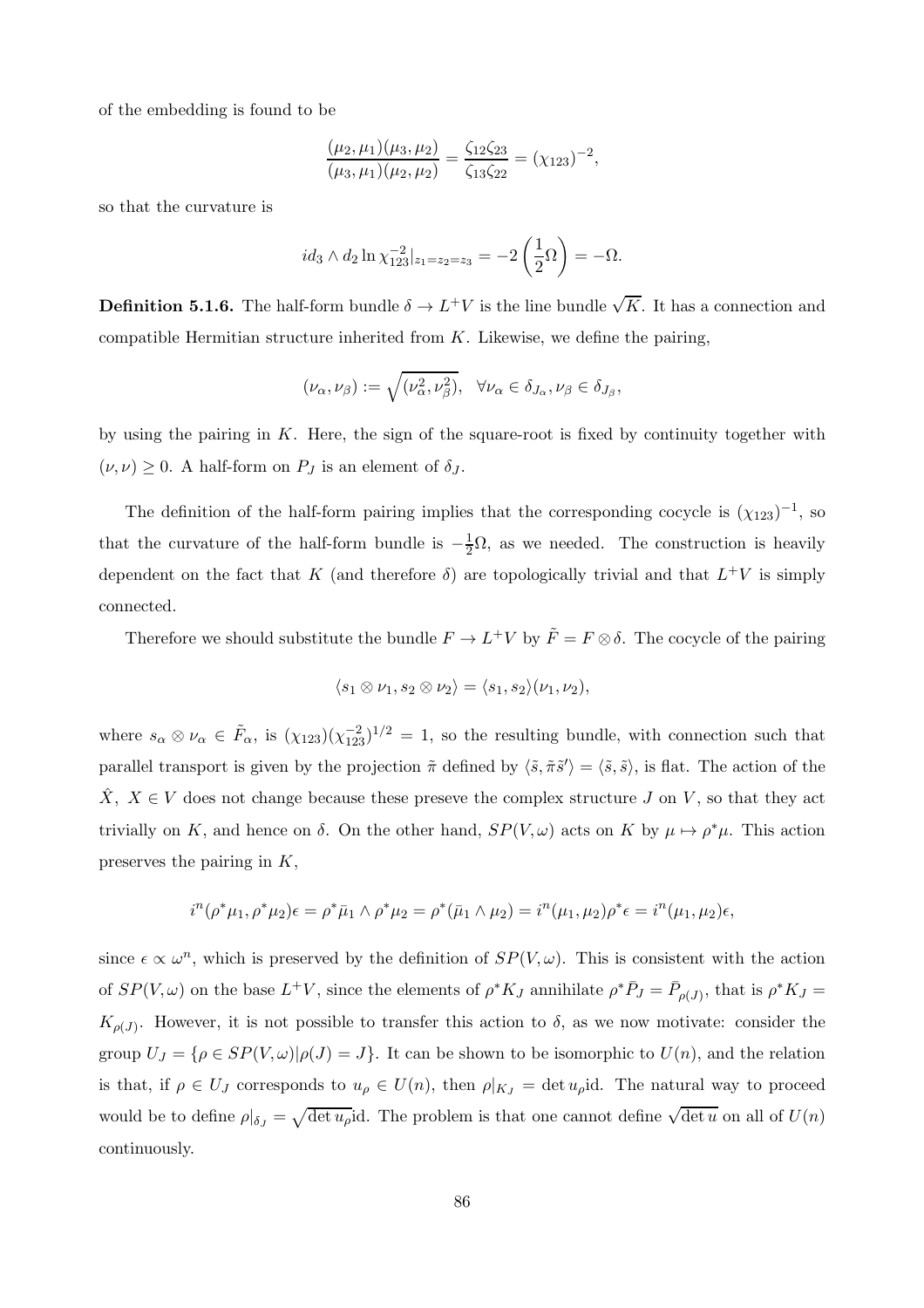of the embedding is found to be

$$\frac{(\mu_2, \mu_1)(\mu_3, \mu_2)}{(\mu_3, \mu_1)(\mu_2, \mu_2)} = \frac{\zeta_{12}\zeta_{23}}{\zeta_{13}\zeta_{22}} = (\chi_{123})^{-2},$$

so that the curvature is

$$id_3 \wedge d_2 \ln \chi_{123}^{-2}|_{z_1=z_2=z_3} = -2\left(\frac{1}{2}\Omega\right) = -\Omega.$$

**Definition 5.1.6.** The half-form bundle $\delta \to L^+V$ is the line bundle $\sqrt{K}$. It has a connection and compatible Hermitian structure inherited from $K$. Likewise, we define the pairing,

$$(\nu_\alpha, \nu_\beta) := \sqrt{(\nu_\alpha^2, \nu_\beta^2)}, \quad \forall \nu_\alpha \in \delta_{J_\alpha}, \nu_\beta \in \delta_{J_\beta},$$

by using the pairing in $K$. Here, the sign of the square-root is fixed by continuity together with $(\nu, \nu) \geq 0$. A half-form on $P_J$ is an element of $\delta_J$.

The definition of the half-form pairing implies that the corresponding cocycle is $(\chi_{123})^{-1}$, so that the curvature of the half-form bundle is $-\frac{1}{2}\Omega$, as we needed. The construction is heavily dependent on the fact that $K$ (and therefore $\delta$) are topologically trivial and that $L^+V$ is simply connected.

Therefore we should substitute the bundle $F \to L^+V$ by $\tilde{F} = F \otimes \delta$. The cocycle of the pairing

$$\langle s_1 \otimes \nu_1, s_2 \otimes \nu_2 \rangle = \langle s_1, s_2 \rangle (\nu_1, \nu_2),$$

where $s_\alpha \otimes \nu_\alpha \in \tilde{F}_\alpha$, is $(\chi_{123})(\chi_{123}^{-2})^{1/2} = 1$, so the resulting bundle, with connection such that parallel transport is given by the projection $\tilde{\pi}$ defined by $\langle \tilde{s}, \tilde{\pi}\tilde{s}' \rangle = \langle \tilde{s}, \tilde{s} \rangle$, is flat. The action of the $\hat{X},\ X \in V$ does not change because these preseve the complex structure $J$ on $V$, so that they act trivially on $K$, and hence on $\delta$. On the other hand, $SP(V, \omega)$ acts on $K$ by $\mu \mapsto \rho^*\mu$. This action preserves the pairing in $K$,

$$i^n(\rho^*\mu_1, \rho^*\mu_2)\epsilon = \rho^*\bar{\mu}_1 \wedge \rho^*\mu_2 = \rho^*(\bar{\mu}_1 \wedge \mu_2) = i^n(\mu_1, \mu_2)\rho^*\epsilon = i^n(\mu_1, \mu_2)\epsilon,$$

since $\epsilon \propto \omega^n$, which is preserved by the definition of $SP(V, \omega)$. This is consistent with the action of $SP(V, \omega)$ on the base $L^+V$, since the elements of $\rho^*K_J$ annihilate $\rho^*\bar{P}_J = \bar{P}_{\rho(J)}$, that is $\rho^*K_J = K_{\rho(J)}$. However, it is not possible to transfer this action to $\delta$, as we now motivate: consider the group $U_J = \{\rho \in SP(V, \omega) | \rho(J) = J\}$. It can be shown to be isomorphic to $U(n)$, and the relation is that, if $\rho \in U_J$ corresponds to $u_\rho \in U(n)$, then $\rho|_{K_J} = \det u_\rho \mathrm{id}$. The natural way to proceed would be to define $\rho|_{\delta_J} = \sqrt{\det u_\rho}\mathrm{id}$. The problem is that one cannot define $\sqrt{\det u}$ on all of $U(n)$ continuously.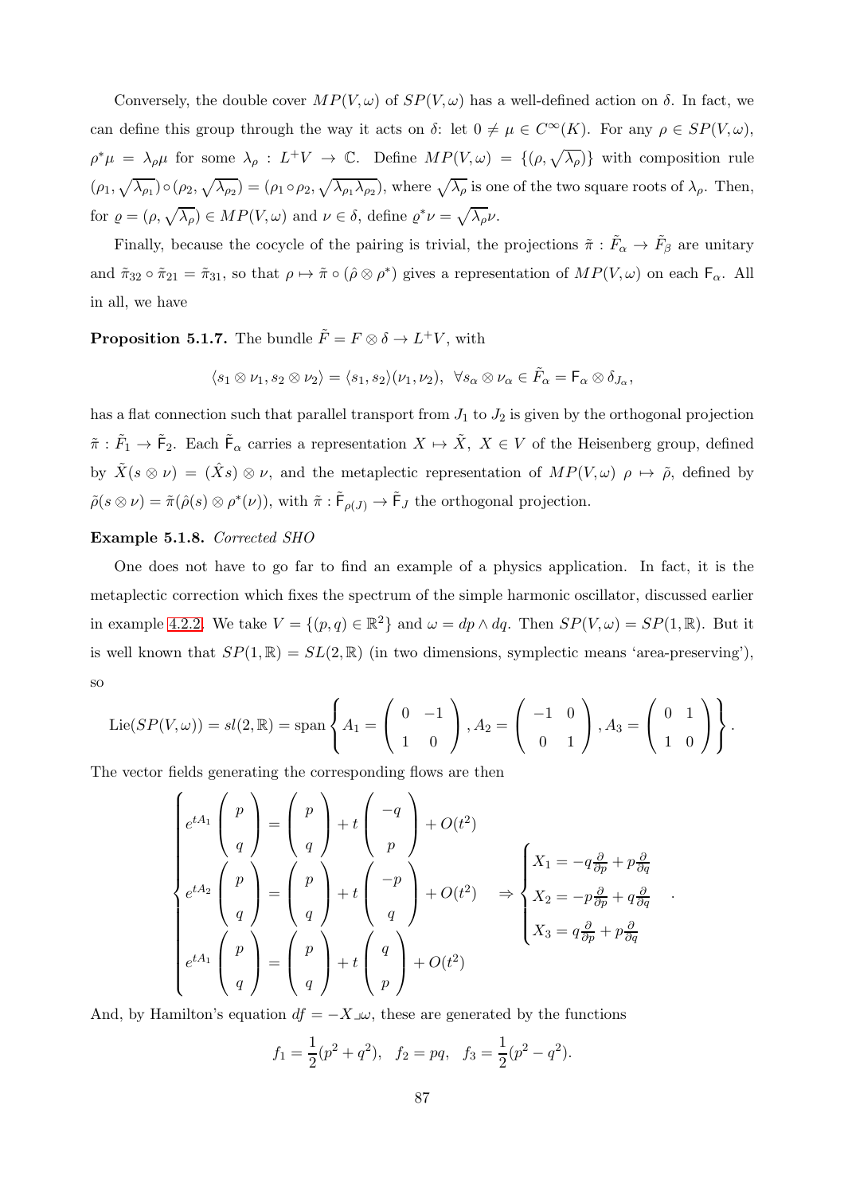Conversely, the double cover $MP(V,\omega)$ of $SP(V,\omega)$ has a well-defined action on $\delta$. In fact, we can define this group through the way it acts on $\delta$: let $0 \neq \mu \in C^\infty(K)$. For any $\rho \in SP(V,\omega)$, $\rho^*\mu = \lambda_\rho \mu$ for some $\lambda_\rho : L^+V \to \mathbb{C}$. Define $MP(V,\omega) = \{(\rho, \sqrt{\lambda_\rho})\}$ with composition rule $(\rho_1, \sqrt{\lambda_{\rho_1}}) \circ (\rho_2, \sqrt{\lambda_{\rho_2}}) = (\rho_1 \circ \rho_2, \sqrt{\lambda_{\rho_1}\lambda_{\rho_2}})$, where $\sqrt{\lambda_\rho}$ is one of the two square roots of $\lambda_\rho$. Then, for $\varrho = (\rho, \sqrt{\lambda_\rho}) \in MP(V,\omega)$ and $\nu \in \delta$, define $\varrho^*\nu = \sqrt{\lambda_\rho}\nu$.

Finally, because the cocycle of the pairing is trivial, the projections $\tilde{\pi} : \tilde{F}_\alpha \to \tilde{F}_\beta$ are unitary and $\tilde{\pi}_{32} \circ \tilde{\pi}_{21} = \tilde{\pi}_{31}$, so that $\rho \mapsto \tilde{\pi} \circ (\hat{\rho} \otimes \rho^*)$ gives a representation of $MP(V,\omega)$ on each $\mathsf{F}_\alpha$. All in all, we have

**Proposition 5.1.7.** The bundle $\tilde{F} = F \otimes \delta \to L^+V$, with

$$\langle s_1 \otimes \nu_1, s_2 \otimes \nu_2 \rangle = \langle s_1, s_2 \rangle (\nu_1, \nu_2), \ \ \forall s_\alpha \otimes \nu_\alpha \in \tilde{F}_\alpha = \mathsf{F}_\alpha \otimes \delta_{J_\alpha},$$

has a flat connection such that parallel transport from $J_1$ to $J_2$ is given by the orthogonal projection $\tilde{\pi} : \tilde{F}_1 \to \tilde{\mathsf{F}}_2$. Each $\tilde{\mathsf{F}}_\alpha$ carries a representation $X \mapsto \tilde{X}$, $X \in V$ of the Heisenberg group, defined by $\tilde{X}(s \otimes \nu) = (\hat{X}s) \otimes \nu$, and the metaplectic representation of $MP(V,\omega)$ $\rho \mapsto \tilde{\rho}$, defined by $\tilde{\rho}(s \otimes \nu) = \tilde{\pi}(\hat{\rho}(s) \otimes \rho^*(\nu))$, with $\tilde{\pi} : \tilde{\mathsf{F}}_{\rho(J)} \to \tilde{\mathsf{F}}_J$ the orthogonal projection.

**Example 5.1.8.** *Corrected SHO*

One does not have to go far to find an example of a physics application. In fact, it is the metaplectic correction which fixes the spectrum of the simple harmonic oscillator, discussed earlier in example 4.2.2. We take $V = \{(p,q) \in \mathbb{R}^2\}$ and $\omega = dp \wedge dq$. Then $SP(V,\omega) = SP(1,\mathbb{R})$. But it is well known that $SP(1,\mathbb{R}) = SL(2,\mathbb{R})$ (in two dimensions, symplectic means 'area-preserving'), so

$$\mathrm{Lie}(SP(V,\omega)) = sl(2,\mathbb{R}) = \mathrm{span}\left\{ A_1 = \begin{pmatrix} 0 & -1 \\ 1 & 0 \end{pmatrix}, A_2 = \begin{pmatrix} -1 & 0 \\ 0 & 1 \end{pmatrix}, A_3 = \begin{pmatrix} 0 & 1 \\ 1 & 0 \end{pmatrix} \right\}.$$

The vector fields generating the corresponding flows are then

$$\begin{cases} e^{tA_1}\begin{pmatrix} p \\ q \end{pmatrix} = \begin{pmatrix} p \\ q \end{pmatrix} + t\begin{pmatrix} -q \\ p \end{pmatrix} + O(t^2) \\ e^{tA_2}\begin{pmatrix} p \\ q \end{pmatrix} = \begin{pmatrix} p \\ q \end{pmatrix} + t\begin{pmatrix} -p \\ q \end{pmatrix} + O(t^2) \\ e^{tA_1}\begin{pmatrix} p \\ q \end{pmatrix} = \begin{pmatrix} p \\ q \end{pmatrix} + t\begin{pmatrix} q \\ p \end{pmatrix} + O(t^2) \end{cases} \Rightarrow \begin{cases} X_1 = -q\frac{\partial}{\partial p} + p\frac{\partial}{\partial q} \\ X_2 = -p\frac{\partial}{\partial p} + q\frac{\partial}{\partial q} \\ X_3 = q\frac{\partial}{\partial p} + p\frac{\partial}{\partial q} \end{cases}.$$

And, by Hamilton's equation $df = -X \lrcorner \omega$, these are generated by the functions

$$f_1 = \frac{1}{2}(p^2 + q^2), \ \ f_2 = pq, \ \ f_3 = \frac{1}{2}(p^2 - q^2).$$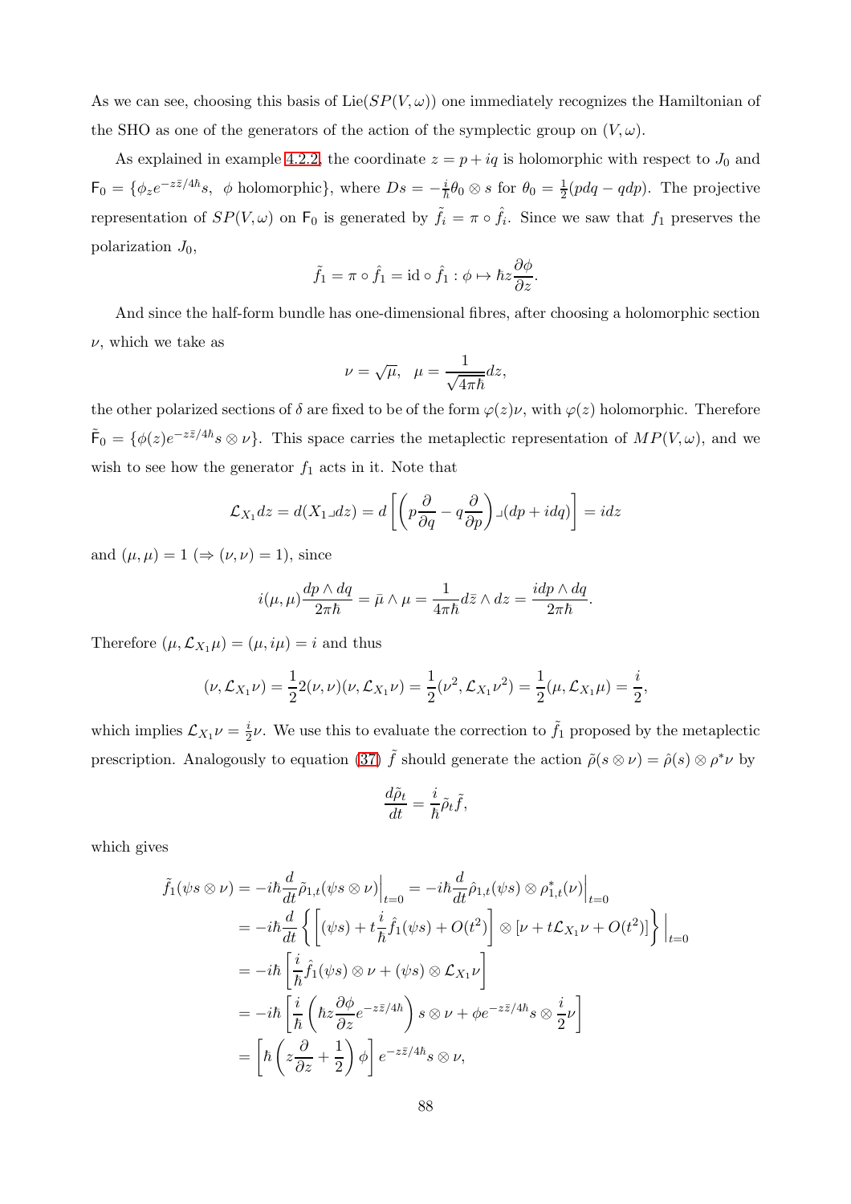As we can see, choosing this basis of $\text{Lie}(SP(V,\omega))$ one immediately recognizes the Hamiltonian of the SHO as one of the generators of the action of the symplectic group on $(V,\omega)$.

As explained in example 4.2.2, the coordinate $z = p + iq$ is holomorphic with respect to $J_0$ and $\mathsf{F}_0 = \{\phi_z e^{-z\bar{z}/4\hbar} s,\ \phi \text{ holomorphic}\}$, where $Ds = -\frac{i}{\hbar}\theta_0 \otimes s$ for $\theta_0 = \frac{1}{2}(pdq - qdp)$. The projective representation of $SP(V,\omega)$ on $\mathsf{F}_0$ is generated by $\tilde{f}_i = \pi \circ \hat{f}_i$. Since we saw that $f_1$ preserves the polarization $J_0$,

$$\tilde{f}_1 = \pi \circ \hat{f}_1 = \text{id} \circ \hat{f}_1 : \phi \mapsto \hbar z \frac{\partial \phi}{\partial z}.$$

And since the half-form bundle has one-dimensional fibres, after choosing a holomorphic section $\nu$, which we take as

$$\nu = \sqrt{\mu}, \quad \mu = \frac{1}{\sqrt{4\pi\hbar}} dz,$$

the other polarized sections of $\delta$ are fixed to be of the form $\varphi(z)\nu$, with $\varphi(z)$ holomorphic. Therefore $\tilde{\mathsf{F}}_0 = \{\phi(z) e^{-z\bar{z}/4\hbar} s \otimes \nu\}$. This space carries the metaplectic representation of $MP(V,\omega)$, and we wish to see how the generator $f_1$ acts in it. Note that

$$\mathcal{L}_{X_1} dz = d(X_1 \lrcorner dz) = d\left[\left(p\frac{\partial}{\partial q} - q\frac{\partial}{\partial p}\right) \lrcorner (dp + idq)\right] = idz$$

and $(\mu,\mu) = 1$ ($\Rightarrow (\nu,\nu) = 1$), since

$$i(\mu,\mu)\frac{dp \wedge dq}{2\pi\hbar} = \bar{\mu} \wedge \mu = \frac{1}{4\pi\hbar} d\bar{z} \wedge dz = \frac{i dp \wedge dq}{2\pi\hbar}.$$

Therefore $(\mu, \mathcal{L}_{X_1}\mu) = (\mu, i\mu) = i$ and thus

$$(\nu, \mathcal{L}_{X_1}\nu) = \frac{1}{2}2(\nu,\nu)(\nu, \mathcal{L}_{X_1}\nu) = \frac{1}{2}(\nu^2, \mathcal{L}_{X_1}\nu^2) = \frac{1}{2}(\mu, \mathcal{L}_{X_1}\mu) = \frac{i}{2},$$

which implies $\mathcal{L}_{X_1}\nu = \frac{i}{2}\nu$. We use this to evaluate the correction to $\tilde{f}_1$ proposed by the metaplectic prescription. Analogously to equation (37) $\tilde{f}$ should generate the action $\tilde{\rho}(s \otimes \nu) = \hat{\rho}(s) \otimes \rho^*\nu$ by

$$\frac{d\tilde{\rho}_t}{dt} = \frac{i}{\hbar}\tilde{\rho}_t \tilde{f},$$

which gives

$$\begin{aligned}
\tilde{f}_1(\psi s \otimes \nu) &= -i\hbar \frac{d}{dt}\tilde{\rho}_{1,t}(\psi s \otimes \nu)\Big|_{t=0} = -i\hbar \frac{d}{dt}\hat{\rho}_{1,t}(\psi s) \otimes \rho^*_{1,t}(\nu)\Big|_{t=0} \\
&= -i\hbar \frac{d}{dt}\left\{\left[(\psi s) + t\frac{i}{\hbar}\hat{f}_1(\psi s) + O(t^2)\right] \otimes \left[\nu + t\mathcal{L}_{X_1}\nu + O(t^2)\right]\right\}\Big|_{t=0} \\
&= -i\hbar \left[\frac{i}{\hbar}\hat{f}_1(\psi s) \otimes \nu + (\psi s) \otimes \mathcal{L}_{X_1}\nu\right] \\
&= -i\hbar \left[\frac{i}{\hbar}\left(\hbar z \frac{\partial \phi}{\partial z} e^{-z\bar{z}/4\hbar}\right) s \otimes \nu + \phi e^{-z\bar{z}/4\hbar} s \otimes \frac{i}{2}\nu\right] \\
&= \left[\hbar\left(z\frac{\partial}{\partial z} + \frac{1}{2}\right)\phi\right] e^{-z\bar{z}/4\hbar} s \otimes \nu,
\end{aligned}$$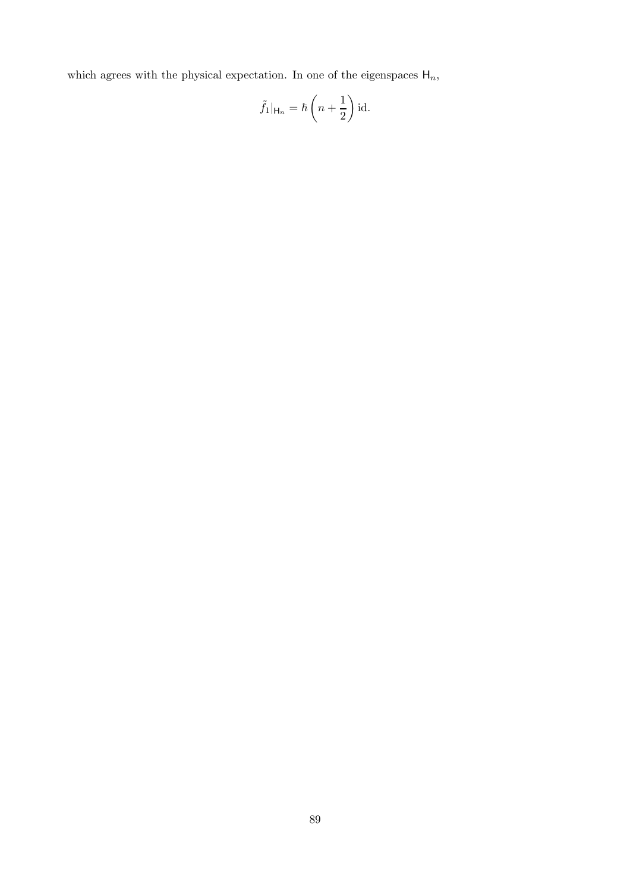which agrees with the physical expectation. In one of the eigenspaces $\mathsf{H}_n$,

$$\tilde{f}_1|_{\mathsf{H}_n} = \hbar \left( n + \frac{1}{2} \right) \mathrm{id}.$$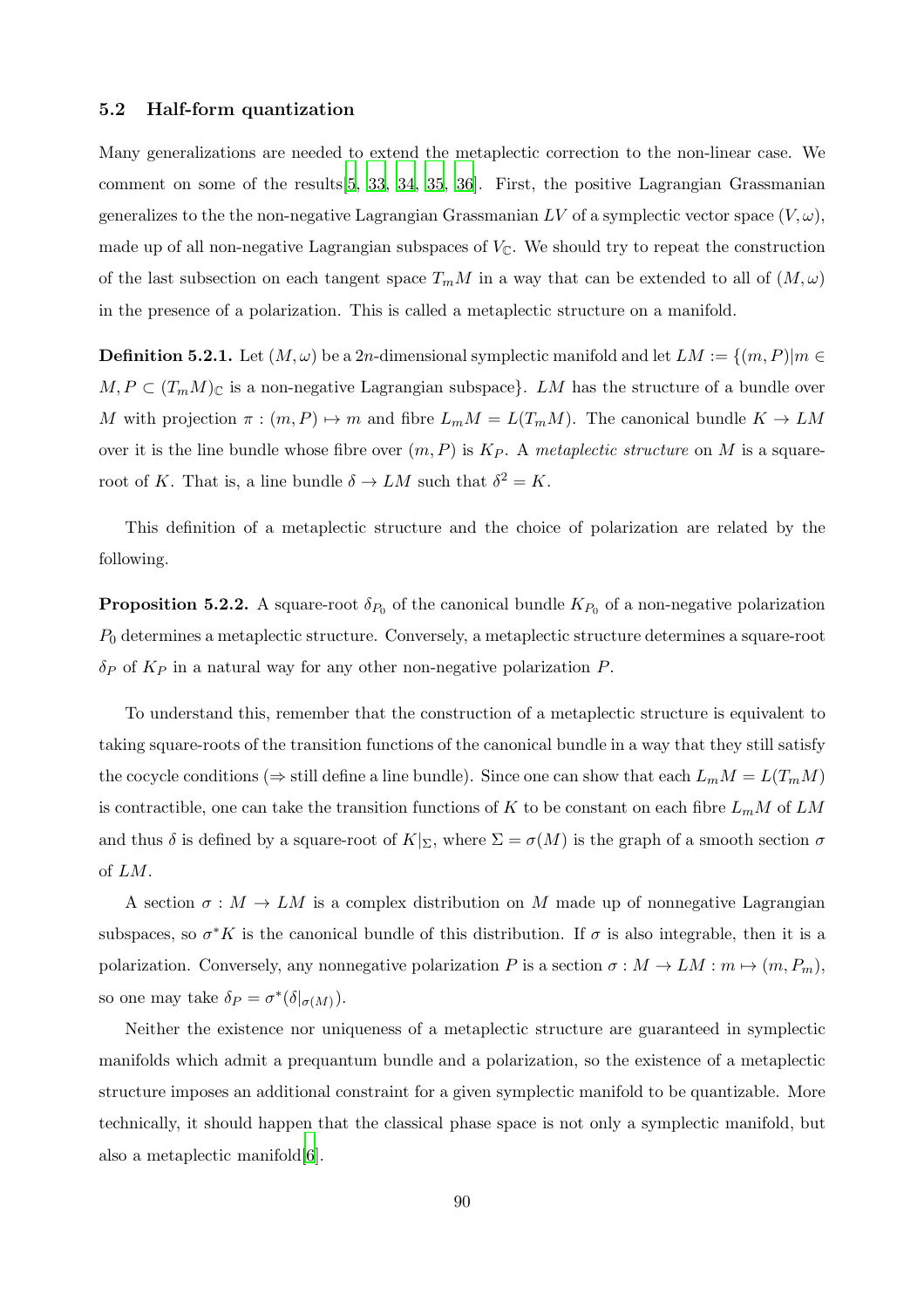### 5.2 Half-form quantization

Many generalizations are needed to extend the metaplectic correction to the non-linear case. We comment on some of the results[5, 33, 34, 35, 36]. First, the positive Lagrangian Grassmanian generalizes to the the non-negative Lagrangian Grassmanian $LV$ of a symplectic vector space $(V, \omega)$, made up of all non-negative Lagrangian subspaces of $V_{\mathbb{C}}$. We should try to repeat the construction of the last subsection on each tangent space $T_m M$ in a way that can be extended to all of $(M, \omega)$ in the presence of a polarization. This is called a metaplectic structure on a manifold.

**Definition 5.2.1.** Let $(M, \omega)$ be a $2n$-dimensional symplectic manifold and let $LM := \{(m, P) | m \in M, P \subset (T_m M)_{\mathbb{C}}$ is a non-negative Lagrangian subspace$\}$. $LM$ has the structure of a bundle over $M$ with projection $\pi : (m, P) \mapsto m$ and fibre $L_m M = L(T_m M)$. The canonical bundle $K \to LM$ over it is the line bundle whose fibre over $(m, P)$ is $K_P$. A *metaplectic structure* on $M$ is a square-root of $K$. That is, a line bundle $\delta \to LM$ such that $\delta^2 = K$.

This definition of a metaplectic structure and the choice of polarization are related by the following.

**Proposition 5.2.2.** A square-root $\delta_{P_0}$ of the canonical bundle $K_{P_0}$ of a non-negative polarization $P_0$ determines a metaplectic structure. Conversely, a metaplectic structure determines a square-root $\delta_P$ of $K_P$ in a natural way for any other non-negative polarization $P$.

To understand this, remember that the construction of a metaplectic structure is equivalent to taking square-roots of the transition functions of the canonical bundle in a way that they still satisfy the cocycle conditions ($\Rightarrow$ still define a line bundle). Since one can show that each $L_m M = L(T_m M)$ is contractible, one can take the transition functions of $K$ to be constant on each fibre $L_m M$ of $LM$ and thus $\delta$ is defined by a square-root of $K|_\Sigma$, where $\Sigma = \sigma(M)$ is the graph of a smooth section $\sigma$ of $LM$.

A section $\sigma : M \to LM$ is a complex distribution on $M$ made up of nonnegative Lagrangian subspaces, so $\sigma^* K$ is the canonical bundle of this distribution. If $\sigma$ is also integrable, then it is a polarization. Conversely, any nonnegative polarization $P$ is a section $\sigma : M \to LM : m \mapsto (m, P_m)$, so one may take $\delta_P = \sigma^*(\delta|_{\sigma(M)})$.

Neither the existence nor uniqueness of a metaplectic structure are guaranteed in symplectic manifolds which admit a prequantum bundle and a polarization, so the existence of a metaplectic structure imposes an additional constraint for a given symplectic manifold to be quantizable. More technically, it should happen that the classical phase space is not only a symplectic manifold, but also a metaplectic manifold[6].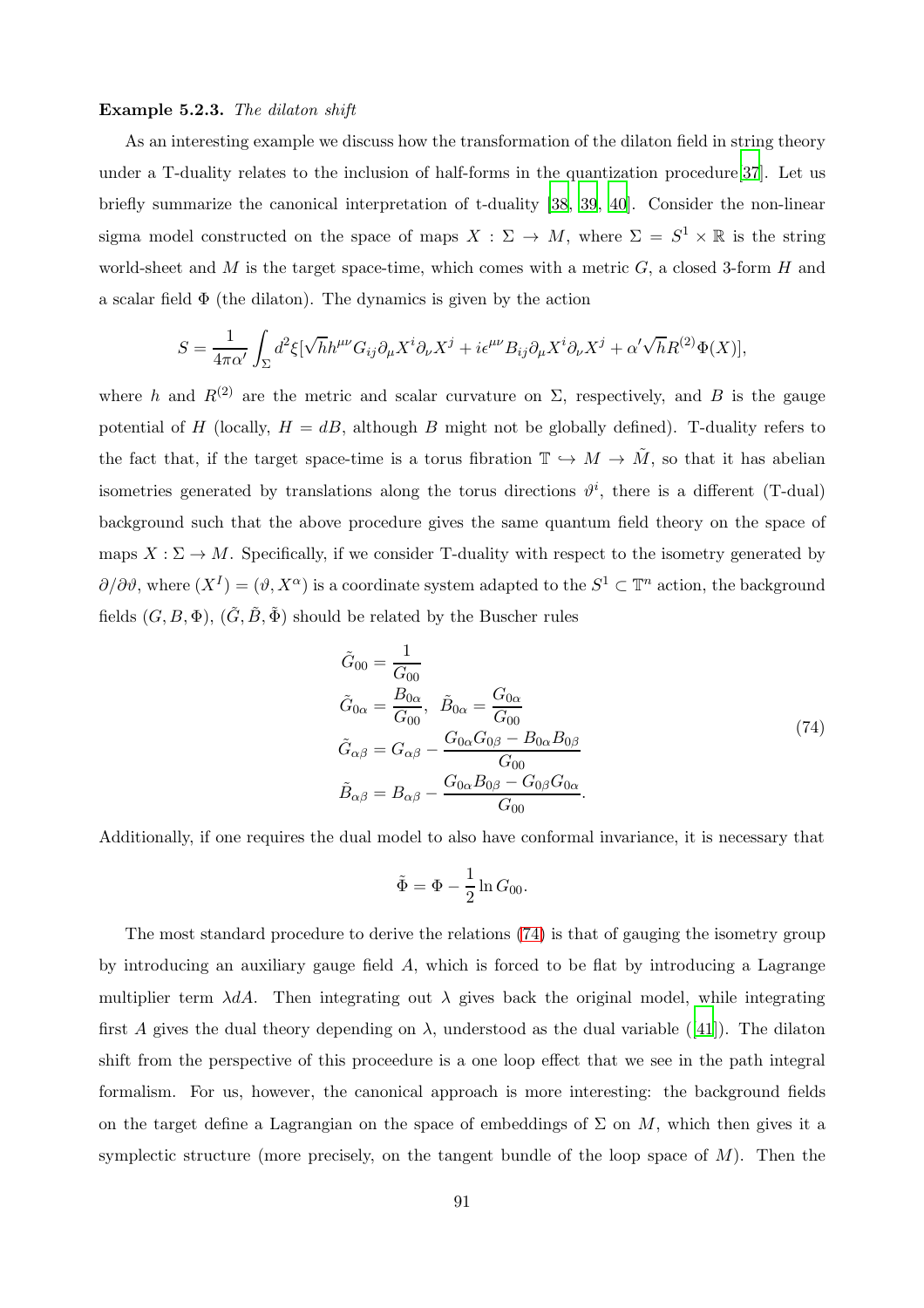**Example 5.2.3.** *The dilaton shift*

As an interesting example we discuss how the transformation of the dilaton field in string theory under a T-duality relates to the inclusion of half-forms in the quantization procedure[37]. Let us briefly summarize the canonical interpretation of t-duality [38, 39, 40]. Consider the non-linear sigma model constructed on the space of maps $X : \Sigma \to M$, where $\Sigma = S^1 \times \mathbb{R}$ is the string world-sheet and $M$ is the target space-time, which comes with a metric $G$, a closed 3-form $H$ and a scalar field $\Phi$ (the dilaton). The dynamics is given by the action

$$S = \frac{1}{4\pi\alpha'}\int_\Sigma d^2\xi[\sqrt{h}h^{\mu\nu}G_{ij}\partial_\mu X^i \partial_\nu X^j + i\epsilon^{\mu\nu}B_{ij}\partial_\mu X^i\partial_\nu X^j + \alpha'\sqrt{h}R^{(2)}\Phi(X)],$$

where $h$ and $R^{(2)}$ are the metric and scalar curvature on $\Sigma$, respectively, and $B$ is the gauge potential of $H$ (locally, $H = dB$, although $B$ might not be globally defined). T-duality refers to the fact that, if the target space-time is a torus fibration $\mathbb{T} \hookrightarrow M \to \tilde{M}$, so that it has abelian isometries generated by translations along the torus directions $\vartheta^i$, there is a different (T-dual) background such that the above procedure gives the same quantum field theory on the space of maps $X : \Sigma \to M$. Specifically, if we consider T-duality with respect to the isometry generated by $\partial/\partial\vartheta$, where $(X^I) = (\vartheta, X^\alpha)$ is a coordinate system adapted to the $S^1 \subset \mathbb{T}^n$ action, the background fields $(G, B, \Phi)$, $(\tilde{G}, \tilde{B}, \tilde{\Phi})$ should be related by the Buscher rules

$$\begin{aligned}
\tilde{G}_{00} &= \frac{1}{G_{00}} \\
\tilde{G}_{0\alpha} &= \frac{B_{0\alpha}}{G_{00}}, \quad \tilde{B}_{0\alpha} = \frac{G_{0\alpha}}{G_{00}} \\
\tilde{G}_{\alpha\beta} &= G_{\alpha\beta} - \frac{G_{0\alpha}G_{0\beta} - B_{0\alpha}B_{0\beta}}{G_{00}} \\
\tilde{B}_{\alpha\beta} &= B_{\alpha\beta} - \frac{G_{0\alpha}B_{0\beta} - G_{0\beta}G_{0\alpha}}{G_{00}}.
\end{aligned} \tag{74}$$

Additionally, if one requires the dual model to also have conformal invariance, it is necessary that

$$\tilde{\Phi} = \Phi - \frac{1}{2}\ln G_{00}.$$

The most standard procedure to derive the relations (74) is that of gauging the isometry group by introducing an auxiliary gauge field $A$, which is forced to be flat by introducing a Lagrange multiplier term $\lambda dA$. Then integrating out $\lambda$ gives back the original model, while integrating first $A$ gives the dual theory depending on $\lambda$, understood as the dual variable ([41]). The dilaton shift from the perspective of this proceedure is a one loop effect that we see in the path integral formalism. For us, however, the canonical approach is more interesting: the background fields on the target define a Lagrangian on the space of embeddings of $\Sigma$ on $M$, which then gives it a symplectic structure (more precisely, on the tangent bundle of the loop space of $M$). Then the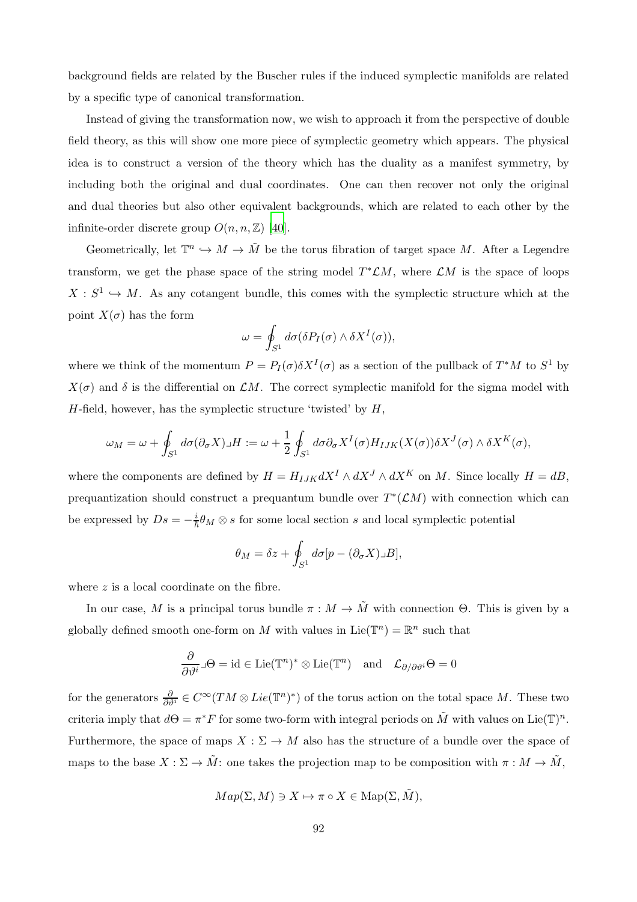background fields are related by the Buscher rules if the induced symplectic manifolds are related by a specific type of canonical transformation.

Instead of giving the transformation now, we wish to approach it from the perspective of double field theory, as this will show one more piece of symplectic geometry which appears. The physical idea is to construct a version of the theory which has the duality as a manifest symmetry, by including both the original and dual coordinates. One can then recover not only the original and dual theories but also other equivalent backgrounds, which are related to each other by the infinite-order discrete group $O(n,n,\mathbb{Z})$ [40].

Geometrically, let $\mathbb{T}^n \hookrightarrow M \to \tilde{M}$ be the torus fibration of target space $M$. After a Legendre transform, we get the phase space of the string model $T^*\mathcal{L}M$, where $\mathcal{L}M$ is the space of loops $X : S^1 \hookrightarrow M$. As any cotangent bundle, this comes with the symplectic structure which at the point $X(\sigma)$ has the form

$$\omega = \oint_{S^1} d\sigma(\delta P_I(\sigma) \wedge \delta X^I(\sigma)),$$

where we think of the momentum $P = P_I(\sigma)\delta X^I(\sigma)$ as a section of the pullback of $T^*M$ to $S^1$ by $X(\sigma)$ and $\delta$ is the differential on $\mathcal{L}M$. The correct symplectic manifold for the sigma model with $H$-field, however, has the symplectic structure 'twisted' by $H$,

$$\omega_M = \omega + \oint_{S^1} d\sigma(\partial_\sigma X) \lrcorner H := \omega + \frac{1}{2}\oint_{S^1} d\sigma \partial_\sigma X^I(\sigma) H_{IJK}(X(\sigma))\delta X^J(\sigma) \wedge \delta X^K(\sigma),$$

where the components are defined by $H = H_{IJK} dX^I \wedge dX^J \wedge dX^K$ on $M$. Since locally $H = dB$, prequantization should construct a prequantum bundle over $T^*(\mathcal{L}M)$ with connection which can be expressed by $Ds = -\frac{i}{\hbar}\theta_M \otimes s$ for some local section $s$ and local symplectic potential

$$\theta_M = \delta z + \oint_{S^1} d\sigma[p - (\partial_\sigma X)\lrcorner B],$$

where $z$ is a local coordinate on the fibre.

In our case, $M$ is a principal torus bundle $\pi : M \to \tilde{M}$ with connection $\Theta$. This is given by a globally defined smooth one-form on $M$ with values in $\mathrm{Lie}(\mathbb{T}^n) = \mathbb{R}^n$ such that

$$\frac{\partial}{\partial \vartheta^i} \lrcorner \Theta = \mathrm{id} \in \mathrm{Lie}(\mathbb{T}^n)^* \otimes \mathrm{Lie}(\mathbb{T}^n) \quad \text{and} \quad \mathcal{L}_{\partial/\partial\vartheta^i}\Theta = 0$$

for the generators $\frac{\partial}{\partial \vartheta^i} \in C^\infty(TM \otimes Lie(\mathbb{T}^n)^*)$ of the torus action on the total space $M$. These two criteria imply that $d\Theta = \pi^* F$ for some two-form with integral periods on $\tilde{M}$ with values on $\mathrm{Lie}(\mathbb{T})^n$. Furthermore, the space of maps $X : \Sigma \to M$ also has the structure of a bundle over the space of maps to the base $X : \Sigma \to \tilde{M}$: one takes the projection map to be composition with $\pi : M \to \tilde{M}$,

$$Map(\Sigma, M) \ni X \mapsto \pi \circ X \in \mathrm{Map}(\Sigma, \tilde{M}),$$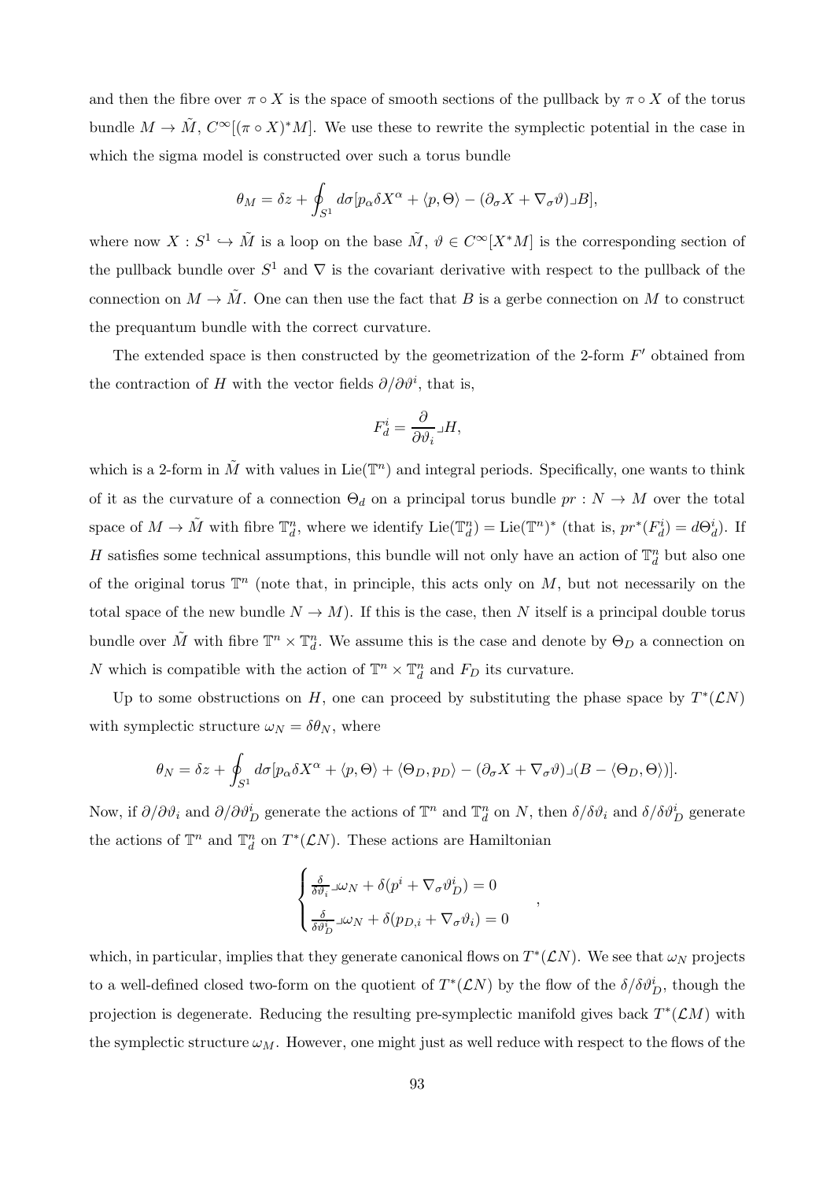and then the fibre over $\pi \circ X$ is the space of smooth sections of the pullback by $\pi \circ X$ of the torus bundle $M \to \tilde{M}$, $C^\infty[(\pi \circ X)^* M]$. We use these to rewrite the symplectic potential in the case in which the sigma model is constructed over such a torus bundle

$$\theta_M = \delta z + \oint_{S^1} d\sigma [p_\alpha \delta X^\alpha + \langle p, \Theta \rangle - (\partial_\sigma X + \nabla_\sigma \vartheta) \lrcorner B],$$

where now $X : S^1 \hookrightarrow \tilde{M}$ is a loop on the base $\tilde{M}$, $\vartheta \in C^\infty[X^* M]$ is the corresponding section of the pullback bundle over $S^1$ and $\nabla$ is the covariant derivative with respect to the pullback of the connection on $M \to \tilde{M}$. One can then use the fact that $B$ is a gerbe connection on $M$ to construct the prequantum bundle with the correct curvature.

The extended space is then constructed by the geometrization of the 2-form $F'$ obtained from the contraction of $H$ with the vector fields $\partial/\partial\vartheta^i$, that is,

$$F_d^i = \frac{\partial}{\partial \vartheta_i} \lrcorner H,$$

which is a 2-form in $\tilde{M}$ with values in $\mathrm{Lie}(\mathbb{T}^n)$ and integral periods. Specifically, one wants to think of it as the curvature of a connection $\Theta_d$ on a principal torus bundle $pr : N \to M$ over the total space of $M \to \tilde{M}$ with fibre $\mathbb{T}_d^n$, where we identify $\mathrm{Lie}(\mathbb{T}_d^n) = \mathrm{Lie}(\mathbb{T}^n)^*$ (that is, $pr^*(F_d^i) = d\Theta_d^i$). If $H$ satisfies some technical assumptions, this bundle will not only have an action of $\mathbb{T}_d^n$ but also one of the original torus $\mathbb{T}^n$ (note that, in principle, this acts only on $M$, but not necessarily on the total space of the new bundle $N \to M$). If this is the case, then $N$ itself is a principal double torus bundle over $\tilde{M}$ with fibre $\mathbb{T}^n \times \mathbb{T}_d^n$. We assume this is the case and denote by $\Theta_D$ a connection on $N$ which is compatible with the action of $\mathbb{T}^n \times \mathbb{T}_d^n$ and $F_D$ its curvature.

Up to some obstructions on $H$, one can proceed by substituting the phase space by $T^*(\mathcal{L}N)$ with symplectic structure $\omega_N = \delta\theta_N$, where

$$\theta_N = \delta z + \oint_{S^1} d\sigma [p_\alpha \delta X^\alpha + \langle p, \Theta \rangle + \langle \Theta_D, p_D \rangle - (\partial_\sigma X + \nabla_\sigma \vartheta) \lrcorner (B - \langle \Theta_D, \Theta \rangle)].$$

Now, if $\partial/\partial\vartheta_i$ and $\partial/\partial\vartheta_D^i$ generate the actions of $\mathbb{T}^n$ and $\mathbb{T}_d^n$ on $N$, then $\delta/\delta\vartheta_i$ and $\delta/\delta\vartheta_D^i$ generate the actions of $\mathbb{T}^n$ and $\mathbb{T}_d^n$ on $T^*(\mathcal{L}N)$. These actions are Hamiltonian

$$\begin{cases} \frac{\delta}{\delta\vartheta_i} \lrcorner \omega_N + \delta(p^i + \nabla_\sigma \vartheta_D^i) = 0 \\ \frac{\delta}{\delta\vartheta_D^i} \lrcorner \omega_N + \delta(p_{D,i} + \nabla_\sigma \vartheta_i) = 0 \end{cases},$$

which, in particular, implies that they generate canonical flows on $T^*(\mathcal{L}N)$. We see that $\omega_N$ projects to a well-defined closed two-form on the quotient of $T^*(\mathcal{L}N)$ by the flow of the $\delta/\delta\vartheta_D^i$, though the projection is degenerate. Reducing the resulting pre-symplectic manifold gives back $T^*(\mathcal{L}M)$ with the symplectic structure $\omega_M$. However, one might just as well reduce with respect to the flows of the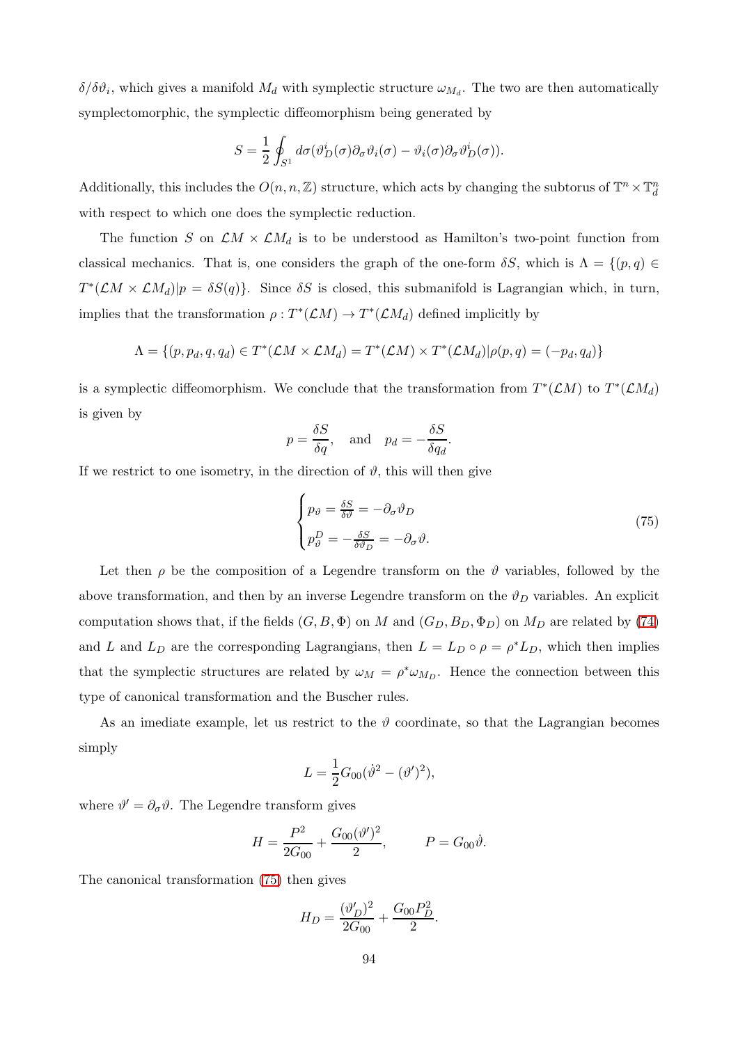$\delta/\delta\vartheta_i$, which gives a manifold $M_d$ with symplectic structure $\omega_{M_d}$. The two are then automatically symplectomorphic, the symplectic diffeomorphism being generated by

$$S = \frac{1}{2}\oint_{S^1} d\sigma(\vartheta_D^i(\sigma)\partial_\sigma\vartheta_i(\sigma) - \vartheta_i(\sigma)\partial_\sigma\vartheta_D^i(\sigma)).$$

Additionally, this includes the $O(n,n,\mathbb{Z})$ structure, which acts by changing the subtorus of $\mathbb{T}^n \times \mathbb{T}^n_d$ with respect to which one does the symplectic reduction.

The function $S$ on $\mathcal{L}M \times \mathcal{L}M_d$ is to be understood as Hamilton's two-point function from classical mechanics. That is, one considers the graph of the one-form $\delta S$, which is $\Lambda = \{(p,q) \in T^*(\mathcal{L}M \times \mathcal{L}M_d) | p = \delta S(q)\}$. Since $\delta S$ is closed, this submanifold is Lagrangian which, in turn, implies that the transformation $\rho : T^*(\mathcal{L}M) \to T^*(\mathcal{L}M_d)$ defined implicitly by

$$\Lambda = \{(p, p_d, q, q_d) \in T^*(\mathcal{L}M \times \mathcal{L}M_d) = T^*(\mathcal{L}M) \times T^*(\mathcal{L}M_d) | \rho(p,q) = (-p_d, q_d)\}$$

is a symplectic diffeomorphism. We conclude that the transformation from $T^*(\mathcal{L}M)$ to $T^*(\mathcal{L}M_d)$ is given by

$$p = \frac{\delta S}{\delta q}, \quad \text{and} \quad p_d = -\frac{\delta S}{\delta q_d}.$$

If we restrict to one isometry, in the direction of $\vartheta$, this will then give

$$\begin{cases} p_\vartheta = \frac{\delta S}{\delta \vartheta} = -\partial_\sigma \vartheta_D \\ p_\vartheta^D = -\frac{\delta S}{\delta \vartheta_D} = -\partial_\sigma \vartheta. \end{cases} \tag{75}$$

Let then $\rho$ be the composition of a Legendre transform on the $\vartheta$ variables, followed by the above transformation, and then by an inverse Legendre transform on the $\vartheta_D$ variables. An explicit computation shows that, if the fields $(G, B, \Phi)$ on $M$ and $(G_D, B_D, \Phi_D)$ on $M_D$ are related by (74) and $L$ and $L_D$ are the corresponding Lagrangians, then $L = L_D \circ \rho = \rho^* L_D$, which then implies that the symplectic structures are related by $\omega_M = \rho^* \omega_{M_D}$. Hence the connection between this type of canonical transformation and the Buscher rules.

As an imediate example, let us restrict to the $\vartheta$ coordinate, so that the Lagrangian becomes simply

$$L = \frac{1}{2} G_{00}(\dot{\vartheta}^2 - (\vartheta')^2),$$

where $\vartheta' = \partial_\sigma \vartheta$. The Legendre transform gives

$$H = \frac{P^2}{2G_{00}} + \frac{G_{00}(\vartheta')^2}{2}, \qquad P = G_{00}\dot{\vartheta}.$$

The canonical transformation (75) then gives

$$H_D = \frac{(\vartheta_D')^2}{2G_{00}} + \frac{G_{00} P_D^2}{2}.$$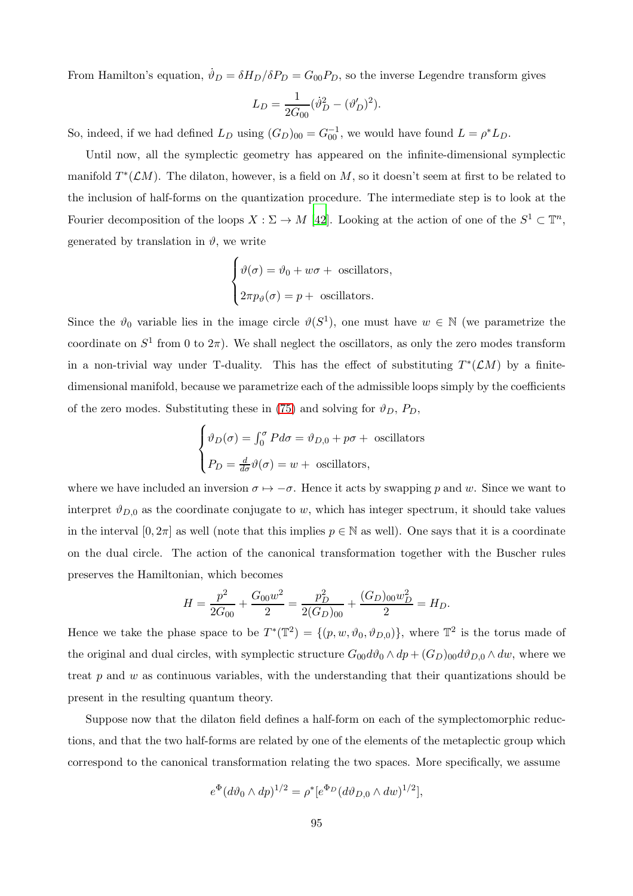From Hamilton's equation, $\dot{\vartheta}_D = \delta H_D/\delta P_D = G_{00}P_D$, so the inverse Legendre transform gives

$$L_D = \frac{1}{2G_{00}}(\dot{\vartheta}_D^2 - (\vartheta'_D)^2).$$

So, indeed, if we had defined $L_D$ using $(G_D)_{00} = G_{00}^{-1}$, we would have found $L = \rho^* L_D$.

Until now, all the symplectic geometry has appeared on the infinite-dimensional symplectic manifold $T^*(\mathcal{L}M)$. The dilaton, however, is a field on $M$, so it doesn't seem at first to be related to the inclusion of half-forms on the quantization procedure. The intermediate step is to look at the Fourier decomposition of the loops $X : \Sigma \to M$ [42]. Looking at the action of one of the $S^1 \subset \mathbb{T}^n$, generated by translation in $\vartheta$, we write

$$\begin{cases} \vartheta(\sigma) = \vartheta_0 + w\sigma + \text{ oscillators}, \\ 2\pi p_\vartheta(\sigma) = p + \text{ oscillators}. \end{cases}$$

Since the $\vartheta_0$ variable lies in the image circle $\vartheta(S^1)$, one must have $w \in \mathbb{N}$ (we parametrize the coordinate on $S^1$ from 0 to $2\pi$). We shall neglect the oscillators, as only the zero modes transform in a non-trivial way under T-duality. This has the effect of substituting $T^*(\mathcal{L}M)$ by a finite-dimensional manifold, because we parametrize each of the admissible loops simply by the coefficients of the zero modes. Substituting these in (75) and solving for $\vartheta_D$, $P_D$,

$$\begin{cases} \vartheta_D(\sigma) = \int_0^\sigma P d\sigma = \vartheta_{D,0} + p\sigma + \text{ oscillators} \\ P_D = \frac{d}{d\sigma}\vartheta(\sigma) = w + \text{ oscillators}, \end{cases}$$

where we have included an inversion $\sigma \mapsto -\sigma$. Hence it acts by swapping $p$ and $w$. Since we want to interpret $\vartheta_{D,0}$ as the coordinate conjugate to $w$, which has integer spectrum, it should take values in the interval $[0, 2\pi]$ as well (note that this implies $p \in \mathbb{N}$ as well). One says that it is a coordinate on the dual circle. The action of the canonical transformation together with the Buscher rules preserves the Hamiltonian, which becomes

$$H = \frac{p^2}{2G_{00}} + \frac{G_{00}w^2}{2} = \frac{p_D^2}{2(G_D)_{00}} + \frac{(G_D)_{00}w_D^2}{2} = H_D.$$

Hence we take the phase space to be $T^*(\mathbb{T}^2) = \{(p, w, \vartheta_0, \vartheta_{D,0})\}$, where $\mathbb{T}^2$ is the torus made of the original and dual circles, with symplectic structure $G_{00} d\vartheta_0 \wedge dp + (G_D)_{00} d\vartheta_{D,0} \wedge dw$, where we treat $p$ and $w$ as continuous variables, with the understanding that their quantizations should be present in the resulting quantum theory.

Suppose now that the dilaton field defines a half-form on each of the symplectomorphic reductions, and that the two half-forms are related by one of the elements of the metaplectic group which correspond to the canonical transformation relating the two spaces. More specifically, we assume

$$e^{\Phi}(d\vartheta_0 \wedge dp)^{1/2} = \rho^*[e^{\Phi_D}(d\vartheta_{D,0} \wedge dw)^{1/2}],$$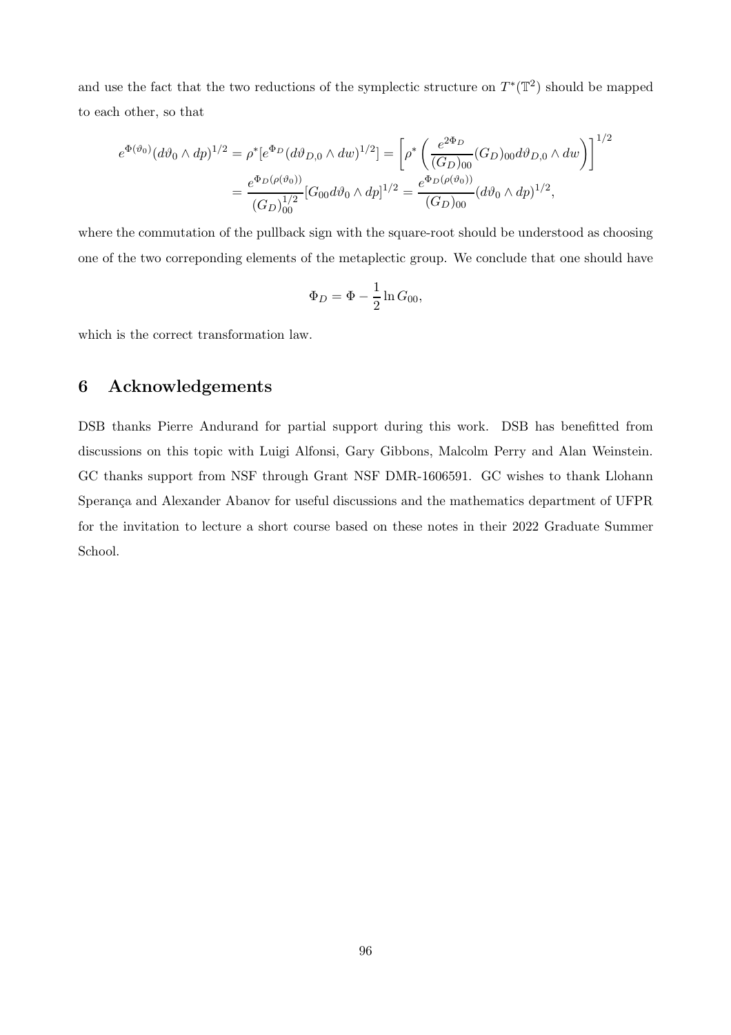and use the fact that the two reductions of the symplectic structure on $T^*(\mathbb{T}^2)$ should be mapped to each other, so that

$$
\begin{aligned}
e^{\Phi(\vartheta_0)}(d\vartheta_0 \wedge dp)^{1/2} &= \rho^*[e^{\Phi_D}(d\vartheta_{D,0} \wedge dw)^{1/2}] = \left[\rho^*\left(\frac{e^{2\Phi_D}}{(G_D)_{00}}(G_D)_{00} d\vartheta_{D,0} \wedge dw\right)\right]^{1/2} \\
&= \frac{e^{\Phi_D(\rho(\vartheta_0))}}{(G_D)_{00}^{1/2}}[G_{00} d\vartheta_0 \wedge dp]^{1/2} = \frac{e^{\Phi_D(\rho(\vartheta_0))}}{(G_D)_{00}}(d\vartheta_0 \wedge dp)^{1/2},
\end{aligned}
$$

where the commutation of the pullback sign with the square-root should be understood as choosing one of the two correponding elements of the metaplectic group. We conclude that one should have

$$
\Phi_D = \Phi - \frac{1}{2}\ln G_{00},
$$

which is the correct transformation law.

## 6 Acknowledgements

DSB thanks Pierre Andurand for partial support during this work. DSB has benefitted from discussions on this topic with Luigi Alfonsi, Gary Gibbons, Malcolm Perry and Alan Weinstein. GC thanks support from NSF through Grant NSF DMR-1606591. GC wishes to thank Llohann Sperança and Alexander Abanov for useful discussions and the mathematics department of UFPR for the invitation to lecture a short course based on these notes in their 2022 Graduate Summer School.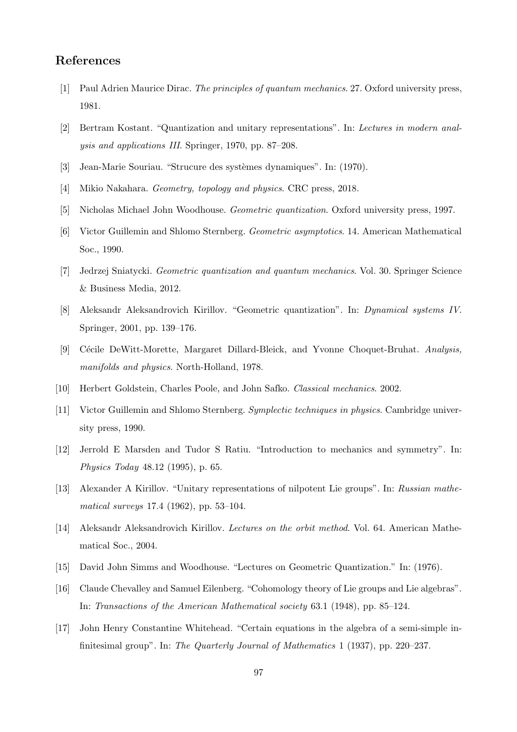## References

[1] Paul Adrien Maurice Dirac. *The principles of quantum mechanics*. 27. Oxford university press, 1981.

[2] Bertram Kostant. "Quantization and unitary representations". In: *Lectures in modern analysis and applications III*. Springer, 1970, pp. 87–208.

[3] Jean-Marie Souriau. "Strucure des systèmes dynamiques". In: (1970).

[4] Mikio Nakahara. *Geometry, topology and physics*. CRC press, 2018.

[5] Nicholas Michael John Woodhouse. *Geometric quantization*. Oxford university press, 1997.

[6] Victor Guillemin and Shlomo Sternberg. *Geometric asymptotics*. 14. American Mathematical Soc., 1990.

[7] Jedrzej Sniatycki. *Geometric quantization and quantum mechanics*. Vol. 30. Springer Science & Business Media, 2012.

[8] Aleksandr Aleksandrovich Kirillov. "Geometric quantization". In: *Dynamical systems IV*. Springer, 2001, pp. 139–176.

[9] Cécile DeWitt-Morette, Margaret Dillard-Bleick, and Yvonne Choquet-Bruhat. *Analysis, manifolds and physics*. North-Holland, 1978.

[10] Herbert Goldstein, Charles Poole, and John Safko. *Classical mechanics*. 2002.

[11] Victor Guillemin and Shlomo Sternberg. *Symplectic techniques in physics*. Cambridge university press, 1990.

[12] Jerrold E Marsden and Tudor S Ratiu. "Introduction to mechanics and symmetry". In: *Physics Today* 48.12 (1995), p. 65.

[13] Alexander A Kirillov. "Unitary representations of nilpotent Lie groups". In: *Russian mathematical surveys* 17.4 (1962), pp. 53–104.

[14] Aleksandr Aleksandrovich Kirillov. *Lectures on the orbit method*. Vol. 64. American Mathematical Soc., 2004.

[15] David John Simms and Woodhouse. "Lectures on Geometric Quantization." In: (1976).

[16] Claude Chevalley and Samuel Eilenberg. "Cohomology theory of Lie groups and Lie algebras". In: *Transactions of the American Mathematical society* 63.1 (1948), pp. 85–124.

[17] John Henry Constantine Whitehead. "Certain equations in the algebra of a semi-simple infinitesimal group". In: *The Quarterly Journal of Mathematics* 1 (1937), pp. 220–237.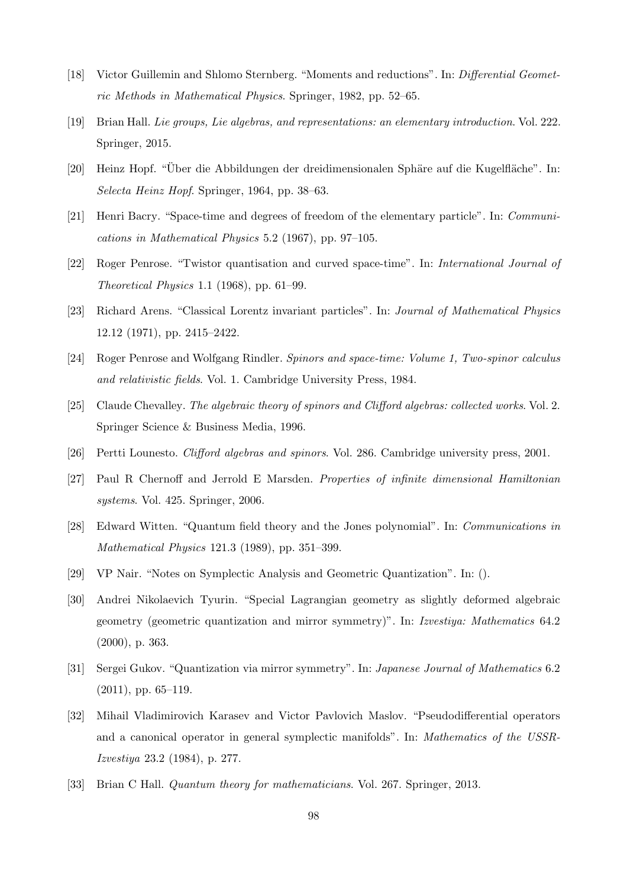[18] Victor Guillemin and Shlomo Sternberg. "Moments and reductions". In: *Differential Geometric Methods in Mathematical Physics*. Springer, 1982, pp. 52–65.

[19] Brian Hall. *Lie groups, Lie algebras, and representations: an elementary introduction*. Vol. 222. Springer, 2015.

[20] Heinz Hopf. "Über die Abbildungen der dreidimensionalen Sphäre auf die Kugelfläche". In: *Selecta Heinz Hopf*. Springer, 1964, pp. 38–63.

[21] Henri Bacry. "Space-time and degrees of freedom of the elementary particle". In: *Communications in Mathematical Physics* 5.2 (1967), pp. 97–105.

[22] Roger Penrose. "Twistor quantisation and curved space-time". In: *International Journal of Theoretical Physics* 1.1 (1968), pp. 61–99.

[23] Richard Arens. "Classical Lorentz invariant particles". In: *Journal of Mathematical Physics* 12.12 (1971), pp. 2415–2422.

[24] Roger Penrose and Wolfgang Rindler. *Spinors and space-time: Volume 1, Two-spinor calculus and relativistic fields*. Vol. 1. Cambridge University Press, 1984.

[25] Claude Chevalley. *The algebraic theory of spinors and Clifford algebras: collected works*. Vol. 2. Springer Science & Business Media, 1996.

[26] Pertti Lounesto. *Clifford algebras and spinors*. Vol. 286. Cambridge university press, 2001.

[27] Paul R Chernoff and Jerrold E Marsden. *Properties of infinite dimensional Hamiltonian systems*. Vol. 425. Springer, 2006.

[28] Edward Witten. "Quantum field theory and the Jones polynomial". In: *Communications in Mathematical Physics* 121.3 (1989), pp. 351–399.

[29] VP Nair. "Notes on Symplectic Analysis and Geometric Quantization". In: ().

[30] Andrei Nikolaevich Tyurin. "Special Lagrangian geometry as slightly deformed algebraic geometry (geometric quantization and mirror symmetry)". In: *Izvestiya: Mathematics* 64.2 (2000), p. 363.

[31] Sergei Gukov. "Quantization via mirror symmetry". In: *Japanese Journal of Mathematics* 6.2 (2011), pp. 65–119.

[32] Mihail Vladimirovich Karasev and Victor Pavlovich Maslov. "Pseudodifferential operators and a canonical operator in general symplectic manifolds". In: *Mathematics of the USSR-Izvestiya* 23.2 (1984), p. 277.

[33] Brian C Hall. *Quantum theory for mathematicians*. Vol. 267. Springer, 2013.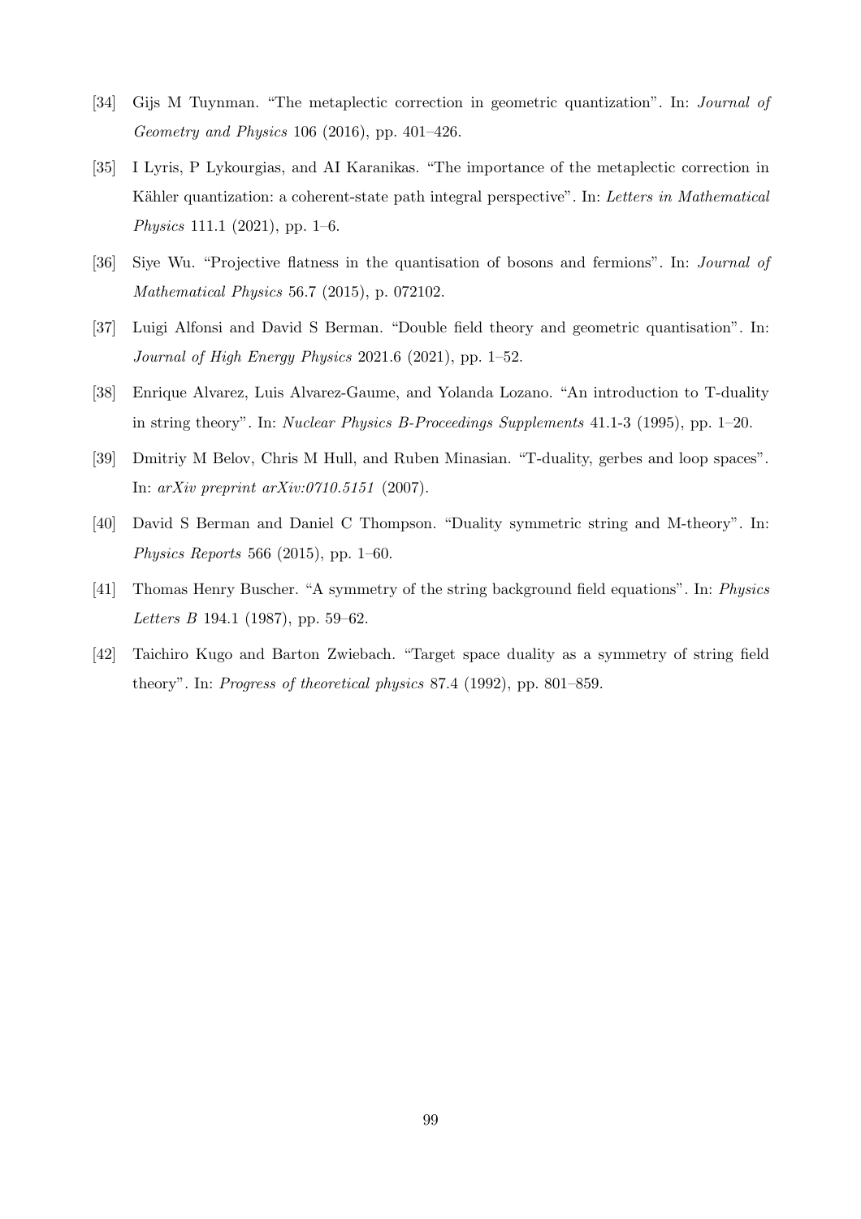[34] Gijs M Tuynman. "The metaplectic correction in geometric quantization". In: *Journal of Geometry and Physics* 106 (2016), pp. 401–426.

[35] I Lyris, P Lykourgias, and AI Karanikas. "The importance of the metaplectic correction in Kähler quantization: a coherent-state path integral perspective". In: *Letters in Mathematical Physics* 111.1 (2021), pp. 1–6.

[36] Siye Wu. "Projective flatness in the quantisation of bosons and fermions". In: *Journal of Mathematical Physics* 56.7 (2015), p. 072102.

[37] Luigi Alfonsi and David S Berman. "Double field theory and geometric quantisation". In: *Journal of High Energy Physics* 2021.6 (2021), pp. 1–52.

[38] Enrique Alvarez, Luis Alvarez-Gaume, and Yolanda Lozano. "An introduction to T-duality in string theory". In: *Nuclear Physics B-Proceedings Supplements* 41.1-3 (1995), pp. 1–20.

[39] Dmitriy M Belov, Chris M Hull, and Ruben Minasian. "T-duality, gerbes and loop spaces". In: *arXiv preprint arXiv:0710.5151* (2007).

[40] David S Berman and Daniel C Thompson. "Duality symmetric string and M-theory". In: *Physics Reports* 566 (2015), pp. 1–60.

[41] Thomas Henry Buscher. "A symmetry of the string background field equations". In: *Physics Letters B* 194.1 (1987), pp. 59–62.

[42] Taichiro Kugo and Barton Zwiebach. "Target space duality as a symmetry of string field theory". In: *Progress of theoretical physics* 87.4 (1992), pp. 801–859.